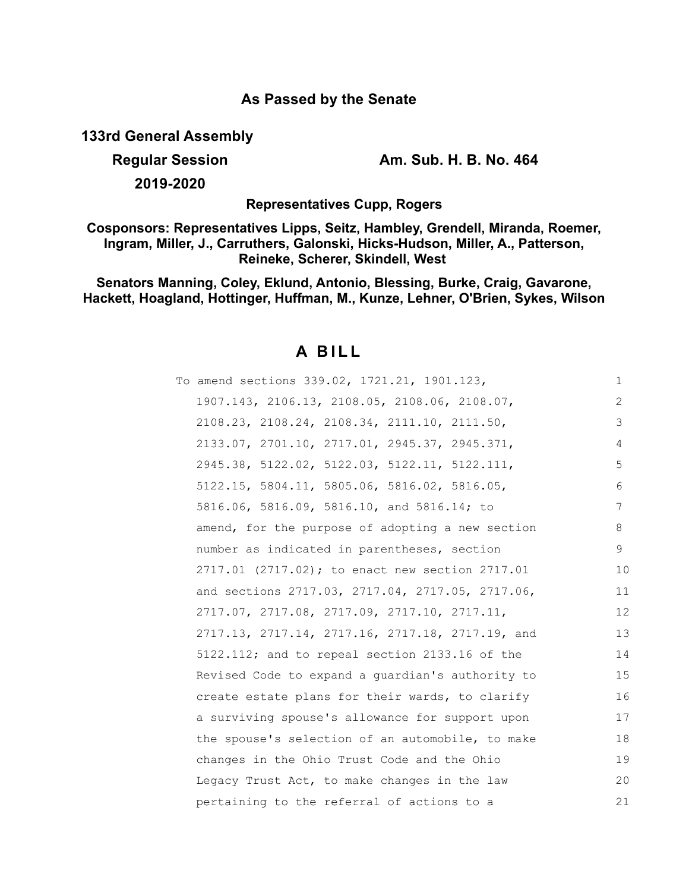**As Passed by the Senate**

**133rd General Assembly**

**Regular Session** **Am. Sub. H. B. No. 464**

**2019-2020**

**Representatives Cupp, Rogers**

**Cosponsors: Representatives Lipps, Seitz, Hambley, Grendell, Miranda, Roemer, Ingram, Miller, J., Carruthers, Galonski, Hicks-Hudson, Miller, A., Patterson, Reineke, Scherer, Skindell, West**

**Senators Manning, Coley, Eklund, Antonio, Blessing, Burke, Craig, Gavarone, Hackett, Hoagland, Hottinger, Huffman, M., Kunze, Lehner, O'Brien, Sykes, Wilson**

# A BILL

To amend sections 339.02, 1721.21, 1901.123, 1907.143, 2106.13, 2108.05, 2108.06, 2108.07, 2108.23, 2108.24, 2108.34, 2111.10, 2111.50, 2133.07, 2701.10, 2717.01, 2945.37, 2945.371, 2945.38, 5122.02, 5122.03, 5122.11, 5122.111, 5122.15, 5804.11, 5805.06, 5816.02, 5816.05, 5816.06, 5816.09, 5816.10, and 5816.14; to amend, for the purpose of adopting a new section number as indicated in parentheses, section 2717.01 (2717.02); to enact new section 2717.01 and sections 2717.03, 2717.04, 2717.05, 2717.06, 2717.07, 2717.08, 2717.09, 2717.10, 2717.11, 2717.13, 2717.14, 2717.16, 2717.18, 2717.19, and 5122.112; and to repeal section 2133.16 of the Revised Code to expand a guardian's authority to create estate plans for their wards, to clarify a surviving spouse's allowance for support upon the spouse's selection of an automobile, to make changes in the Ohio Trust Code and the Ohio Legacy Trust Act, to make changes in the law pertaining to the referral of actions to a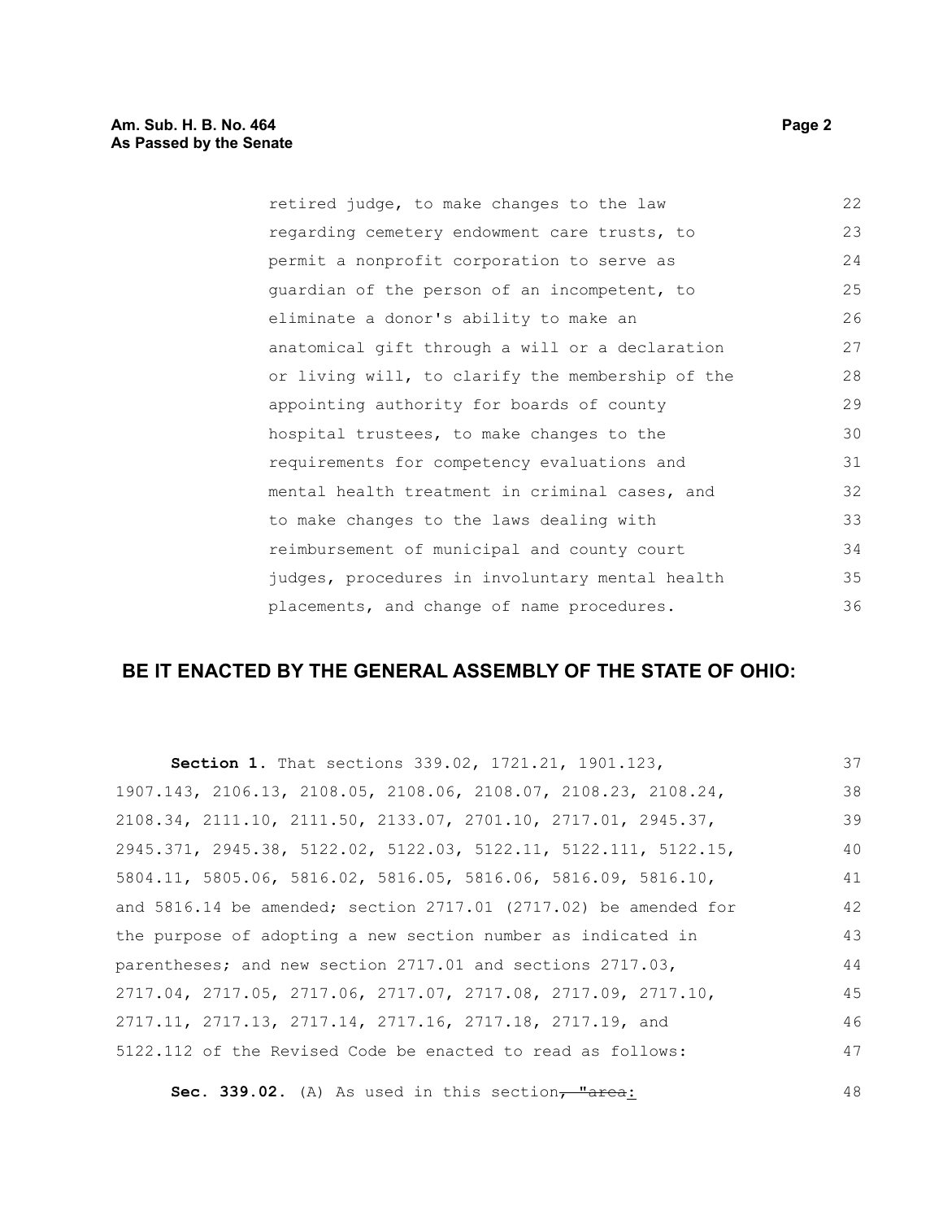retired judge, to make changes to the law regarding cemetery endowment care trusts, to permit a nonprofit corporation to serve as guardian of the person of an incompetent, to eliminate a donor's ability to make an anatomical gift through a will or a declaration or living will, to clarify the membership of the appointing authority for boards of county hospital trustees, to make changes to the requirements for competency evaluations and mental health treatment in criminal cases, and to make changes to the laws dealing with reimbursement of municipal and county court judges, procedures in involuntary mental health placements, and change of name procedures.

## BE IT ENACTED BY THE GENERAL ASSEMBLY OF THE STATE OF OHIO:

**Section 1.** That sections 339.02, 1721.21, 1901.123, 1907.143, 2106.13, 2108.05, 2108.06, 2108.07, 2108.23, 2108.24, 2108.34, 2111.10, 2111.50, 2133.07, 2701.10, 2717.01, 2945.37, 2945.371, 2945.38, 5122.02, 5122.03, 5122.11, 5122.111, 5122.15, 5804.11, 5805.06, 5816.02, 5816.05, 5816.06, 5816.09, 5816.10, and 5816.14 be amended; section 2717.01 (2717.02) be amended for the purpose of adopting a new section number as indicated in parentheses; and new section 2717.01 and sections 2717.03, 2717.04, 2717.05, 2717.06, 2717.07, 2717.08, 2717.09, 2717.10, 2717.11, 2717.13, 2717.14, 2717.16, 2717.18, 2717.19, and 5122.112 of the Revised Code be enacted to read as follows:

**Sec. 339.02.** (A) As used in this section~~, "area~~: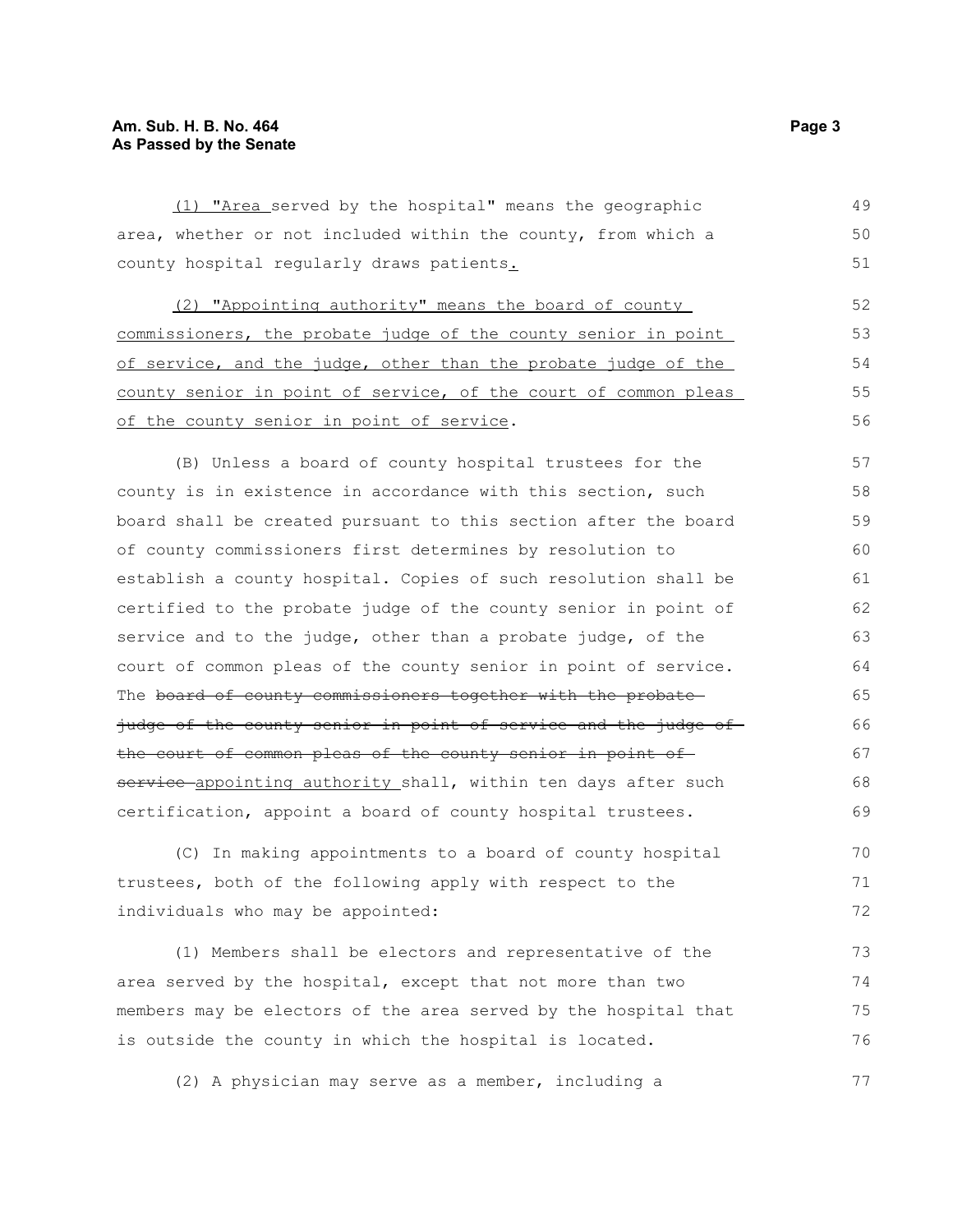(1) "Area served by the hospital" means the geographic area, whether or not included within the county, from which a county hospital regularly draws patients.

(2) "Appointing authority" means the board of county commissioners, the probate judge of the county senior in point of service, and the judge, other than the probate judge of the county senior in point of service, of the court of common pleas of the county senior in point of service.

(B) Unless a board of county hospital trustees for the county is in existence in accordance with this section, such board shall be created pursuant to this section after the board of county commissioners first determines by resolution to establish a county hospital. Copies of such resolution shall be certified to the probate judge of the county senior in point of service and to the judge, other than a probate judge, of the court of common pleas of the county senior in point of service. The ~~board of county commissioners together with the probate judge of the county senior in point of service and the judge of the court of common pleas of the county senior in point of service~~ appointing authority shall, within ten days after such certification, appoint a board of county hospital trustees.

(C) In making appointments to a board of county hospital trustees, both of the following apply with respect to the individuals who may be appointed:

(1) Members shall be electors and representative of the area served by the hospital, except that not more than two members may be electors of the area served by the hospital that is outside the county in which the hospital is located.

(2) A physician may serve as a member, including a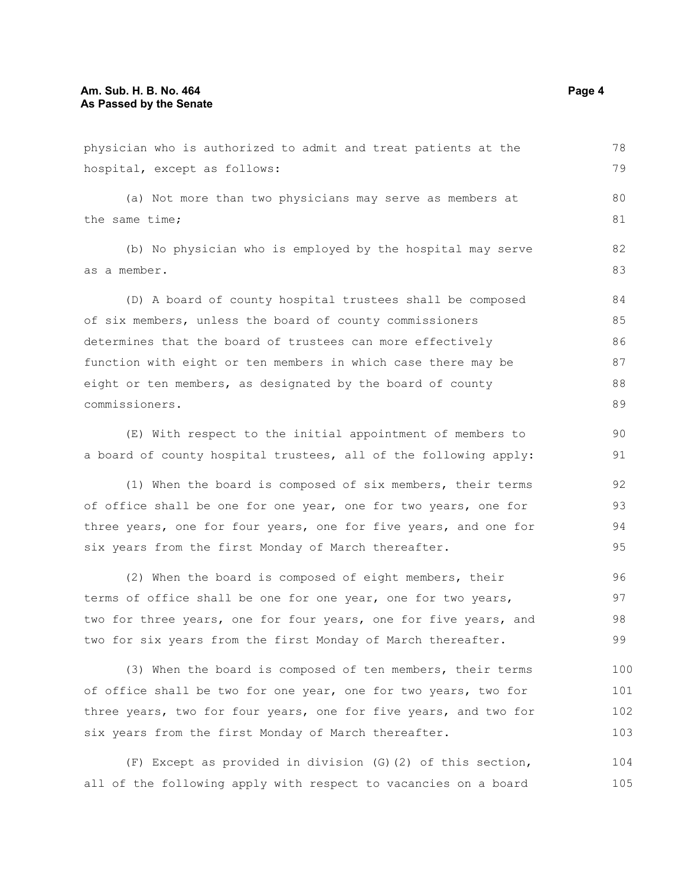physician who is authorized to admit and treat patients at the hospital, except as follows:

(a) Not more than two physicians may serve as members at the same time;

(b) No physician who is employed by the hospital may serve as a member.

(D) A board of county hospital trustees shall be composed of six members, unless the board of county commissioners determines that the board of trustees can more effectively function with eight or ten members in which case there may be eight or ten members, as designated by the board of county commissioners.

(E) With respect to the initial appointment of members to a board of county hospital trustees, all of the following apply:

(1) When the board is composed of six members, their terms of office shall be one for one year, one for two years, one for three years, one for four years, one for five years, and one for six years from the first Monday of March thereafter.

(2) When the board is composed of eight members, their terms of office shall be one for one year, one for two years, two for three years, one for four years, one for five years, and two for six years from the first Monday of March thereafter.

(3) When the board is composed of ten members, their terms of office shall be two for one year, one for two years, two for three years, two for four years, one for five years, and two for six years from the first Monday of March thereafter.

(F) Except as provided in division (G)(2) of this section, all of the following apply with respect to vacancies on a board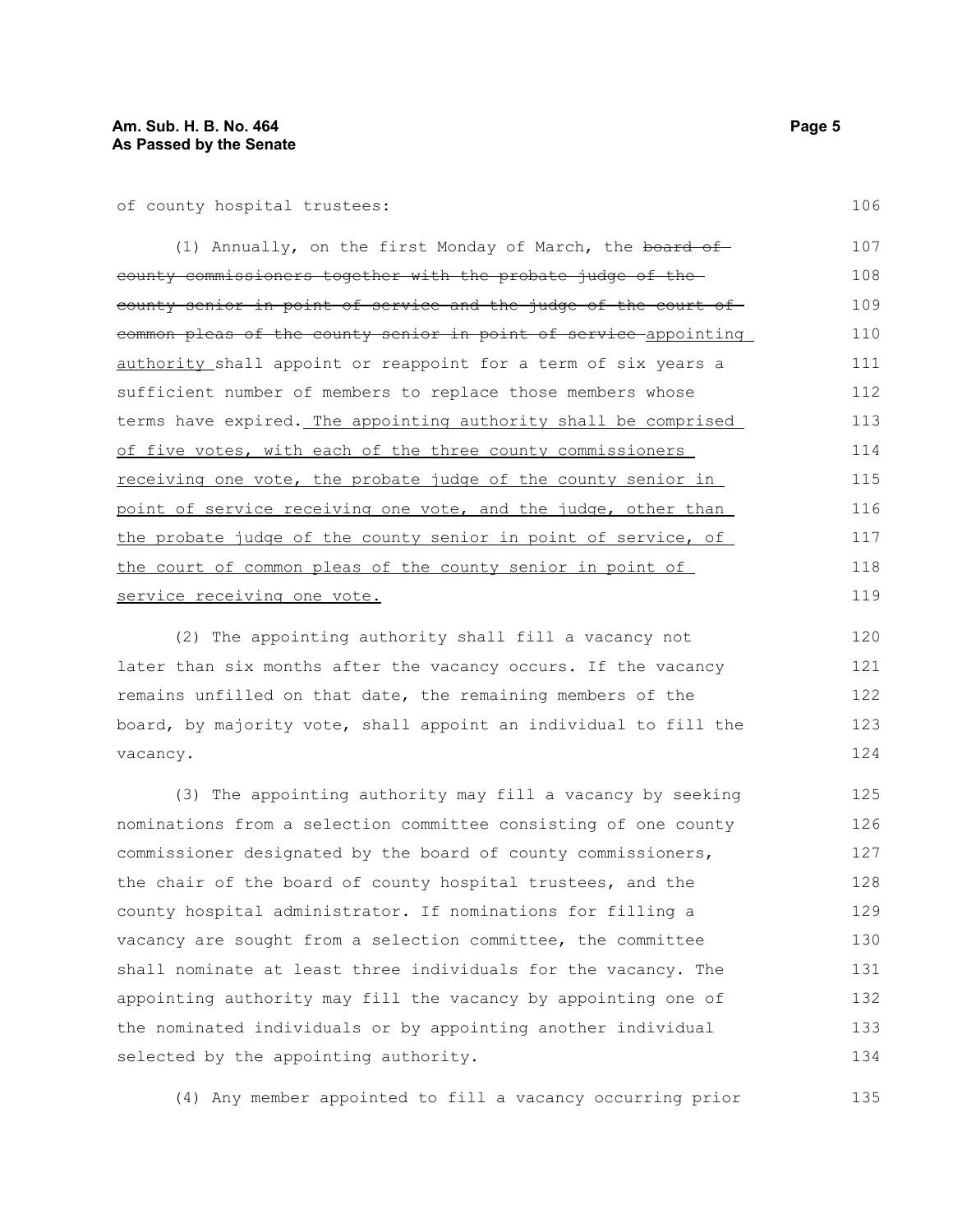of county hospital trustees:

(1) Annually, on the first Monday of March, the ~~board of county commissioners together with the probate judge of the county senior in point of service and the judge of the court of common pleas of the county senior in point of service~~ appointing authority shall appoint or reappoint for a term of six years a sufficient number of members to replace those members whose terms have expired. The appointing authority shall be comprised of five votes, with each of the three county commissioners receiving one vote, the probate judge of the county senior in point of service receiving one vote, and the judge, other than the probate judge of the county senior in point of service, of the court of common pleas of the county senior in point of service receiving one vote.

(2) The appointing authority shall fill a vacancy not later than six months after the vacancy occurs. If the vacancy remains unfilled on that date, the remaining members of the board, by majority vote, shall appoint an individual to fill the vacancy.

(3) The appointing authority may fill a vacancy by seeking nominations from a selection committee consisting of one county commissioner designated by the board of county commissioners, the chair of the board of county hospital trustees, and the county hospital administrator. If nominations for filling a vacancy are sought from a selection committee, the committee shall nominate at least three individuals for the vacancy. The appointing authority may fill the vacancy by appointing one of the nominated individuals or by appointing another individual selected by the appointing authority.

(4) Any member appointed to fill a vacancy occurring prior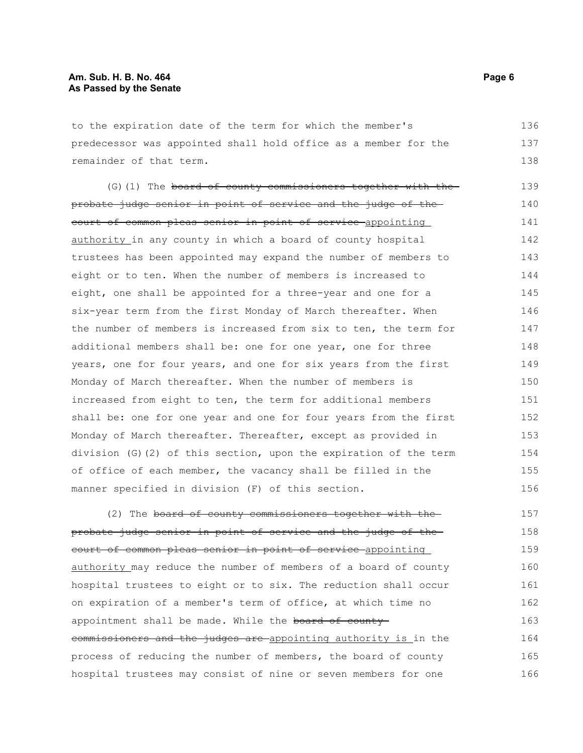to the expiration date of the term for which the member's predecessor was appointed shall hold office as a member for the remainder of that term.

(G)(1) The ~~board of county commissioners together with the probate judge senior in point of service and the judge of the court of common pleas senior in point of service~~ appointing authority in any county in which a board of county hospital trustees has been appointed may expand the number of members to eight or to ten. When the number of members is increased to eight, one shall be appointed for a three-year and one for a six-year term from the first Monday of March thereafter. When the number of members is increased from six to ten, the term for additional members shall be: one for one year, one for three years, one for four years, and one for six years from the first Monday of March thereafter. When the number of members is increased from eight to ten, the term for additional members shall be: one for one year and one for four years from the first Monday of March thereafter. Thereafter, except as provided in division (G)(2) of this section, upon the expiration of the term of office of each member, the vacancy shall be filled in the manner specified in division (F) of this section.

(2) The ~~board of county commissioners together with the probate judge senior in point of service and the judge of the court of common pleas senior in point of service~~ appointing authority may reduce the number of members of a board of county hospital trustees to eight or to six. The reduction shall occur on expiration of a member's term of office, at which time no appointment shall be made. While the ~~board of county commissioners and the judges are~~ appointing authority is in the process of reducing the number of members, the board of county hospital trustees may consist of nine or seven members for one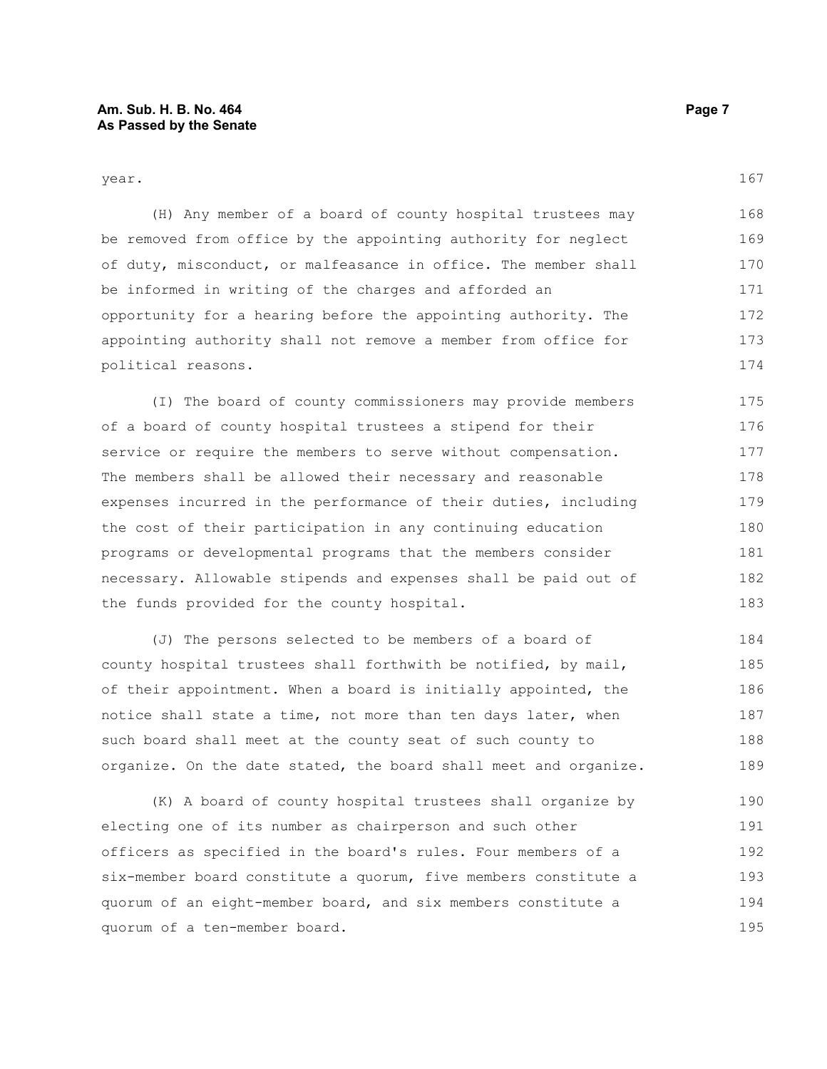year.

(H) Any member of a board of county hospital trustees may be removed from office by the appointing authority for neglect of duty, misconduct, or malfeasance in office. The member shall be informed in writing of the charges and afforded an opportunity for a hearing before the appointing authority. The appointing authority shall not remove a member from office for political reasons.

(I) The board of county commissioners may provide members of a board of county hospital trustees a stipend for their service or require the members to serve without compensation. The members shall be allowed their necessary and reasonable expenses incurred in the performance of their duties, including the cost of their participation in any continuing education programs or developmental programs that the members consider necessary. Allowable stipends and expenses shall be paid out of the funds provided for the county hospital.

(J) The persons selected to be members of a board of county hospital trustees shall forthwith be notified, by mail, of their appointment. When a board is initially appointed, the notice shall state a time, not more than ten days later, when such board shall meet at the county seat of such county to organize. On the date stated, the board shall meet and organize.

(K) A board of county hospital trustees shall organize by electing one of its number as chairperson and such other officers as specified in the board's rules. Four members of a six-member board constitute a quorum, five members constitute a quorum of an eight-member board, and six members constitute a quorum of a ten-member board.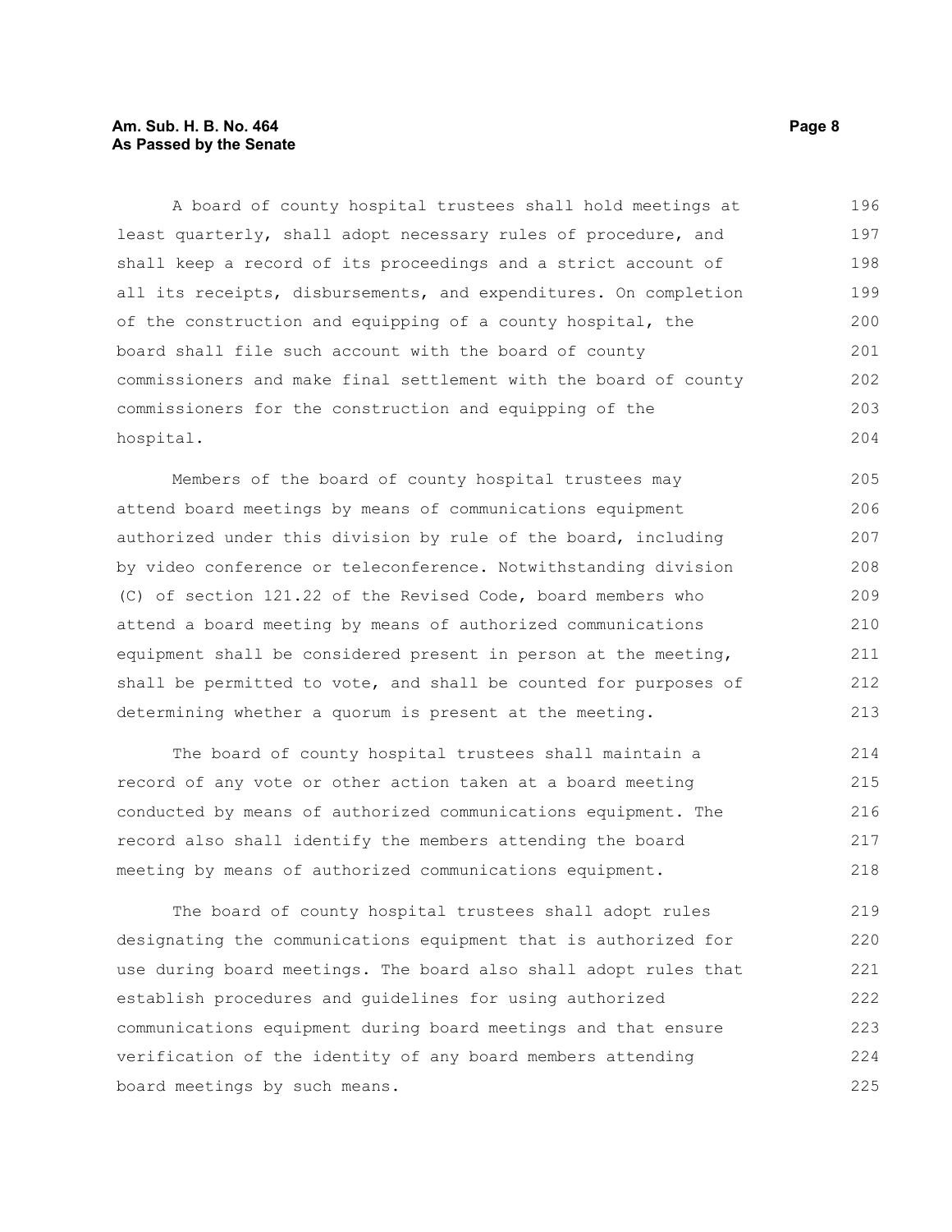A board of county hospital trustees shall hold meetings at least quarterly, shall adopt necessary rules of procedure, and shall keep a record of its proceedings and a strict account of all its receipts, disbursements, and expenditures. On completion of the construction and equipping of a county hospital, the board shall file such account with the board of county commissioners and make final settlement with the board of county commissioners for the construction and equipping of the hospital.

Members of the board of county hospital trustees may attend board meetings by means of communications equipment authorized under this division by rule of the board, including by video conference or teleconference. Notwithstanding division (C) of section 121.22 of the Revised Code, board members who attend a board meeting by means of authorized communications equipment shall be considered present in person at the meeting, shall be permitted to vote, and shall be counted for purposes of determining whether a quorum is present at the meeting.

The board of county hospital trustees shall maintain a record of any vote or other action taken at a board meeting conducted by means of authorized communications equipment. The record also shall identify the members attending the board meeting by means of authorized communications equipment.

The board of county hospital trustees shall adopt rules designating the communications equipment that is authorized for use during board meetings. The board also shall adopt rules that establish procedures and guidelines for using authorized communications equipment during board meetings and that ensure verification of the identity of any board members attending board meetings by such means.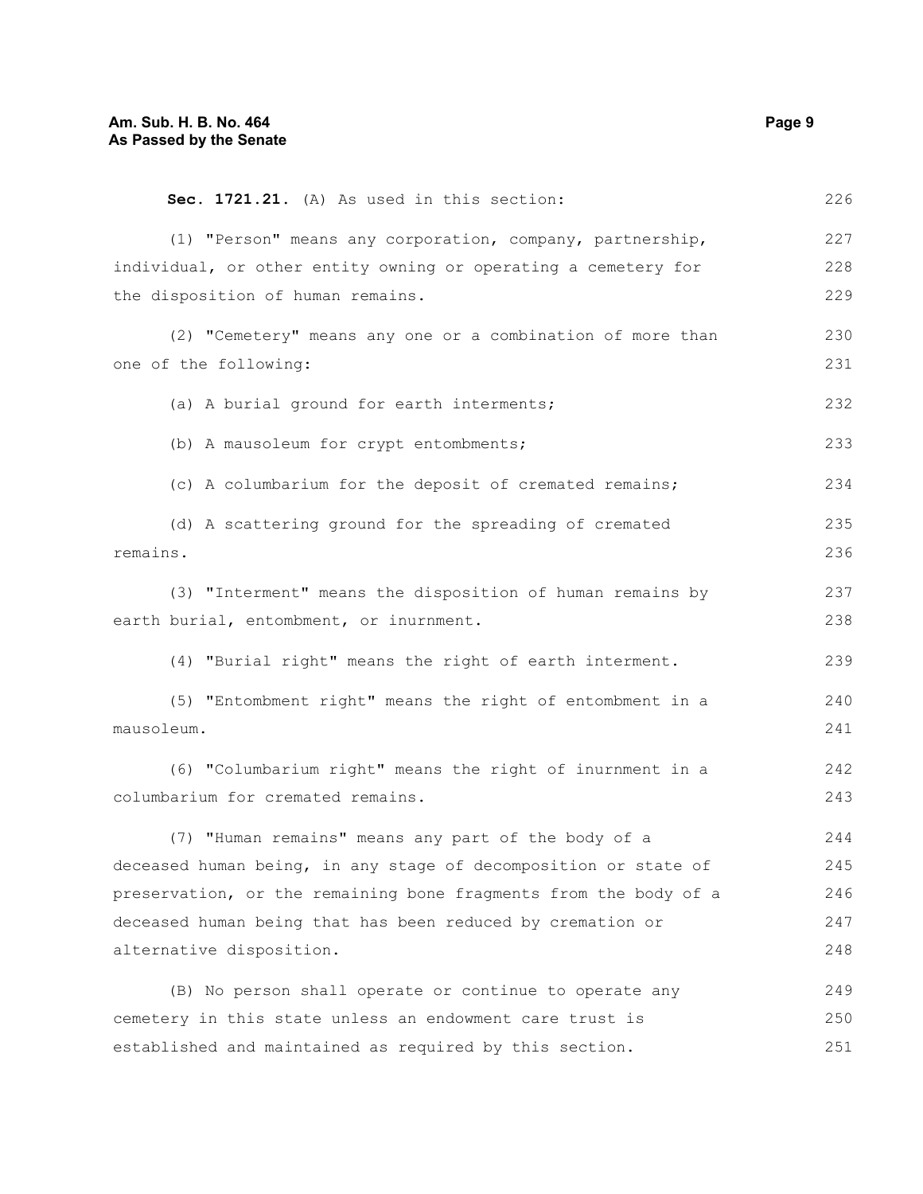**Sec. 1721.21.** (A) As used in this section:

(1) "Person" means any corporation, company, partnership, individual, or other entity owning or operating a cemetery for the disposition of human remains.

(2) "Cemetery" means any one or a combination of more than one of the following:

(a) A burial ground for earth interments;

(b) A mausoleum for crypt entombments;

(c) A columbarium for the deposit of cremated remains;

(d) A scattering ground for the spreading of cremated remains.

(3) "Interment" means the disposition of human remains by earth burial, entombment, or inurnment.

(4) "Burial right" means the right of earth interment.

(5) "Entombment right" means the right of entombment in a mausoleum.

(6) "Columbarium right" means the right of inurnment in a columbarium for cremated remains.

(7) "Human remains" means any part of the body of a deceased human being, in any stage of decomposition or state of preservation, or the remaining bone fragments from the body of a deceased human being that has been reduced by cremation or alternative disposition.

(B) No person shall operate or continue to operate any cemetery in this state unless an endowment care trust is established and maintained as required by this section.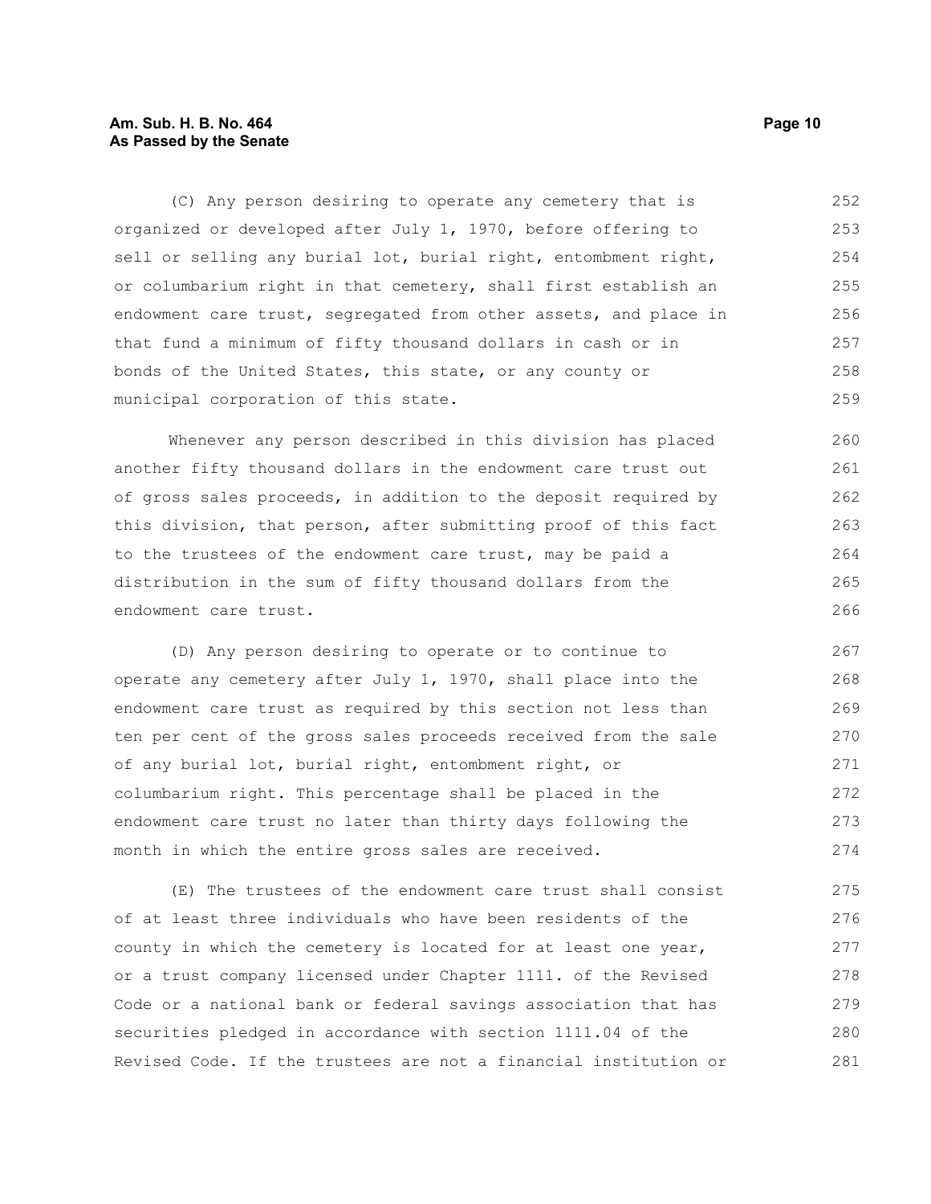(C) Any person desiring to operate any cemetery that is organized or developed after July 1, 1970, before offering to sell or selling any burial lot, burial right, entombment right, or columbarium right in that cemetery, shall first establish an endowment care trust, segregated from other assets, and place in that fund a minimum of fifty thousand dollars in cash or in bonds of the United States, this state, or any county or municipal corporation of this state.

Whenever any person described in this division has placed another fifty thousand dollars in the endowment care trust out of gross sales proceeds, in addition to the deposit required by this division, that person, after submitting proof of this fact to the trustees of the endowment care trust, may be paid a distribution in the sum of fifty thousand dollars from the endowment care trust.

(D) Any person desiring to operate or to continue to operate any cemetery after July 1, 1970, shall place into the endowment care trust as required by this section not less than ten per cent of the gross sales proceeds received from the sale of any burial lot, burial right, entombment right, or columbarium right. This percentage shall be placed in the endowment care trust no later than thirty days following the month in which the entire gross sales are received.

(E) The trustees of the endowment care trust shall consist of at least three individuals who have been residents of the county in which the cemetery is located for at least one year, or a trust company licensed under Chapter 1111. of the Revised Code or a national bank or federal savings association that has securities pledged in accordance with section 1111.04 of the Revised Code. If the trustees are not a financial institution or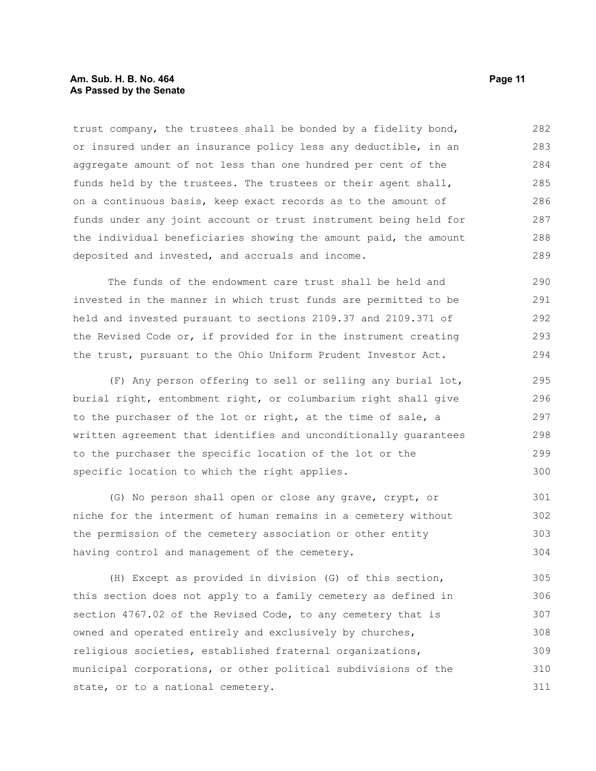trust company, the trustees shall be bonded by a fidelity bond, or insured under an insurance policy less any deductible, in an aggregate amount of not less than one hundred per cent of the funds held by the trustees. The trustees or their agent shall, on a continuous basis, keep exact records as to the amount of funds under any joint account or trust instrument being held for the individual beneficiaries showing the amount paid, the amount deposited and invested, and accruals and income.

The funds of the endowment care trust shall be held and invested in the manner in which trust funds are permitted to be held and invested pursuant to sections 2109.37 and 2109.371 of the Revised Code or, if provided for in the instrument creating the trust, pursuant to the Ohio Uniform Prudent Investor Act.

(F) Any person offering to sell or selling any burial lot, burial right, entombment right, or columbarium right shall give to the purchaser of the lot or right, at the time of sale, a written agreement that identifies and unconditionally guarantees to the purchaser the specific location of the lot or the specific location to which the right applies.

(G) No person shall open or close any grave, crypt, or niche for the interment of human remains in a cemetery without the permission of the cemetery association or other entity having control and management of the cemetery.

(H) Except as provided in division (G) of this section, this section does not apply to a family cemetery as defined in section 4767.02 of the Revised Code, to any cemetery that is owned and operated entirely and exclusively by churches, religious societies, established fraternal organizations, municipal corporations, or other political subdivisions of the state, or to a national cemetery.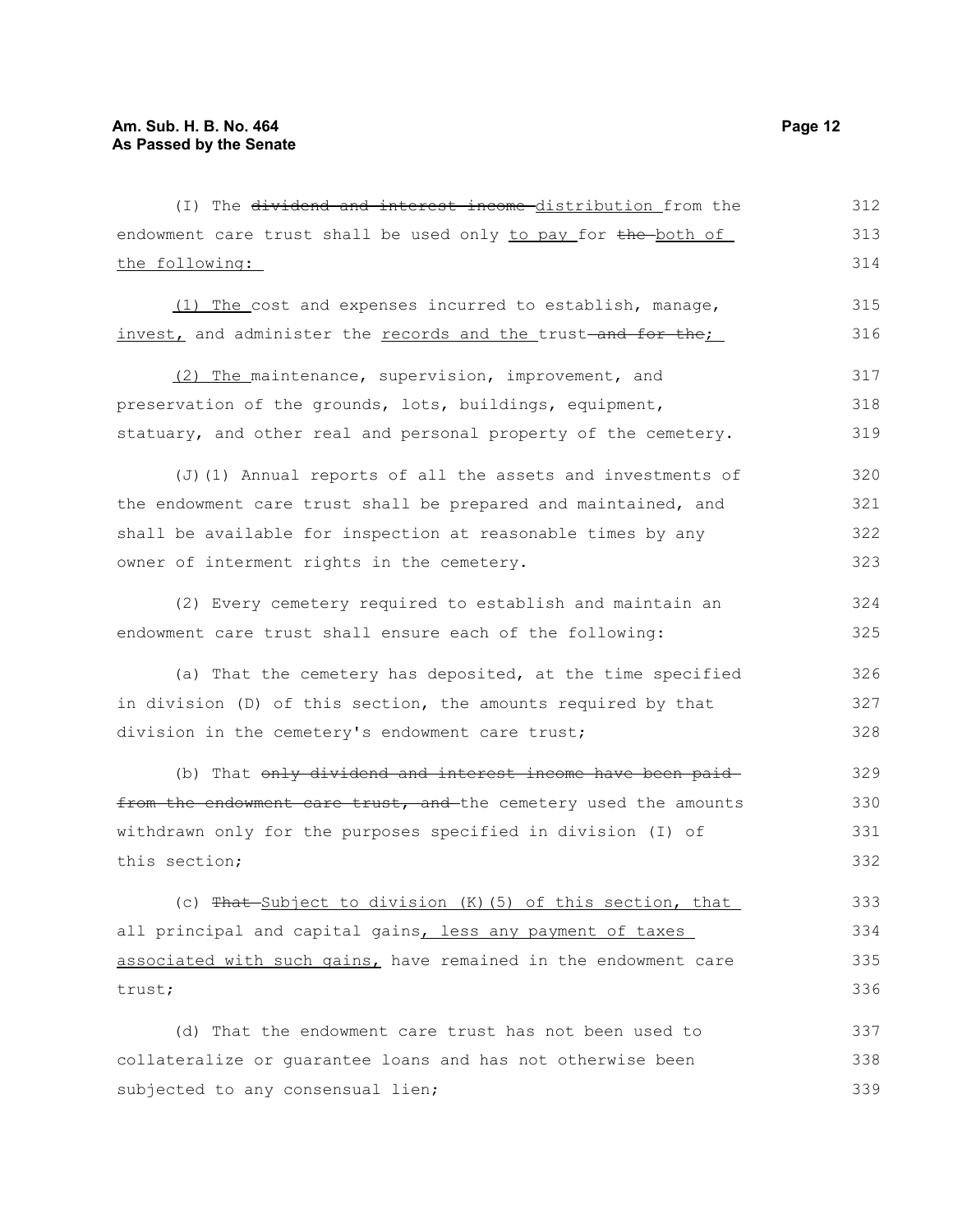(I) The ~~dividend and interest income~~ distribution from the endowment care trust shall be used only to pay for ~~the~~ both of the following:

(1) The cost and expenses incurred to establish, manage, invest, and administer the records and the trust ~~and for the~~;

(2) The maintenance, supervision, improvement, and preservation of the grounds, lots, buildings, equipment, statuary, and other real and personal property of the cemetery.

(J)(1) Annual reports of all the assets and investments of the endowment care trust shall be prepared and maintained, and shall be available for inspection at reasonable times by any owner of interment rights in the cemetery.

(2) Every cemetery required to establish and maintain an endowment care trust shall ensure each of the following:

(a) That the cemetery has deposited, at the time specified in division (D) of this section, the amounts required by that division in the cemetery's endowment care trust;

(b) That ~~only dividend and interest income have been paid from the endowment care trust, and~~ the cemetery used the amounts withdrawn only for the purposes specified in division (I) of this section;

(c) ~~That~~ Subject to division (K)(5) of this section, that all principal and capital gains, less any payment of taxes associated with such gains, have remained in the endowment care trust;

(d) That the endowment care trust has not been used to collateralize or guarantee loans and has not otherwise been subjected to any consensual lien;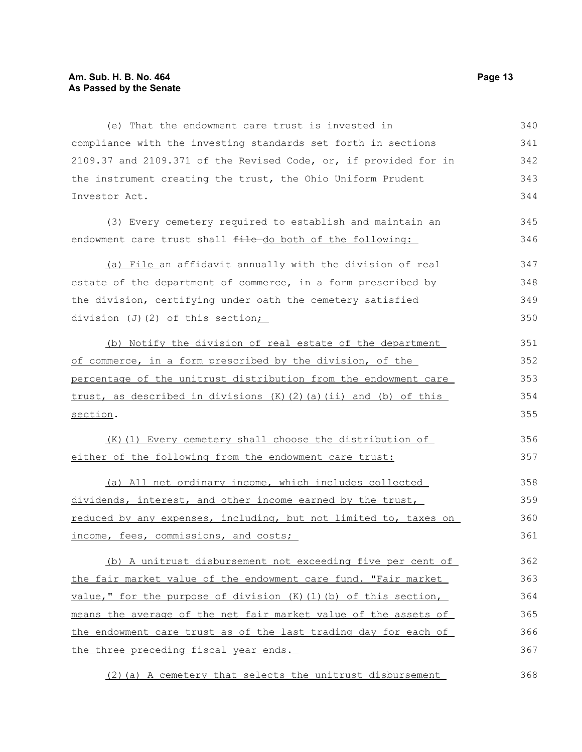(e) That the endowment care trust is invested in compliance with the investing standards set forth in sections 2109.37 and 2109.371 of the Revised Code, or, if provided for in the instrument creating the trust, the Ohio Uniform Prudent Investor Act.

(3) Every cemetery required to establish and maintain an endowment care trust shall ~~file~~ do both of the following:

(a) File an affidavit annually with the division of real estate of the department of commerce, in a form prescribed by the division, certifying under oath the cemetery satisfied division (J)(2) of this section;

(b) Notify the division of real estate of the department of commerce, in a form prescribed by the division, of the percentage of the unitrust distribution from the endowment care trust, as described in divisions (K)(2)(a)(ii) and (b) of this section.

(K)(1) Every cemetery shall choose the distribution of either of the following from the endowment care trust:

(a) All net ordinary income, which includes collected dividends, interest, and other income earned by the trust, reduced by any expenses, including, but not limited to, taxes on income, fees, commissions, and costs;

(b) A unitrust disbursement not exceeding five per cent of the fair market value of the endowment care fund. "Fair market value," for the purpose of division (K)(1)(b) of this section, means the average of the net fair market value of the assets of the endowment care trust as of the last trading day for each of the three preceding fiscal year ends.

(2)(a) A cemetery that selects the unitrust disbursement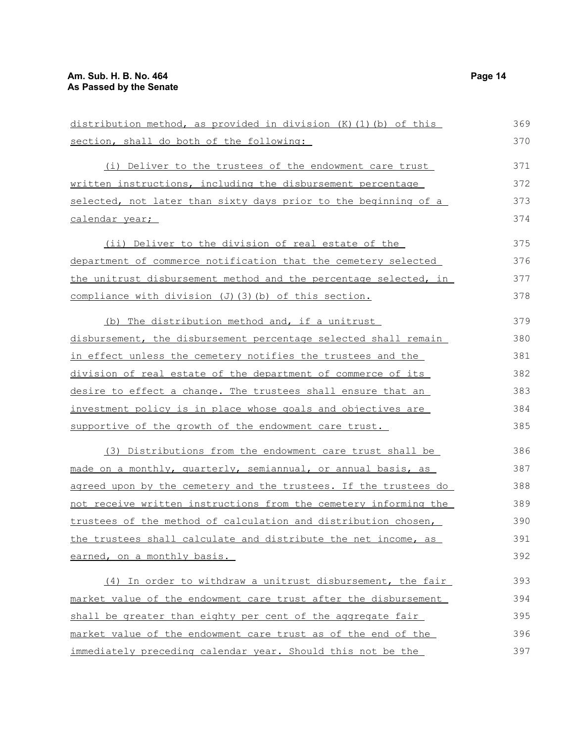distribution method, as provided in division (K)(1)(b) of this section, shall do both of the following:

(i) Deliver to the trustees of the endowment care trust written instructions, including the disbursement percentage selected, not later than sixty days prior to the beginning of a calendar year;

(ii) Deliver to the division of real estate of the department of commerce notification that the cemetery selected the unitrust disbursement method and the percentage selected, in compliance with division (J)(3)(b) of this section.

(b) The distribution method and, if a unitrust disbursement, the disbursement percentage selected shall remain in effect unless the cemetery notifies the trustees and the division of real estate of the department of commerce of its desire to effect a change. The trustees shall ensure that an investment policy is in place whose goals and objectives are supportive of the growth of the endowment care trust.

(3) Distributions from the endowment care trust shall be made on a monthly, quarterly, semiannual, or annual basis, as agreed upon by the cemetery and the trustees. If the trustees do not receive written instructions from the cemetery informing the trustees of the method of calculation and distribution chosen, the trustees shall calculate and distribute the net income, as earned, on a monthly basis.

(4) In order to withdraw a unitrust disbursement, the fair market value of the endowment care trust after the disbursement shall be greater than eighty per cent of the aggregate fair market value of the endowment care trust as of the end of the immediately preceding calendar year. Should this not be the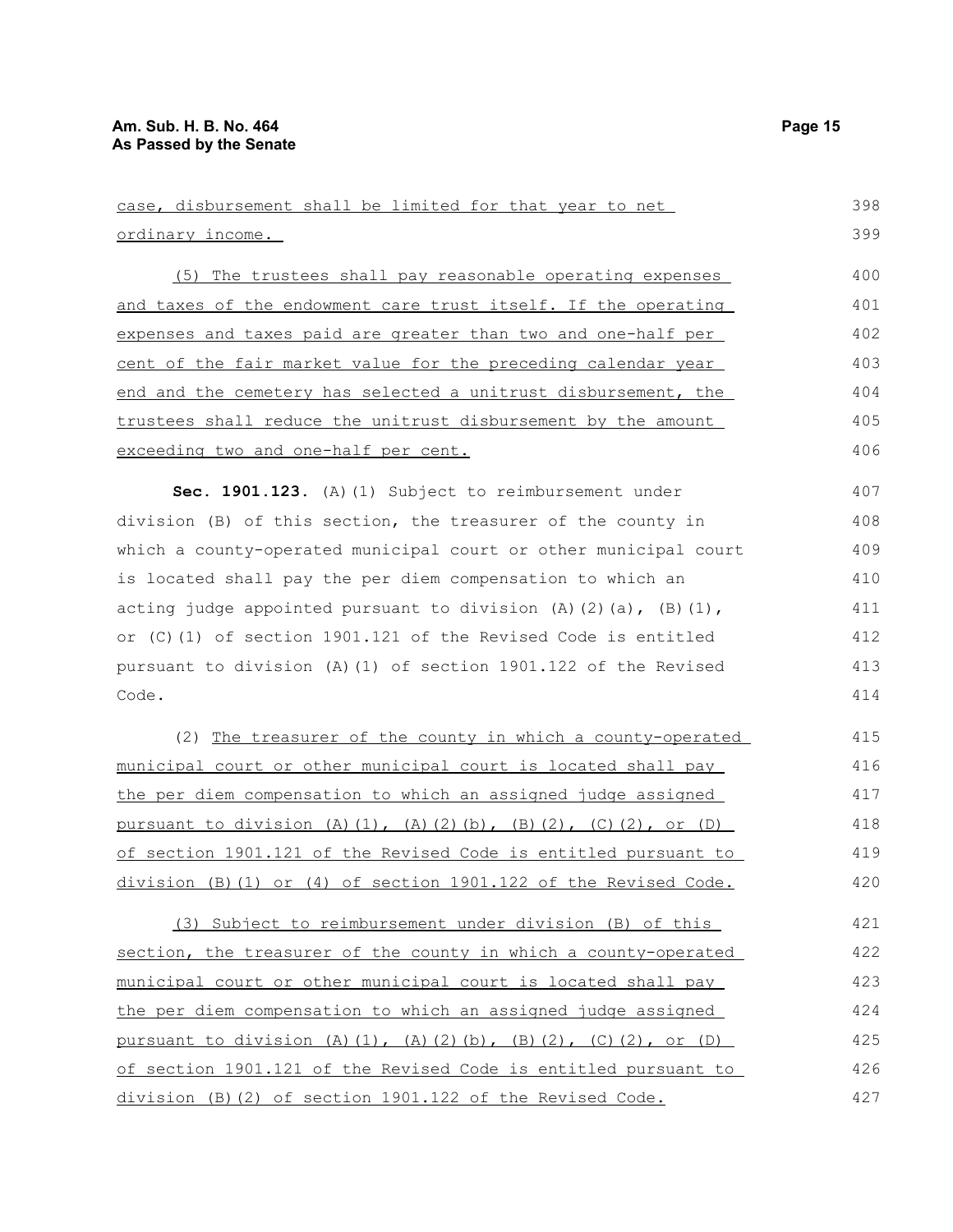case, disbursement shall be limited for that year to net ordinary income.

(5) The trustees shall pay reasonable operating expenses and taxes of the endowment care trust itself. If the operating expenses and taxes paid are greater than two and one-half per cent of the fair market value for the preceding calendar year end and the cemetery has selected a unitrust disbursement, the trustees shall reduce the unitrust disbursement by the amount exceeding two and one-half per cent.

**Sec. 1901.123.** (A)(1) Subject to reimbursement under division (B) of this section, the treasurer of the county in which a county-operated municipal court or other municipal court is located shall pay the per diem compensation to which an acting judge appointed pursuant to division (A)(2)(a), (B)(1), or (C)(1) of section 1901.121 of the Revised Code is entitled pursuant to division (A)(1) of section 1901.122 of the Revised Code.

(2) The treasurer of the county in which a county-operated municipal court or other municipal court is located shall pay the per diem compensation to which an assigned judge assigned pursuant to division (A)(1), (A)(2)(b), (B)(2), (C)(2), or (D) of section 1901.121 of the Revised Code is entitled pursuant to division (B)(1) or (4) of section 1901.122 of the Revised Code.

(3) Subject to reimbursement under division (B) of this section, the treasurer of the county in which a county-operated municipal court or other municipal court is located shall pay the per diem compensation to which an assigned judge assigned pursuant to division (A)(1), (A)(2)(b), (B)(2), (C)(2), or (D) of section 1901.121 of the Revised Code is entitled pursuant to division (B)(2) of section 1901.122 of the Revised Code.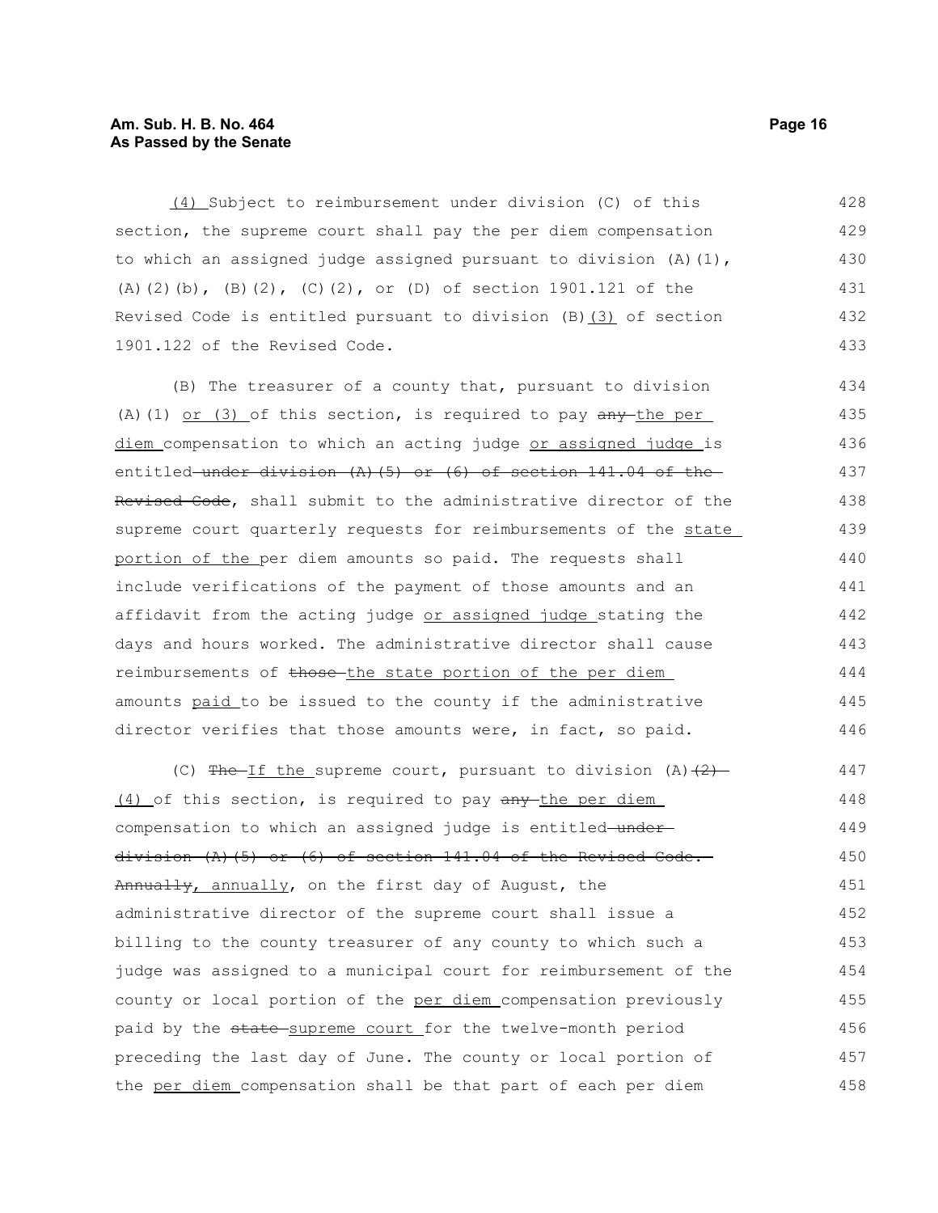(4) Subject to reimbursement under division (C) of this section, the supreme court shall pay the per diem compensation to which an assigned judge assigned pursuant to division (A)(1), (A)(2)(b), (B)(2), (C)(2), or (D) of section 1901.121 of the Revised Code is entitled pursuant to division (B)(3) of section 1901.122 of the Revised Code.

(B) The treasurer of a county that, pursuant to division (A)(1) or (3) of this section, is required to pay any the per diem compensation to which an acting judge or assigned judge is entitled under division (A)(5) or (6) of section 141.04 of the Revised Code, shall submit to the administrative director of the supreme court quarterly requests for reimbursements of the state portion of the per diem amounts so paid. The requests shall include verifications of the payment of those amounts and an affidavit from the acting judge or assigned judge stating the days and hours worked. The administrative director shall cause reimbursements of those the state portion of the per diem amounts paid to be issued to the county if the administrative director verifies that those amounts were, in fact, so paid.

(C) The If the supreme court, pursuant to division (A)(2) (4) of this section, is required to pay any the per diem compensation to which an assigned judge is entitled under division (A)(5) or (6) of section 141.04 of the Revised Code. Annually, annually, on the first day of August, the administrative director of the supreme court shall issue a billing to the county treasurer of any county to which such a judge was assigned to a municipal court for reimbursement of the county or local portion of the per diem compensation previously paid by the state supreme court for the twelve-month period preceding the last day of June. The county or local portion of the per diem compensation shall be that part of each per diem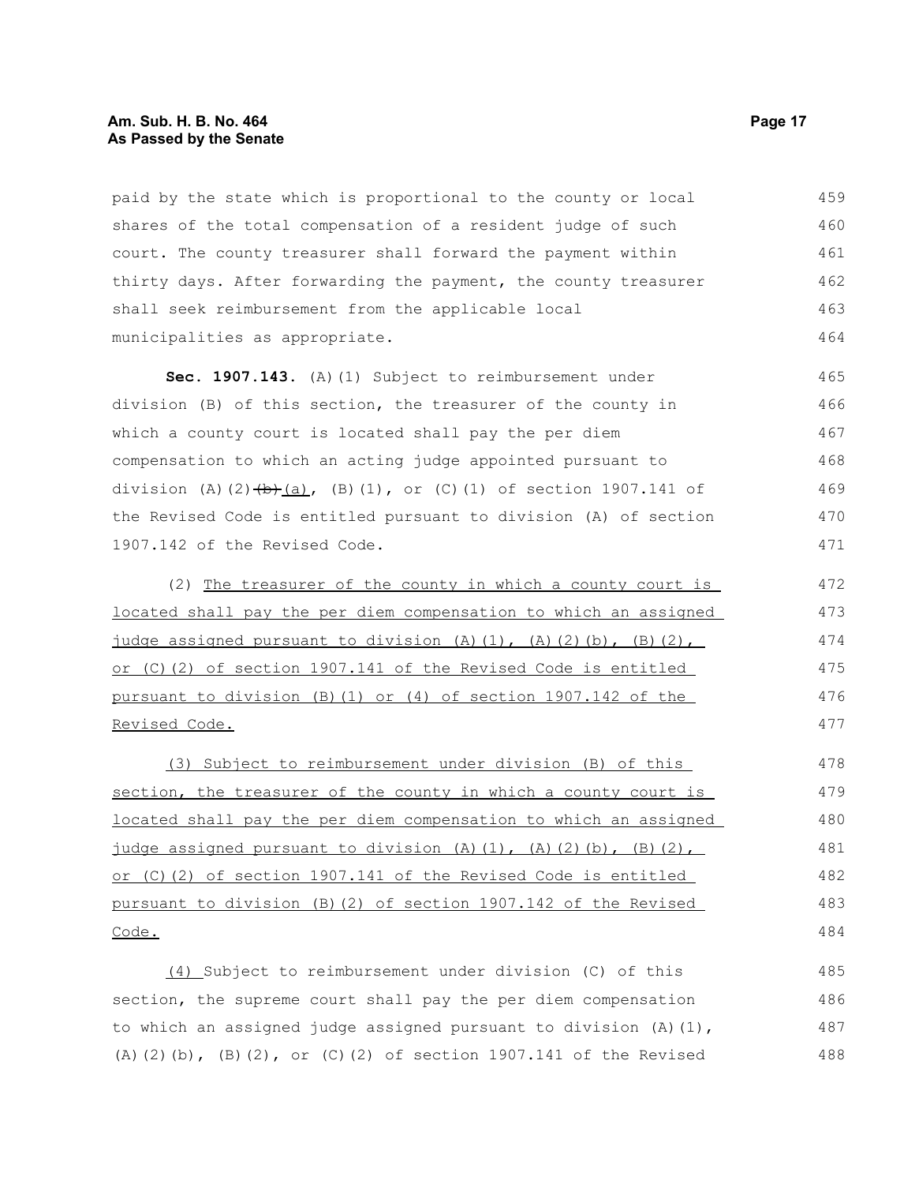paid by the state which is proportional to the county or local shares of the total compensation of a resident judge of such court. The county treasurer shall forward the payment within thirty days. After forwarding the payment, the county treasurer shall seek reimbursement from the applicable local municipalities as appropriate.

**Sec. 1907.143.** (A)(1) Subject to reimbursement under division (B) of this section, the treasurer of the county in which a county court is located shall pay the per diem compensation to which an acting judge appointed pursuant to division (A)(2)~~(b)~~(a), (B)(1), or (C)(1) of section 1907.141 of the Revised Code is entitled pursuant to division (A) of section 1907.142 of the Revised Code.

(2) The treasurer of the county in which a county court is located shall pay the per diem compensation to which an assigned judge assigned pursuant to division (A)(1), (A)(2)(b), (B)(2), or (C)(2) of section 1907.141 of the Revised Code is entitled pursuant to division (B)(1) or (4) of section 1907.142 of the Revised Code.

(3) Subject to reimbursement under division (B) of this section, the treasurer of the county in which a county court is located shall pay the per diem compensation to which an assigned judge assigned pursuant to division (A)(1), (A)(2)(b), (B)(2), or (C)(2) of section 1907.141 of the Revised Code is entitled pursuant to division (B)(2) of section 1907.142 of the Revised Code.

(4) Subject to reimbursement under division (C) of this section, the supreme court shall pay the per diem compensation to which an assigned judge assigned pursuant to division (A)(1), (A)(2)(b), (B)(2), or (C)(2) of section 1907.141 of the Revised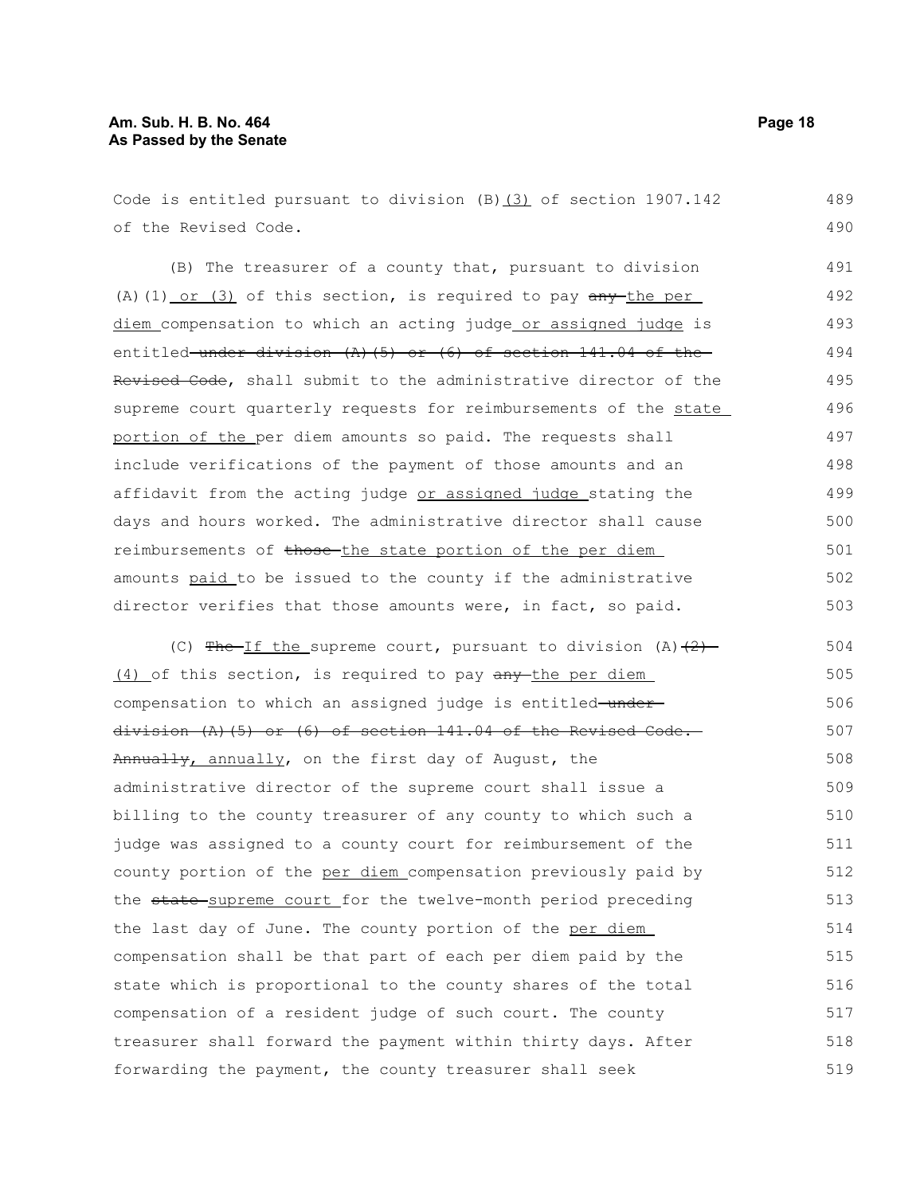Code is entitled pursuant to division (B)(3) of section 1907.142 of the Revised Code.

(B) The treasurer of a county that, pursuant to division (A)(1) or (3) of this section, is required to pay ~~any~~ the per diem compensation to which an acting judge or assigned judge is entitled ~~under division (A)(5) or (6) of section 141.04 of the Revised Code~~, shall submit to the administrative director of the supreme court quarterly requests for reimbursements of the state portion of the per diem amounts so paid. The requests shall include verifications of the payment of those amounts and an affidavit from the acting judge or assigned judge stating the days and hours worked. The administrative director shall cause reimbursements of ~~those~~ the state portion of the per diem amounts paid to be issued to the county if the administrative director verifies that those amounts were, in fact, so paid.

(C) ~~The~~ If the supreme court, pursuant to division (A)~~(2)~~ (4) of this section, is required to pay ~~any~~ the per diem compensation to which an assigned judge is entitled ~~under division (A)(5) or (6) of section 141.04 of the Revised Code. Annually~~, annually, on the first day of August, the administrative director of the supreme court shall issue a billing to the county treasurer of any county to which such a judge was assigned to a county court for reimbursement of the county portion of the per diem compensation previously paid by the ~~state~~ supreme court for the twelve-month period preceding the last day of June. The county portion of the per diem compensation shall be that part of each per diem paid by the state which is proportional to the county shares of the total compensation of a resident judge of such court. The county treasurer shall forward the payment within thirty days. After forwarding the payment, the county treasurer shall seek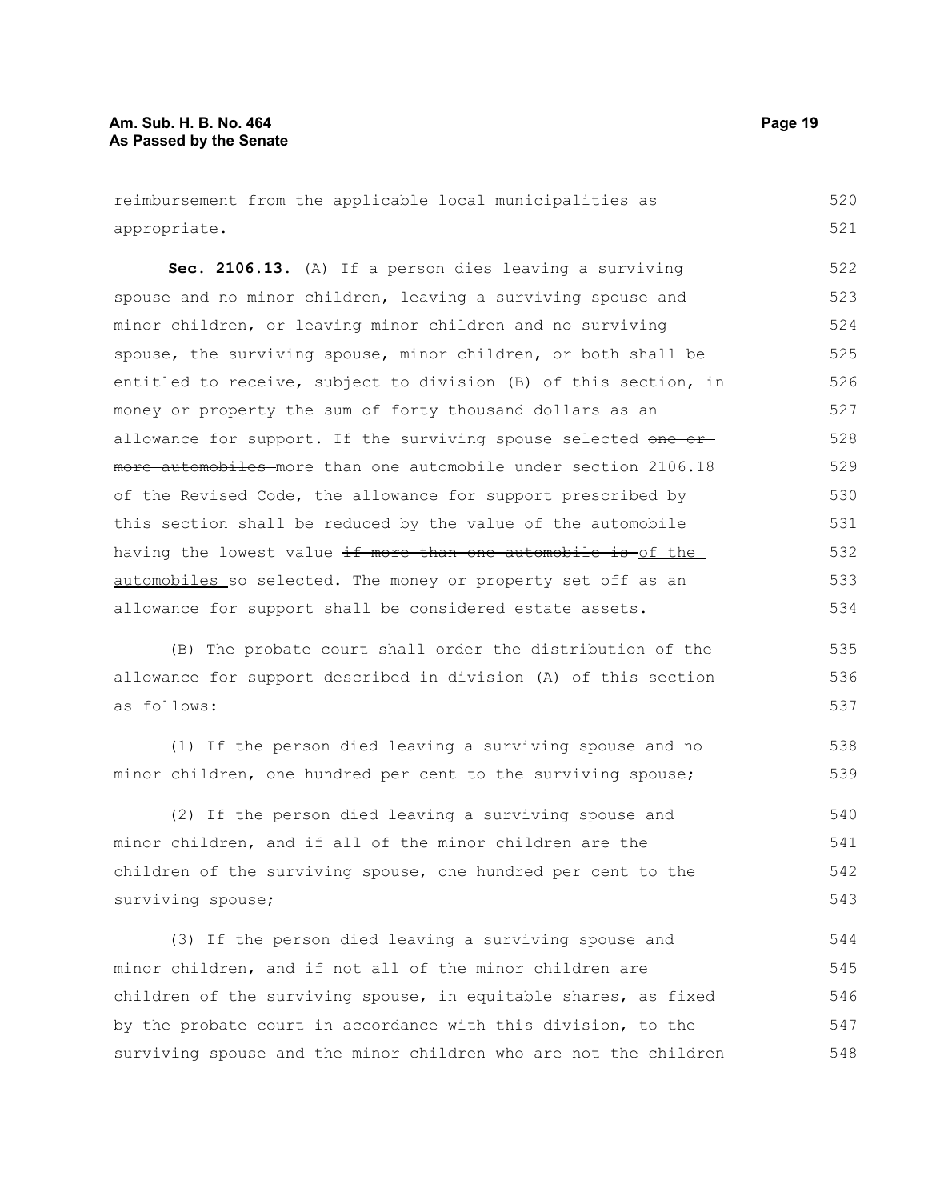reimbursement from the applicable local municipalities as appropriate.

**Sec. 2106.13.** (A) If a person dies leaving a surviving spouse and no minor children, leaving a surviving spouse and minor children, or leaving minor children and no surviving spouse, the surviving spouse, minor children, or both shall be entitled to receive, subject to division (B) of this section, in money or property the sum of forty thousand dollars as an allowance for support. If the surviving spouse selected ~~one or more automobiles~~ more than one automobile under section 2106.18 of the Revised Code, the allowance for support prescribed by this section shall be reduced by the value of the automobile having the lowest value ~~if more than one automobile is~~ of the automobiles so selected. The money or property set off as an allowance for support shall be considered estate assets.

(B) The probate court shall order the distribution of the allowance for support described in division (A) of this section as follows:

(1) If the person died leaving a surviving spouse and no minor children, one hundred per cent to the surviving spouse;

(2) If the person died leaving a surviving spouse and minor children, and if all of the minor children are the children of the surviving spouse, one hundred per cent to the surviving spouse;

(3) If the person died leaving a surviving spouse and minor children, and if not all of the minor children are children of the surviving spouse, in equitable shares, as fixed by the probate court in accordance with this division, to the surviving spouse and the minor children who are not the children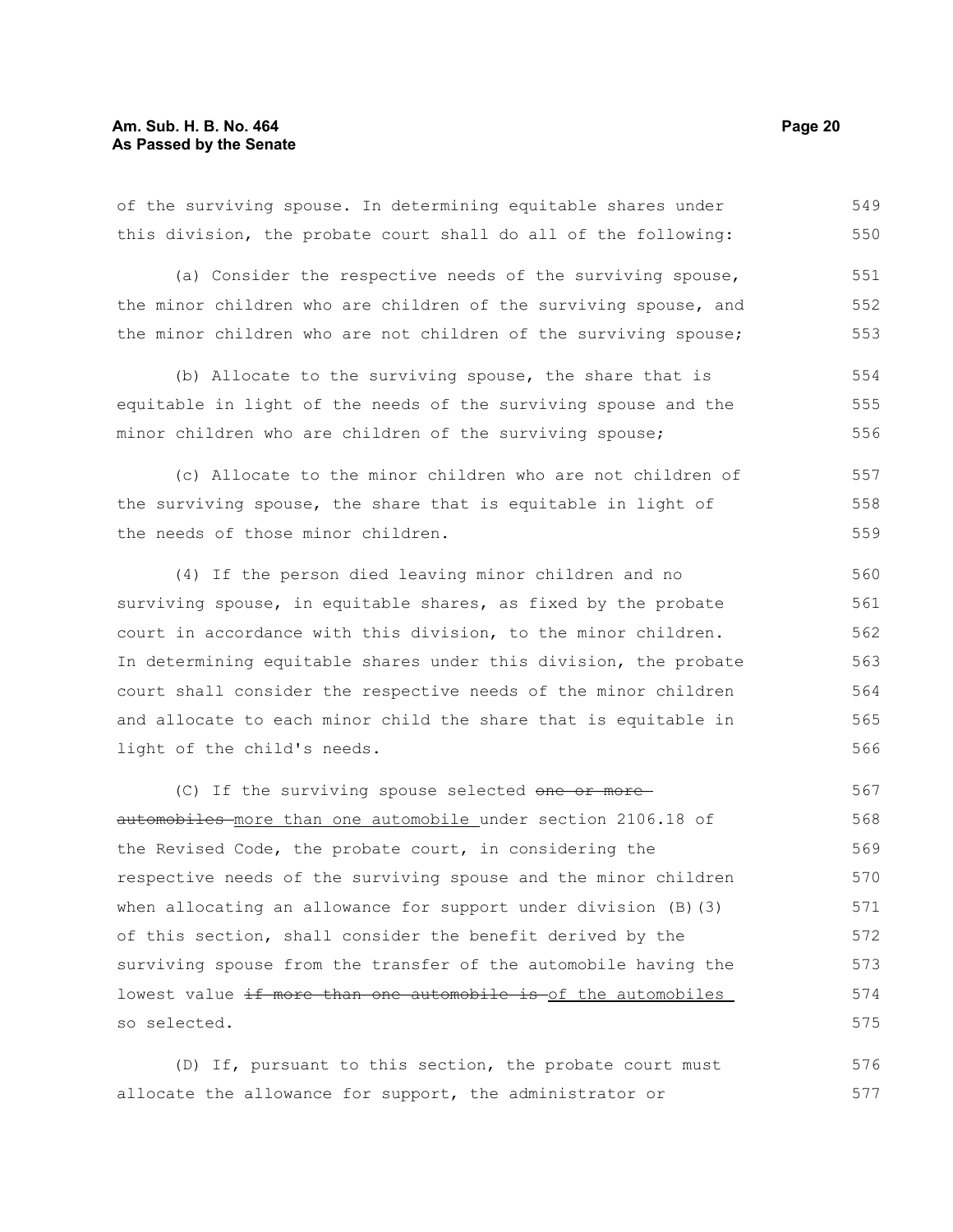of the surviving spouse. In determining equitable shares under this division, the probate court shall do all of the following:

(a) Consider the respective needs of the surviving spouse, the minor children who are children of the surviving spouse, and the minor children who are not children of the surviving spouse;

(b) Allocate to the surviving spouse, the share that is equitable in light of the needs of the surviving spouse and the minor children who are children of the surviving spouse;

(c) Allocate to the minor children who are not children of the surviving spouse, the share that is equitable in light of the needs of those minor children.

(4) If the person died leaving minor children and no surviving spouse, in equitable shares, as fixed by the probate court in accordance with this division, to the minor children. In determining equitable shares under this division, the probate court shall consider the respective needs of the minor children and allocate to each minor child the share that is equitable in light of the child's needs.

(C) If the surviving spouse selected ~~one or more automobiles~~ more than one automobile under section 2106.18 of the Revised Code, the probate court, in considering the respective needs of the surviving spouse and the minor children when allocating an allowance for support under division (B)(3) of this section, shall consider the benefit derived by the surviving spouse from the transfer of the automobile having the lowest value ~~if more than one automobile is~~ of the automobiles so selected.

(D) If, pursuant to this section, the probate court must allocate the allowance for support, the administrator or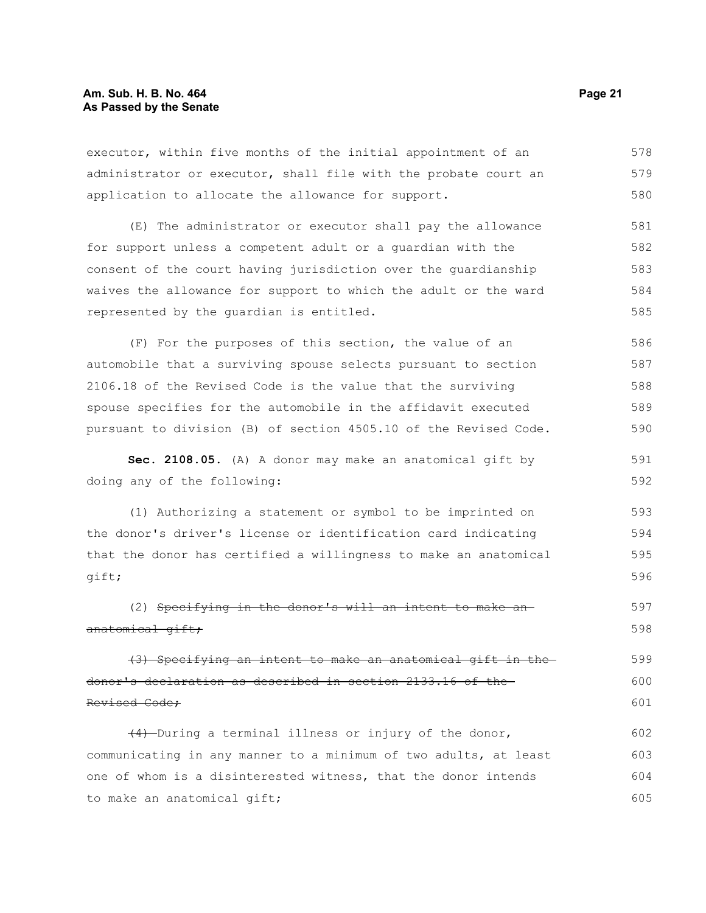executor, within five months of the initial appointment of an administrator or executor, shall file with the probate court an application to allocate the allowance for support.

(E) The administrator or executor shall pay the allowance for support unless a competent adult or a guardian with the consent of the court having jurisdiction over the guardianship waives the allowance for support to which the adult or the ward represented by the guardian is entitled.

(F) For the purposes of this section, the value of an automobile that a surviving spouse selects pursuant to section 2106.18 of the Revised Code is the value that the surviving spouse specifies for the automobile in the affidavit executed pursuant to division (B) of section 4505.10 of the Revised Code.

**Sec. 2108.05.** (A) A donor may make an anatomical gift by doing any of the following:

(1) Authorizing a statement or symbol to be imprinted on the donor's driver's license or identification card indicating that the donor has certified a willingness to make an anatomical gift;

(2) ~~Specifying in the donor's will an intent to make an anatomical gift;~~

~~(3) Specifying an intent to make an anatomical gift in the donor's declaration as described in section 2133.16 of the Revised Code;~~

~~(4)~~ During a terminal illness or injury of the donor, communicating in any manner to a minimum of two adults, at least one of whom is a disinterested witness, that the donor intends to make an anatomical gift;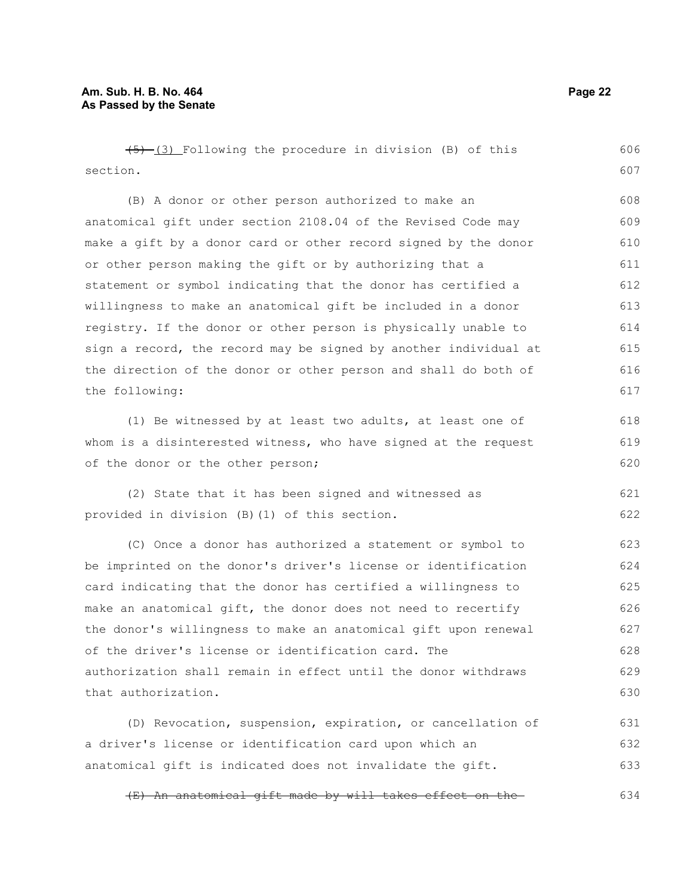~~(5)~~ (3) Following the procedure in division (B) of this section.

(B) A donor or other person authorized to make an anatomical gift under section 2108.04 of the Revised Code may make a gift by a donor card or other record signed by the donor or other person making the gift or by authorizing that a statement or symbol indicating that the donor has certified a willingness to make an anatomical gift be included in a donor registry. If the donor or other person is physically unable to sign a record, the record may be signed by another individual at the direction of the donor or other person and shall do both of the following:

(1) Be witnessed by at least two adults, at least one of whom is a disinterested witness, who have signed at the request of the donor or the other person;

(2) State that it has been signed and witnessed as provided in division (B)(1) of this section.

(C) Once a donor has authorized a statement or symbol to be imprinted on the donor's driver's license or identification card indicating that the donor has certified a willingness to make an anatomical gift, the donor does not need to recertify the donor's willingness to make an anatomical gift upon renewal of the driver's license or identification card. The authorization shall remain in effect until the donor withdraws that authorization.

(D) Revocation, suspension, expiration, or cancellation of a driver's license or identification card upon which an anatomical gift is indicated does not invalidate the gift.

~~(E) An anatomical gift made by will takes effect on the~~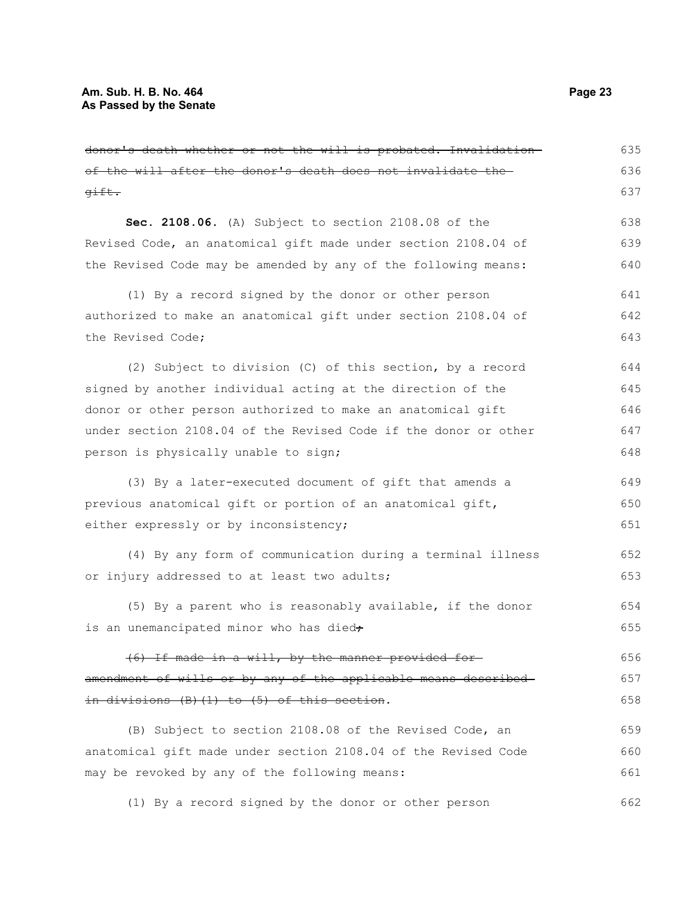~~donor's death whether or not the will is probated. Invalidation of the will after the donor's death does not invalidate the gift.~~

**Sec. 2108.06.** (A) Subject to section 2108.08 of the Revised Code, an anatomical gift made under section 2108.04 of the Revised Code may be amended by any of the following means:

(1) By a record signed by the donor or other person authorized to make an anatomical gift under section 2108.04 of the Revised Code;

(2) Subject to division (C) of this section, by a record signed by another individual acting at the direction of the donor or other person authorized to make an anatomical gift under section 2108.04 of the Revised Code if the donor or other person is physically unable to sign;

(3) By a later-executed document of gift that amends a previous anatomical gift or portion of an anatomical gift, either expressly or by inconsistency;

(4) By any form of communication during a terminal illness or injury addressed to at least two adults;

(5) By a parent who is reasonably available, if the donor is an unemancipated minor who has died~~;~~

~~(6) If made in a will, by the manner provided for amendment of wills or by any of the applicable means described in divisions (B)(1) to (5) of this section~~.

(B) Subject to section 2108.08 of the Revised Code, an anatomical gift made under section 2108.04 of the Revised Code may be revoked by any of the following means:

(1) By a record signed by the donor or other person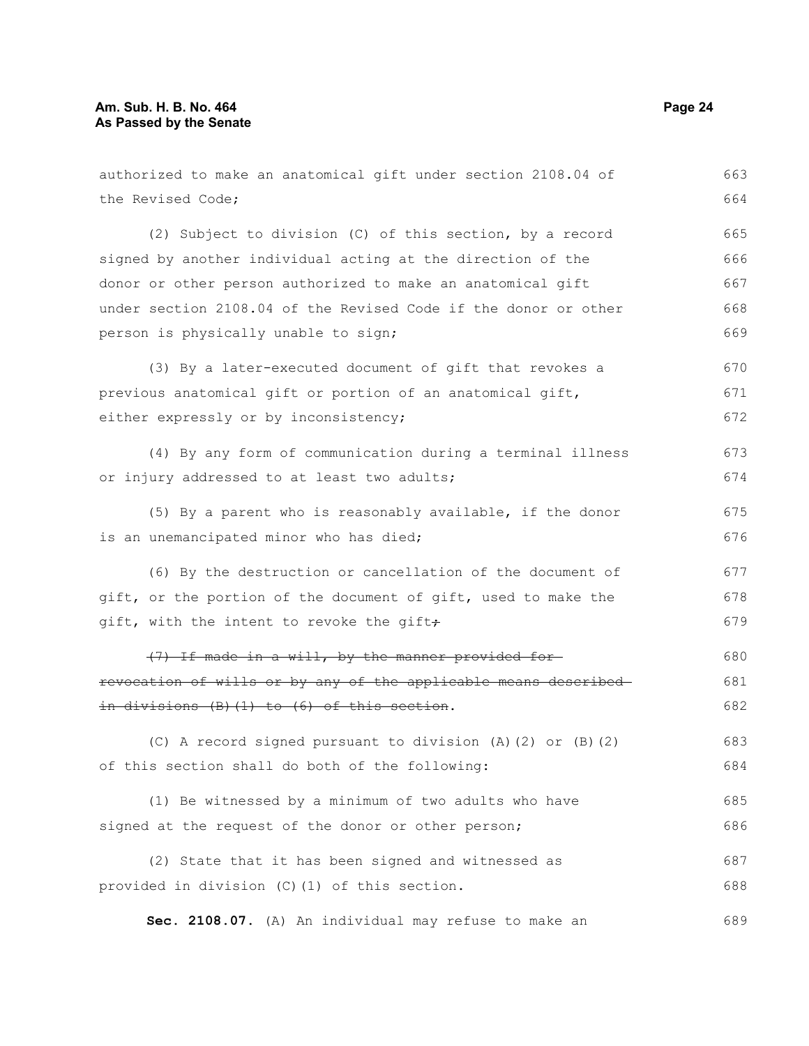authorized to make an anatomical gift under section 2108.04 of the Revised Code;

(2) Subject to division (C) of this section, by a record signed by another individual acting at the direction of the donor or other person authorized to make an anatomical gift under section 2108.04 of the Revised Code if the donor or other person is physically unable to sign;

(3) By a later-executed document of gift that revokes a previous anatomical gift or portion of an anatomical gift, either expressly or by inconsistency;

(4) By any form of communication during a terminal illness or injury addressed to at least two adults;

(5) By a parent who is reasonably available, if the donor is an unemancipated minor who has died;

(6) By the destruction or cancellation of the document of gift, or the portion of the document of gift, used to make the gift, with the intent to revoke the gift~~;~~

~~(7) If made in a will, by the manner provided for revocation of wills or by any of the applicable means described in divisions (B)(1) to (6) of this section~~.

(C) A record signed pursuant to division (A)(2) or (B)(2) of this section shall do both of the following:

(1) Be witnessed by a minimum of two adults who have signed at the request of the donor or other person;

(2) State that it has been signed and witnessed as provided in division (C)(1) of this section.

**Sec. 2108.07.** (A) An individual may refuse to make an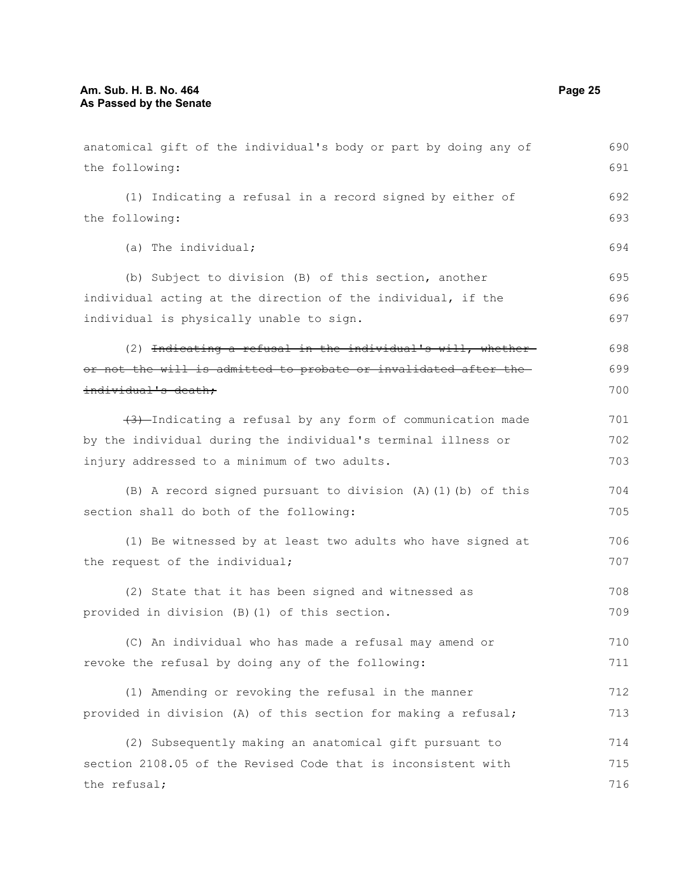anatomical gift of the individual's body or part by doing any of the following:

(1) Indicating a refusal in a record signed by either of the following:

(a) The individual;

(b) Subject to division (B) of this section, another individual acting at the direction of the individual, if the individual is physically unable to sign.

(2) ~~Indicating a refusal in the individual's will, whether or not the will is admitted to probate or invalidated after the individual's death;~~

~~(3)~~ Indicating a refusal by any form of communication made by the individual during the individual's terminal illness or injury addressed to a minimum of two adults.

(B) A record signed pursuant to division (A)(1)(b) of this section shall do both of the following:

(1) Be witnessed by at least two adults who have signed at the request of the individual;

(2) State that it has been signed and witnessed as provided in division (B)(1) of this section.

(C) An individual who has made a refusal may amend or revoke the refusal by doing any of the following:

(1) Amending or revoking the refusal in the manner provided in division (A) of this section for making a refusal;

(2) Subsequently making an anatomical gift pursuant to section 2108.05 of the Revised Code that is inconsistent with the refusal;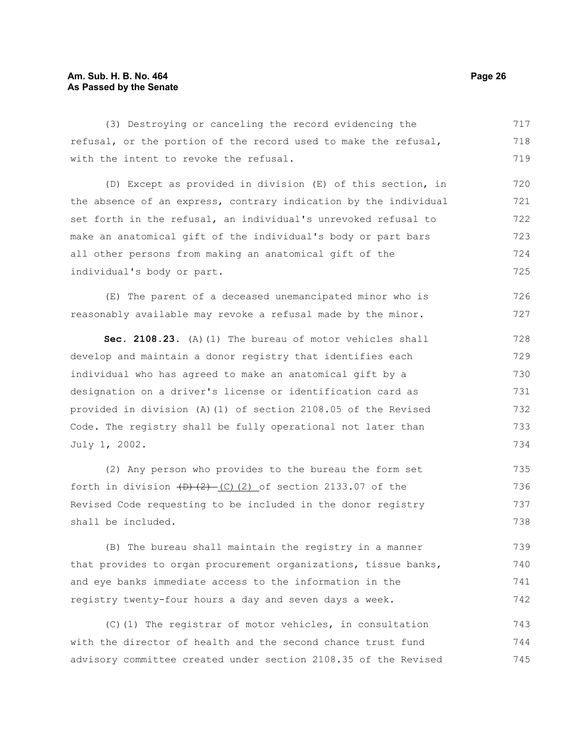(3) Destroying or canceling the record evidencing the refusal, or the portion of the record used to make the refusal, with the intent to revoke the refusal.

(D) Except as provided in division (E) of this section, in the absence of an express, contrary indication by the individual set forth in the refusal, an individual's unrevoked refusal to make an anatomical gift of the individual's body or part bars all other persons from making an anatomical gift of the individual's body or part.

(E) The parent of a deceased unemancipated minor who is reasonably available may revoke a refusal made by the minor.

**Sec. 2108.23.** (A)(1) The bureau of motor vehicles shall develop and maintain a donor registry that identifies each individual who has agreed to make an anatomical gift by a designation on a driver's license or identification card as provided in division (A)(1) of section 2108.05 of the Revised Code. The registry shall be fully operational not later than July 1, 2002.

(2) Any person who provides to the bureau the form set forth in division ~~(D)(2)~~ (C)(2) of section 2133.07 of the Revised Code requesting to be included in the donor registry shall be included.

(B) The bureau shall maintain the registry in a manner that provides to organ procurement organizations, tissue banks, and eye banks immediate access to the information in the registry twenty-four hours a day and seven days a week.

(C)(1) The registrar of motor vehicles, in consultation with the director of health and the second chance trust fund advisory committee created under section 2108.35 of the Revised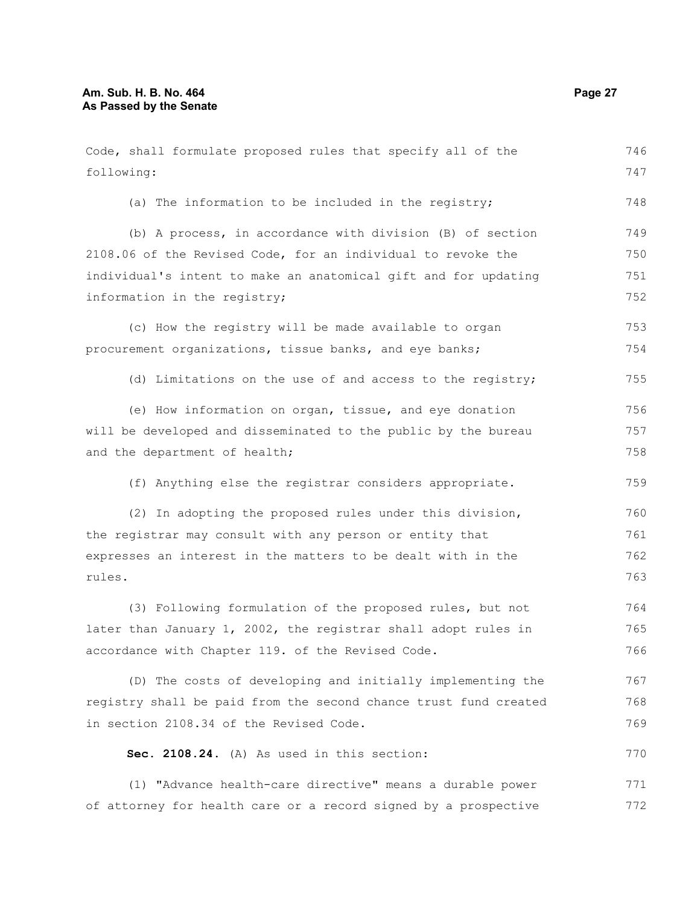Code, shall formulate proposed rules that specify all of the following:

(a) The information to be included in the registry;

(b) A process, in accordance with division (B) of section 2108.06 of the Revised Code, for an individual to revoke the individual's intent to make an anatomical gift and for updating information in the registry;

(c) How the registry will be made available to organ procurement organizations, tissue banks, and eye banks;

(d) Limitations on the use of and access to the registry;

(e) How information on organ, tissue, and eye donation will be developed and disseminated to the public by the bureau and the department of health;

(f) Anything else the registrar considers appropriate.

(2) In adopting the proposed rules under this division, the registrar may consult with any person or entity that expresses an interest in the matters to be dealt with in the rules.

(3) Following formulation of the proposed rules, but not later than January 1, 2002, the registrar shall adopt rules in accordance with Chapter 119. of the Revised Code.

(D) The costs of developing and initially implementing the registry shall be paid from the second chance trust fund created in section 2108.34 of the Revised Code.

**Sec. 2108.24.** (A) As used in this section:

(1) "Advance health-care directive" means a durable power of attorney for health care or a record signed by a prospective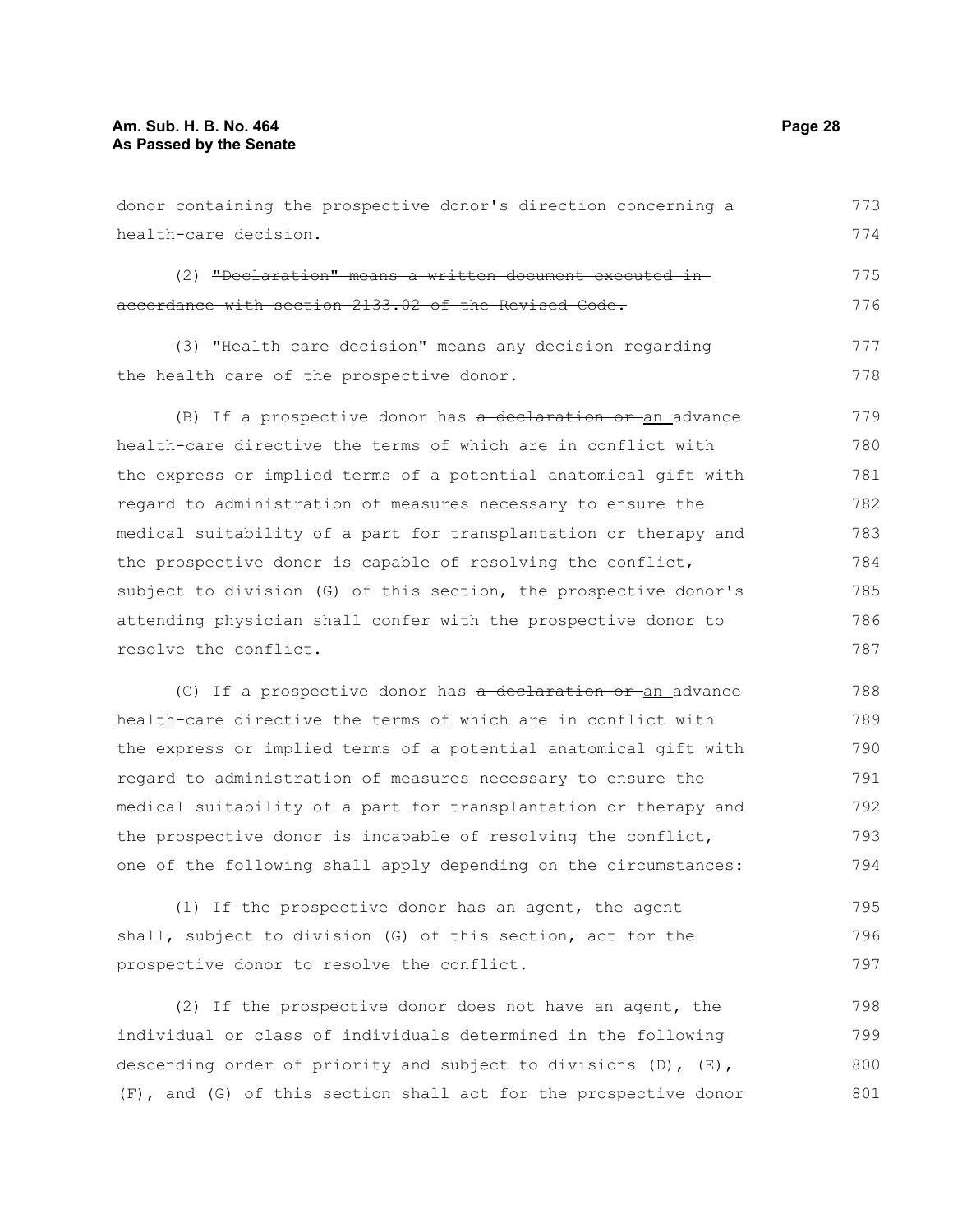donor containing the prospective donor's direction concerning a health-care decision.

(2) ~~"Declaration" means a written document executed in accordance with section 2133.02 of the Revised Code.~~

~~(3)~~ "Health care decision" means any decision regarding the health care of the prospective donor.

(B) If a prospective donor has ~~a declaration or~~ an advance health-care directive the terms of which are in conflict with the express or implied terms of a potential anatomical gift with regard to administration of measures necessary to ensure the medical suitability of a part for transplantation or therapy and the prospective donor is capable of resolving the conflict, subject to division (G) of this section, the prospective donor's attending physician shall confer with the prospective donor to resolve the conflict.

(C) If a prospective donor has ~~a declaration or~~ an advance health-care directive the terms of which are in conflict with the express or implied terms of a potential anatomical gift with regard to administration of measures necessary to ensure the medical suitability of a part for transplantation or therapy and the prospective donor is incapable of resolving the conflict, one of the following shall apply depending on the circumstances:

(1) If the prospective donor has an agent, the agent shall, subject to division (G) of this section, act for the prospective donor to resolve the conflict.

(2) If the prospective donor does not have an agent, the individual or class of individuals determined in the following descending order of priority and subject to divisions (D), (E), (F), and (G) of this section shall act for the prospective donor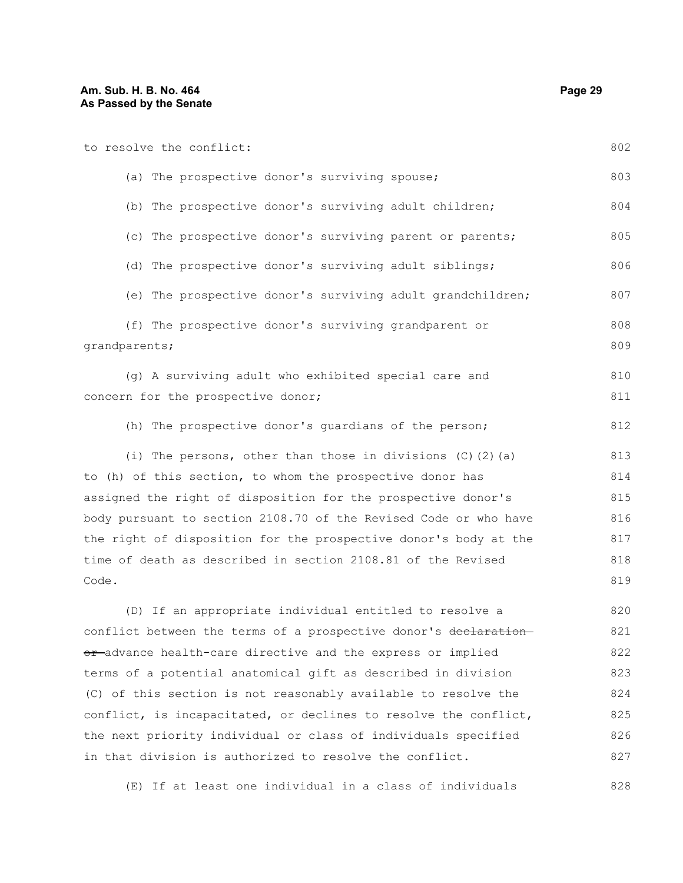to resolve the conflict:

(a) The prospective donor's surviving spouse;

(b) The prospective donor's surviving adult children;

(c) The prospective donor's surviving parent or parents;

(d) The prospective donor's surviving adult siblings;

(e) The prospective donor's surviving adult grandchildren;

(f) The prospective donor's surviving grandparent or grandparents;

(g) A surviving adult who exhibited special care and concern for the prospective donor;

(h) The prospective donor's guardians of the person;

(i) The persons, other than those in divisions (C)(2)(a) to (h) of this section, to whom the prospective donor has assigned the right of disposition for the prospective donor's body pursuant to section 2108.70 of the Revised Code or who have the right of disposition for the prospective donor's body at the time of death as described in section 2108.81 of the Revised Code.

(D) If an appropriate individual entitled to resolve a conflict between the terms of a prospective donor's ~~declaration or~~ advance health-care directive and the express or implied terms of a potential anatomical gift as described in division (C) of this section is not reasonably available to resolve the conflict, is incapacitated, or declines to resolve the conflict, the next priority individual or class of individuals specified in that division is authorized to resolve the conflict.

(E) If at least one individual in a class of individuals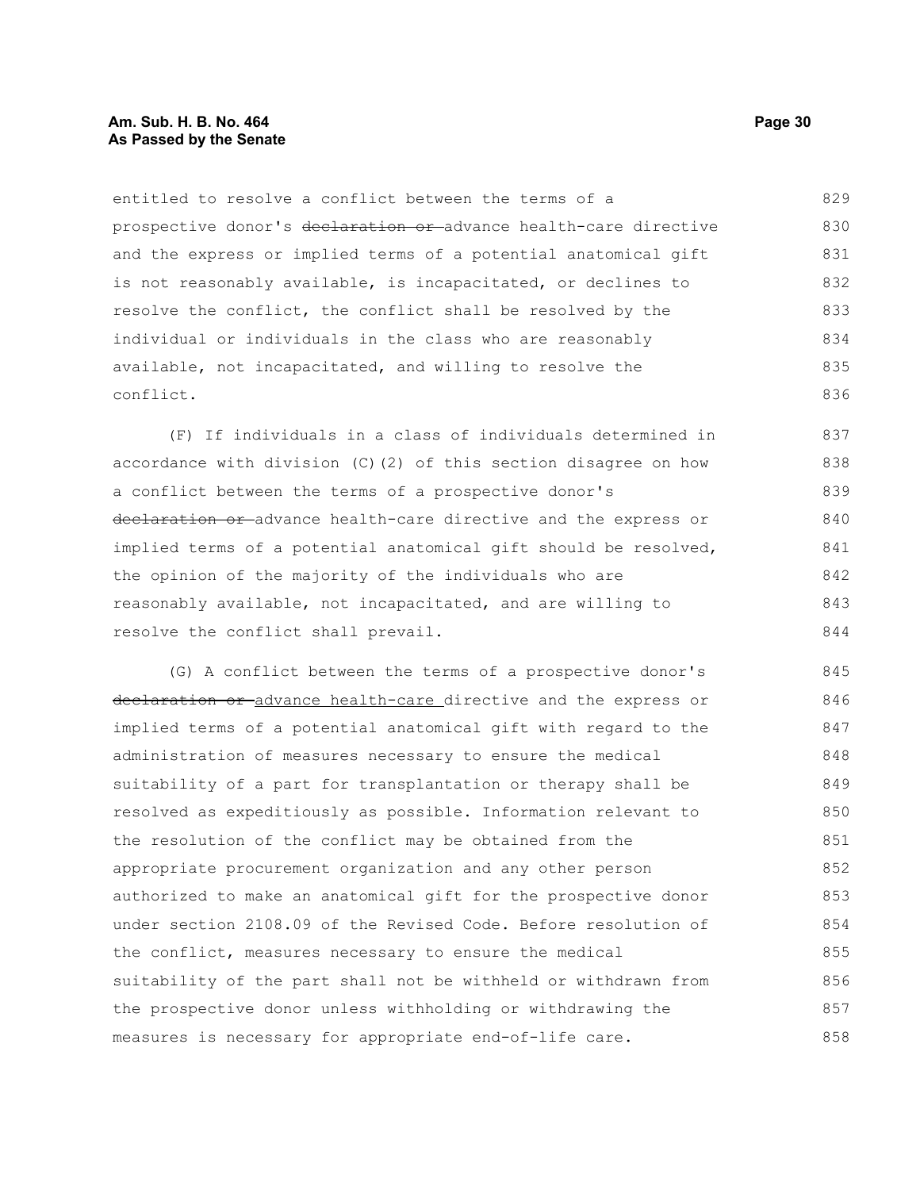entitled to resolve a conflict between the terms of a prospective donor's ~~declaration or~~ advance health-care directive and the express or implied terms of a potential anatomical gift is not reasonably available, is incapacitated, or declines to resolve the conflict, the conflict shall be resolved by the individual or individuals in the class who are reasonably available, not incapacitated, and willing to resolve the conflict.

(F) If individuals in a class of individuals determined in accordance with division (C)(2) of this section disagree on how a conflict between the terms of a prospective donor's ~~declaration or~~ advance health-care directive and the express or implied terms of a potential anatomical gift should be resolved, the opinion of the majority of the individuals who are reasonably available, not incapacitated, and are willing to resolve the conflict shall prevail.

(G) A conflict between the terms of a prospective donor's ~~declaration or~~ <u>advance health-care</u> directive and the express or implied terms of a potential anatomical gift with regard to the administration of measures necessary to ensure the medical suitability of a part for transplantation or therapy shall be resolved as expeditiously as possible. Information relevant to the resolution of the conflict may be obtained from the appropriate procurement organization and any other person authorized to make an anatomical gift for the prospective donor under section 2108.09 of the Revised Code. Before resolution of the conflict, measures necessary to ensure the medical suitability of the part shall not be withheld or withdrawn from the prospective donor unless withholding or withdrawing the measures is necessary for appropriate end-of-life care.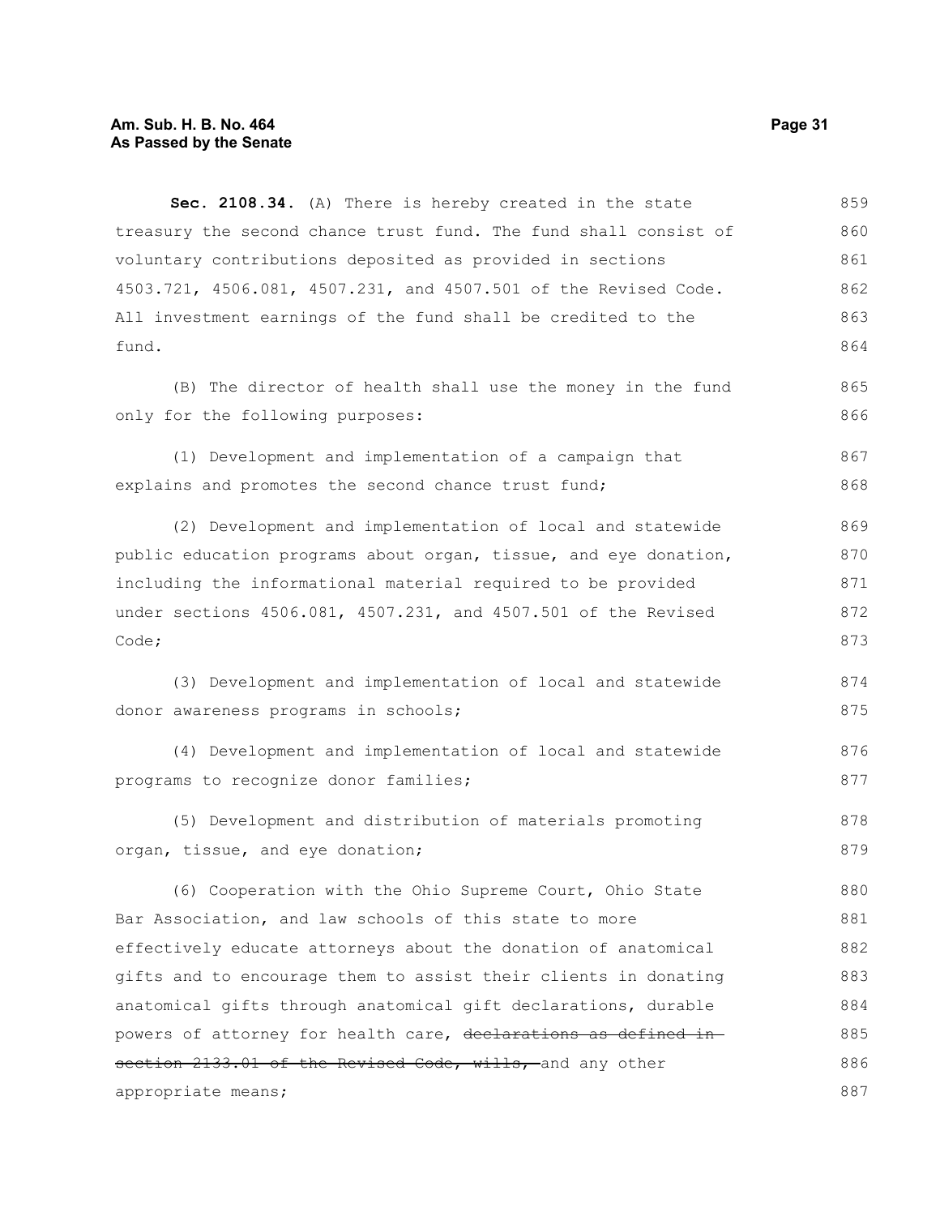**Sec. 2108.34.** (A) There is hereby created in the state treasury the second chance trust fund. The fund shall consist of voluntary contributions deposited as provided in sections 4503.721, 4506.081, 4507.231, and 4507.501 of the Revised Code. All investment earnings of the fund shall be credited to the fund.

(B) The director of health shall use the money in the fund only for the following purposes:

(1) Development and implementation of a campaign that explains and promotes the second chance trust fund;

(2) Development and implementation of local and statewide public education programs about organ, tissue, and eye donation, including the informational material required to be provided under sections 4506.081, 4507.231, and 4507.501 of the Revised Code;

(3) Development and implementation of local and statewide donor awareness programs in schools;

(4) Development and implementation of local and statewide programs to recognize donor families;

(5) Development and distribution of materials promoting organ, tissue, and eye donation;

(6) Cooperation with the Ohio Supreme Court, Ohio State Bar Association, and law schools of this state to more effectively educate attorneys about the donation of anatomical gifts and to encourage them to assist their clients in donating anatomical gifts through anatomical gift declarations, durable powers of attorney for health care, ~~declarations as defined in section 2133.01 of the Revised Code, wills,~~ and any other appropriate means;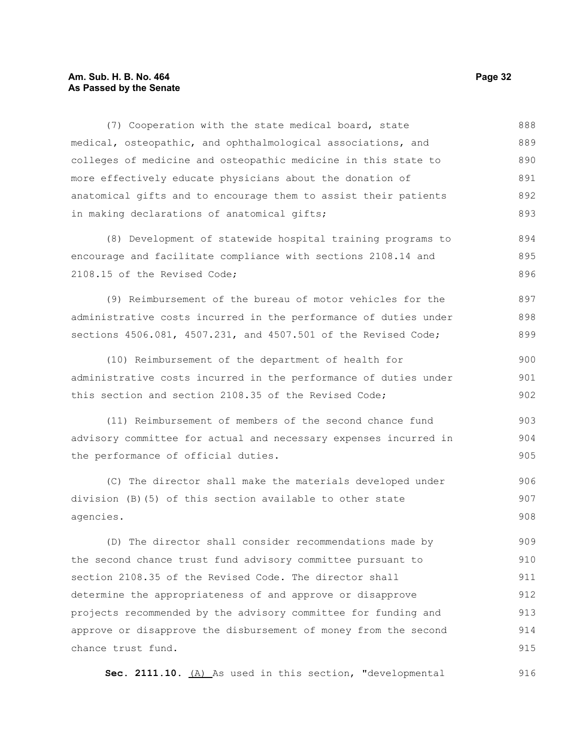(7) Cooperation with the state medical board, state medical, osteopathic, and ophthalmological associations, and colleges of medicine and osteopathic medicine in this state to more effectively educate physicians about the donation of anatomical gifts and to encourage them to assist their patients in making declarations of anatomical gifts;

(8) Development of statewide hospital training programs to encourage and facilitate compliance with sections 2108.14 and 2108.15 of the Revised Code;

(9) Reimbursement of the bureau of motor vehicles for the administrative costs incurred in the performance of duties under sections 4506.081, 4507.231, and 4507.501 of the Revised Code;

(10) Reimbursement of the department of health for administrative costs incurred in the performance of duties under this section and section 2108.35 of the Revised Code;

(11) Reimbursement of members of the second chance fund advisory committee for actual and necessary expenses incurred in the performance of official duties.

(C) The director shall make the materials developed under division (B)(5) of this section available to other state agencies.

(D) The director shall consider recommendations made by the second chance trust fund advisory committee pursuant to section 2108.35 of the Revised Code. The director shall determine the appropriateness of and approve or disapprove projects recommended by the advisory committee for funding and approve or disapprove the disbursement of money from the second chance trust fund.

**Sec. 2111.10.** (A) As used in this section, "developmental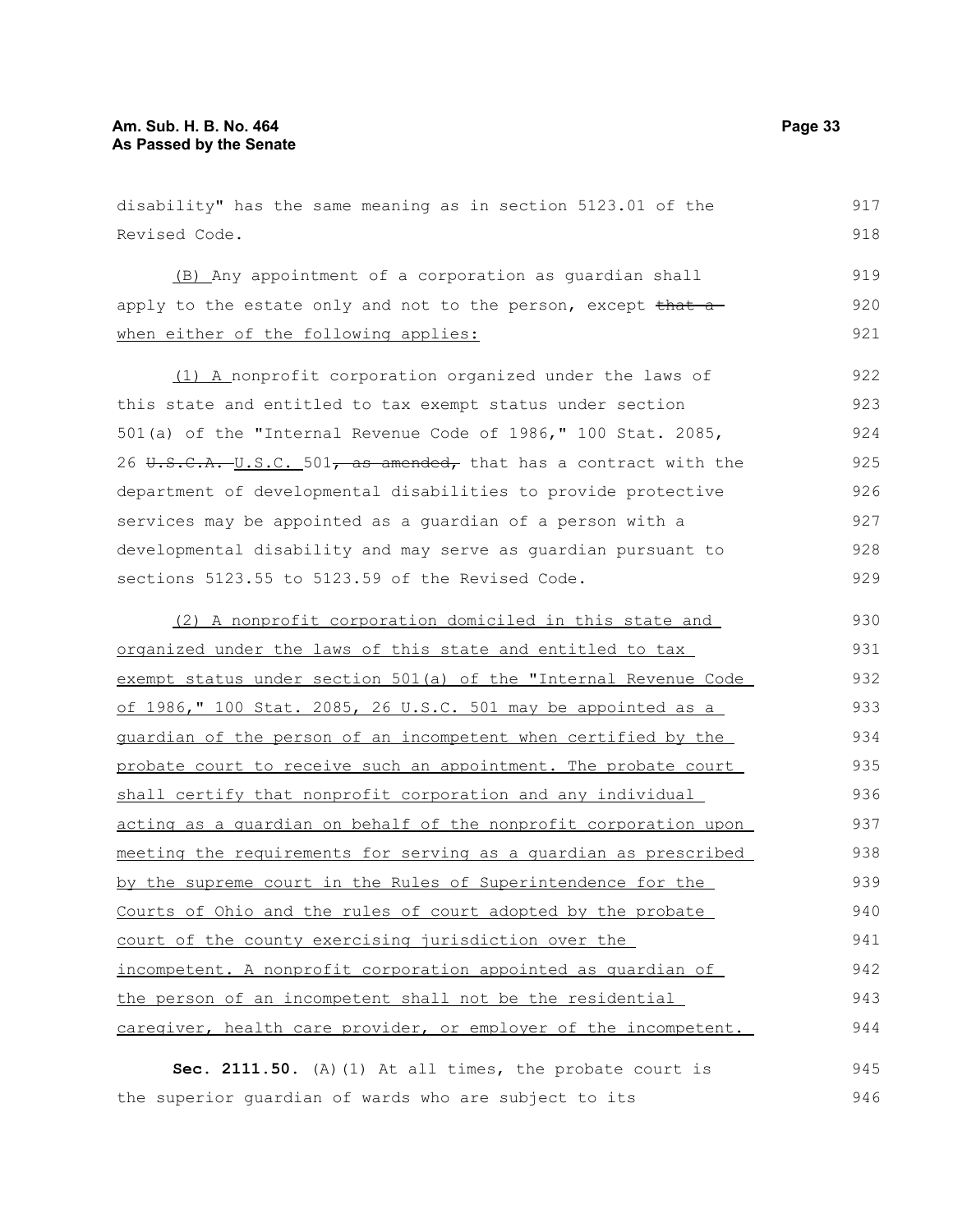disability" has the same meaning as in section 5123.01 of the Revised Code.

(B) Any appointment of a corporation as guardian shall apply to the estate only and not to the person, except ~~that a~~ when either of the following applies:

(1) A nonprofit corporation organized under the laws of this state and entitled to tax exempt status under section 501(a) of the "Internal Revenue Code of 1986," 100 Stat. 2085, 26 ~~U.S.C.A.~~ U.S.C. 501~~, as amended,~~ that has a contract with the department of developmental disabilities to provide protective services may be appointed as a guardian of a person with a developmental disability and may serve as guardian pursuant to sections 5123.55 to 5123.59 of the Revised Code.

(2) A nonprofit corporation domiciled in this state and organized under the laws of this state and entitled to tax exempt status under section 501(a) of the "Internal Revenue Code of 1986," 100 Stat. 2085, 26 U.S.C. 501 may be appointed as a guardian of the person of an incompetent when certified by the probate court to receive such an appointment. The probate court shall certify that nonprofit corporation and any individual acting as a guardian on behalf of the nonprofit corporation upon meeting the requirements for serving as a guardian as prescribed by the supreme court in the Rules of Superintendence for the Courts of Ohio and the rules of court adopted by the probate court of the county exercising jurisdiction over the incompetent. A nonprofit corporation appointed as guardian of the person of an incompetent shall not be the residential caregiver, health care provider, or employer of the incompetent.

**Sec. 2111.50.** (A)(1) At all times, the probate court is the superior guardian of wards who are subject to its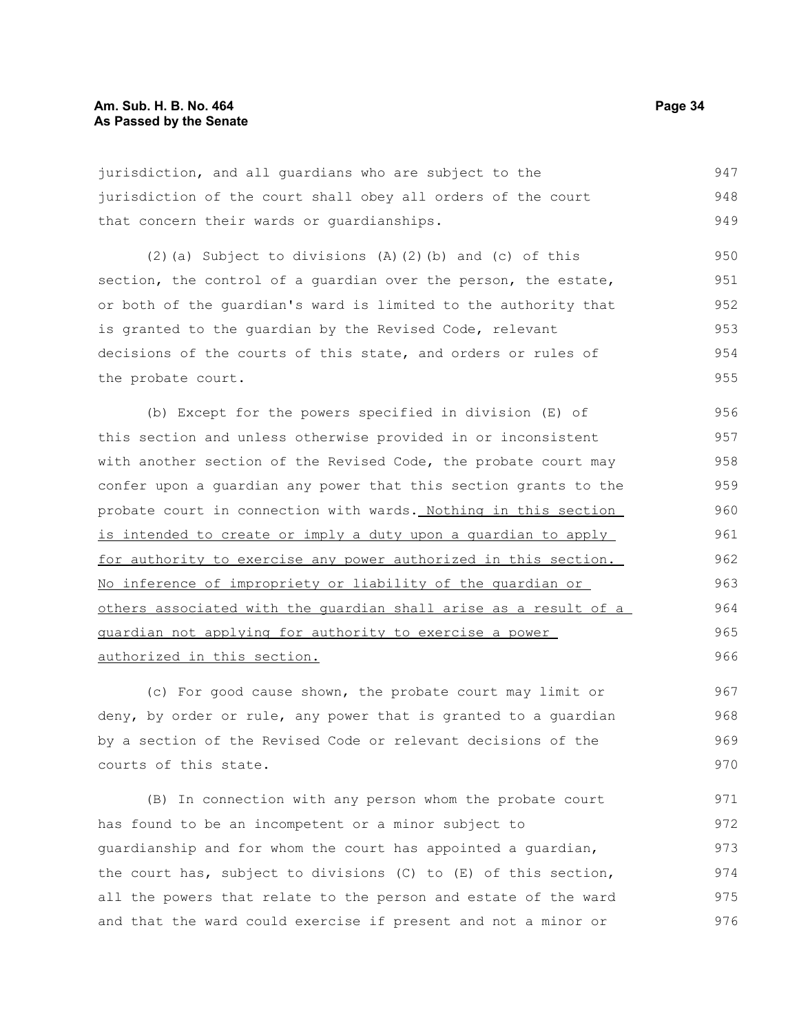jurisdiction, and all guardians who are subject to the jurisdiction of the court shall obey all orders of the court that concern their wards or guardianships.

(2)(a) Subject to divisions (A)(2)(b) and (c) of this section, the control of a guardian over the person, the estate, or both of the guardian's ward is limited to the authority that is granted to the guardian by the Revised Code, relevant decisions of the courts of this state, and orders or rules of the probate court.

(b) Except for the powers specified in division (E) of this section and unless otherwise provided in or inconsistent with another section of the Revised Code, the probate court may confer upon a guardian any power that this section grants to the probate court in connection with wards. <u>Nothing in this section is intended to create or imply a duty upon a guardian to apply for authority to exercise any power authorized in this section. No inference of impropriety or liability of the guardian or others associated with the guardian shall arise as a result of a guardian not applying for authority to exercise a power authorized in this section.</u>

(c) For good cause shown, the probate court may limit or deny, by order or rule, any power that is granted to a guardian by a section of the Revised Code or relevant decisions of the courts of this state.

(B) In connection with any person whom the probate court has found to be an incompetent or a minor subject to guardianship and for whom the court has appointed a guardian, the court has, subject to divisions (C) to (E) of this section, all the powers that relate to the person and estate of the ward and that the ward could exercise if present and not a minor or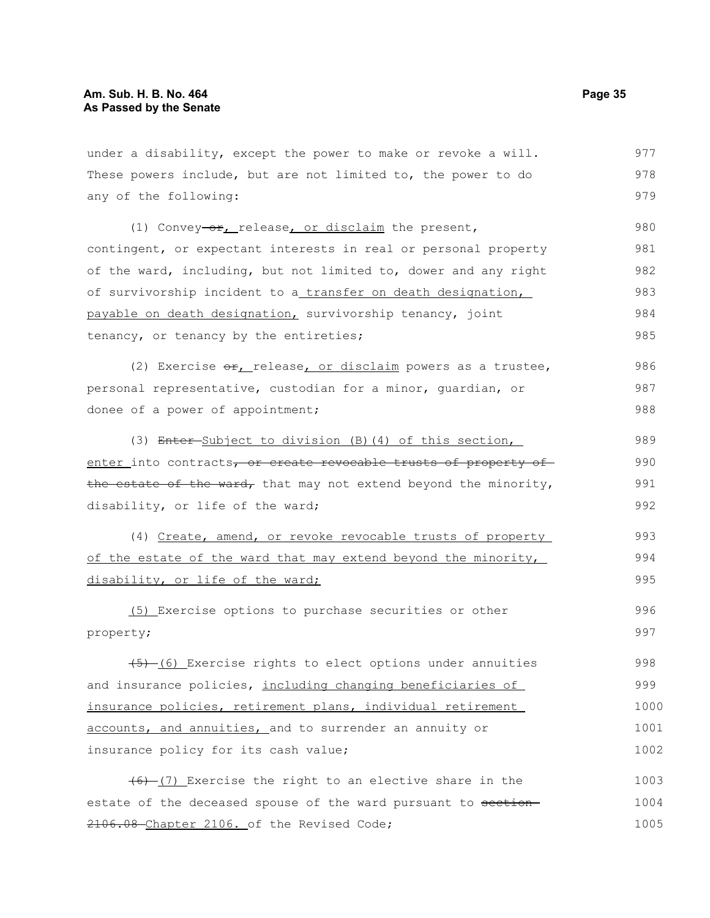under a disability, except the power to make or revoke a will. These powers include, but are not limited to, the power to do any of the following:

(1) Convey ~~or~~<u>,</u> release<u>, or disclaim</u> the present, contingent, or expectant interests in real or personal property of the ward, including, but not limited to, dower and any right of survivorship incident to a<u> transfer on death designation, payable on death designation,</u> survivorship tenancy, joint tenancy, or tenancy by the entireties;

(2) Exercise ~~or~~<u>,</u> release<u>, or disclaim</u> powers as a trustee, personal representative, custodian for a minor, guardian, or donee of a power of appointment;

(3) ~~Enter~~ <u>Subject to division (B)(4) of this section, enter</u> into contracts~~, or create revocable trusts of property of the estate of the ward,~~ that may not extend beyond the minority, disability, or life of the ward;

(4) <u>Create, amend, or revoke revocable trusts of property of the estate of the ward that may extend beyond the minority, disability, or life of the ward;</u>

<u>(5)</u> Exercise options to purchase securities or other property;

~~(5)~~ <u>(6)</u> Exercise rights to elect options under annuities and insurance policies, <u>including changing beneficiaries of insurance policies, retirement plans, individual retirement accounts, and annuities,</u> and to surrender an annuity or insurance policy for its cash value;

~~(6)~~ <u>(7)</u> Exercise the right to an elective share in the estate of the deceased spouse of the ward pursuant to ~~section 2106.08~~ <u>Chapter 2106.</u> of the Revised Code;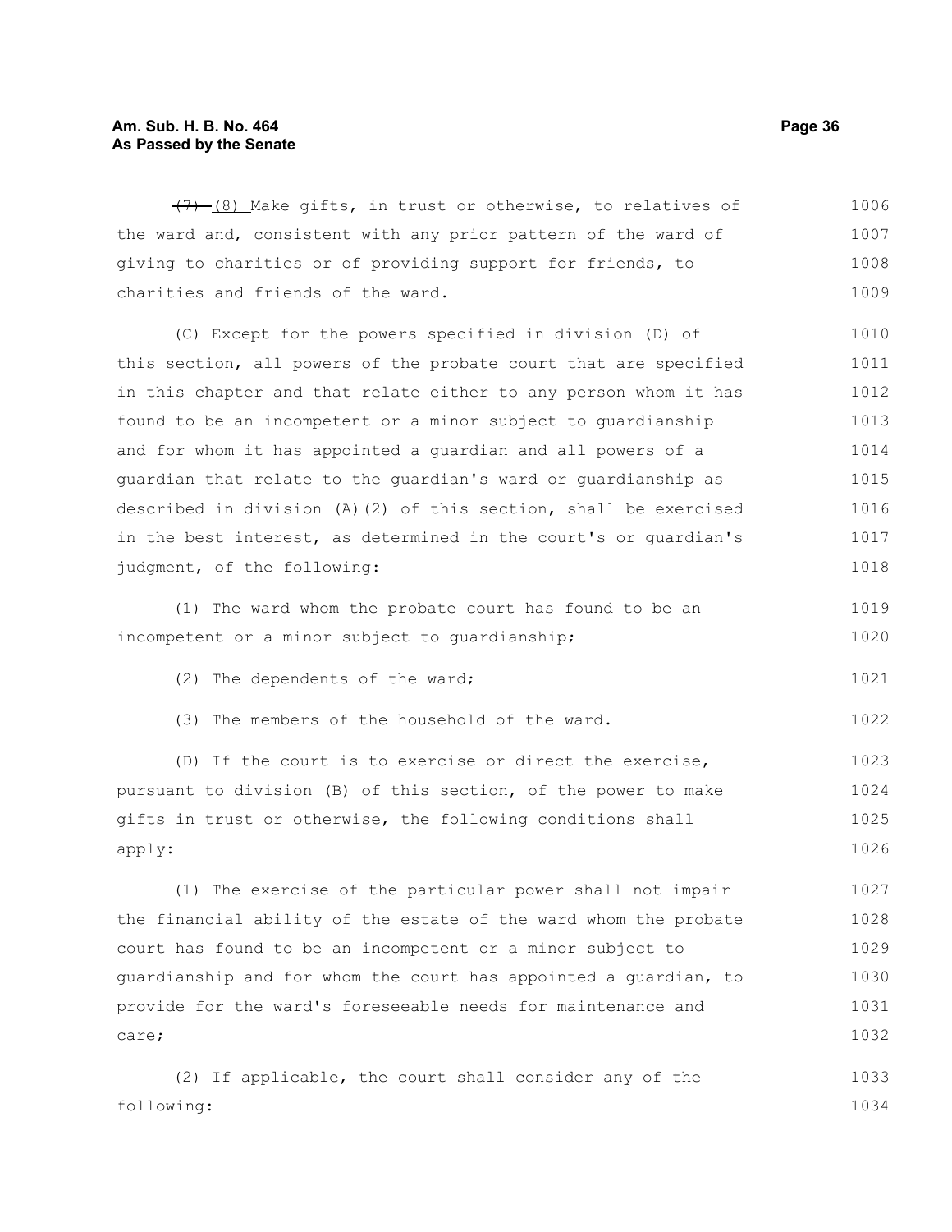~~(7)~~ (8) Make gifts, in trust or otherwise, to relatives of the ward and, consistent with any prior pattern of the ward of giving to charities or of providing support for friends, to charities and friends of the ward.

(C) Except for the powers specified in division (D) of this section, all powers of the probate court that are specified in this chapter and that relate either to any person whom it has found to be an incompetent or a minor subject to guardianship and for whom it has appointed a guardian and all powers of a guardian that relate to the guardian's ward or guardianship as described in division (A)(2) of this section, shall be exercised in the best interest, as determined in the court's or guardian's judgment, of the following:

(1) The ward whom the probate court has found to be an incompetent or a minor subject to guardianship;

(2) The dependents of the ward;

(3) The members of the household of the ward.

(D) If the court is to exercise or direct the exercise, pursuant to division (B) of this section, of the power to make gifts in trust or otherwise, the following conditions shall apply:

(1) The exercise of the particular power shall not impair the financial ability of the estate of the ward whom the probate court has found to be an incompetent or a minor subject to guardianship and for whom the court has appointed a guardian, to provide for the ward's foreseeable needs for maintenance and care;

(2) If applicable, the court shall consider any of the following: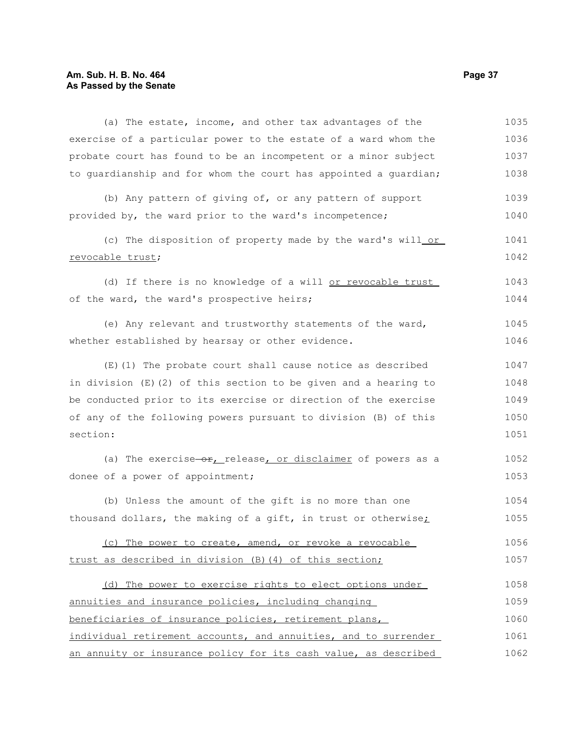(a) The estate, income, and other tax advantages of the exercise of a particular power to the estate of a ward whom the probate court has found to be an incompetent or a minor subject to guardianship and for whom the court has appointed a guardian;

(b) Any pattern of giving of, or any pattern of support provided by, the ward prior to the ward's incompetence;

(c) The disposition of property made by the ward's will or revocable trust;

(d) If there is no knowledge of a will or revocable trust of the ward, the ward's prospective heirs;

(e) Any relevant and trustworthy statements of the ward, whether established by hearsay or other evidence.

(E)(1) The probate court shall cause notice as described in division (E)(2) of this section to be given and a hearing to be conducted prior to its exercise or direction of the exercise of any of the following powers pursuant to division (B) of this section:

(a) The exercise ~~or~~, release, or disclaimer of powers as a donee of a power of appointment;

(b) Unless the amount of the gift is no more than one thousand dollars, the making of a gift, in trust or otherwise;

(c) The power to create, amend, or revoke a revocable trust as described in division (B)(4) of this section;

(d) The power to exercise rights to elect options under annuities and insurance policies, including changing beneficiaries of insurance policies, retirement plans, individual retirement accounts, and annuities, and to surrender an annuity or insurance policy for its cash value, as described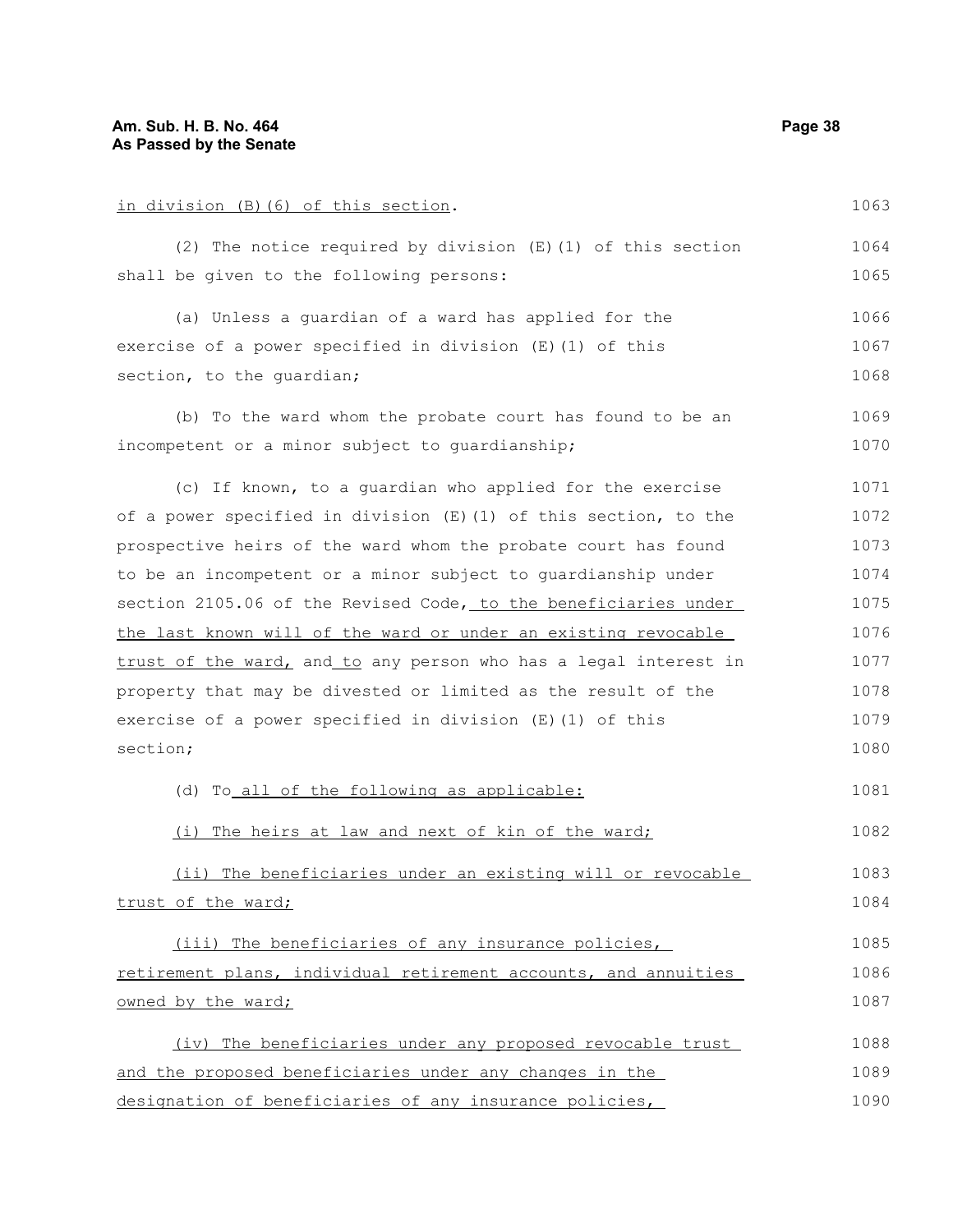in division (B)(6) of this section.

(2) The notice required by division (E)(1) of this section shall be given to the following persons:

(a) Unless a guardian of a ward has applied for the exercise of a power specified in division (E)(1) of this section, to the guardian;

(b) To the ward whom the probate court has found to be an incompetent or a minor subject to guardianship;

(c) If known, to a guardian who applied for the exercise of a power specified in division (E)(1) of this section, to the prospective heirs of the ward whom the probate court has found to be an incompetent or a minor subject to guardianship under section 2105.06 of the Revised Code, to the beneficiaries under the last known will of the ward or under an existing revocable trust of the ward, and to any person who has a legal interest in property that may be divested or limited as the result of the exercise of a power specified in division (E)(1) of this section;

(d) To all of the following as applicable:

(i) The heirs at law and next of kin of the ward;

(ii) The beneficiaries under an existing will or revocable trust of the ward;

(iii) The beneficiaries of any insurance policies, retirement plans, individual retirement accounts, and annuities owned by the ward;

(iv) The beneficiaries under any proposed revocable trust and the proposed beneficiaries under any changes in the designation of beneficiaries of any insurance policies,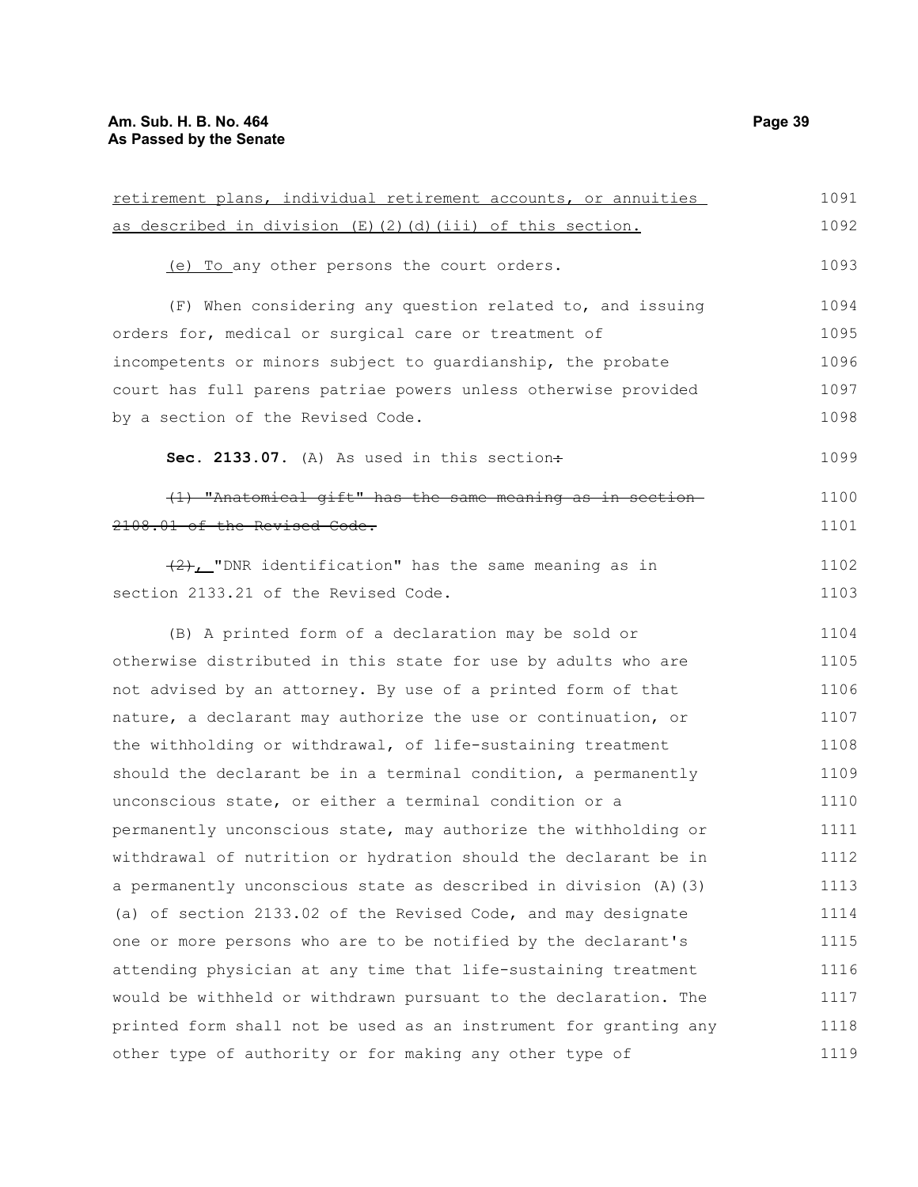retirement plans, individual retirement accounts, or annuities as described in division (E)(2)(d)(iii) of this section.

(e) To any other persons the court orders.

(F) When considering any question related to, and issuing orders for, medical or surgical care or treatment of incompetents or minors subject to guardianship, the probate court has full parens patriae powers unless otherwise provided by a section of the Revised Code.

**Sec. 2133.07.** (A) As used in this section~~:~~

~~(1) "Anatomical gift" has the same meaning as in section 2108.01 of the Revised Code.~~

~~(2)~~, "DNR identification" has the same meaning as in section 2133.21 of the Revised Code.

(B) A printed form of a declaration may be sold or otherwise distributed in this state for use by adults who are not advised by an attorney. By use of a printed form of that nature, a declarant may authorize the use or continuation, or the withholding or withdrawal, of life-sustaining treatment should the declarant be in a terminal condition, a permanently unconscious state, or either a terminal condition or a permanently unconscious state, may authorize the withholding or withdrawal of nutrition or hydration should the declarant be in a permanently unconscious state as described in division (A)(3)(a) of section 2133.02 of the Revised Code, and may designate one or more persons who are to be notified by the declarant's attending physician at any time that life-sustaining treatment would be withheld or withdrawn pursuant to the declaration. The printed form shall not be used as an instrument for granting any other type of authority or for making any other type of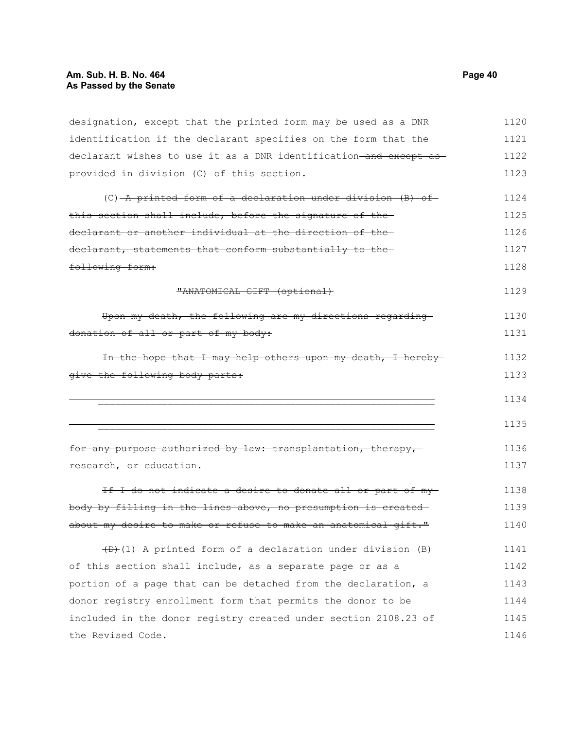designation, except that the printed form may be used as a DNR identification if the declarant specifies on the form that the declarant wishes to use it as a DNR identification ~~and except as provided in division (C) of this section~~.

(C) ~~A printed form of a declaration under division (B) of this section shall include, before the signature of the declarant or another individual at the direction of the declarant, statements that conform substantially to the following form:~~

~~"ANATOMICAL GIFT (optional)~~

~~Upon my death, the following are my directions regarding donation of all or part of my body:~~

~~In the hope that I may help others upon my death, I hereby give the following body parts:~~

~~\_\_\_\_\_\_\_\_\_\_\_\_\_\_\_\_\_\_\_\_\_\_\_\_\_\_\_\_\_\_\_\_\_\_\_\_\_\_\_\_\_\_\_\_\_\_\_\_\_\_\_\_\_\_\_\_\_\_\_\_~~

~~\_\_\_\_\_\_\_\_\_\_\_\_\_\_\_\_\_\_\_\_\_\_\_\_\_\_\_\_\_\_\_\_\_\_\_\_\_\_\_\_\_\_\_\_\_\_\_\_\_\_\_\_\_\_\_\_\_\_\_\_~~

~~for any purpose authorized by law: transplantation, therapy, research, or education.~~

~~If I do not indicate a desire to donate all or part of my body by filling in the lines above, no presumption is created about my desire to make or refuse to make an anatomical gift."~~

~~(D)~~(1) A printed form of a declaration under division (B) of this section shall include, as a separate page or as a portion of a page that can be detached from the declaration, a donor registry enrollment form that permits the donor to be included in the donor registry created under section 2108.23 of the Revised Code.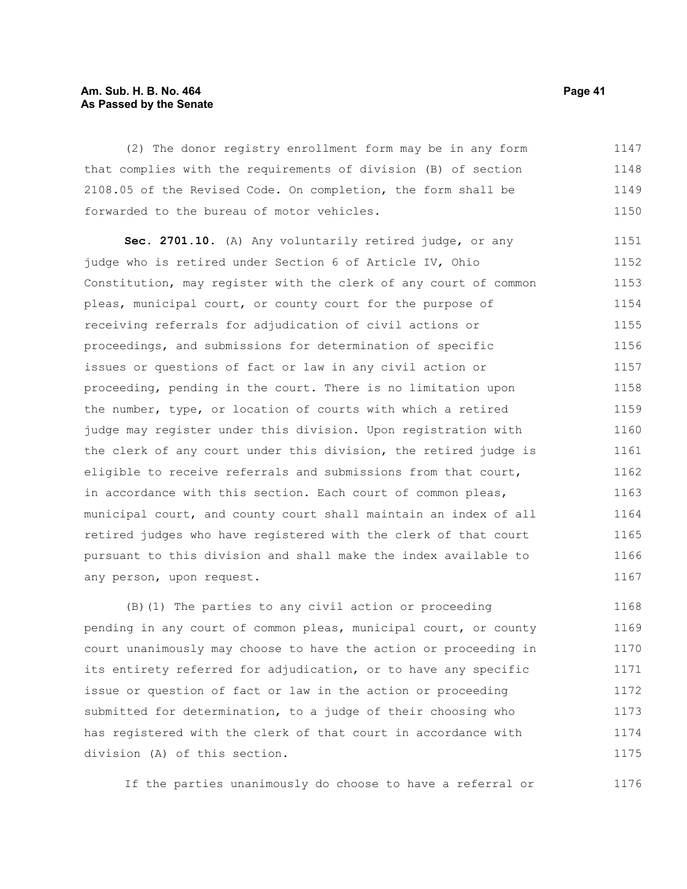(2) The donor registry enrollment form may be in any form that complies with the requirements of division (B) of section 2108.05 of the Revised Code. On completion, the form shall be forwarded to the bureau of motor vehicles.

**Sec. 2701.10.** (A) Any voluntarily retired judge, or any judge who is retired under Section 6 of Article IV, Ohio Constitution, may register with the clerk of any court of common pleas, municipal court, or county court for the purpose of receiving referrals for adjudication of civil actions or proceedings, and submissions for determination of specific issues or questions of fact or law in any civil action or proceeding, pending in the court. There is no limitation upon the number, type, or location of courts with which a retired judge may register under this division. Upon registration with the clerk of any court under this division, the retired judge is eligible to receive referrals and submissions from that court, in accordance with this section. Each court of common pleas, municipal court, and county court shall maintain an index of all retired judges who have registered with the clerk of that court pursuant to this division and shall make the index available to any person, upon request.

(B)(1) The parties to any civil action or proceeding pending in any court of common pleas, municipal court, or county court unanimously may choose to have the action or proceeding in its entirety referred for adjudication, or to have any specific issue or question of fact or law in the action or proceeding submitted for determination, to a judge of their choosing who has registered with the clerk of that court in accordance with division (A) of this section.

If the parties unanimously do choose to have a referral or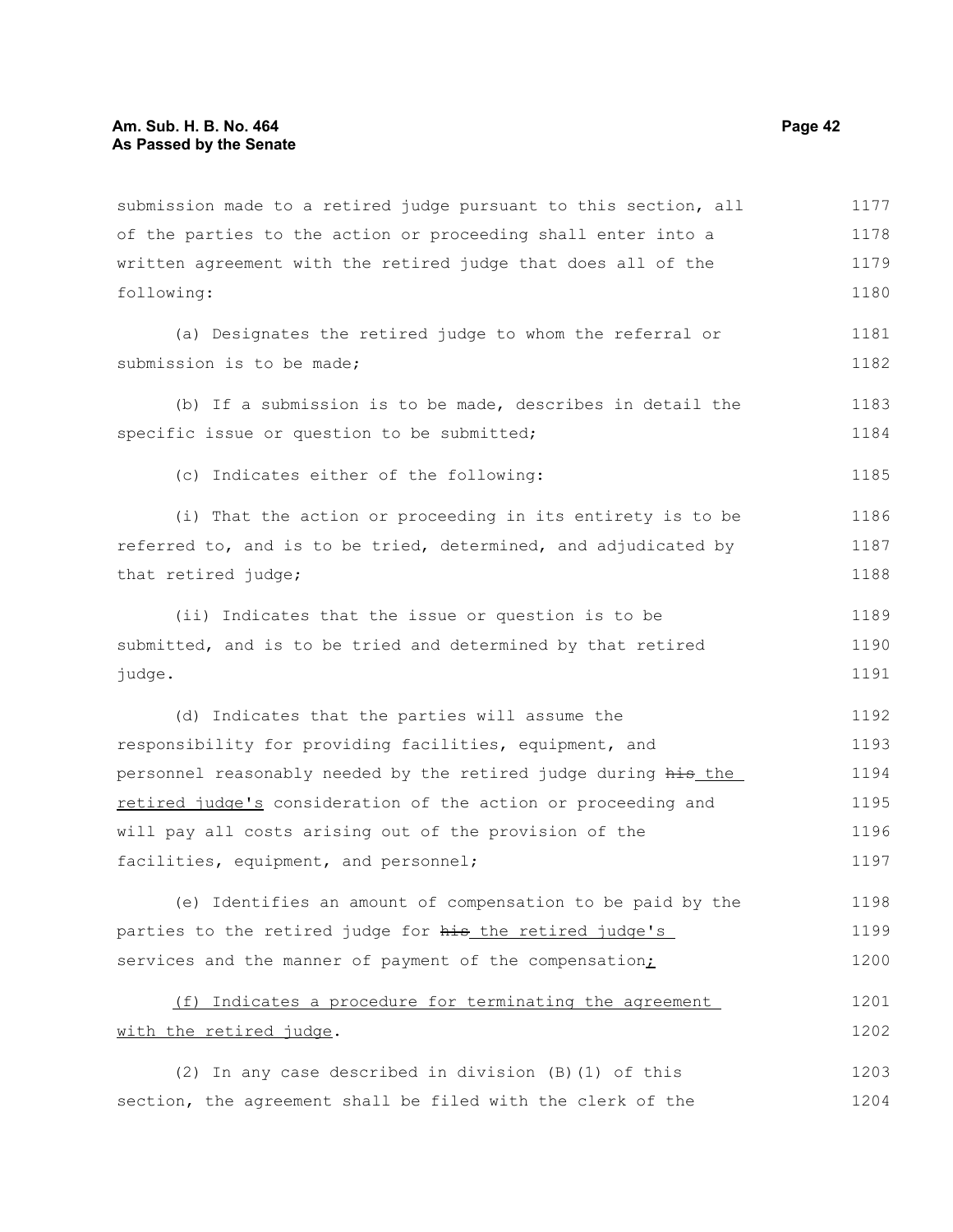submission made to a retired judge pursuant to this section, all of the parties to the action or proceeding shall enter into a written agreement with the retired judge that does all of the following:

(a) Designates the retired judge to whom the referral or submission is to be made;

(b) If a submission is to be made, describes in detail the specific issue or question to be submitted;

(c) Indicates either of the following:

(i) That the action or proceeding in its entirety is to be referred to, and is to be tried, determined, and adjudicated by that retired judge;

(ii) Indicates that the issue or question is to be submitted, and is to be tried and determined by that retired judge.

(d) Indicates that the parties will assume the responsibility for providing facilities, equipment, and personnel reasonably needed by the retired judge during ~~his~~ the retired judge's consideration of the action or proceeding and will pay all costs arising out of the provision of the facilities, equipment, and personnel;

(e) Identifies an amount of compensation to be paid by the parties to the retired judge for ~~his~~ the retired judge's services and the manner of payment of the compensation;

(f) Indicates a procedure for terminating the agreement with the retired judge.

(2) In any case described in division (B)(1) of this section, the agreement shall be filed with the clerk of the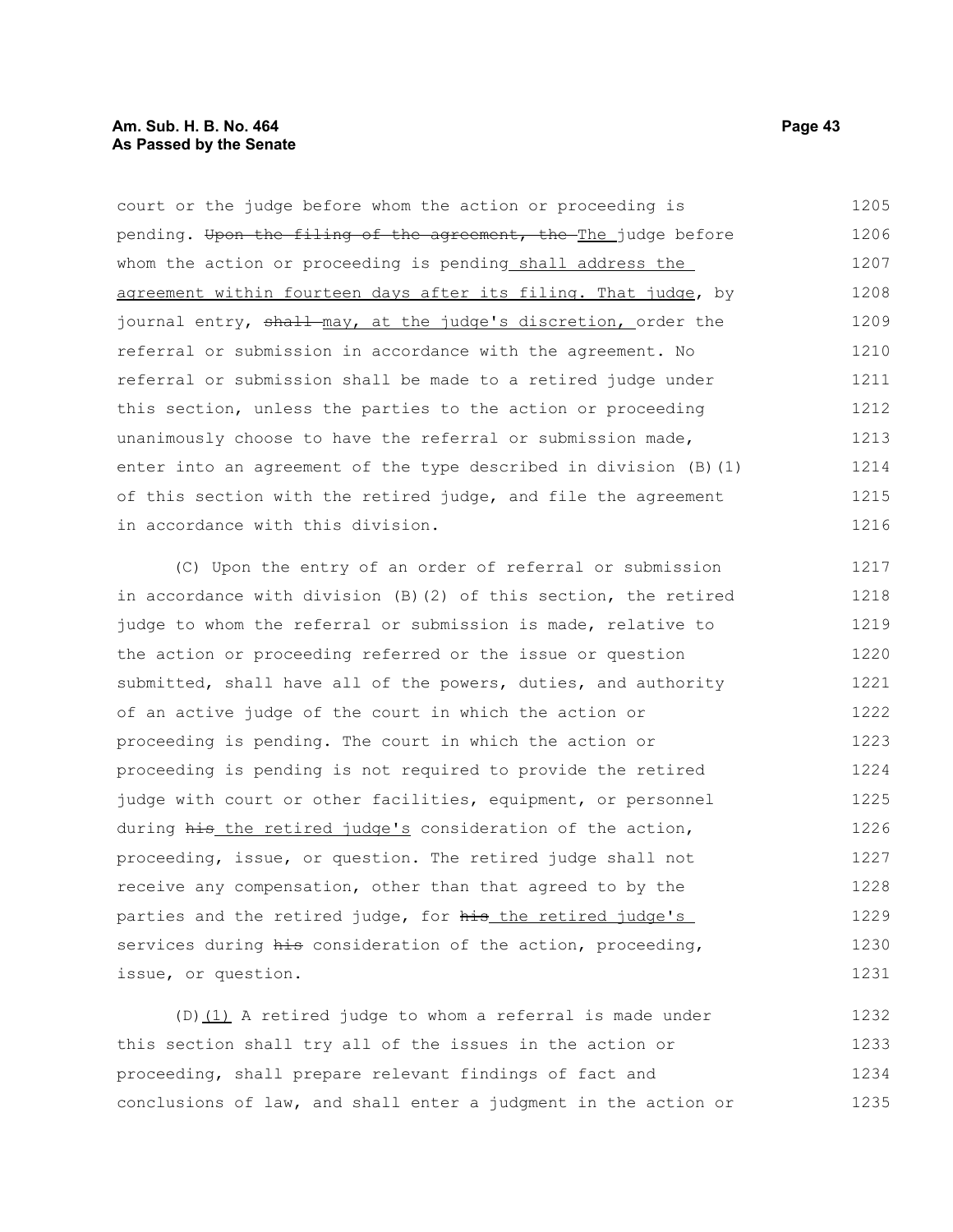court or the judge before whom the action or proceeding is pending. ~~Upon the filing of the agreement, the~~ The judge before whom the action or proceeding is pending shall address the agreement within fourteen days after its filing. That judge, by journal entry, ~~shall~~ may, at the judge's discretion, order the referral or submission in accordance with the agreement. No referral or submission shall be made to a retired judge under this section, unless the parties to the action or proceeding unanimously choose to have the referral or submission made, enter into an agreement of the type described in division (B)(1) of this section with the retired judge, and file the agreement in accordance with this division.

(C) Upon the entry of an order of referral or submission in accordance with division (B)(2) of this section, the retired judge to whom the referral or submission is made, relative to the action or proceeding referred or the issue or question submitted, shall have all of the powers, duties, and authority of an active judge of the court in which the action or proceeding is pending. The court in which the action or proceeding is pending is not required to provide the retired judge with court or other facilities, equipment, or personnel during ~~his~~ the retired judge's consideration of the action, proceeding, issue, or question. The retired judge shall not receive any compensation, other than that agreed to by the parties and the retired judge, for ~~his~~ the retired judge's services during ~~his~~ consideration of the action, proceeding, issue, or question.

(D)(1) A retired judge to whom a referral is made under this section shall try all of the issues in the action or proceeding, shall prepare relevant findings of fact and conclusions of law, and shall enter a judgment in the action or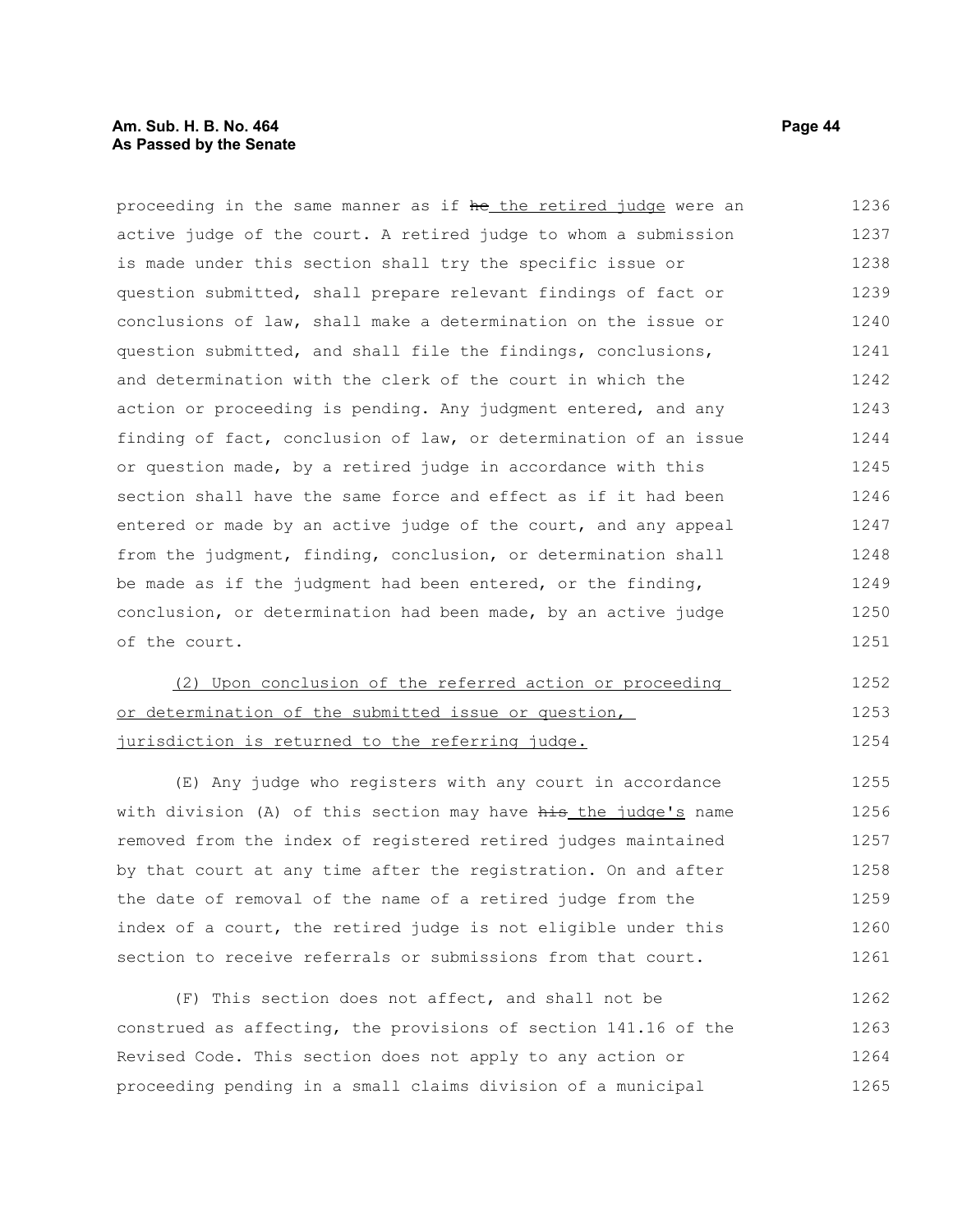proceeding in the same manner as if ~~he~~ the retired judge were an active judge of the court. A retired judge to whom a submission is made under this section shall try the specific issue or question submitted, shall prepare relevant findings of fact or conclusions of law, shall make a determination on the issue or question submitted, and shall file the findings, conclusions, and determination with the clerk of the court in which the action or proceeding is pending. Any judgment entered, and any finding of fact, conclusion of law, or determination of an issue or question made, by a retired judge in accordance with this section shall have the same force and effect as if it had been entered or made by an active judge of the court, and any appeal from the judgment, finding, conclusion, or determination shall be made as if the judgment had been entered, or the finding, conclusion, or determination had been made, by an active judge of the court.

(2) Upon conclusion of the referred action or proceeding or determination of the submitted issue or question, jurisdiction is returned to the referring judge.

(E) Any judge who registers with any court in accordance with division (A) of this section may have ~~his~~ the judge's name removed from the index of registered retired judges maintained by that court at any time after the registration. On and after the date of removal of the name of a retired judge from the index of a court, the retired judge is not eligible under this section to receive referrals or submissions from that court.

(F) This section does not affect, and shall not be construed as affecting, the provisions of section 141.16 of the Revised Code. This section does not apply to any action or proceeding pending in a small claims division of a municipal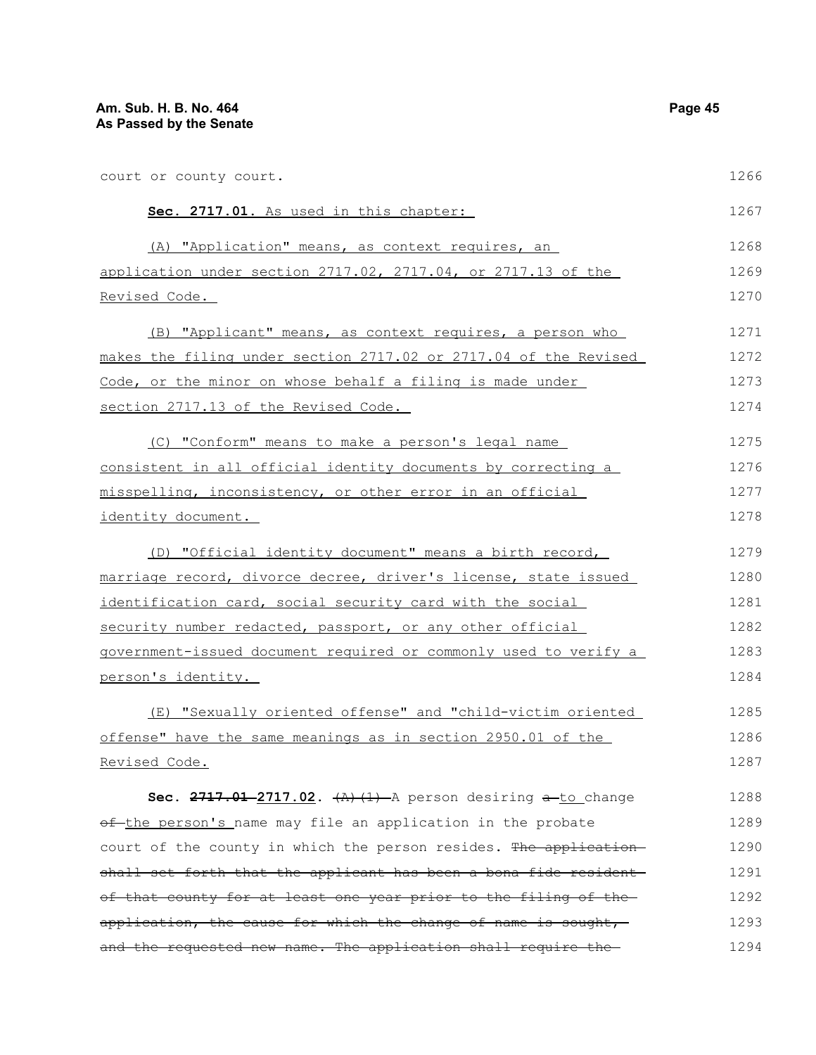court or county court.

**Sec. 2717.01.** As used in this chapter:

(A) "Application" means, as context requires, an application under section 2717.02, 2717.04, or 2717.13 of the Revised Code.

(B) "Applicant" means, as context requires, a person who makes the filing under section 2717.02 or 2717.04 of the Revised Code, or the minor on whose behalf a filing is made under section 2717.13 of the Revised Code.

(C) "Conform" means to make a person's legal name consistent in all official identity documents by correcting a misspelling, inconsistency, or other error in an official identity document.

(D) "Official identity document" means a birth record, marriage record, divorce decree, driver's license, state issued identification card, social security card with the social security number redacted, passport, or any other official government-issued document required or commonly used to verify a person's identity.

(E) "Sexually oriented offense" and "child-victim oriented offense" have the same meanings as in section 2950.01 of the Revised Code.

**Sec. ~~2717.01~~ 2717.02.** ~~(A)(1)~~ A person desiring ~~a~~ to change ~~of~~ the person's name may file an application in the probate court of the county in which the person resides. ~~The application shall set forth that the applicant has been a bona fide resident of that county for at least one year prior to the filing of the application, the cause for which the change of name is sought, and the requested new name. The application shall require the~~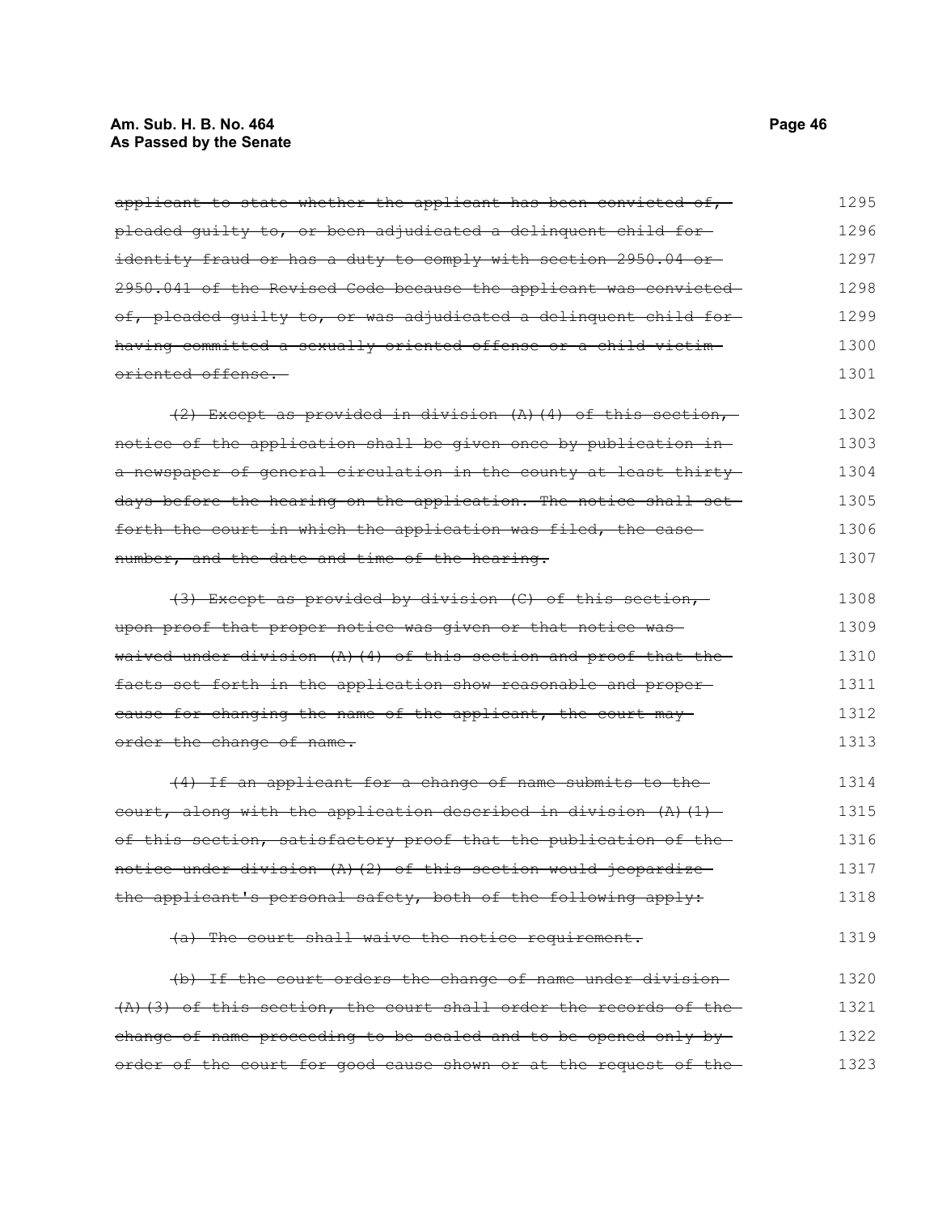~~applicant to state whether the applicant has been convicted of, pleaded guilty to, or been adjudicated a delinquent child for identity fraud or has a duty to comply with section 2950.04 or 2950.041 of the Revised Code because the applicant was convicted of, pleaded guilty to, or was adjudicated a delinquent child for having committed a sexually oriented offense or a child-victim oriented offense.~~

~~(2) Except as provided in division (A)(4) of this section, notice of the application shall be given once by publication in a newspaper of general circulation in the county at least thirty days before the hearing on the application. The notice shall set forth the court in which the application was filed, the case number, and the date and time of the hearing.~~

~~(3) Except as provided by division (C) of this section, upon proof that proper notice was given or that notice was waived under division (A)(4) of this section and proof that the facts set forth in the application show reasonable and proper cause for changing the name of the applicant, the court may order the change of name.~~

~~(4) If an applicant for a change of name submits to the court, along with the application described in division (A)(1) of this section, satisfactory proof that the publication of the notice under division (A)(2) of this section would jeopardize the applicant's personal safety, both of the following apply:~~

~~(a) The court shall waive the notice requirement.~~

~~(b) If the court orders the change of name under division (A)(3) of this section, the court shall order the records of the change of name proceeding to be sealed and to be opened only by order of the court for good cause shown or at the request of the~~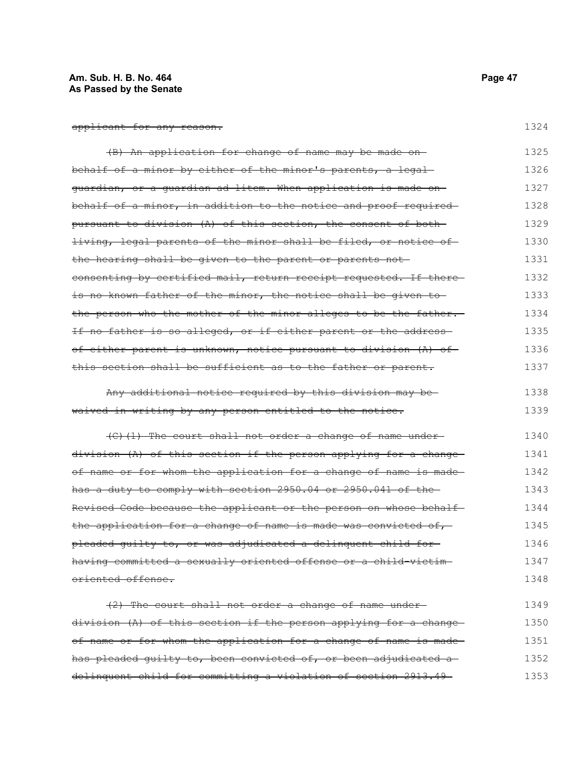~~applicant for any reason.~~

~~(B) An application for change of name may be made on behalf of a minor by either of the minor's parents, a legal guardian, or a guardian ad litem. When application is made on behalf of a minor, in addition to the notice and proof required pursuant to division (A) of this section, the consent of both living, legal parents of the minor shall be filed, or notice of the hearing shall be given to the parent or parents not consenting by certified mail, return receipt requested. If there is no known father of the minor, the notice shall be given to the person who the mother of the minor alleges to be the father. If no father is so alleged, or if either parent or the address of either parent is unknown, notice pursuant to division (A) of this section shall be sufficient as to the father or parent.~~

~~Any additional notice required by this division may be waived in writing by any person entitled to the notice.~~

~~(C)(1) The court shall not order a change of name under division (A) of this section if the person applying for a change of name or for whom the application for a change of name is made has a duty to comply with section 2950.04 or 2950.041 of the Revised Code because the applicant or the person on whose behalf the application for a change of name is made was convicted of, pleaded guilty to, or was adjudicated a delinquent child for having committed a sexually oriented offense or a child-victim oriented offense.~~

~~(2) The court shall not order a change of name under division (A) of this section if the person applying for a change of name or for whom the application for a change of name is made has pleaded guilty to, been convicted of, or been adjudicated a delinquent child for committing a violation of section 2913.49~~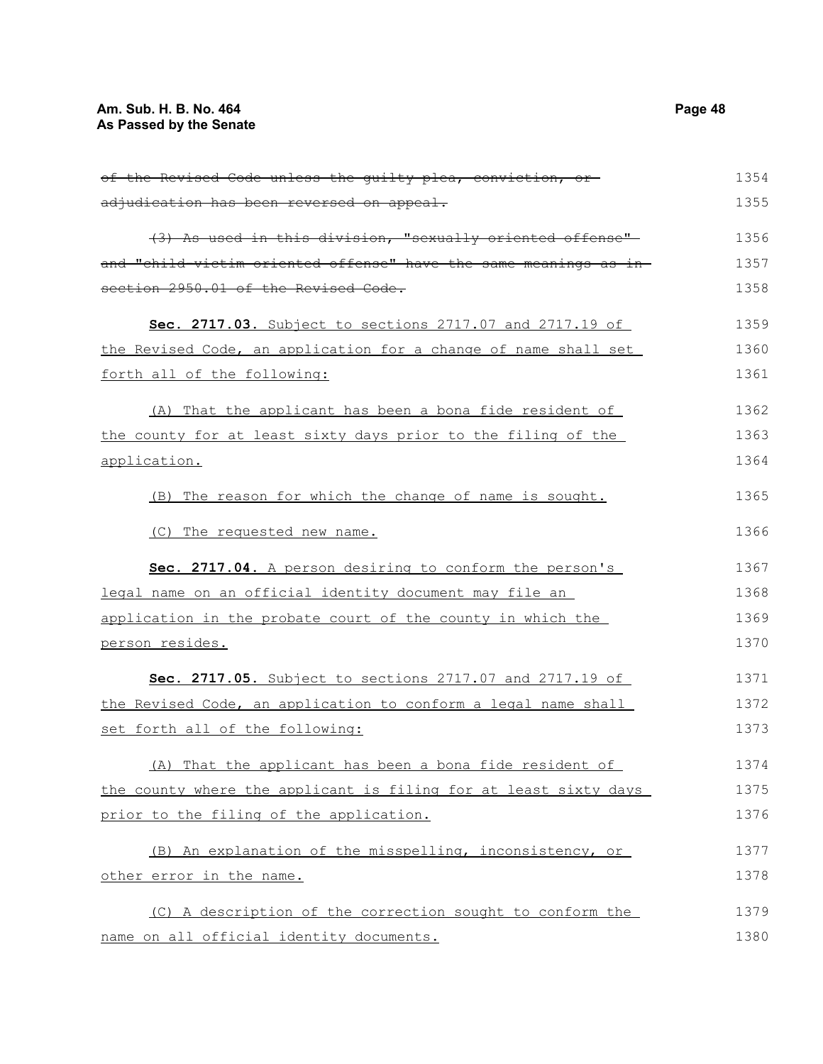~~of the Revised Code unless the guilty plea, conviction, or adjudication has been reversed on appeal.~~

~~(3) As used in this division, "sexually oriented offense" and "child-victim oriented offense" have the same meanings as in section 2950.01 of the Revised Code.~~

**Sec. 2717.03.** Subject to sections 2717.07 and 2717.19 of the Revised Code, an application for a change of name shall set forth all of the following:

(A) That the applicant has been a bona fide resident of the county for at least sixty days prior to the filing of the application.

(B) The reason for which the change of name is sought.

(C) The requested new name.

**Sec. 2717.04.** A person desiring to conform the person's legal name on an official identity document may file an application in the probate court of the county in which the person resides.

**Sec. 2717.05.** Subject to sections 2717.07 and 2717.19 of the Revised Code, an application to conform a legal name shall set forth all of the following:

(A) That the applicant has been a bona fide resident of the county where the applicant is filing for at least sixty days prior to the filing of the application.

(B) An explanation of the misspelling, inconsistency, or other error in the name.

(C) A description of the correction sought to conform the name on all official identity documents.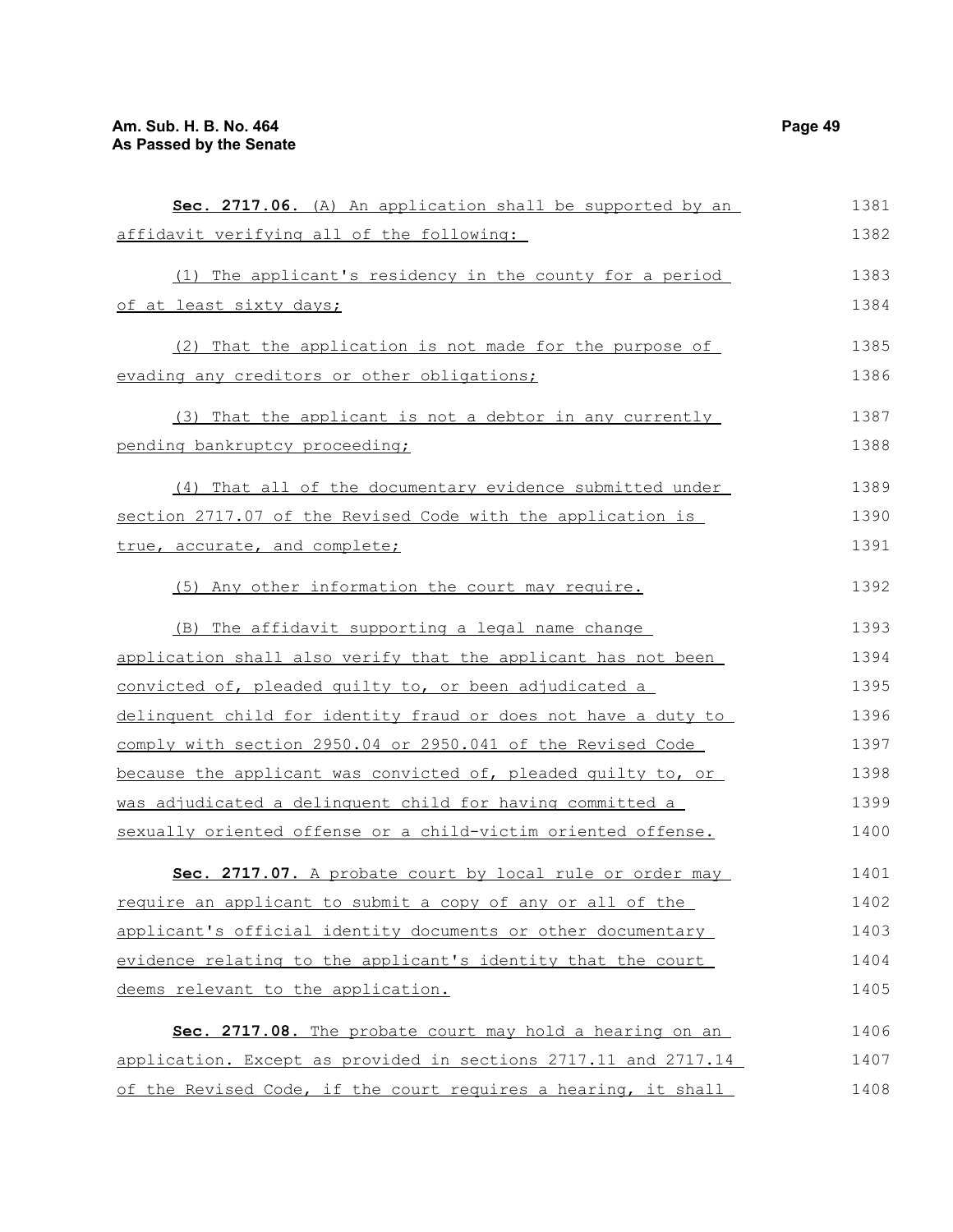**Sec. 2717.06.** (A) An application shall be supported by an affidavit verifying all of the following:

(1) The applicant's residency in the county for a period of at least sixty days;

(2) That the application is not made for the purpose of evading any creditors or other obligations;

(3) That the applicant is not a debtor in any currently pending bankruptcy proceeding;

(4) That all of the documentary evidence submitted under section 2717.07 of the Revised Code with the application is true, accurate, and complete;

(5) Any other information the court may require.

(B) The affidavit supporting a legal name change application shall also verify that the applicant has not been convicted of, pleaded guilty to, or been adjudicated a delinquent child for identity fraud or does not have a duty to comply with section 2950.04 or 2950.041 of the Revised Code because the applicant was convicted of, pleaded guilty to, or was adjudicated a delinquent child for having committed a sexually oriented offense or a child-victim oriented offense.

**Sec. 2717.07.** A probate court by local rule or order may require an applicant to submit a copy of any or all of the applicant's official identity documents or other documentary evidence relating to the applicant's identity that the court deems relevant to the application.

**Sec. 2717.08.** The probate court may hold a hearing on an application. Except as provided in sections 2717.11 and 2717.14 of the Revised Code, if the court requires a hearing, it shall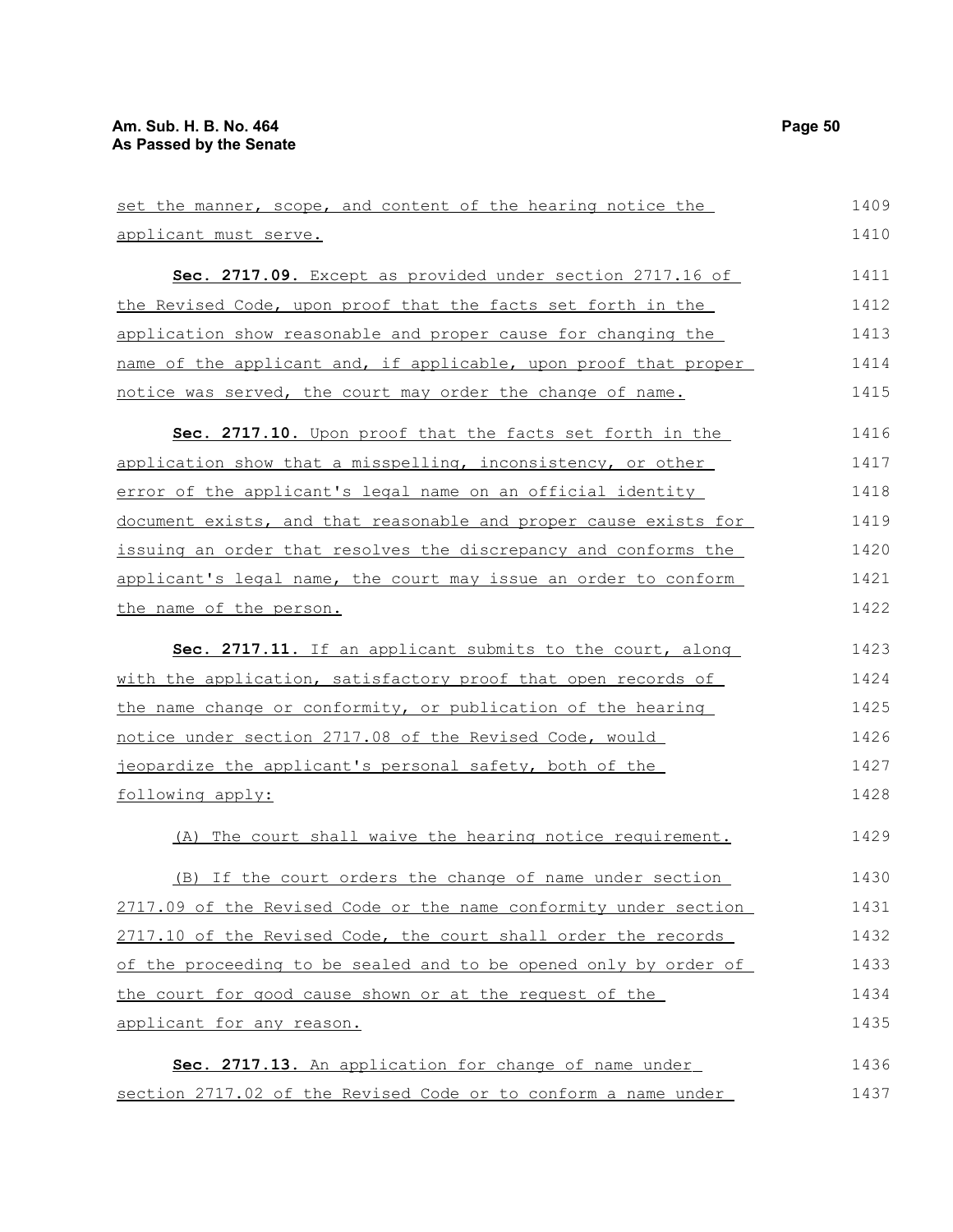set the manner, scope, and content of the hearing notice the applicant must serve.

**Sec. 2717.09.** Except as provided under section 2717.16 of the Revised Code, upon proof that the facts set forth in the application show reasonable and proper cause for changing the name of the applicant and, if applicable, upon proof that proper notice was served, the court may order the change of name.

**Sec. 2717.10.** Upon proof that the facts set forth in the application show that a misspelling, inconsistency, or other error of the applicant's legal name on an official identity document exists, and that reasonable and proper cause exists for issuing an order that resolves the discrepancy and conforms the applicant's legal name, the court may issue an order to conform the name of the person.

**Sec. 2717.11.** If an applicant submits to the court, along with the application, satisfactory proof that open records of the name change or conformity, or publication of the hearing notice under section 2717.08 of the Revised Code, would jeopardize the applicant's personal safety, both of the following apply:

(A) The court shall waive the hearing notice requirement.

(B) If the court orders the change of name under section 2717.09 of the Revised Code or the name conformity under section 2717.10 of the Revised Code, the court shall order the records of the proceeding to be sealed and to be opened only by order of the court for good cause shown or at the request of the applicant for any reason.

**Sec. 2717.13.** An application for change of name under section 2717.02 of the Revised Code or to conform a name under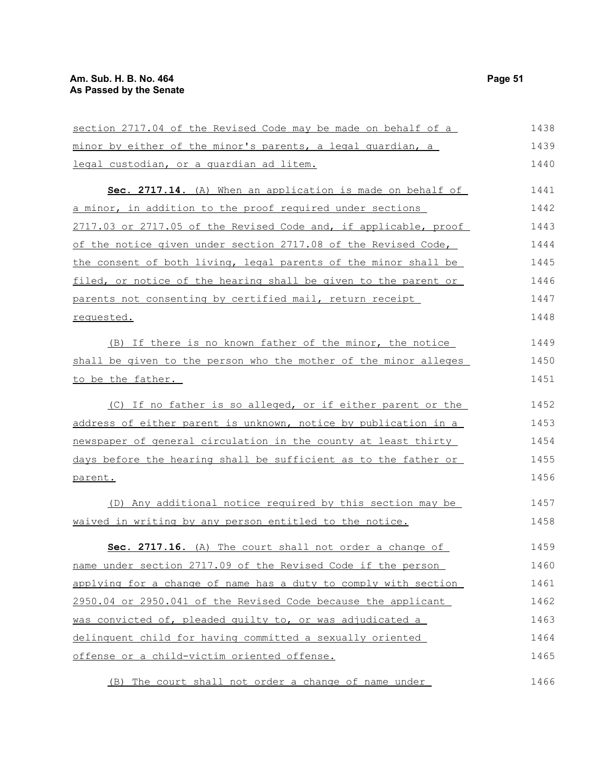section 2717.04 of the Revised Code may be made on behalf of a minor by either of the minor's parents, a legal guardian, a legal custodian, or a guardian ad litem.

**Sec. 2717.14.** (A) When an application is made on behalf of a minor, in addition to the proof required under sections 2717.03 or 2717.05 of the Revised Code and, if applicable, proof of the notice given under section 2717.08 of the Revised Code, the consent of both living, legal parents of the minor shall be filed, or notice of the hearing shall be given to the parent or parents not consenting by certified mail, return receipt requested.

(B) If there is no known father of the minor, the notice shall be given to the person who the mother of the minor alleges to be the father.

(C) If no father is so alleged, or if either parent or the address of either parent is unknown, notice by publication in a newspaper of general circulation in the county at least thirty days before the hearing shall be sufficient as to the father or parent.

(D) Any additional notice required by this section may be waived in writing by any person entitled to the notice.

**Sec. 2717.16.** (A) The court shall not order a change of name under section 2717.09 of the Revised Code if the person applying for a change of name has a duty to comply with section 2950.04 or 2950.041 of the Revised Code because the applicant was convicted of, pleaded guilty to, or was adjudicated a delinquent child for having committed a sexually oriented offense or a child-victim oriented offense.

(B) The court shall not order a change of name under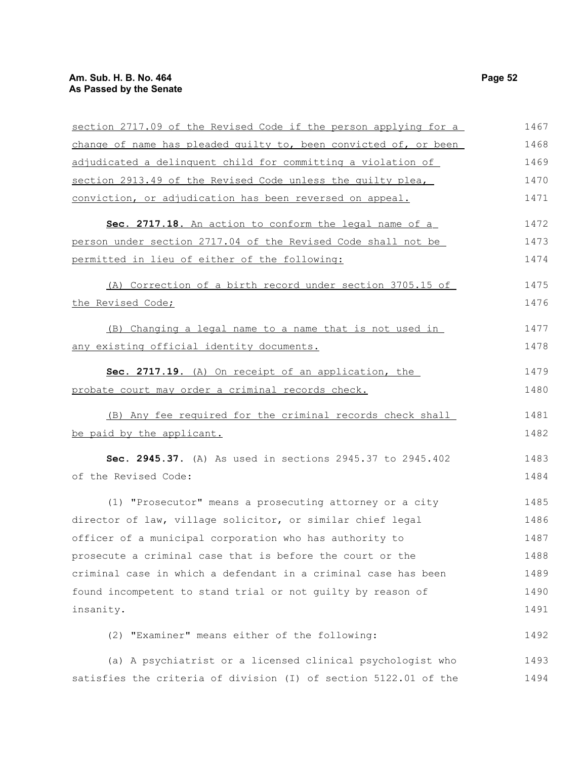section 2717.09 of the Revised Code if the person applying for a change of name has pleaded guilty to, been convicted of, or been adjudicated a delinquent child for committing a violation of section 2913.49 of the Revised Code unless the guilty plea, conviction, or adjudication has been reversed on appeal.

**Sec. 2717.18.** An action to conform the legal name of a person under section 2717.04 of the Revised Code shall not be permitted in lieu of either of the following:

(A) Correction of a birth record under section 3705.15 of the Revised Code;

(B) Changing a legal name to a name that is not used in any existing official identity documents.

**Sec. 2717.19.** (A) On receipt of an application, the probate court may order a criminal records check.

(B) Any fee required for the criminal records check shall be paid by the applicant.

**Sec. 2945.37.** (A) As used in sections 2945.37 to 2945.402 of the Revised Code:

(1) "Prosecutor" means a prosecuting attorney or a city director of law, village solicitor, or similar chief legal officer of a municipal corporation who has authority to prosecute a criminal case that is before the court or the criminal case in which a defendant in a criminal case has been found incompetent to stand trial or not guilty by reason of insanity.

(2) "Examiner" means either of the following:

(a) A psychiatrist or a licensed clinical psychologist who satisfies the criteria of division (I) of section 5122.01 of the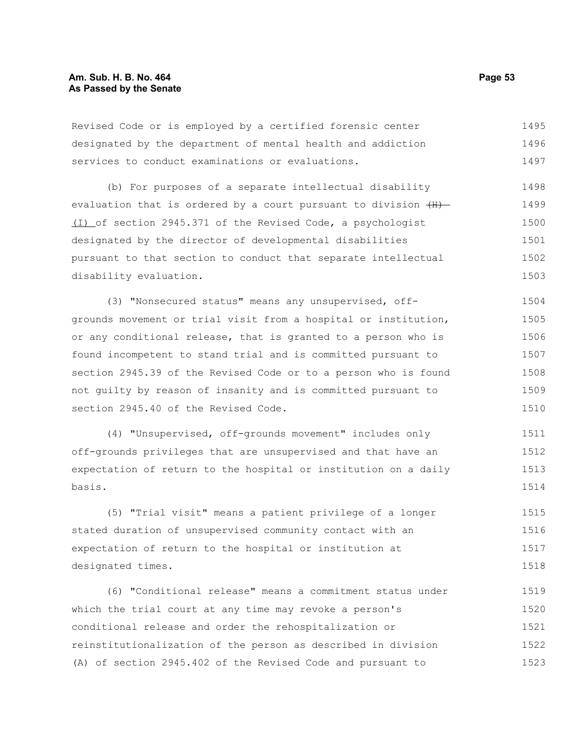Revised Code or is employed by a certified forensic center designated by the department of mental health and addiction services to conduct examinations or evaluations.

(b) For purposes of a separate intellectual disability evaluation that is ordered by a court pursuant to division ~~(H)~~ (I) of section 2945.371 of the Revised Code, a psychologist designated by the director of developmental disabilities pursuant to that section to conduct that separate intellectual disability evaluation.

(3) "Nonsecured status" means any unsupervised, off-grounds movement or trial visit from a hospital or institution, or any conditional release, that is granted to a person who is found incompetent to stand trial and is committed pursuant to section 2945.39 of the Revised Code or to a person who is found not guilty by reason of insanity and is committed pursuant to section 2945.40 of the Revised Code.

(4) "Unsupervised, off-grounds movement" includes only off-grounds privileges that are unsupervised and that have an expectation of return to the hospital or institution on a daily basis.

(5) "Trial visit" means a patient privilege of a longer stated duration of unsupervised community contact with an expectation of return to the hospital or institution at designated times.

(6) "Conditional release" means a commitment status under which the trial court at any time may revoke a person's conditional release and order the rehospitalization or reinstitutionalization of the person as described in division (A) of section 2945.402 of the Revised Code and pursuant to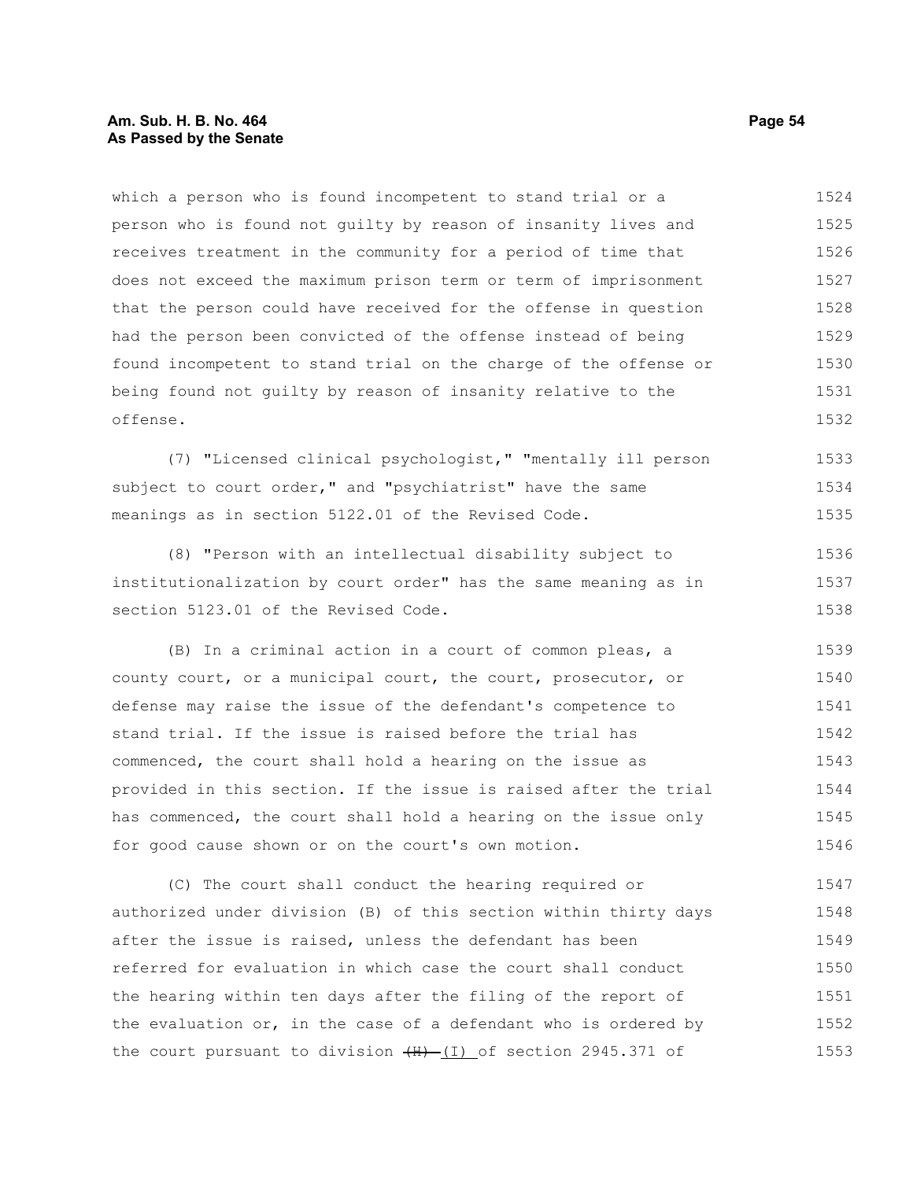which a person who is found incompetent to stand trial or a person who is found not guilty by reason of insanity lives and receives treatment in the community for a period of time that does not exceed the maximum prison term or term of imprisonment that the person could have received for the offense in question had the person been convicted of the offense instead of being found incompetent to stand trial on the charge of the offense or being found not guilty by reason of insanity relative to the offense.

(7) "Licensed clinical psychologist," "mentally ill person subject to court order," and "psychiatrist" have the same meanings as in section 5122.01 of the Revised Code.

(8) "Person with an intellectual disability subject to institutionalization by court order" has the same meaning as in section 5123.01 of the Revised Code.

(B) In a criminal action in a court of common pleas, a county court, or a municipal court, the court, prosecutor, or defense may raise the issue of the defendant's competence to stand trial. If the issue is raised before the trial has commenced, the court shall hold a hearing on the issue as provided in this section. If the issue is raised after the trial has commenced, the court shall hold a hearing on the issue only for good cause shown or on the court's own motion.

(C) The court shall conduct the hearing required or authorized under division (B) of this section within thirty days after the issue is raised, unless the defendant has been referred for evaluation in which case the court shall conduct the hearing within ten days after the filing of the report of the evaluation or, in the case of a defendant who is ordered by the court pursuant to division ~~(H)~~ (I) of section 2945.371 of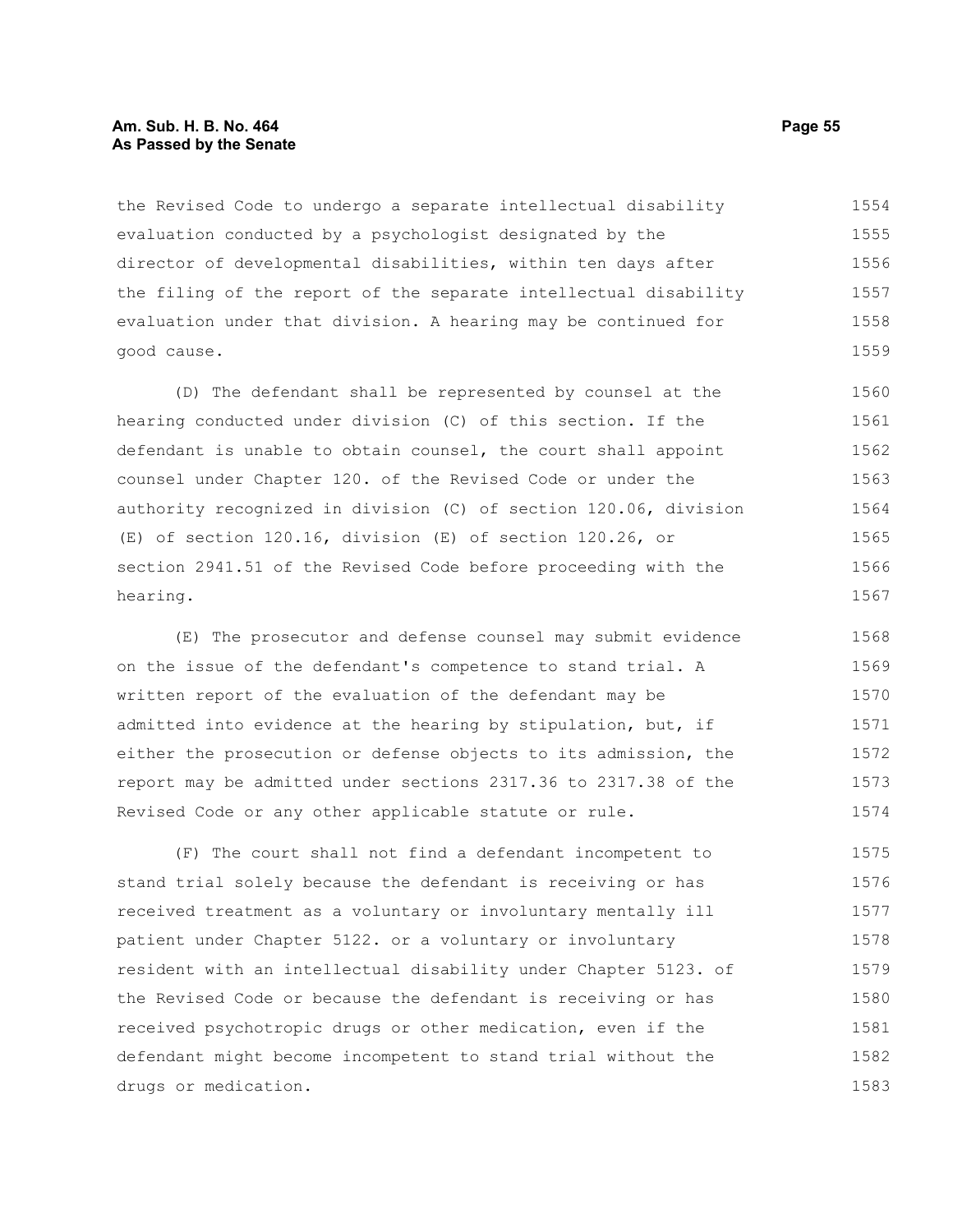the Revised Code to undergo a separate intellectual disability evaluation conducted by a psychologist designated by the director of developmental disabilities, within ten days after the filing of the report of the separate intellectual disability evaluation under that division. A hearing may be continued for good cause.

(D) The defendant shall be represented by counsel at the hearing conducted under division (C) of this section. If the defendant is unable to obtain counsel, the court shall appoint counsel under Chapter 120. of the Revised Code or under the authority recognized in division (C) of section 120.06, division (E) of section 120.16, division (E) of section 120.26, or section 2941.51 of the Revised Code before proceeding with the hearing.

(E) The prosecutor and defense counsel may submit evidence on the issue of the defendant's competence to stand trial. A written report of the evaluation of the defendant may be admitted into evidence at the hearing by stipulation, but, if either the prosecution or defense objects to its admission, the report may be admitted under sections 2317.36 to 2317.38 of the Revised Code or any other applicable statute or rule.

(F) The court shall not find a defendant incompetent to stand trial solely because the defendant is receiving or has received treatment as a voluntary or involuntary mentally ill patient under Chapter 5122. or a voluntary or involuntary resident with an intellectual disability under Chapter 5123. of the Revised Code or because the defendant is receiving or has received psychotropic drugs or other medication, even if the defendant might become incompetent to stand trial without the drugs or medication.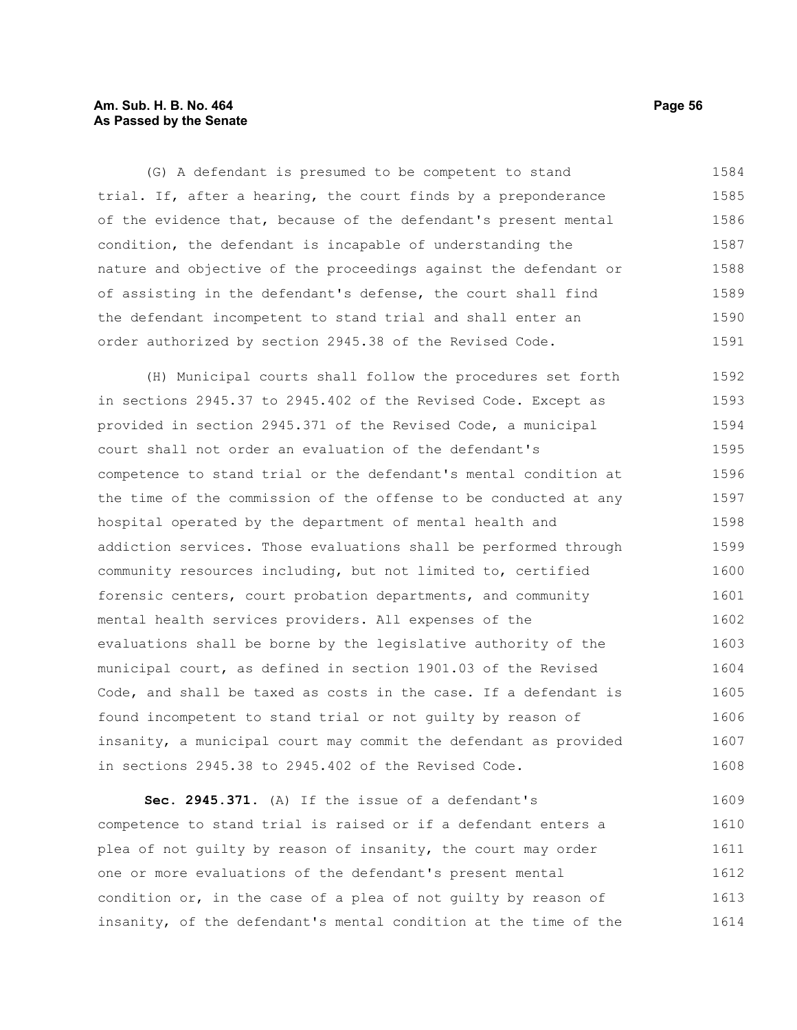(G) A defendant is presumed to be competent to stand trial. If, after a hearing, the court finds by a preponderance of the evidence that, because of the defendant's present mental condition, the defendant is incapable of understanding the nature and objective of the proceedings against the defendant or of assisting in the defendant's defense, the court shall find the defendant incompetent to stand trial and shall enter an order authorized by section 2945.38 of the Revised Code.

(H) Municipal courts shall follow the procedures set forth in sections 2945.37 to 2945.402 of the Revised Code. Except as provided in section 2945.371 of the Revised Code, a municipal court shall not order an evaluation of the defendant's competence to stand trial or the defendant's mental condition at the time of the commission of the offense to be conducted at any hospital operated by the department of mental health and addiction services. Those evaluations shall be performed through community resources including, but not limited to, certified forensic centers, court probation departments, and community mental health services providers. All expenses of the evaluations shall be borne by the legislative authority of the municipal court, as defined in section 1901.03 of the Revised Code, and shall be taxed as costs in the case. If a defendant is found incompetent to stand trial or not guilty by reason of insanity, a municipal court may commit the defendant as provided in sections 2945.38 to 2945.402 of the Revised Code.

**Sec. 2945.371.** (A) If the issue of a defendant's competence to stand trial is raised or if a defendant enters a plea of not guilty by reason of insanity, the court may order one or more evaluations of the defendant's present mental condition or, in the case of a plea of not guilty by reason of insanity, of the defendant's mental condition at the time of the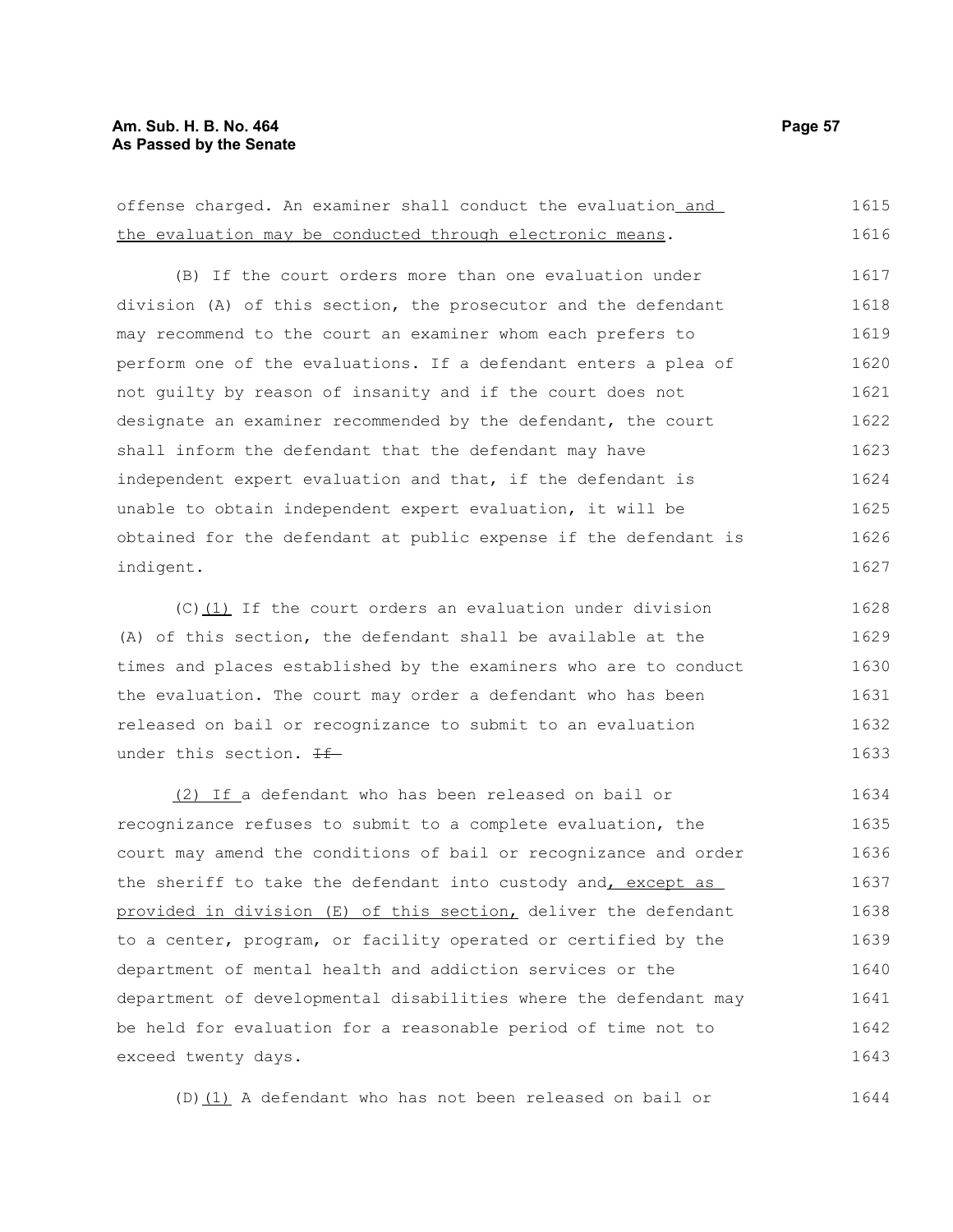offense charged. An examiner shall conduct the evaluation and the evaluation may be conducted through electronic means.

(B) If the court orders more than one evaluation under division (A) of this section, the prosecutor and the defendant may recommend to the court an examiner whom each prefers to perform one of the evaluations. If a defendant enters a plea of not guilty by reason of insanity and if the court does not designate an examiner recommended by the defendant, the court shall inform the defendant that the defendant may have independent expert evaluation and that, if the defendant is unable to obtain independent expert evaluation, it will be obtained for the defendant at public expense if the defendant is indigent.

(C)(1) If the court orders an evaluation under division (A) of this section, the defendant shall be available at the times and places established by the examiners who are to conduct the evaluation. The court may order a defendant who has been released on bail or recognizance to submit to an evaluation under this section. ~~If~~

(2) If a defendant who has been released on bail or recognizance refuses to submit to a complete evaluation, the court may amend the conditions of bail or recognizance and order the sheriff to take the defendant into custody and, except as provided in division (E) of this section, deliver the defendant to a center, program, or facility operated or certified by the department of mental health and addiction services or the department of developmental disabilities where the defendant may be held for evaluation for a reasonable period of time not to exceed twenty days.

(D)(1) A defendant who has not been released on bail or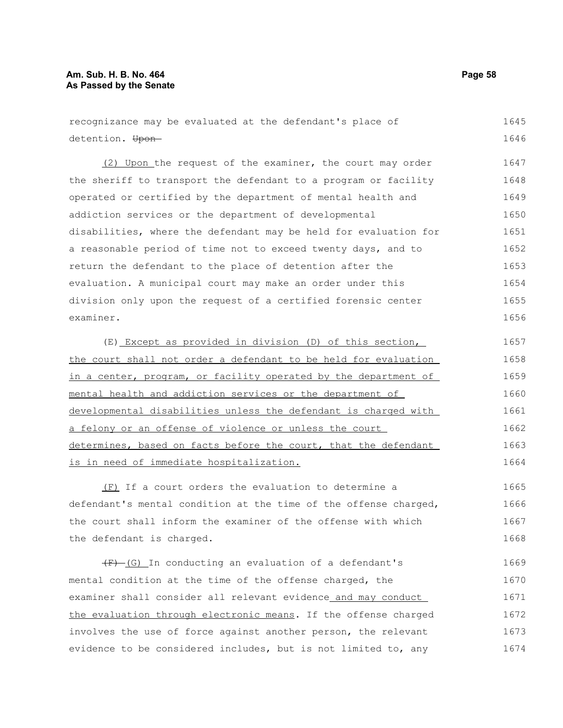recognizance may be evaluated at the defendant's place of detection. ~~Upon~~

(2) Upon the request of the examiner, the court may order the sheriff to transport the defendant to a program or facility operated or certified by the department of mental health and addiction services or the department of developmental disabilities, where the defendant may be held for evaluation for a reasonable period of time not to exceed twenty days, and to return the defendant to the place of detention after the evaluation. A municipal court may make an order under this division only upon the request of a certified forensic center examiner.

(E) Except as provided in division (D) of this section, the court shall not order a defendant to be held for evaluation in a center, program, or facility operated by the department of mental health and addiction services or the department of developmental disabilities unless the defendant is charged with a felony or an offense of violence or unless the court determines, based on facts before the court, that the defendant is in need of immediate hospitalization.

(F) If a court orders the evaluation to determine a defendant's mental condition at the time of the offense charged, the court shall inform the examiner of the offense with which the defendant is charged.

~~(F)~~ (G) In conducting an evaluation of a defendant's mental condition at the time of the offense charged, the examiner shall consider all relevant evidence and may conduct the evaluation through electronic means. If the offense charged involves the use of force against another person, the relevant evidence to be considered includes, but is not limited to, any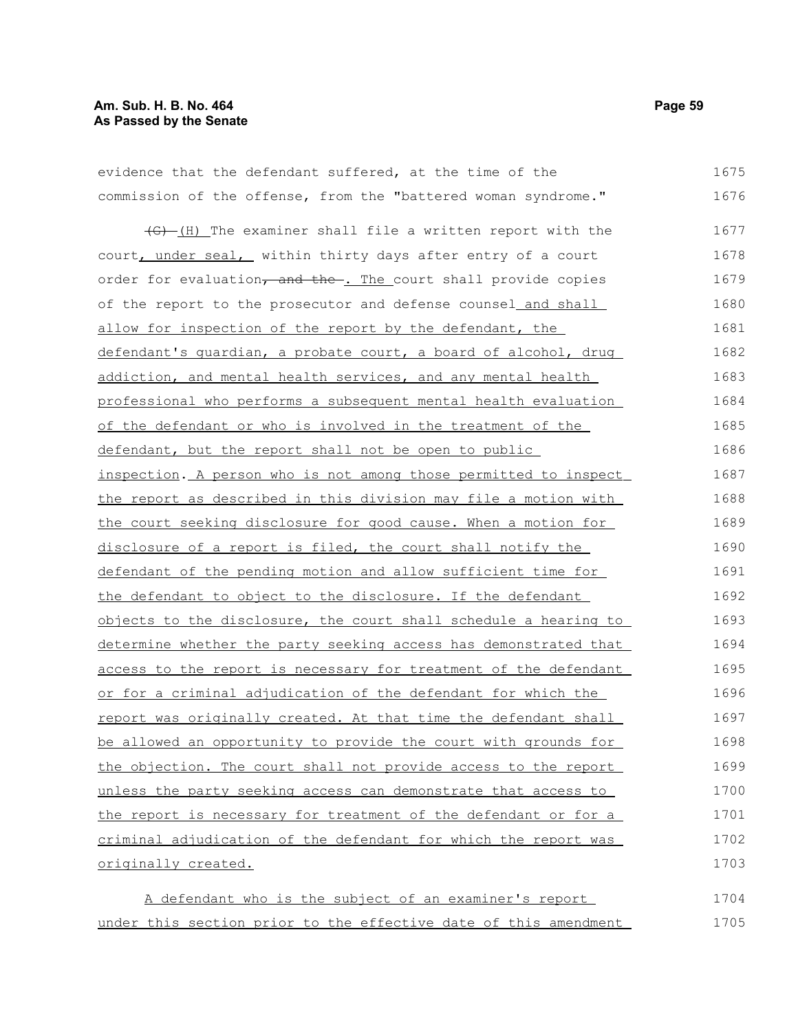evidence that the defendant suffered, at the time of the commission of the offense, from the "battered woman syndrome."

~~(G)~~ (H) The examiner shall file a written report with the court, under seal, within thirty days after entry of a court order for evaluation~~, and the~~. The court shall provide copies of the report to the prosecutor and defense counsel and shall allow for inspection of the report by the defendant, the defendant's guardian, a probate court, a board of alcohol, drug addiction, and mental health services, and any mental health professional who performs a subsequent mental health evaluation of the defendant or who is involved in the treatment of the defendant, but the report shall not be open to public inspection. A person who is not among those permitted to inspect the report as described in this division may file a motion with the court seeking disclosure for good cause. When a motion for disclosure of a report is filed, the court shall notify the defendant of the pending motion and allow sufficient time for the defendant to object to the disclosure. If the defendant objects to the disclosure, the court shall schedule a hearing to determine whether the party seeking access has demonstrated that access to the report is necessary for treatment of the defendant or for a criminal adjudication of the defendant for which the report was originally created. At that time the defendant shall be allowed an opportunity to provide the court with grounds for the objection. The court shall not provide access to the report unless the party seeking access can demonstrate that access to the report is necessary for treatment of the defendant or for a criminal adjudication of the defendant for which the report was originally created.

A defendant who is the subject of an examiner's report under this section prior to the effective date of this amendment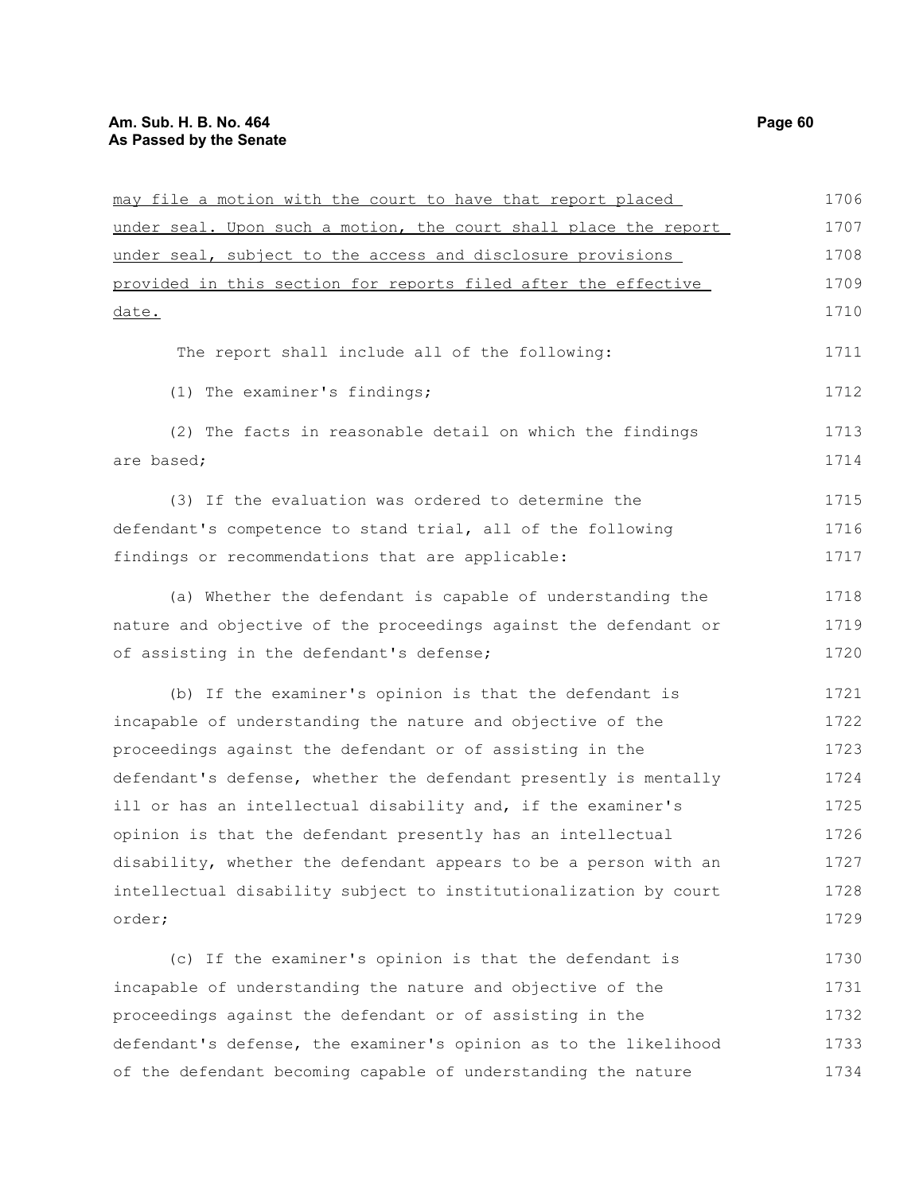may file a motion with the court to have that report placed under seal. Upon such a motion, the court shall place the report under seal, subject to the access and disclosure provisions provided in this section for reports filed after the effective date.

The report shall include all of the following:

(1) The examiner's findings;

(2) The facts in reasonable detail on which the findings are based;

(3) If the evaluation was ordered to determine the defendant's competence to stand trial, all of the following findings or recommendations that are applicable:

(a) Whether the defendant is capable of understanding the nature and objective of the proceedings against the defendant or of assisting in the defendant's defense;

(b) If the examiner's opinion is that the defendant is incapable of understanding the nature and objective of the proceedings against the defendant or of assisting in the defendant's defense, whether the defendant presently is mentally ill or has an intellectual disability and, if the examiner's opinion is that the defendant presently has an intellectual disability, whether the defendant appears to be a person with an intellectual disability subject to institutionalization by court order;

(c) If the examiner's opinion is that the defendant is incapable of understanding the nature and objective of the proceedings against the defendant or of assisting in the defendant's defense, the examiner's opinion as to the likelihood of the defendant becoming capable of understanding the nature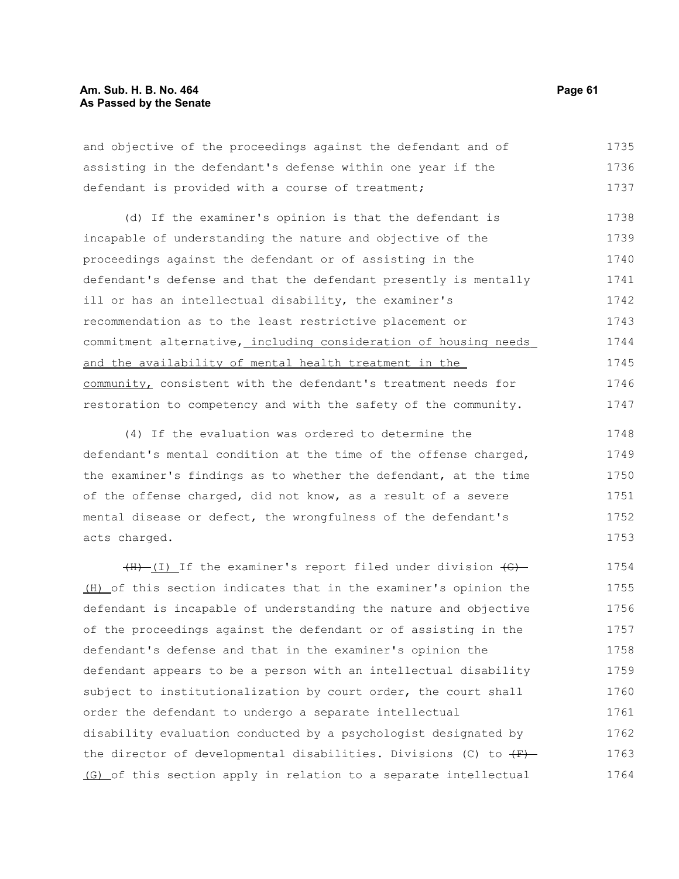and objective of the proceedings against the defendant and of assisting in the defendant's defense within one year if the defendant is provided with a course of treatment;

(d) If the examiner's opinion is that the defendant is incapable of understanding the nature and objective of the proceedings against the defendant or of assisting in the defendant's defense and that the defendant presently is mentally ill or has an intellectual disability, the examiner's recommendation as to the least restrictive placement or commitment alternative, including consideration of housing needs and the availability of mental health treatment in the community, consistent with the defendant's treatment needs for restoration to competency and with the safety of the community.

(4) If the evaluation was ordered to determine the defendant's mental condition at the time of the offense charged, the examiner's findings as to whether the defendant, at the time of the offense charged, did not know, as a result of a severe mental disease or defect, the wrongfulness of the defendant's acts charged.

~~(H)~~ (I) If the examiner's report filed under division ~~(G)~~ (H) of this section indicates that in the examiner's opinion the defendant is incapable of understanding the nature and objective of the proceedings against the defendant or of assisting in the defendant's defense and that in the examiner's opinion the defendant appears to be a person with an intellectual disability subject to institutionalization by court order, the court shall order the defendant to undergo a separate intellectual disability evaluation conducted by a psychologist designated by the director of developmental disabilities. Divisions (C) to ~~(F)~~ (G) of this section apply in relation to a separate intellectual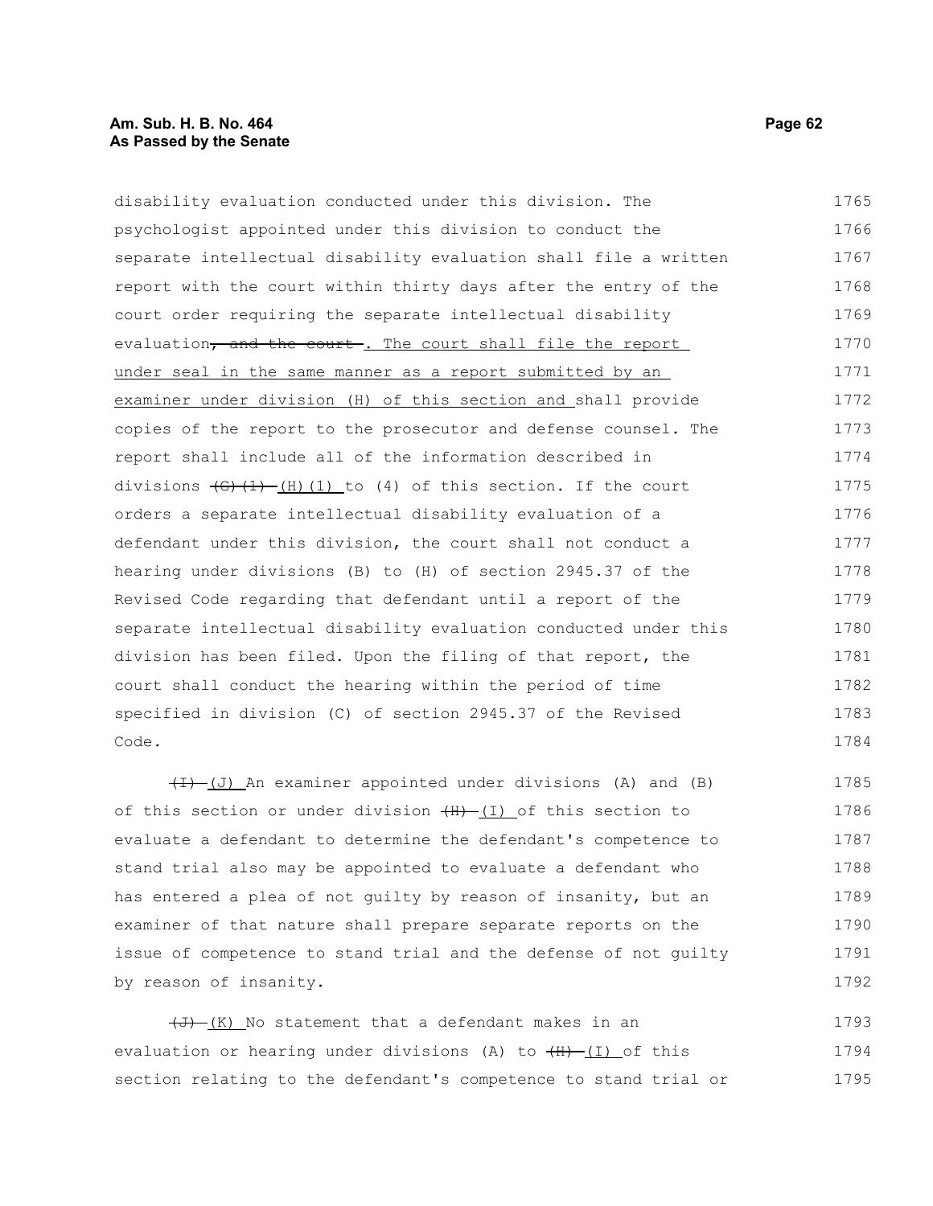disability evaluation conducted under this division. The psychologist appointed under this division to conduct the separate intellectual disability evaluation shall file a written report with the court within thirty days after the entry of the court order requiring the separate intellectual disability evaluation~~, and the court~~. The court shall file the report under seal in the same manner as a report submitted by an examiner under division (H) of this section and shall provide copies of the report to the prosecutor and defense counsel. The report shall include all of the information described in divisions ~~(G)(1)~~ (H)(1) to (4) of this section. If the court orders a separate intellectual disability evaluation of a defendant under this division, the court shall not conduct a hearing under divisions (B) to (H) of section 2945.37 of the Revised Code regarding that defendant until a report of the separate intellectual disability evaluation conducted under this division has been filed. Upon the filing of that report, the court shall conduct the hearing within the period of time specified in division (C) of section 2945.37 of the Revised Code.

~~(I)~~ (J) An examiner appointed under divisions (A) and (B) of this section or under division ~~(H)~~ (I) of this section to evaluate a defendant to determine the defendant's competence to stand trial also may be appointed to evaluate a defendant who has entered a plea of not guilty by reason of insanity, but an examiner of that nature shall prepare separate reports on the issue of competence to stand trial and the defense of not guilty by reason of insanity.

~~(J)~~ (K) No statement that a defendant makes in an evaluation or hearing under divisions (A) to ~~(H)~~ (I) of this section relating to the defendant's competence to stand trial or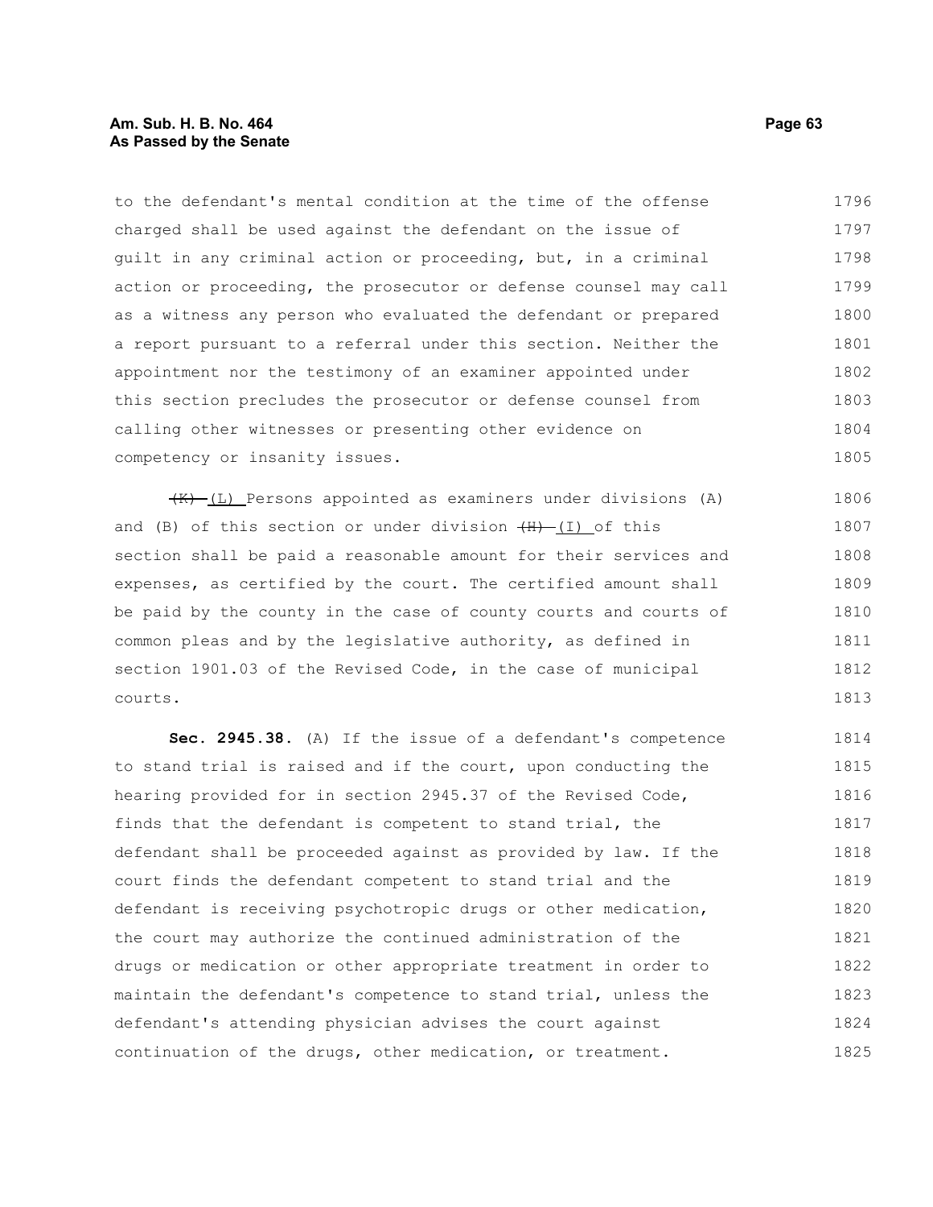to the defendant's mental condition at the time of the offense charged shall be used against the defendant on the issue of guilt in any criminal action or proceeding, but, in a criminal action or proceeding, the prosecutor or defense counsel may call as a witness any person who evaluated the defendant or prepared a report pursuant to a referral under this section. Neither the appointment nor the testimony of an examiner appointed under this section precludes the prosecutor or defense counsel from calling other witnesses or presenting other evidence on competency or insanity issues.

~~(K)~~ (L) Persons appointed as examiners under divisions (A) and (B) of this section or under division ~~(H)~~ (I) of this section shall be paid a reasonable amount for their services and expenses, as certified by the court. The certified amount shall be paid by the county in the case of county courts and courts of common pleas and by the legislative authority, as defined in section 1901.03 of the Revised Code, in the case of municipal courts.

**Sec. 2945.38.** (A) If the issue of a defendant's competence to stand trial is raised and if the court, upon conducting the hearing provided for in section 2945.37 of the Revised Code, finds that the defendant is competent to stand trial, the defendant shall be proceeded against as provided by law. If the court finds the defendant competent to stand trial and the defendant is receiving psychotropic drugs or other medication, the court may authorize the continued administration of the drugs or medication or other appropriate treatment in order to maintain the defendant's competence to stand trial, unless the defendant's attending physician advises the court against continuation of the drugs, other medication, or treatment.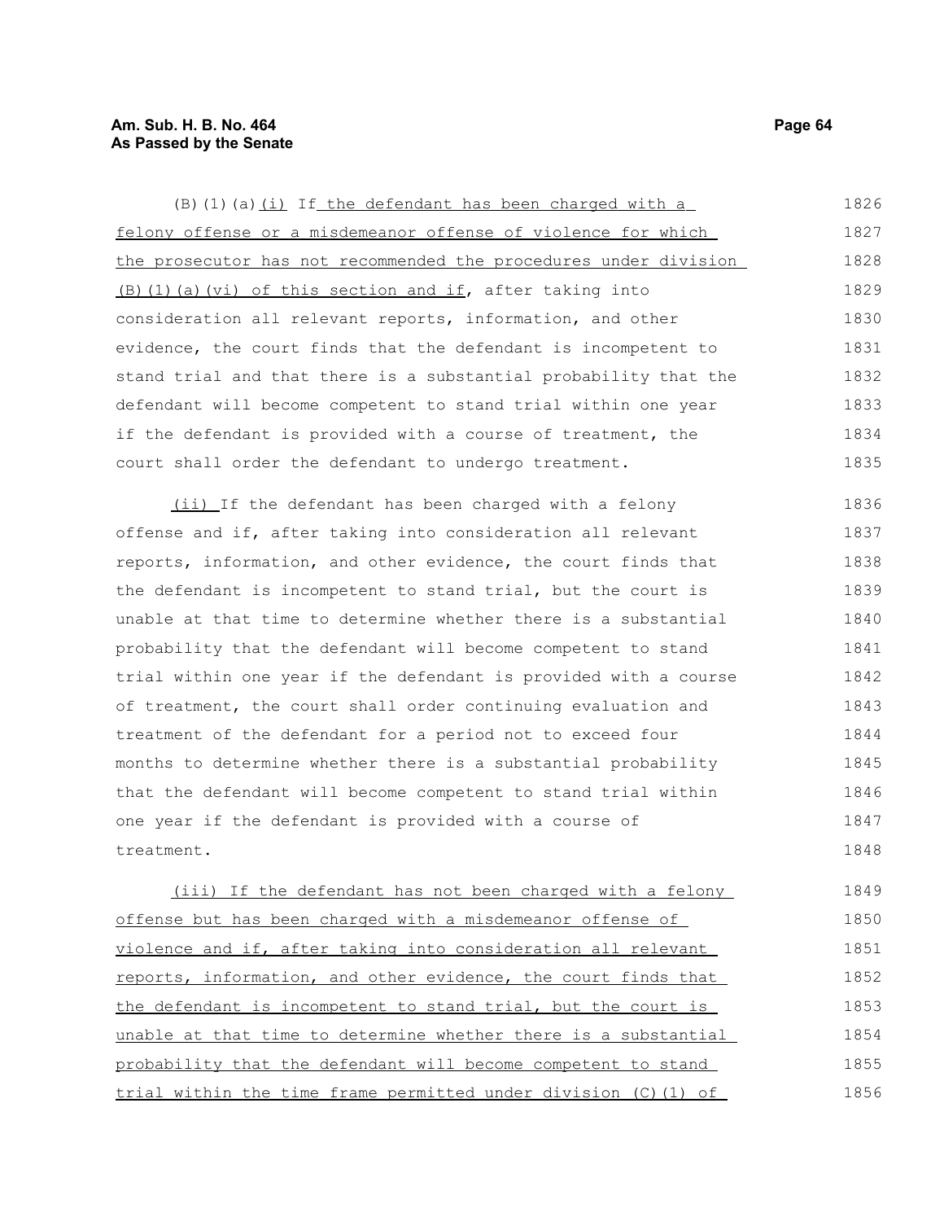(B)(1)(a)(i) If the defendant has been charged with a felony offense or a misdemeanor offense of violence for which the prosecutor has not recommended the procedures under division (B)(1)(a)(vi) of this section and if, after taking into consideration all relevant reports, information, and other evidence, the court finds that the defendant is incompetent to stand trial and that there is a substantial probability that the defendant will become competent to stand trial within one year if the defendant is provided with a course of treatment, the court shall order the defendant to undergo treatment.

(ii) If the defendant has been charged with a felony offense and if, after taking into consideration all relevant reports, information, and other evidence, the court finds that the defendant is incompetent to stand trial, but the court is unable at that time to determine whether there is a substantial probability that the defendant will become competent to stand trial within one year if the defendant is provided with a course of treatment, the court shall order continuing evaluation and treatment of the defendant for a period not to exceed four months to determine whether there is a substantial probability that the defendant will become competent to stand trial within one year if the defendant is provided with a course of treatment.

(iii) If the defendant has not been charged with a felony offense but has been charged with a misdemeanor offense of violence and if, after taking into consideration all relevant reports, information, and other evidence, the court finds that the defendant is incompetent to stand trial, but the court is unable at that time to determine whether there is a substantial probability that the defendant will become competent to stand trial within the time frame permitted under division (C)(1) of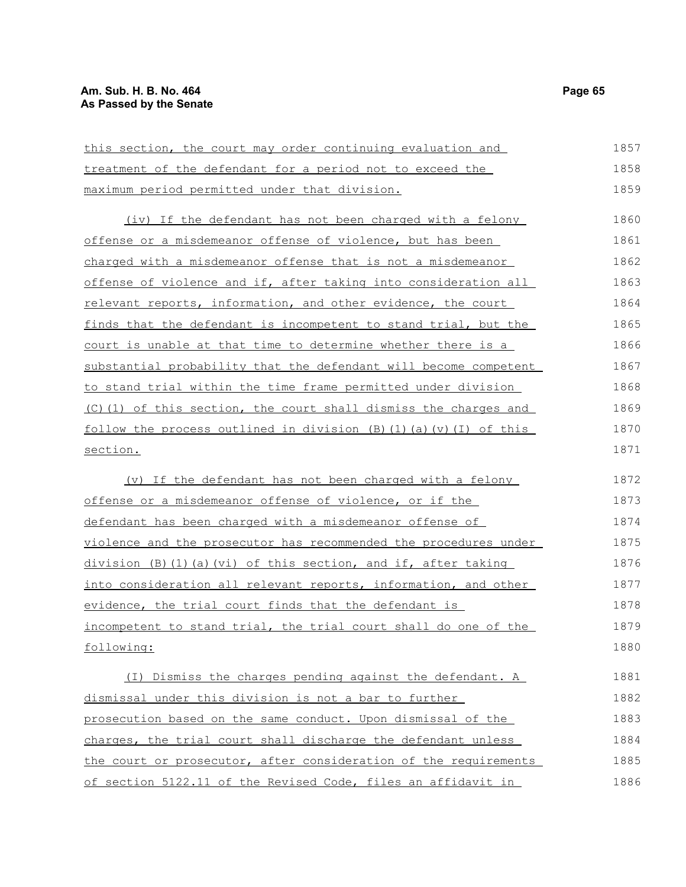this section, the court may order continuing evaluation and treatment of the defendant for a period not to exceed the maximum period permitted under that division.

(iv) If the defendant has not been charged with a felony offense or a misdemeanor offense of violence, but has been charged with a misdemeanor offense that is not a misdemeanor offense of violence and if, after taking into consideration all relevant reports, information, and other evidence, the court finds that the defendant is incompetent to stand trial, but the court is unable at that time to determine whether there is a substantial probability that the defendant will become competent to stand trial within the time frame permitted under division (C)(1) of this section, the court shall dismiss the charges and follow the process outlined in division (B)(1)(a)(v)(I) of this section.

(v) If the defendant has not been charged with a felony offense or a misdemeanor offense of violence, or if the defendant has been charged with a misdemeanor offense of violence and the prosecutor has recommended the procedures under division (B)(1)(a)(vi) of this section, and if, after taking into consideration all relevant reports, information, and other evidence, the trial court finds that the defendant is incompetent to stand trial, the trial court shall do one of the following:

(I) Dismiss the charges pending against the defendant. A dismissal under this division is not a bar to further prosecution based on the same conduct. Upon dismissal of the charges, the trial court shall discharge the defendant unless the court or prosecutor, after consideration of the requirements of section 5122.11 of the Revised Code, files an affidavit in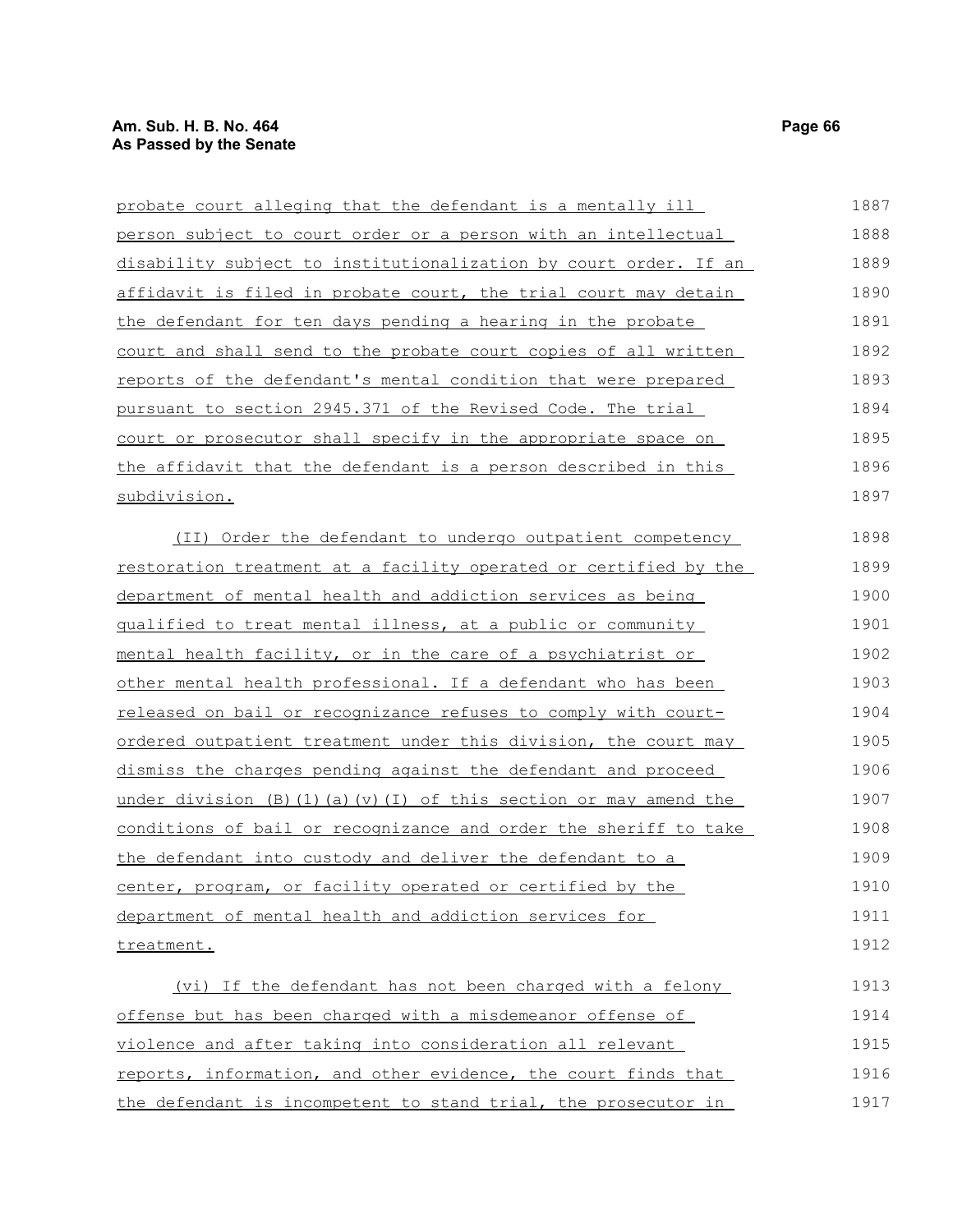probate court alleging that the defendant is a mentally ill person subject to court order or a person with an intellectual disability subject to institutionalization by court order. If an affidavit is filed in probate court, the trial court may detain the defendant for ten days pending a hearing in the probate court and shall send to the probate court copies of all written reports of the defendant's mental condition that were prepared pursuant to section 2945.371 of the Revised Code. The trial court or prosecutor shall specify in the appropriate space on the affidavit that the defendant is a person described in this subdivision.

(II) Order the defendant to undergo outpatient competency restoration treatment at a facility operated or certified by the department of mental health and addiction services as being qualified to treat mental illness, at a public or community mental health facility, or in the care of a psychiatrist or other mental health professional. If a defendant who has been released on bail or recognizance refuses to comply with court-ordered outpatient treatment under this division, the court may dismiss the charges pending against the defendant and proceed under division (B)(1)(a)(v)(I) of this section or may amend the conditions of bail or recognizance and order the sheriff to take the defendant into custody and deliver the defendant to a center, program, or facility operated or certified by the department of mental health and addiction services for treatment.

(vi) If the defendant has not been charged with a felony offense but has been charged with a misdemeanor offense of violence and after taking into consideration all relevant reports, information, and other evidence, the court finds that the defendant is incompetent to stand trial, the prosecutor in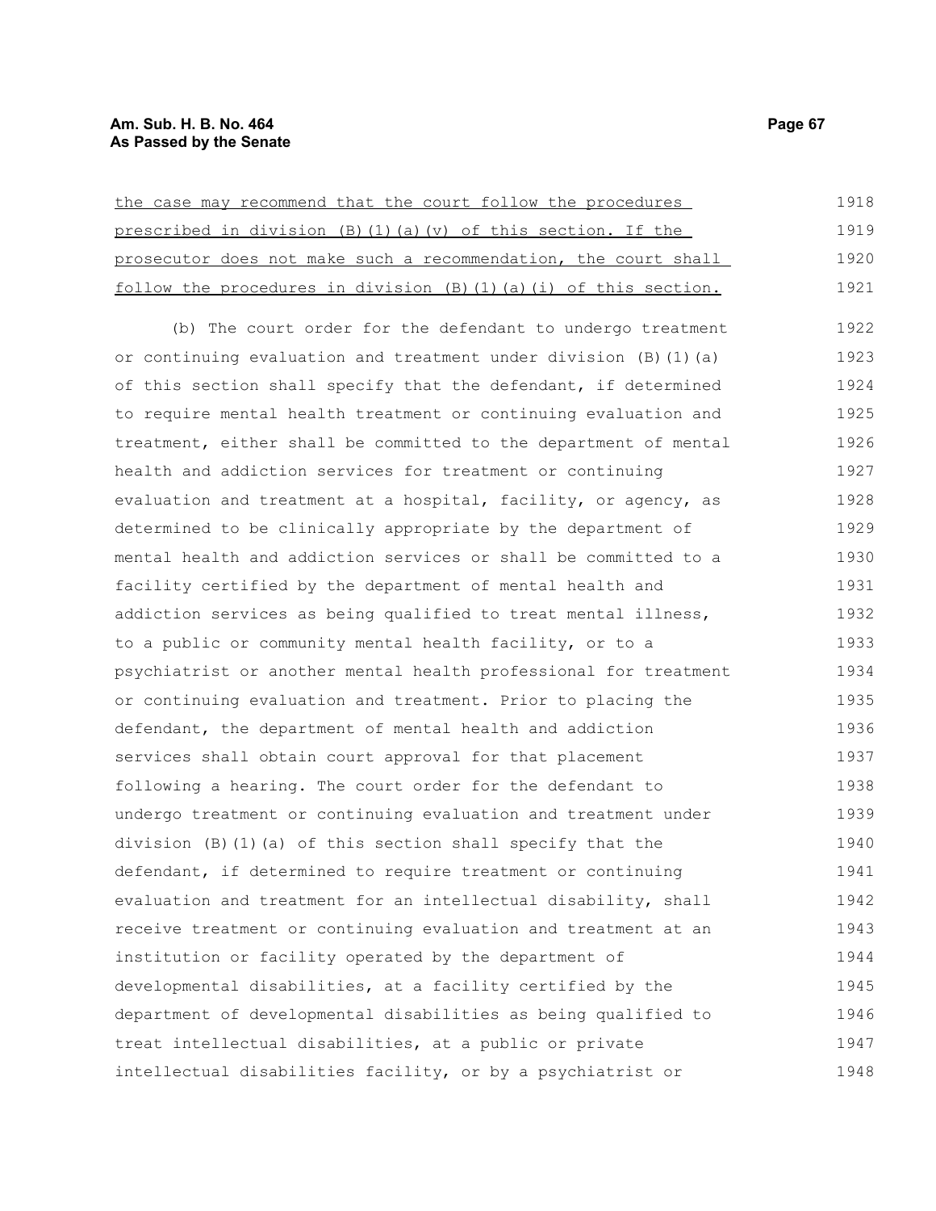the case may recommend that the court follow the procedures prescribed in division (B)(1)(a)(v) of this section. If the prosecutor does not make such a recommendation, the court shall follow the procedures in division (B)(1)(a)(i) of this section.

(b) The court order for the defendant to undergo treatment or continuing evaluation and treatment under division (B)(1)(a) of this section shall specify that the defendant, if determined to require mental health treatment or continuing evaluation and treatment, either shall be committed to the department of mental health and addiction services for treatment or continuing evaluation and treatment at a hospital, facility, or agency, as determined to be clinically appropriate by the department of mental health and addiction services or shall be committed to a facility certified by the department of mental health and addiction services as being qualified to treat mental illness, to a public or community mental health facility, or to a psychiatrist or another mental health professional for treatment or continuing evaluation and treatment. Prior to placing the defendant, the department of mental health and addiction services shall obtain court approval for that placement following a hearing. The court order for the defendant to undergo treatment or continuing evaluation and treatment under division (B)(1)(a) of this section shall specify that the defendant, if determined to require treatment or continuing evaluation and treatment for an intellectual disability, shall receive treatment or continuing evaluation and treatment at an institution or facility operated by the department of developmental disabilities, at a facility certified by the department of developmental disabilities as being qualified to treat intellectual disabilities, at a public or private intellectual disabilities facility, or by a psychiatrist or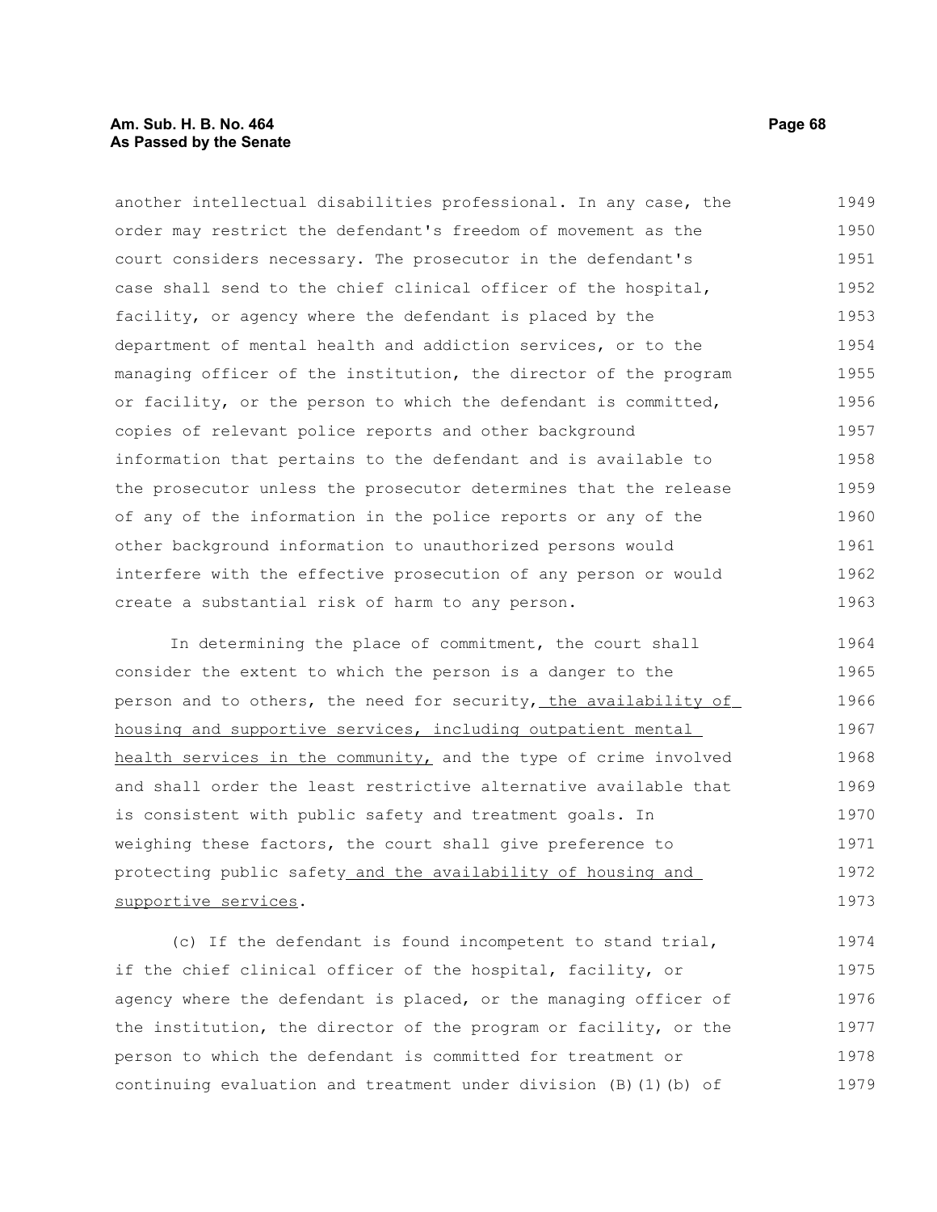another intellectual disabilities professional. In any case, the order may restrict the defendant's freedom of movement as the court considers necessary. The prosecutor in the defendant's case shall send to the chief clinical officer of the hospital, facility, or agency where the defendant is placed by the department of mental health and addiction services, or to the managing officer of the institution, the director of the program or facility, or the person to which the defendant is committed, copies of relevant police reports and other background information that pertains to the defendant and is available to the prosecutor unless the prosecutor determines that the release of any of the information in the police reports or any of the other background information to unauthorized persons would interfere with the effective prosecution of any person or would create a substantial risk of harm to any person.

In determining the place of commitment, the court shall consider the extent to which the person is a danger to the person and to others, the need for security, the availability of housing and supportive services, including outpatient mental health services in the community, and the type of crime involved and shall order the least restrictive alternative available that is consistent with public safety and treatment goals. In weighing these factors, the court shall give preference to protecting public safety and the availability of housing and supportive services.

(c) If the defendant is found incompetent to stand trial, if the chief clinical officer of the hospital, facility, or agency where the defendant is placed, or the managing officer of the institution, the director of the program or facility, or the person to which the defendant is committed for treatment or continuing evaluation and treatment under division (B)(1)(b) of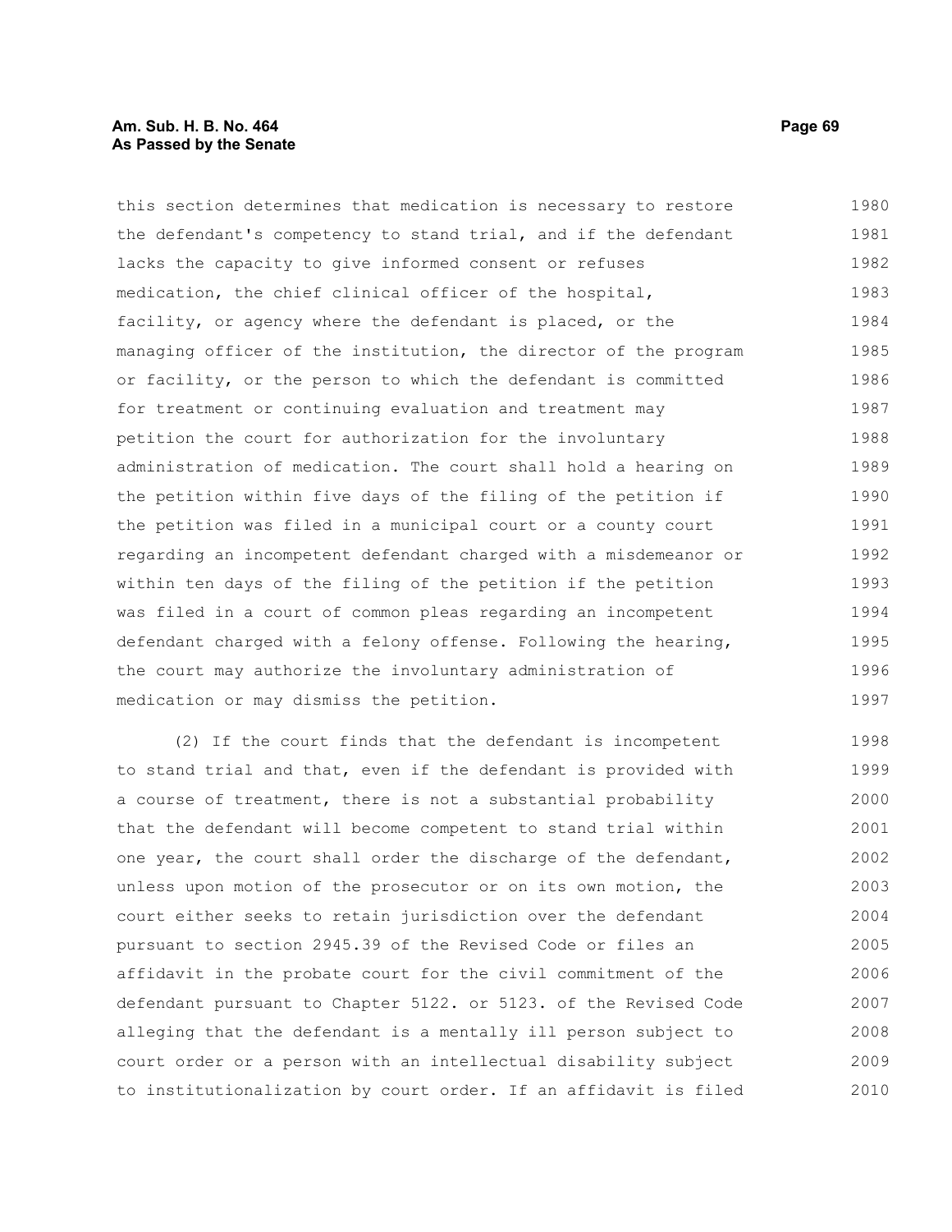this section determines that medication is necessary to restore the defendant's competency to stand trial, and if the defendant lacks the capacity to give informed consent or refuses medication, the chief clinical officer of the hospital, facility, or agency where the defendant is placed, or the managing officer of the institution, the director of the program or facility, or the person to which the defendant is committed for treatment or continuing evaluation and treatment may petition the court for authorization for the involuntary administration of medication. The court shall hold a hearing on the petition within five days of the filing of the petition if the petition was filed in a municipal court or a county court regarding an incompetent defendant charged with a misdemeanor or within ten days of the filing of the petition if the petition was filed in a court of common pleas regarding an incompetent defendant charged with a felony offense. Following the hearing, the court may authorize the involuntary administration of medication or may dismiss the petition.

(2) If the court finds that the defendant is incompetent to stand trial and that, even if the defendant is provided with a course of treatment, there is not a substantial probability that the defendant will become competent to stand trial within one year, the court shall order the discharge of the defendant, unless upon motion of the prosecutor or on its own motion, the court either seeks to retain jurisdiction over the defendant pursuant to section 2945.39 of the Revised Code or files an affidavit in the probate court for the civil commitment of the defendant pursuant to Chapter 5122. or 5123. of the Revised Code alleging that the defendant is a mentally ill person subject to court order or a person with an intellectual disability subject to institutionalization by court order. If an affidavit is filed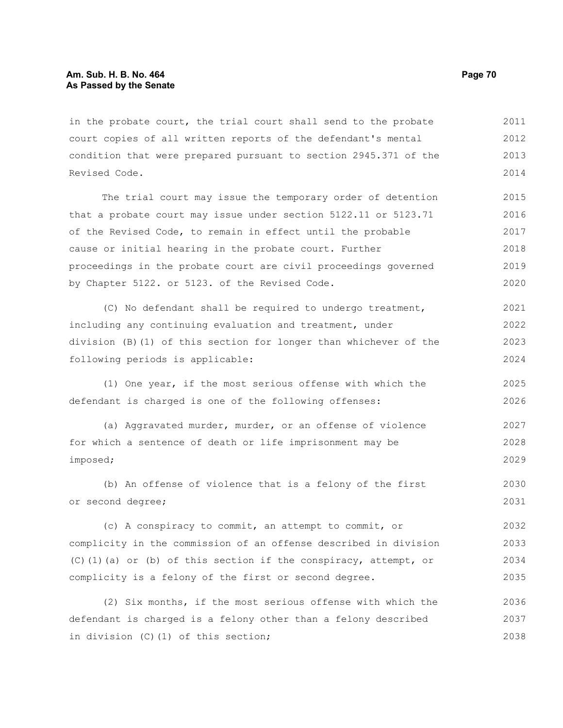in the probate court, the trial court shall send to the probate court copies of all written reports of the defendant's mental condition that were prepared pursuant to section 2945.371 of the Revised Code.

The trial court may issue the temporary order of detention that a probate court may issue under section 5122.11 or 5123.71 of the Revised Code, to remain in effect until the probable cause or initial hearing in the probate court. Further proceedings in the probate court are civil proceedings governed by Chapter 5122. or 5123. of the Revised Code.

(C) No defendant shall be required to undergo treatment, including any continuing evaluation and treatment, under division (B)(1) of this section for longer than whichever of the following periods is applicable:

(1) One year, if the most serious offense with which the defendant is charged is one of the following offenses:

(a) Aggravated murder, murder, or an offense of violence for which a sentence of death or life imprisonment may be imposed;

(b) An offense of violence that is a felony of the first or second degree;

(c) A conspiracy to commit, an attempt to commit, or complicity in the commission of an offense described in division (C)(1)(a) or (b) of this section if the conspiracy, attempt, or complicity is a felony of the first or second degree.

(2) Six months, if the most serious offense with which the defendant is charged is a felony other than a felony described in division (C)(1) of this section;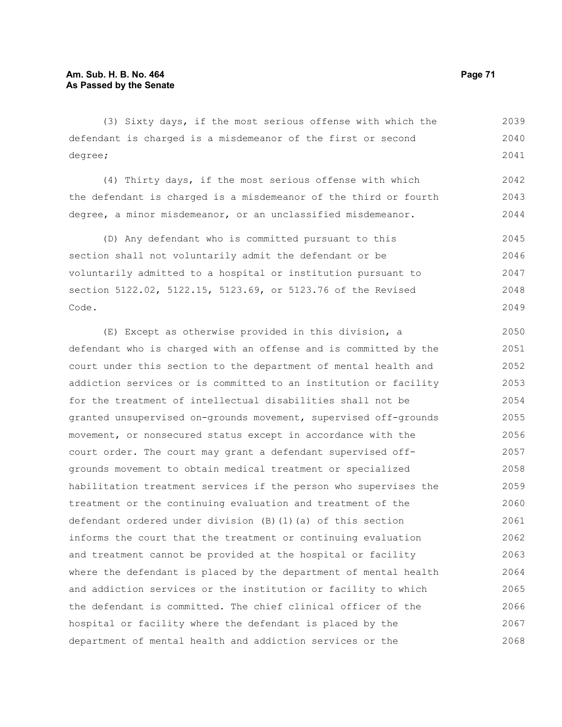(3) Sixty days, if the most serious offense with which the defendant is charged is a misdemeanor of the first or second degree;

(4) Thirty days, if the most serious offense with which the defendant is charged is a misdemeanor of the third or fourth degree, a minor misdemeanor, or an unclassified misdemeanor.

(D) Any defendant who is committed pursuant to this section shall not voluntarily admit the defendant or be voluntarily admitted to a hospital or institution pursuant to section 5122.02, 5122.15, 5123.69, or 5123.76 of the Revised Code.

(E) Except as otherwise provided in this division, a defendant who is charged with an offense and is committed by the court under this section to the department of mental health and addiction services or is committed to an institution or facility for the treatment of intellectual disabilities shall not be granted unsupervised on-grounds movement, supervised off-grounds movement, or nonsecured status except in accordance with the court order. The court may grant a defendant supervised off-grounds movement to obtain medical treatment or specialized habilitation treatment services if the person who supervises the treatment or the continuing evaluation and treatment of the defendant ordered under division (B)(1)(a) of this section informs the court that the treatment or continuing evaluation and treatment cannot be provided at the hospital or facility where the defendant is placed by the department of mental health and addiction services or the institution or facility to which the defendant is committed. The chief clinical officer of the hospital or facility where the defendant is placed by the department of mental health and addiction services or the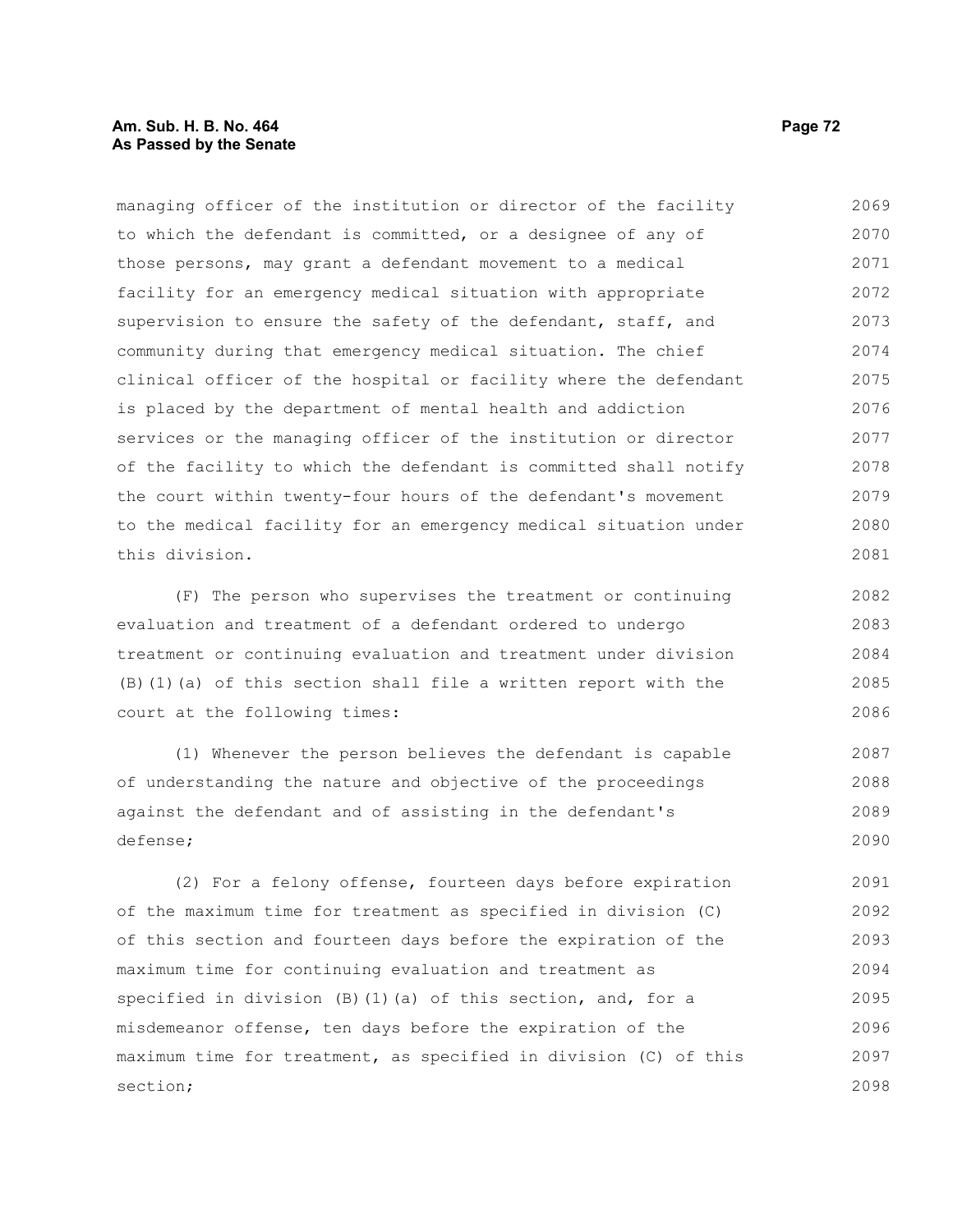managing officer of the institution or director of the facility to which the defendant is committed, or a designee of any of those persons, may grant a defendant movement to a medical facility for an emergency medical situation with appropriate supervision to ensure the safety of the defendant, staff, and community during that emergency medical situation. The chief clinical officer of the hospital or facility where the defendant is placed by the department of mental health and addiction services or the managing officer of the institution or director of the facility to which the defendant is committed shall notify the court within twenty-four hours of the defendant's movement to the medical facility for an emergency medical situation under this division.

(F) The person who supervises the treatment or continuing evaluation and treatment of a defendant ordered to undergo treatment or continuing evaluation and treatment under division (B)(1)(a) of this section shall file a written report with the court at the following times:

(1) Whenever the person believes the defendant is capable of understanding the nature and objective of the proceedings against the defendant and of assisting in the defendant's defense;

(2) For a felony offense, fourteen days before expiration of the maximum time for treatment as specified in division (C) of this section and fourteen days before the expiration of the maximum time for continuing evaluation and treatment as specified in division (B)(1)(a) of this section, and, for a misdemeanor offense, ten days before the expiration of the maximum time for treatment, as specified in division (C) of this section;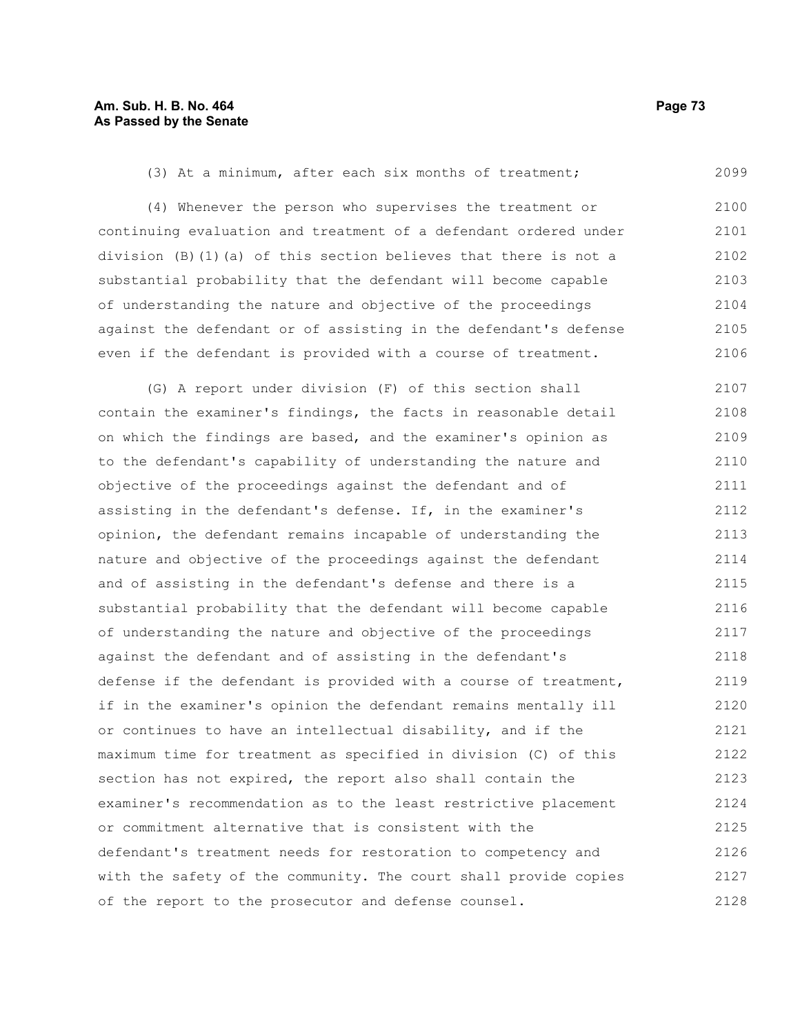(3) At a minimum, after each six months of treatment;

(4) Whenever the person who supervises the treatment or continuing evaluation and treatment of a defendant ordered under division (B)(1)(a) of this section believes that there is not a substantial probability that the defendant will become capable of understanding the nature and objective of the proceedings against the defendant or of assisting in the defendant's defense even if the defendant is provided with a course of treatment.

(G) A report under division (F) of this section shall contain the examiner's findings, the facts in reasonable detail on which the findings are based, and the examiner's opinion as to the defendant's capability of understanding the nature and objective of the proceedings against the defendant and of assisting in the defendant's defense. If, in the examiner's opinion, the defendant remains incapable of understanding the nature and objective of the proceedings against the defendant and of assisting in the defendant's defense and there is a substantial probability that the defendant will become capable of understanding the nature and objective of the proceedings against the defendant and of assisting in the defendant's defense if the defendant is provided with a course of treatment, if in the examiner's opinion the defendant remains mentally ill or continues to have an intellectual disability, and if the maximum time for treatment as specified in division (C) of this section has not expired, the report also shall contain the examiner's recommendation as to the least restrictive placement or commitment alternative that is consistent with the defendant's treatment needs for restoration to competency and with the safety of the community. The court shall provide copies of the report to the prosecutor and defense counsel.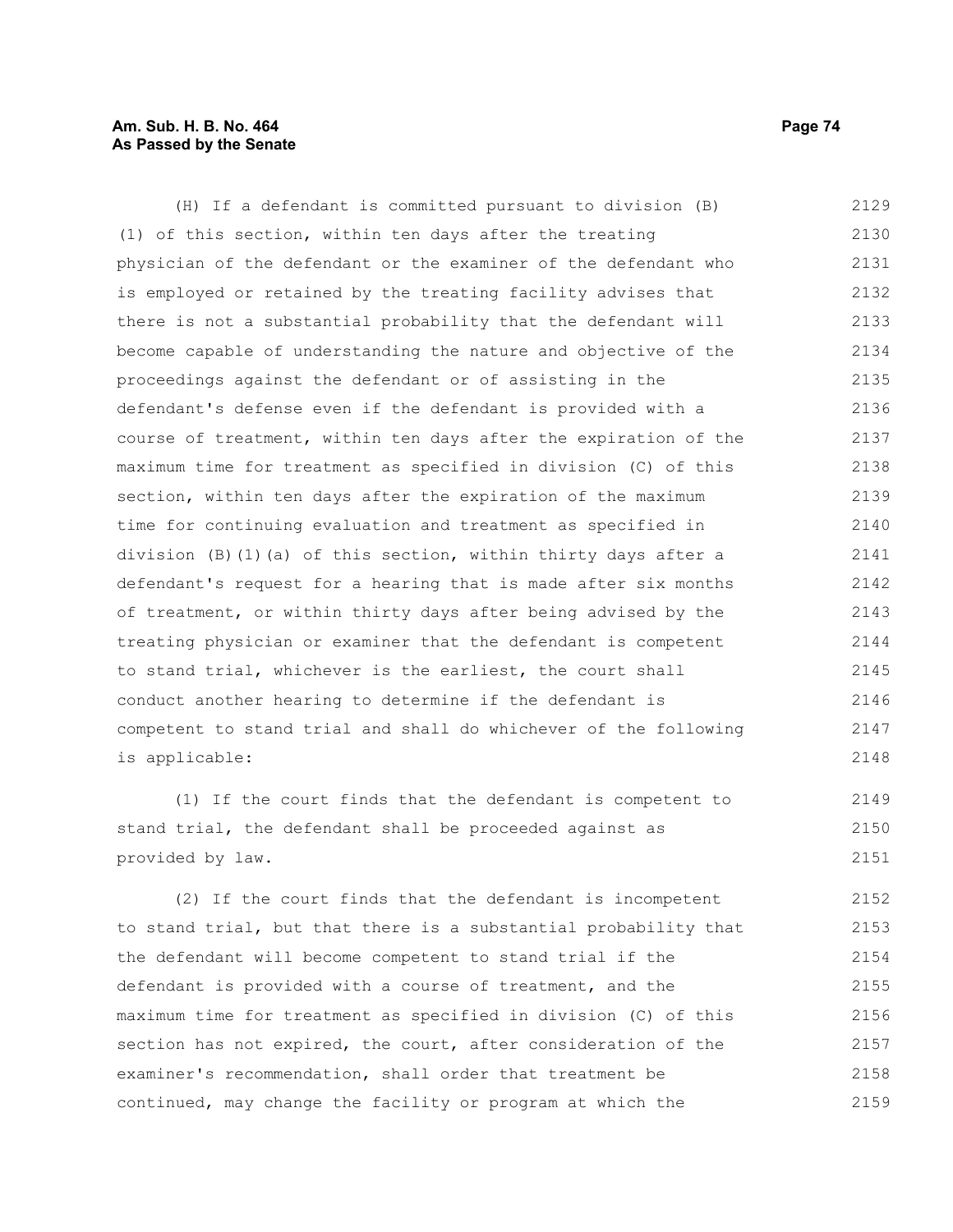(H) If a defendant is committed pursuant to division (B)(1) of this section, within ten days after the treating physician of the defendant or the examiner of the defendant who is employed or retained by the treating facility advises that there is not a substantial probability that the defendant will become capable of understanding the nature and objective of the proceedings against the defendant or of assisting in the defendant's defense even if the defendant is provided with a course of treatment, within ten days after the expiration of the maximum time for treatment as specified in division (C) of this section, within ten days after the expiration of the maximum time for continuing evaluation and treatment as specified in division (B)(1)(a) of this section, within thirty days after a defendant's request for a hearing that is made after six months of treatment, or within thirty days after being advised by the treating physician or examiner that the defendant is competent to stand trial, whichever is the earliest, the court shall conduct another hearing to determine if the defendant is competent to stand trial and shall do whichever of the following is applicable:

(1) If the court finds that the defendant is competent to stand trial, the defendant shall be proceeded against as provided by law.

(2) If the court finds that the defendant is incompetent to stand trial, but that there is a substantial probability that the defendant will become competent to stand trial if the defendant is provided with a course of treatment, and the maximum time for treatment as specified in division (C) of this section has not expired, the court, after consideration of the examiner's recommendation, shall order that treatment be continued, may change the facility or program at which the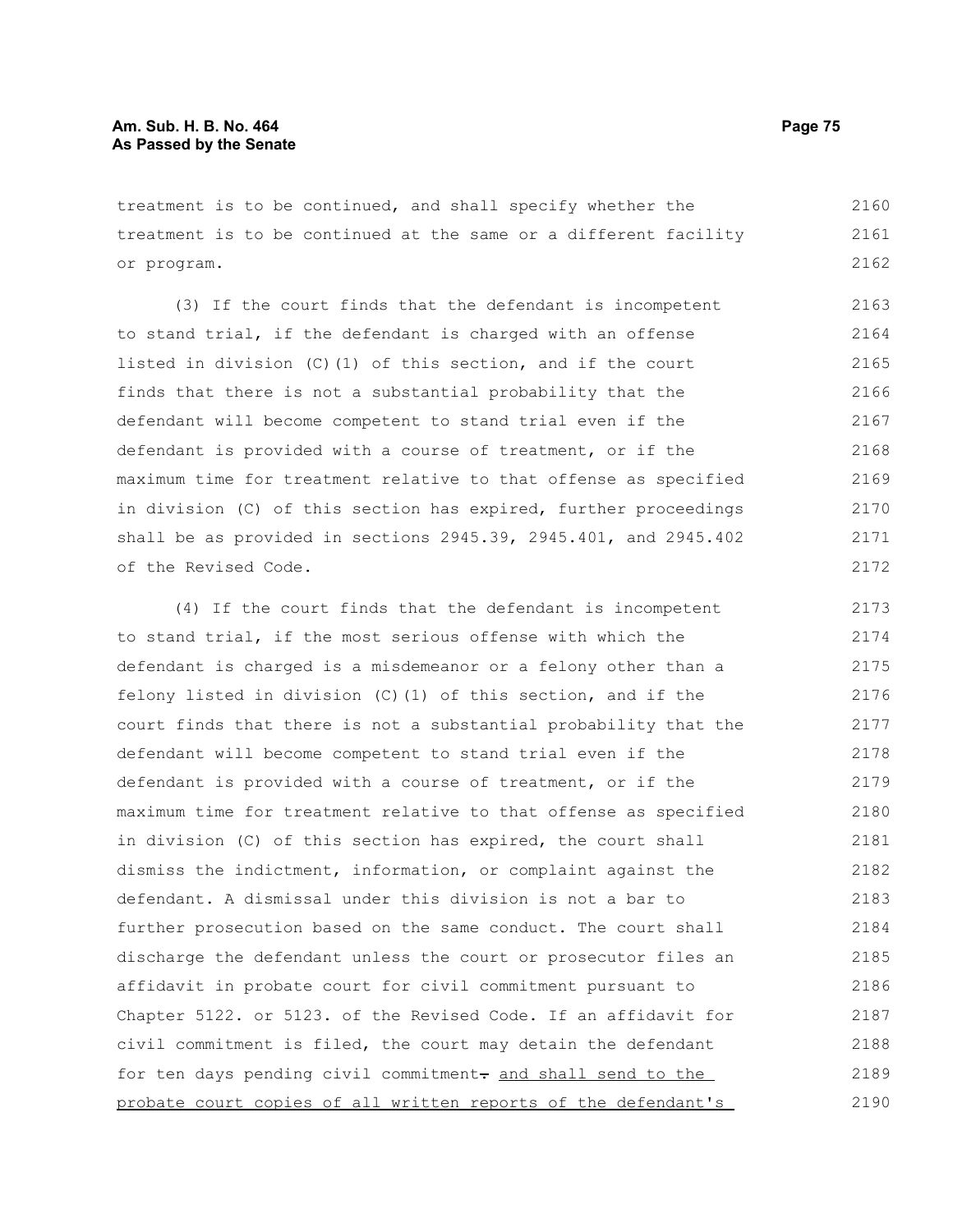treatment is to be continued, and shall specify whether the treatment is to be continued at the same or a different facility or program.

(3) If the court finds that the defendant is incompetent to stand trial, if the defendant is charged with an offense listed in division (C)(1) of this section, and if the court finds that there is not a substantial probability that the defendant will become competent to stand trial even if the defendant is provided with a course of treatment, or if the maximum time for treatment relative to that offense as specified in division (C) of this section has expired, further proceedings shall be as provided in sections 2945.39, 2945.401, and 2945.402 of the Revised Code.

(4) If the court finds that the defendant is incompetent to stand trial, if the most serious offense with which the defendant is charged is a misdemeanor or a felony other than a felony listed in division (C)(1) of this section, and if the court finds that there is not a substantial probability that the defendant will become competent to stand trial even if the defendant is provided with a course of treatment, or if the maximum time for treatment relative to that offense as specified in division (C) of this section has expired, the court shall dismiss the indictment, information, or complaint against the defendant. A dismissal under this division is not a bar to further prosecution based on the same conduct. The court shall discharge the defendant unless the court or prosecutor files an affidavit in probate court for civil commitment pursuant to Chapter 5122. or 5123. of the Revised Code. If an affidavit for civil commitment is filed, the court may detain the defendant for ten days pending civil commitment~~.~~ and shall send to the probate court copies of all written reports of the defendant's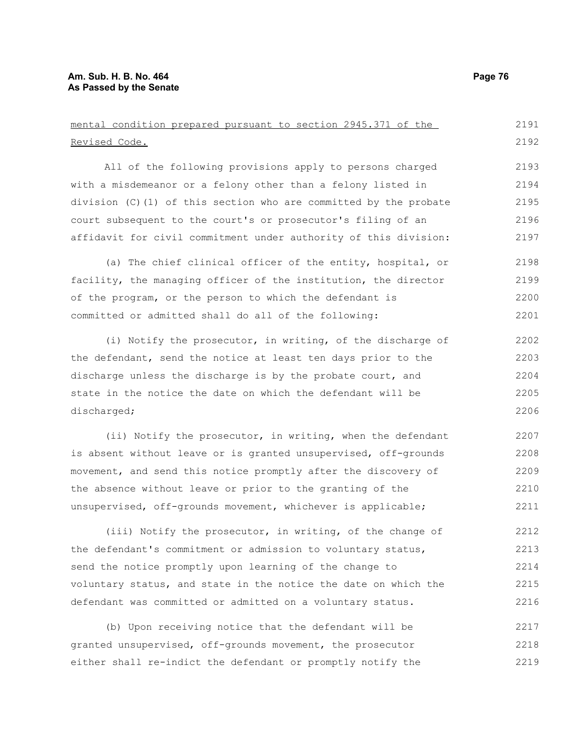mental condition prepared pursuant to section 2945.371 of the Revised Code.

All of the following provisions apply to persons charged with a misdemeanor or a felony other than a felony listed in division (C)(1) of this section who are committed by the probate court subsequent to the court's or prosecutor's filing of an affidavit for civil commitment under authority of this division:

(a) The chief clinical officer of the entity, hospital, or facility, the managing officer of the institution, the director of the program, or the person to which the defendant is committed or admitted shall do all of the following:

(i) Notify the prosecutor, in writing, of the discharge of the defendant, send the notice at least ten days prior to the discharge unless the discharge is by the probate court, and state in the notice the date on which the defendant will be discharged;

(ii) Notify the prosecutor, in writing, when the defendant is absent without leave or is granted unsupervised, off-grounds movement, and send this notice promptly after the discovery of the absence without leave or prior to the granting of the unsupervised, off-grounds movement, whichever is applicable;

(iii) Notify the prosecutor, in writing, of the change of the defendant's commitment or admission to voluntary status, send the notice promptly upon learning of the change to voluntary status, and state in the notice the date on which the defendant was committed or admitted on a voluntary status.

(b) Upon receiving notice that the defendant will be granted unsupervised, off-grounds movement, the prosecutor either shall re-indict the defendant or promptly notify the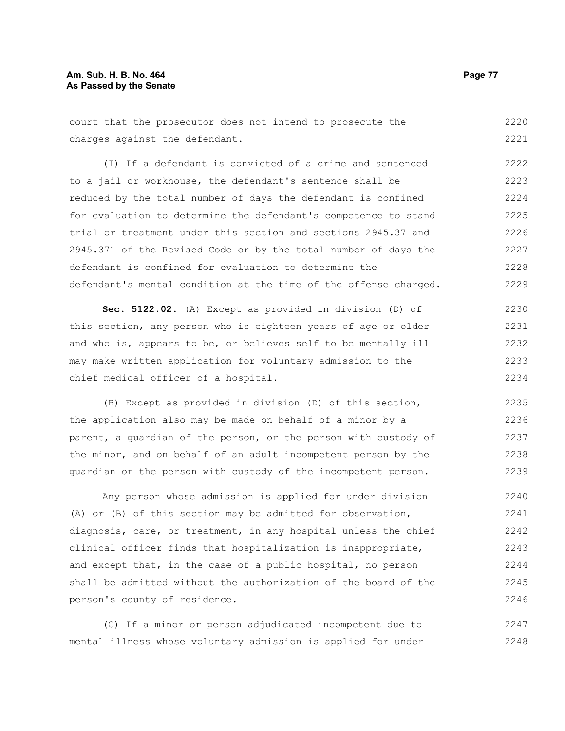court that the prosecutor does not intend to prosecute the charges against the defendant.

(I) If a defendant is convicted of a crime and sentenced to a jail or workhouse, the defendant's sentence shall be reduced by the total number of days the defendant is confined for evaluation to determine the defendant's competence to stand trial or treatment under this section and sections 2945.37 and 2945.371 of the Revised Code or by the total number of days the defendant is confined for evaluation to determine the defendant's mental condition at the time of the offense charged.

**Sec. 5122.02.** (A) Except as provided in division (D) of this section, any person who is eighteen years of age or older and who is, appears to be, or believes self to be mentally ill may make written application for voluntary admission to the chief medical officer of a hospital.

(B) Except as provided in division (D) of this section, the application also may be made on behalf of a minor by a parent, a guardian of the person, or the person with custody of the minor, and on behalf of an adult incompetent person by the guardian or the person with custody of the incompetent person.

Any person whose admission is applied for under division (A) or (B) of this section may be admitted for observation, diagnosis, care, or treatment, in any hospital unless the chief clinical officer finds that hospitalization is inappropriate, and except that, in the case of a public hospital, no person shall be admitted without the authorization of the board of the person's county of residence.

(C) If a minor or person adjudicated incompetent due to mental illness whose voluntary admission is applied for under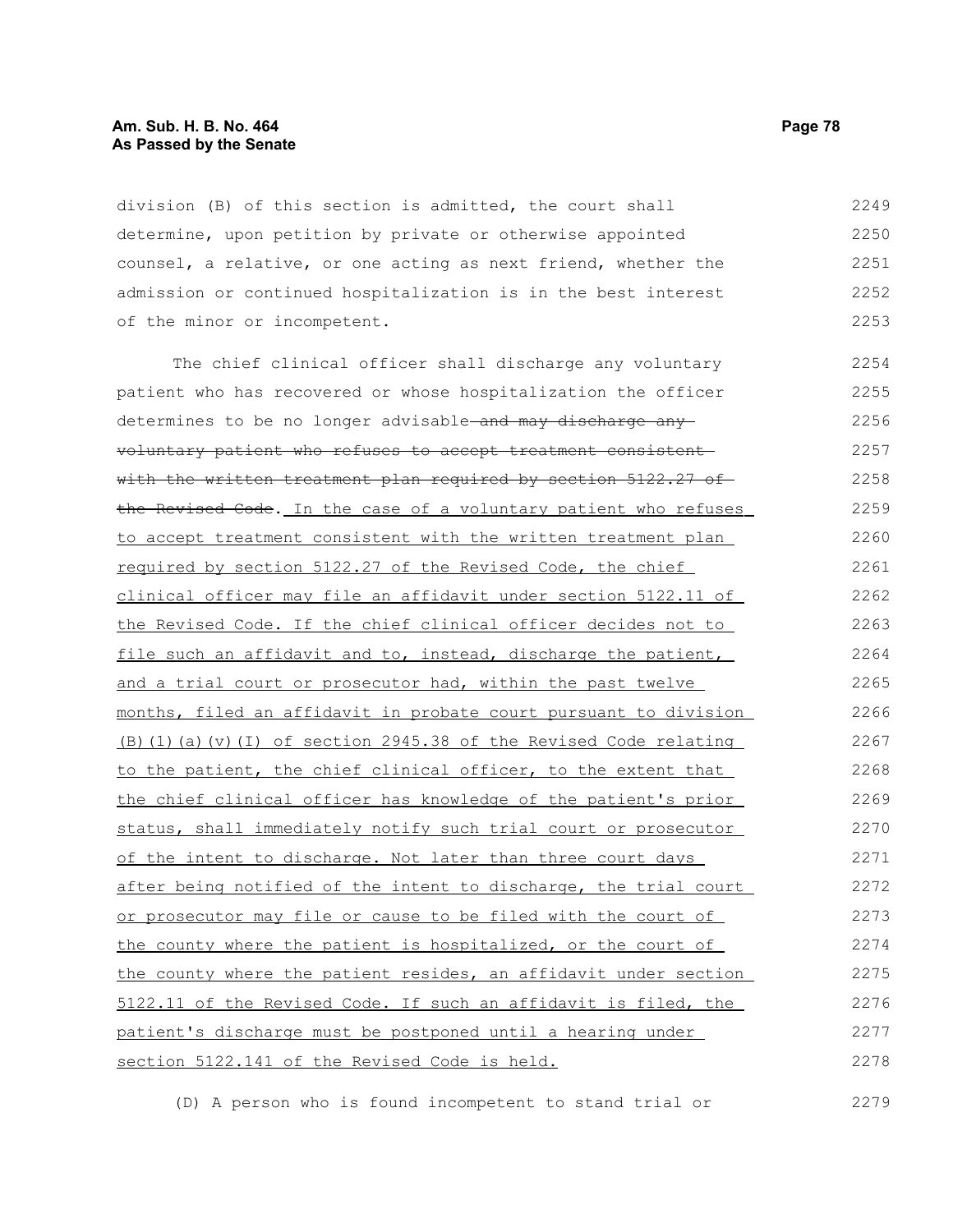division (B) of this section is admitted, the court shall determine, upon petition by private or otherwise appointed counsel, a relative, or one acting as next friend, whether the admission or continued hospitalization is in the best interest of the minor or incompetent.

The chief clinical officer shall discharge any voluntary patient who has recovered or whose hospitalization the officer determines to be no longer advisable ~~and may discharge any voluntary patient who refuses to accept treatment consistent with the written treatment plan required by section 5122.27 of the Revised Code~~. In the case of a voluntary patient who refuses to accept treatment consistent with the written treatment plan required by section 5122.27 of the Revised Code, the chief clinical officer may file an affidavit under section 5122.11 of the Revised Code. If the chief clinical officer decides not to file such an affidavit and to, instead, discharge the patient, and a trial court or prosecutor had, within the past twelve months, filed an affidavit in probate court pursuant to division (B)(1)(a)(v)(I) of section 2945.38 of the Revised Code relating to the patient, the chief clinical officer, to the extent that the chief clinical officer has knowledge of the patient's prior status, shall immediately notify such trial court or prosecutor of the intent to discharge. Not later than three court days after being notified of the intent to discharge, the trial court or prosecutor may file or cause to be filed with the court of the county where the patient is hospitalized, or the court of the county where the patient resides, an affidavit under section 5122.11 of the Revised Code. If such an affidavit is filed, the patient's discharge must be postponed until a hearing under section 5122.141 of the Revised Code is held.

(D) A person who is found incompetent to stand trial or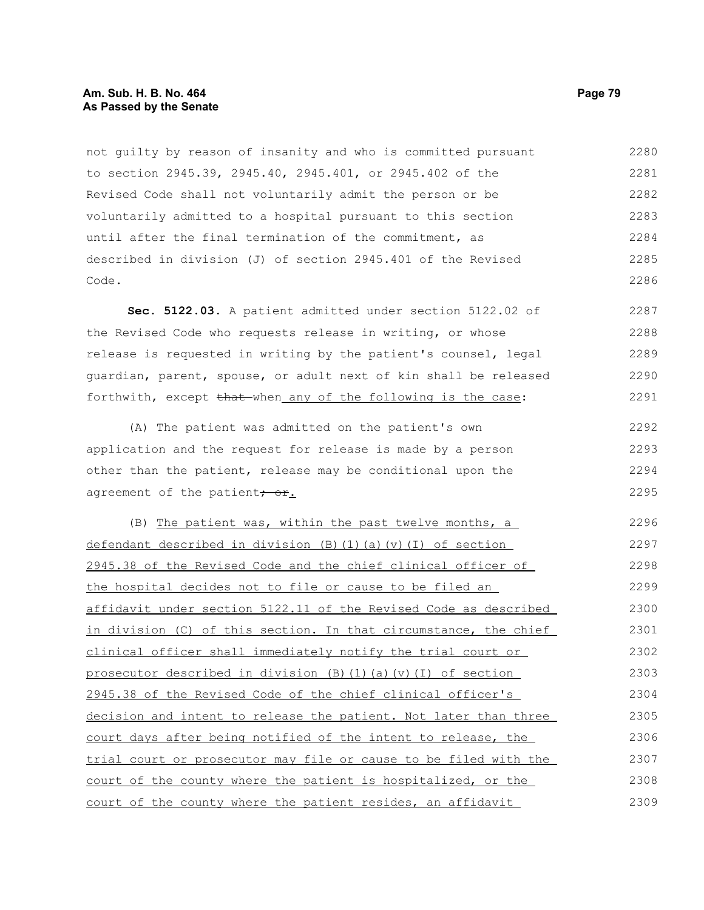not guilty by reason of insanity and who is committed pursuant to section 2945.39, 2945.40, 2945.401, or 2945.402 of the Revised Code shall not voluntarily admit the person or be voluntarily admitted to a hospital pursuant to this section until after the final termination of the commitment, as described in division (J) of section 2945.401 of the Revised Code.

**Sec. 5122.03.** A patient admitted under section 5122.02 of the Revised Code who requests release in writing, or whose release is requested in writing by the patient's counsel, legal guardian, parent, spouse, or adult next of kin shall be released forthwith, except ~~that~~ when any of the following is the case:

(A) The patient was admitted on the patient's own application and the request for release is made by a person other than the patient, release may be conditional upon the agreement of the patient~~; or~~.

(B) The patient was, within the past twelve months, a defendant described in division (B)(1)(a)(v)(I) of section 2945.38 of the Revised Code and the chief clinical officer of the hospital decides not to file or cause to be filed an affidavit under section 5122.11 of the Revised Code as described in division (C) of this section. In that circumstance, the chief clinical officer shall immediately notify the trial court or prosecutor described in division (B)(1)(a)(v)(I) of section 2945.38 of the Revised Code of the chief clinical officer's decision and intent to release the patient. Not later than three court days after being notified of the intent to release, the trial court or prosecutor may file or cause to be filed with the court of the county where the patient is hospitalized, or the court of the county where the patient resides, an affidavit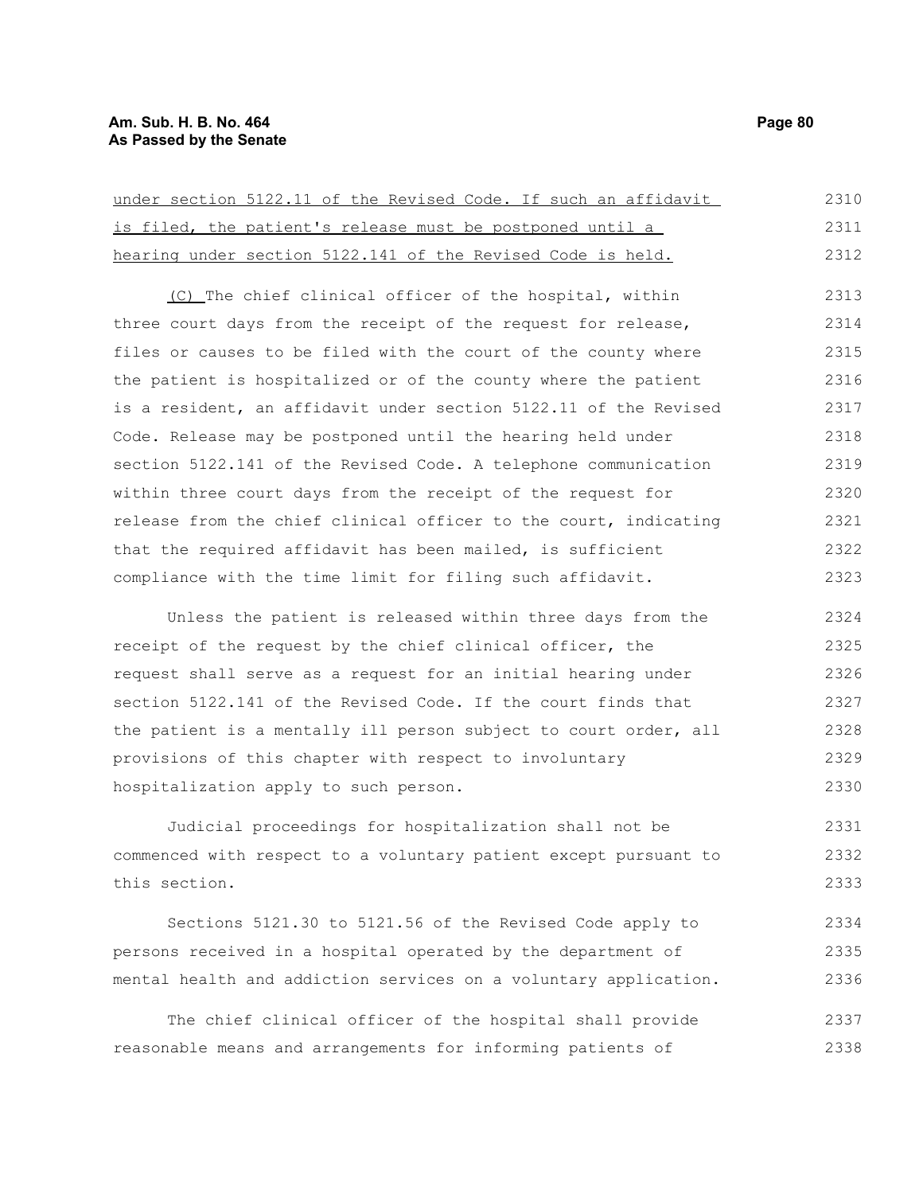under section 5122.11 of the Revised Code. If such an affidavit is filed, the patient's release must be postponed until a hearing under section 5122.141 of the Revised Code is held.

(C) The chief clinical officer of the hospital, within three court days from the receipt of the request for release, files or causes to be filed with the court of the county where the patient is hospitalized or of the county where the patient is a resident, an affidavit under section 5122.11 of the Revised Code. Release may be postponed until the hearing held under section 5122.141 of the Revised Code. A telephone communication within three court days from the receipt of the request for release from the chief clinical officer to the court, indicating that the required affidavit has been mailed, is sufficient compliance with the time limit for filing such affidavit.

Unless the patient is released within three days from the receipt of the request by the chief clinical officer, the request shall serve as a request for an initial hearing under section 5122.141 of the Revised Code. If the court finds that the patient is a mentally ill person subject to court order, all provisions of this chapter with respect to involuntary hospitalization apply to such person.

Judicial proceedings for hospitalization shall not be commenced with respect to a voluntary patient except pursuant to this section.

Sections 5121.30 to 5121.56 of the Revised Code apply to persons received in a hospital operated by the department of mental health and addiction services on a voluntary application.

The chief clinical officer of the hospital shall provide reasonable means and arrangements for informing patients of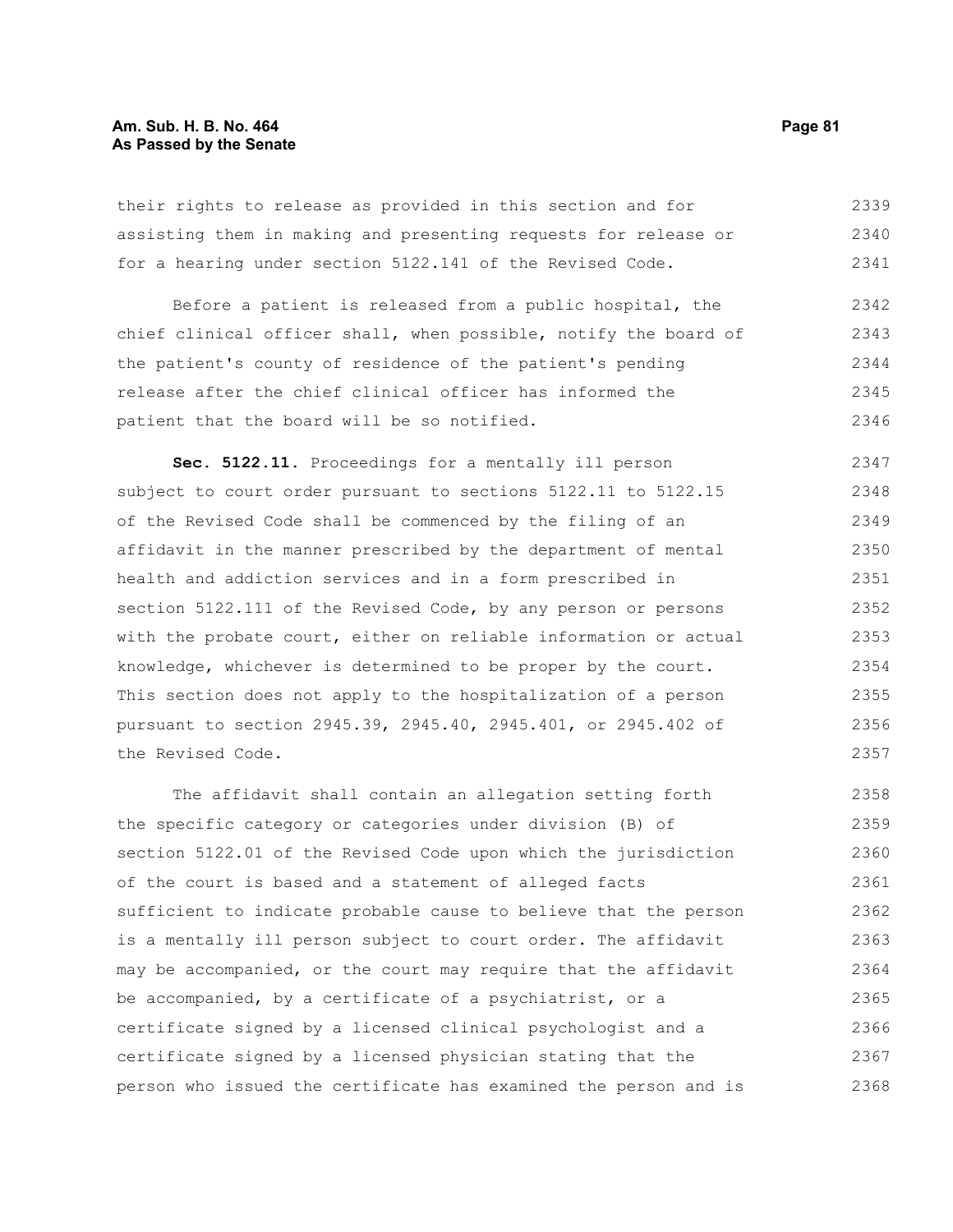their rights to release as provided in this section and for assisting them in making and presenting requests for release or for a hearing under section 5122.141 of the Revised Code.

Before a patient is released from a public hospital, the chief clinical officer shall, when possible, notify the board of the patient's county of residence of the patient's pending release after the chief clinical officer has informed the patient that the board will be so notified.

**Sec. 5122.11.** Proceedings for a mentally ill person subject to court order pursuant to sections 5122.11 to 5122.15 of the Revised Code shall be commenced by the filing of an affidavit in the manner prescribed by the department of mental health and addiction services and in a form prescribed in section 5122.111 of the Revised Code, by any person or persons with the probate court, either on reliable information or actual knowledge, whichever is determined to be proper by the court. This section does not apply to the hospitalization of a person pursuant to section 2945.39, 2945.40, 2945.401, or 2945.402 of the Revised Code.

The affidavit shall contain an allegation setting forth the specific category or categories under division (B) of section 5122.01 of the Revised Code upon which the jurisdiction of the court is based and a statement of alleged facts sufficient to indicate probable cause to believe that the person is a mentally ill person subject to court order. The affidavit may be accompanied, or the court may require that the affidavit be accompanied, by a certificate of a psychiatrist, or a certificate signed by a licensed clinical psychologist and a certificate signed by a licensed physician stating that the person who issued the certificate has examined the person and is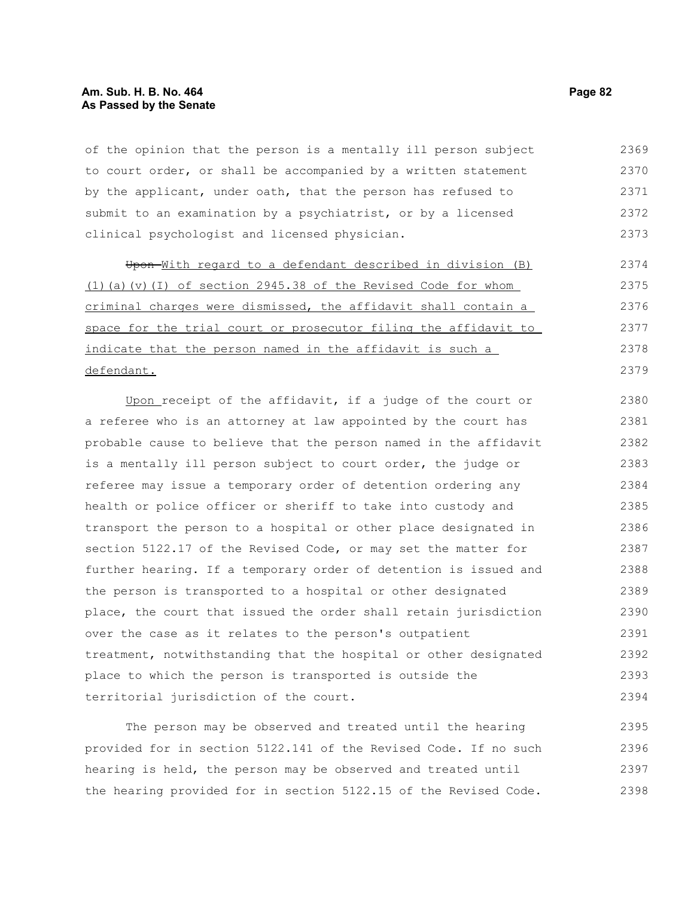of the opinion that the person is a mentally ill person subject to court order, or shall be accompanied by a written statement by the applicant, under oath, that the person has refused to submit to an examination by a psychiatrist, or by a licensed clinical psychologist and licensed physician.

~~Upon~~ With regard to a defendant described in division (B)(1)(a)(v)(I) of section 2945.38 of the Revised Code for whom criminal charges were dismissed, the affidavit shall contain a space for the trial court or prosecutor filing the affidavit to indicate that the person named in the affidavit is such a defendant.

Upon receipt of the affidavit, if a judge of the court or a referee who is an attorney at law appointed by the court has probable cause to believe that the person named in the affidavit is a mentally ill person subject to court order, the judge or referee may issue a temporary order of detention ordering any health or police officer or sheriff to take into custody and transport the person to a hospital or other place designated in section 5122.17 of the Revised Code, or may set the matter for further hearing. If a temporary order of detention is issued and the person is transported to a hospital or other designated place, the court that issued the order shall retain jurisdiction over the case as it relates to the person's outpatient treatment, notwithstanding that the hospital or other designated place to which the person is transported is outside the territorial jurisdiction of the court.

The person may be observed and treated until the hearing provided for in section 5122.141 of the Revised Code. If no such hearing is held, the person may be observed and treated until the hearing provided for in section 5122.15 of the Revised Code.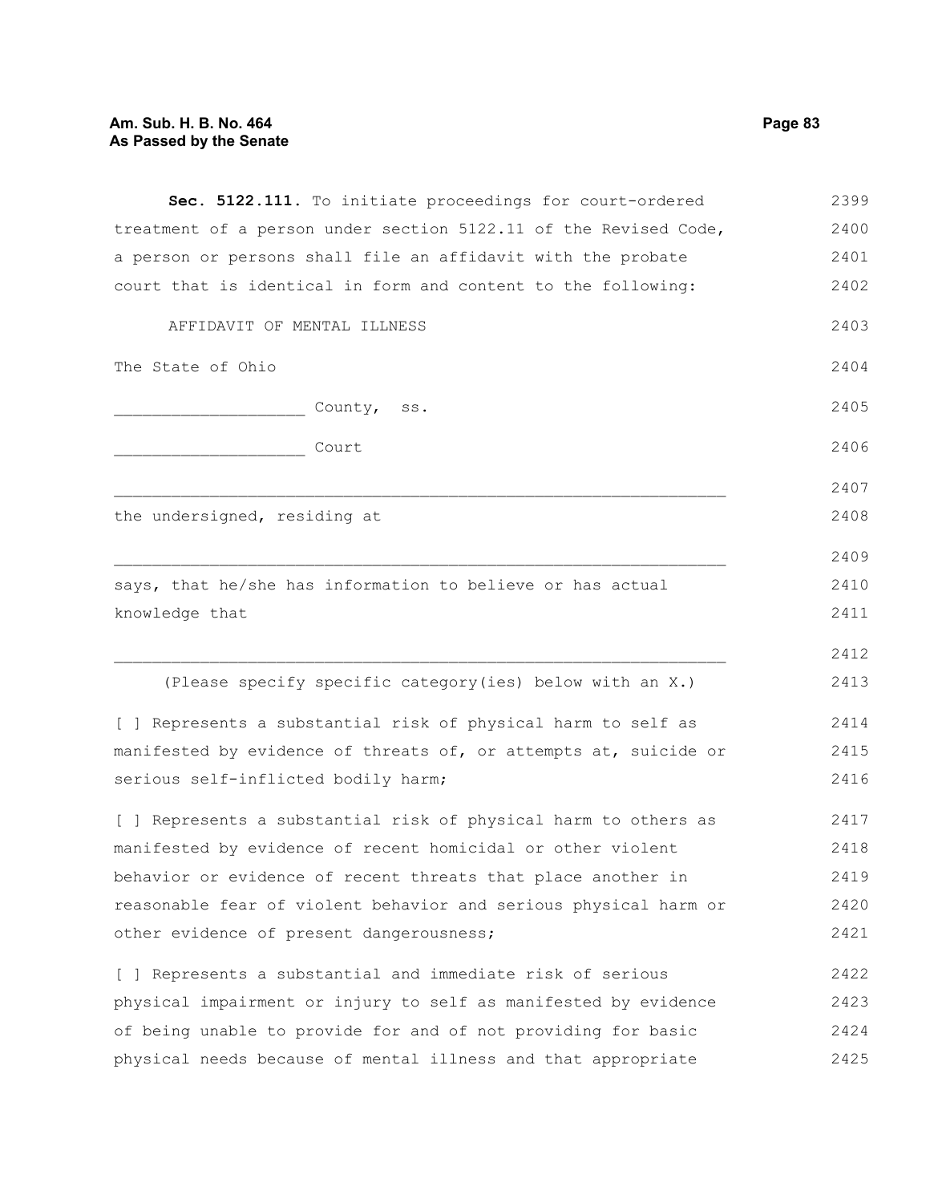**Sec. 5122.111.** To initiate proceedings for court-ordered treatment of a person under section 5122.11 of the Revised Code, a person or persons shall file an affidavit with the probate court that is identical in form and content to the following:

AFFIDAVIT OF MENTAL ILLNESS

The State of Ohio

___________________ County, ss.

___________________ Court

_______________________________________________________________

the undersigned, residing at

_______________________________________________________________

says, that he/she has information to believe or has actual knowledge that

_______________________________________________________________

(Please specify specific category(ies) below with an X.)

[ ] Represents a substantial risk of physical harm to self as manifested by evidence of threats of, or attempts at, suicide or serious self-inflicted bodily harm;

[ ] Represents a substantial risk of physical harm to others as manifested by evidence of recent homicidal or other violent behavior or evidence of recent threats that place another in reasonable fear of violent behavior and serious physical harm or other evidence of present dangerousness;

[ ] Represents a substantial and immediate risk of serious physical impairment or injury to self as manifested by evidence of being unable to provide for and of not providing for basic physical needs because of mental illness and that appropriate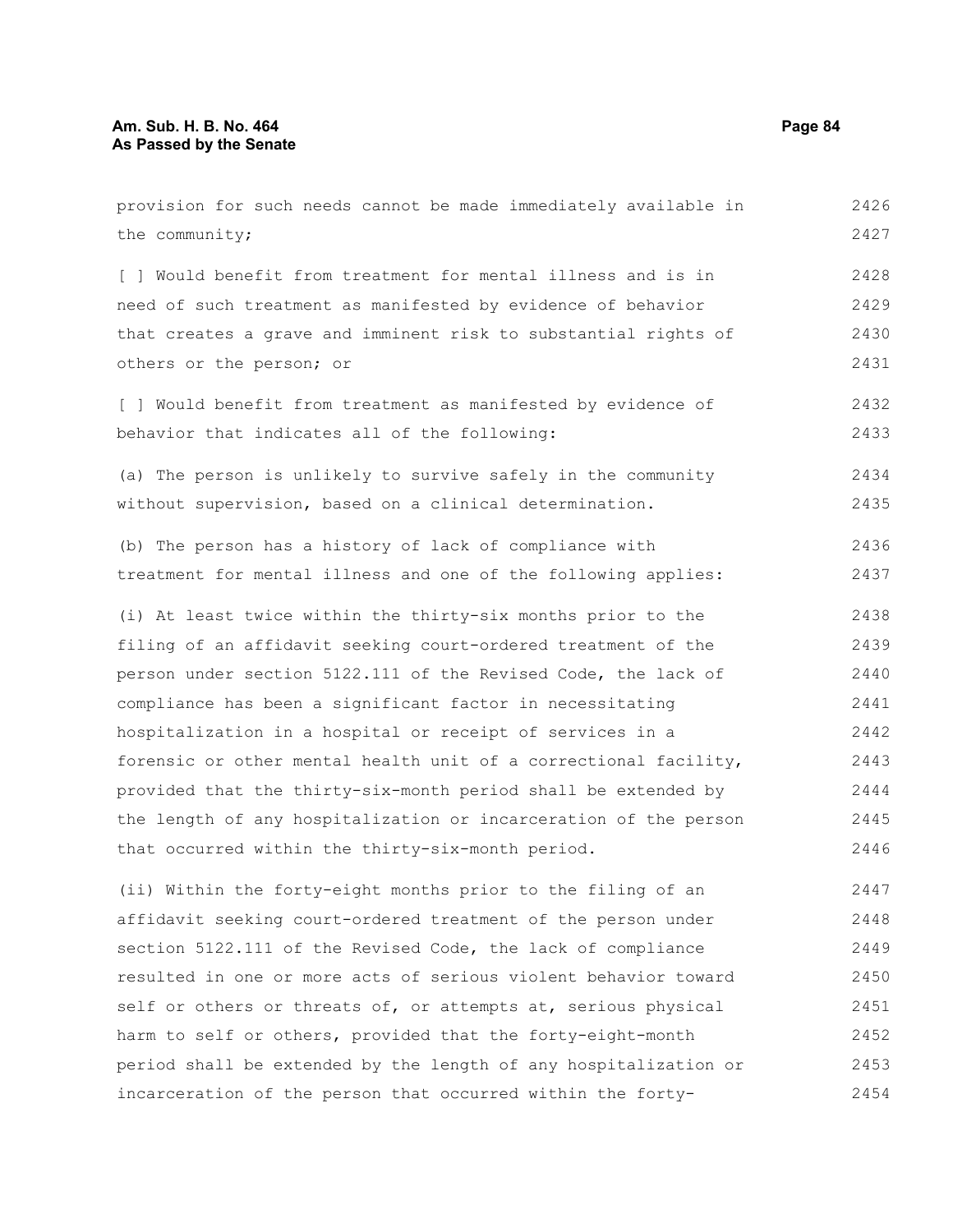provision for such needs cannot be made immediately available in the community;

[ ] Would benefit from treatment for mental illness and is in need of such treatment as manifested by evidence of behavior that creates a grave and imminent risk to substantial rights of others or the person; or

[ ] Would benefit from treatment as manifested by evidence of behavior that indicates all of the following:

(a) The person is unlikely to survive safely in the community without supervision, based on a clinical determination.

(b) The person has a history of lack of compliance with treatment for mental illness and one of the following applies:

(i) At least twice within the thirty-six months prior to the filing of an affidavit seeking court-ordered treatment of the person under section 5122.111 of the Revised Code, the lack of compliance has been a significant factor in necessitating hospitalization in a hospital or receipt of services in a forensic or other mental health unit of a correctional facility, provided that the thirty-six-month period shall be extended by the length of any hospitalization or incarceration of the person that occurred within the thirty-six-month period.

(ii) Within the forty-eight months prior to the filing of an affidavit seeking court-ordered treatment of the person under section 5122.111 of the Revised Code, the lack of compliance resulted in one or more acts of serious violent behavior toward self or others or threats of, or attempts at, serious physical harm to self or others, provided that the forty-eight-month period shall be extended by the length of any hospitalization or incarceration of the person that occurred within the forty-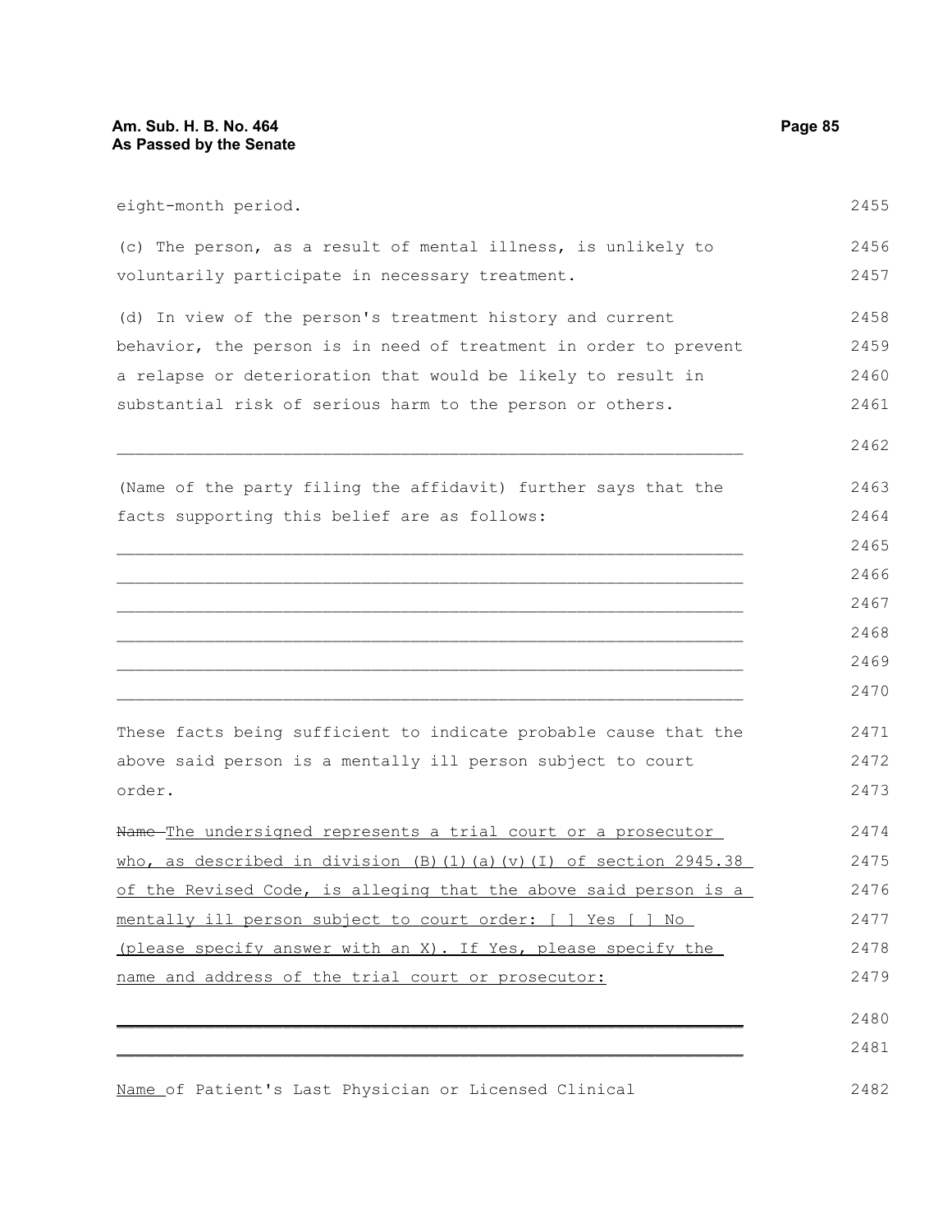eight-month period.

(c) The person, as a result of mental illness, is unlikely to voluntarily participate in necessary treatment.

(d) In view of the person's treatment history and current behavior, the person is in need of treatment in order to prevent a relapse or deterioration that would be likely to result in substantial risk of serious harm to the person or others.

______________________________________________________________

(Name of the party filing the affidavit) further says that the facts supporting this belief are as follows:

______________________________________________________________
______________________________________________________________
______________________________________________________________
______________________________________________________________
______________________________________________________________
______________________________________________________________

These facts being sufficient to indicate probable cause that the above said person is a mentally ill person subject to court order.

~~Name~~ The undersigned represents a trial court or a prosecutor who, as described in division (B)(1)(a)(v)(I) of section 2945.38 of the Revised Code, is alleging that the above said person is a mentally ill person subject to court order: [ ] Yes [ ] No (please specify answer with an X). If Yes, please specify the name and address of the trial court or prosecutor:

______________________________________________________________
______________________________________________________________

Name of Patient's Last Physician or Licensed Clinical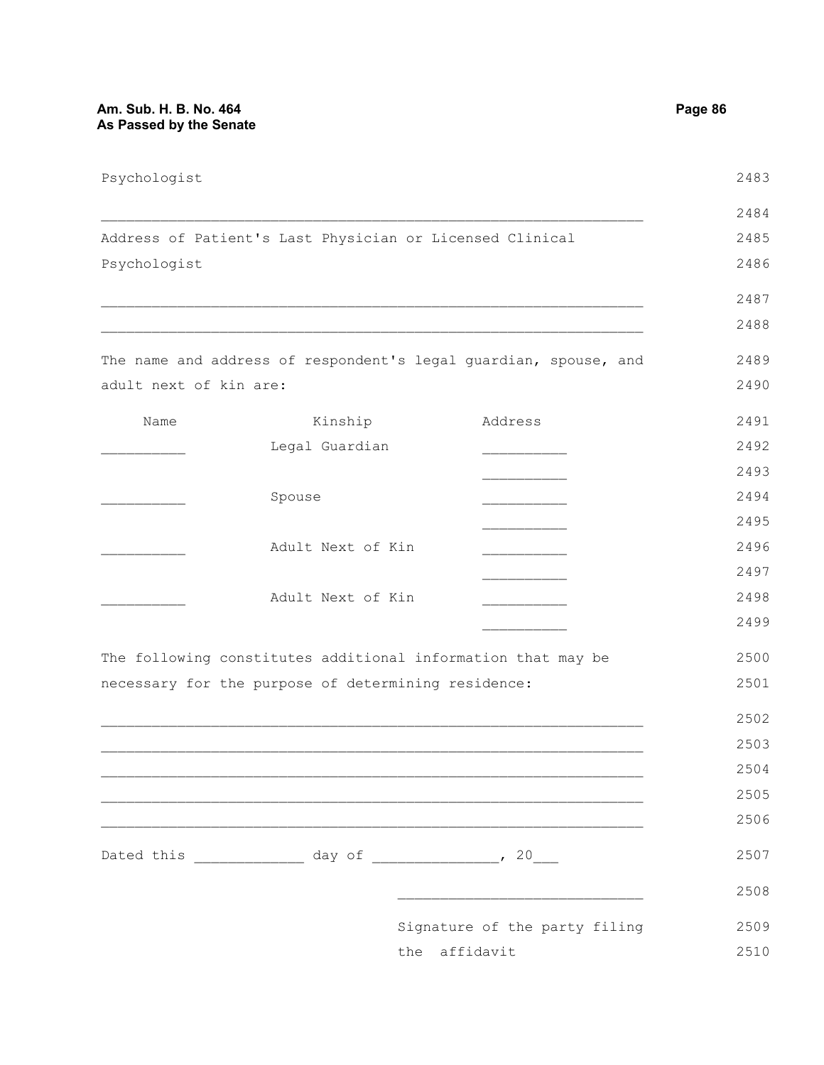Psychologist

_________________________________________________________________

Address of Patient's Last Physician or Licensed Clinical Psychologist

_________________________________________________________________

_________________________________________________________________

The name and address of respondent's legal guardian, spouse, and adult next of kin are:

| Name | Kinship | Address |
|---|---|---|
| __________ | Legal Guardian | __________ |
| | | __________ |
| __________ | Spouse | __________ |
| | | __________ |
| __________ | Adult Next of Kin | __________ |
| | | __________ |
| __________ | Adult Next of Kin | __________ |
| | | __________ |

The following constitutes additional information that may be necessary for the purpose of determining residence:

_________________________________________________________________

_________________________________________________________________

_________________________________________________________________

_________________________________________________________________

_________________________________________________________________

Dated this _____________ day of _______________, 20___

_____________________________

Signature of the party filing the affidavit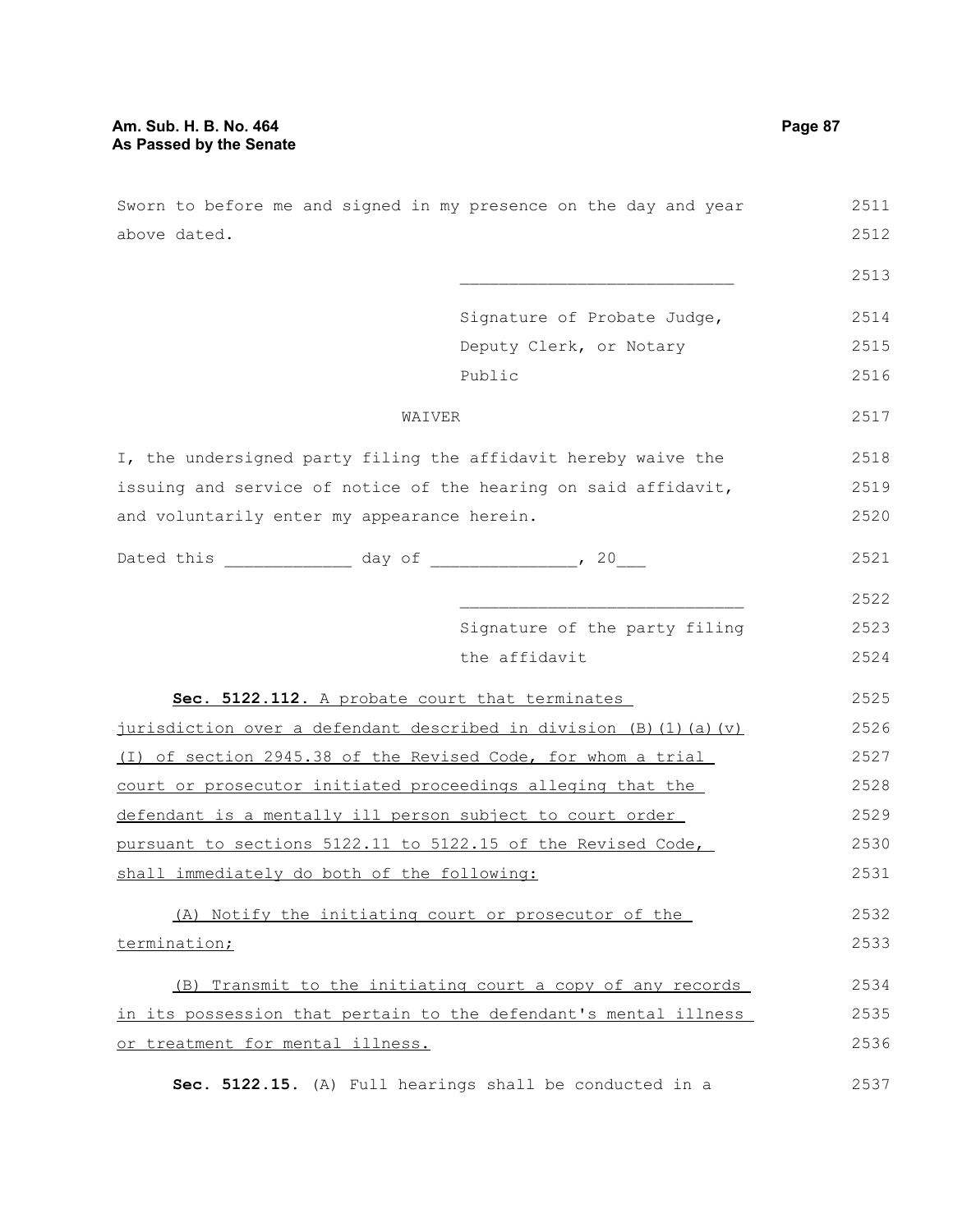Sworn to before me and signed in my presence on the day and year above dated.

\_\_\_\_\_\_\_\_\_\_\_\_\_\_\_\_\_\_\_\_\_\_\_\_\_\_\_\_

Signature of Probate Judge, Deputy Clerk, or Notary Public

WAIVER

I, the undersigned party filing the affidavit hereby waive the issuing and service of notice of the hearing on said affidavit, and voluntarily enter my appearance herein.

Dated this \_\_\_\_\_\_\_\_\_\_\_\_\_ day of \_\_\_\_\_\_\_\_\_\_\_\_\_\_\_, 20\_\_\_

\_\_\_\_\_\_\_\_\_\_\_\_\_\_\_\_\_\_\_\_\_\_\_\_\_\_\_\_

Signature of the party filing the affidavit

**Sec. 5122.112.** <u>A probate court that terminates jurisdiction over a defendant described in division (B)(1)(a)(v)(I) of section 2945.38 of the Revised Code, for whom a trial court or prosecutor initiated proceedings alleging that the defendant is a mentally ill person subject to court order pursuant to sections 5122.11 to 5122.15 of the Revised Code, shall immediately do both of the following:</u>

<u>(A) Notify the initiating court or prosecutor of the termination;</u>

<u>(B) Transmit to the initiating court a copy of any records in its possession that pertain to the defendant's mental illness or treatment for mental illness.</u>

**Sec. 5122.15.** (A) Full hearings shall be conducted in a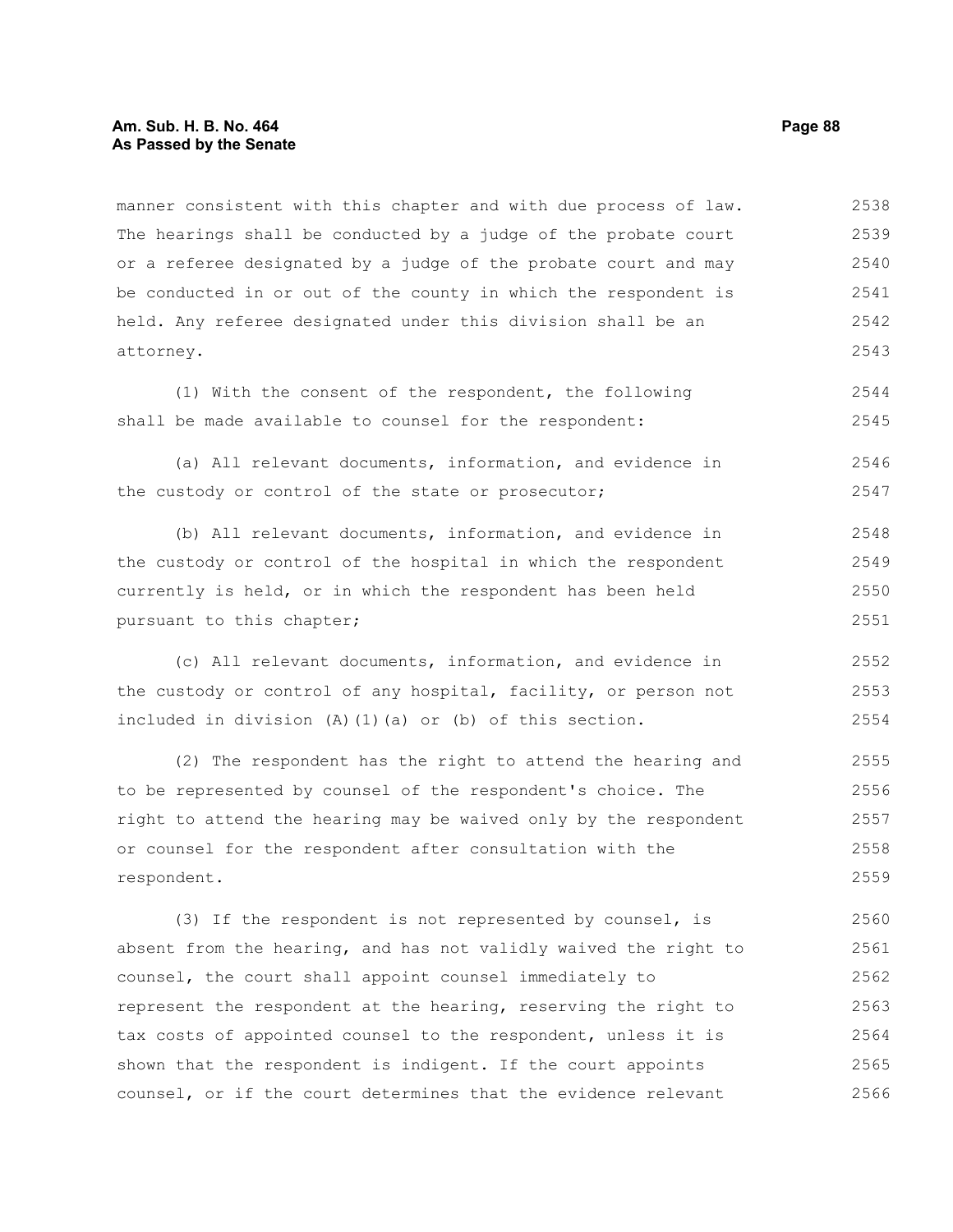manner consistent with this chapter and with due process of law. The hearings shall be conducted by a judge of the probate court or a referee designated by a judge of the probate court and may be conducted in or out of the county in which the respondent is held. Any referee designated under this division shall be an attorney.

(1) With the consent of the respondent, the following shall be made available to counsel for the respondent:

(a) All relevant documents, information, and evidence in the custody or control of the state or prosecutor;

(b) All relevant documents, information, and evidence in the custody or control of the hospital in which the respondent currently is held, or in which the respondent has been held pursuant to this chapter;

(c) All relevant documents, information, and evidence in the custody or control of any hospital, facility, or person not included in division (A)(1)(a) or (b) of this section.

(2) The respondent has the right to attend the hearing and to be represented by counsel of the respondent's choice. The right to attend the hearing may be waived only by the respondent or counsel for the respondent after consultation with the respondent.

(3) If the respondent is not represented by counsel, is absent from the hearing, and has not validly waived the right to counsel, the court shall appoint counsel immediately to represent the respondent at the hearing, reserving the right to tax costs of appointed counsel to the respondent, unless it is shown that the respondent is indigent. If the court appoints counsel, or if the court determines that the evidence relevant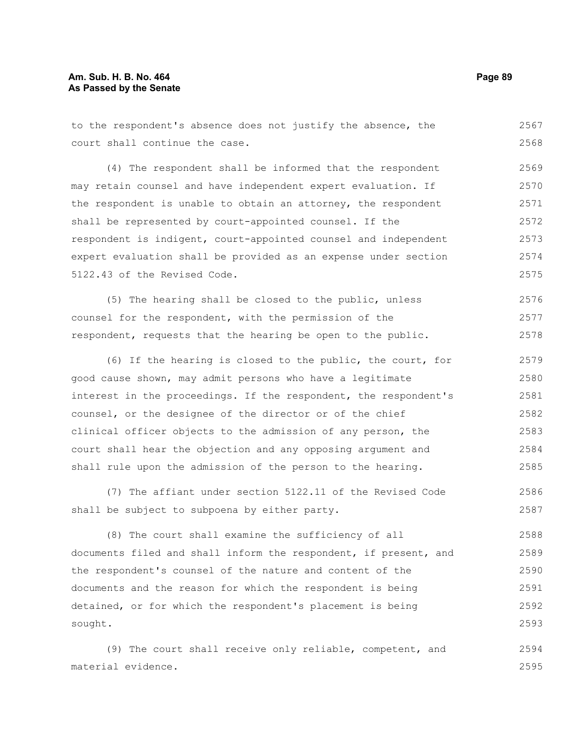to the respondent's absence does not justify the absence, the court shall continue the case.

(4) The respondent shall be informed that the respondent may retain counsel and have independent expert evaluation. If the respondent is unable to obtain an attorney, the respondent shall be represented by court-appointed counsel. If the respondent is indigent, court-appointed counsel and independent expert evaluation shall be provided as an expense under section 5122.43 of the Revised Code.

(5) The hearing shall be closed to the public, unless counsel for the respondent, with the permission of the respondent, requests that the hearing be open to the public.

(6) If the hearing is closed to the public, the court, for good cause shown, may admit persons who have a legitimate interest in the proceedings. If the respondent, the respondent's counsel, or the designee of the director or of the chief clinical officer objects to the admission of any person, the court shall hear the objection and any opposing argument and shall rule upon the admission of the person to the hearing.

(7) The affiant under section 5122.11 of the Revised Code shall be subject to subpoena by either party.

(8) The court shall examine the sufficiency of all documents filed and shall inform the respondent, if present, and the respondent's counsel of the nature and content of the documents and the reason for which the respondent is being detained, or for which the respondent's placement is being sought.

(9) The court shall receive only reliable, competent, and material evidence.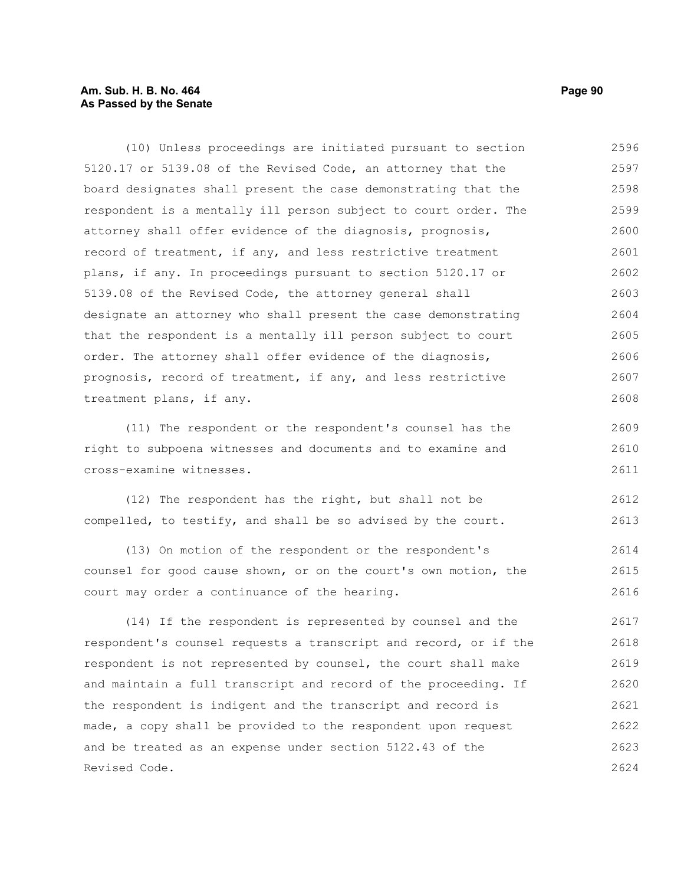(10) Unless proceedings are initiated pursuant to section 5120.17 or 5139.08 of the Revised Code, an attorney that the board designates shall present the case demonstrating that the respondent is a mentally ill person subject to court order. The attorney shall offer evidence of the diagnosis, prognosis, record of treatment, if any, and less restrictive treatment plans, if any. In proceedings pursuant to section 5120.17 or 5139.08 of the Revised Code, the attorney general shall designate an attorney who shall present the case demonstrating that the respondent is a mentally ill person subject to court order. The attorney shall offer evidence of the diagnosis, prognosis, record of treatment, if any, and less restrictive treatment plans, if any.

(11) The respondent or the respondent's counsel has the right to subpoena witnesses and documents and to examine and cross-examine witnesses.

(12) The respondent has the right, but shall not be compelled, to testify, and shall be so advised by the court.

(13) On motion of the respondent or the respondent's counsel for good cause shown, or on the court's own motion, the court may order a continuance of the hearing.

(14) If the respondent is represented by counsel and the respondent's counsel requests a transcript and record, or if the respondent is not represented by counsel, the court shall make and maintain a full transcript and record of the proceeding. If the respondent is indigent and the transcript and record is made, a copy shall be provided to the respondent upon request and be treated as an expense under section 5122.43 of the Revised Code.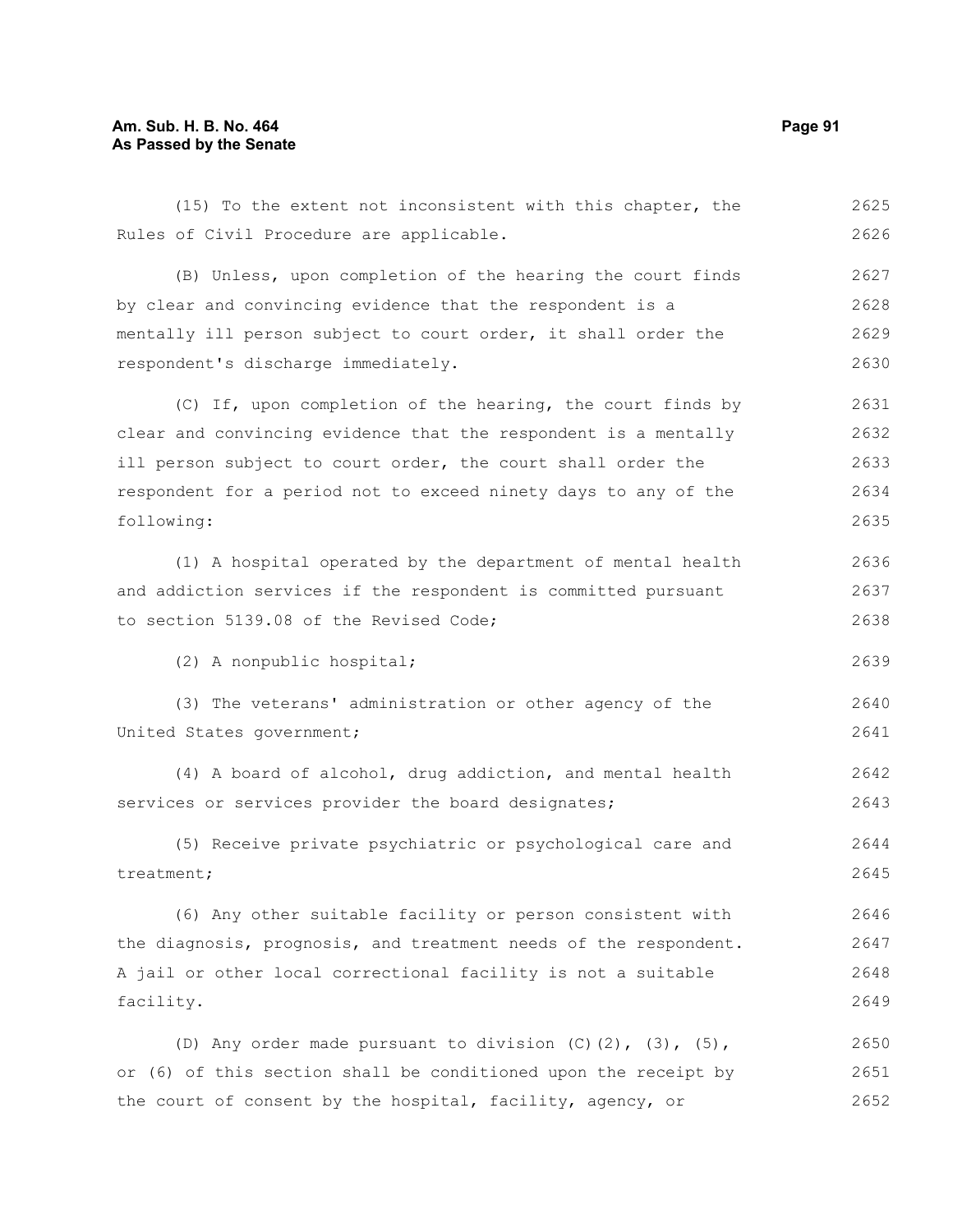(15) To the extent not inconsistent with this chapter, the Rules of Civil Procedure are applicable.

(B) Unless, upon completion of the hearing the court finds by clear and convincing evidence that the respondent is a mentally ill person subject to court order, it shall order the respondent's discharge immediately.

(C) If, upon completion of the hearing, the court finds by clear and convincing evidence that the respondent is a mentally ill person subject to court order, the court shall order the respondent for a period not to exceed ninety days to any of the following:

(1) A hospital operated by the department of mental health and addiction services if the respondent is committed pursuant to section 5139.08 of the Revised Code;

(2) A nonpublic hospital;

(3) The veterans' administration or other agency of the United States government;

(4) A board of alcohol, drug addiction, and mental health services or services provider the board designates;

(5) Receive private psychiatric or psychological care and treatment;

(6) Any other suitable facility or person consistent with the diagnosis, prognosis, and treatment needs of the respondent. A jail or other local correctional facility is not a suitable facility.

(D) Any order made pursuant to division (C)(2), (3), (5), or (6) of this section shall be conditioned upon the receipt by the court of consent by the hospital, facility, agency, or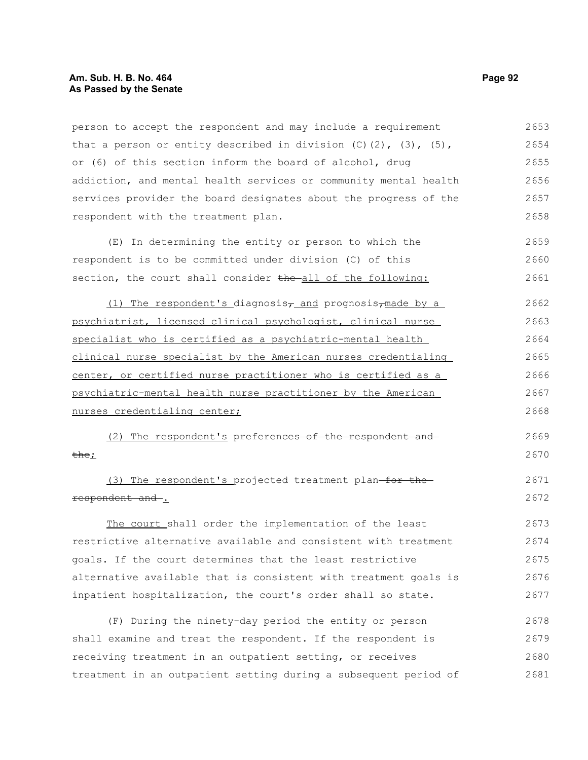person to accept the respondent and may include a requirement that a person or entity described in division (C)(2), (3), (5), or (6) of this section inform the board of alcohol, drug addiction, and mental health services or community mental health services provider the board designates about the progress of the respondent with the treatment plan.

(E) In determining the entity or person to which the respondent is to be committed under division (C) of this section, the court shall consider ~~the~~ all of the following:

(1) The respondent's diagnosis~~,~~ and prognosis~~,~~made by a psychiatrist, licensed clinical psychologist, clinical nurse specialist who is certified as a psychiatric-mental health clinical nurse specialist by the American nurses credentialing center, or certified nurse practitioner who is certified as a psychiatric-mental health nurse practitioner by the American nurses credentialing center;

(2) The respondent's preferences ~~of the respondent and the~~;

(3) The respondent's projected treatment plan ~~for the respondent and~~ .

The court shall order the implementation of the least restrictive alternative available and consistent with treatment goals. If the court determines that the least restrictive alternative available that is consistent with treatment goals is inpatient hospitalization, the court's order shall so state.

(F) During the ninety-day period the entity or person shall examine and treat the respondent. If the respondent is receiving treatment in an outpatient setting, or receives treatment in an outpatient setting during a subsequent period of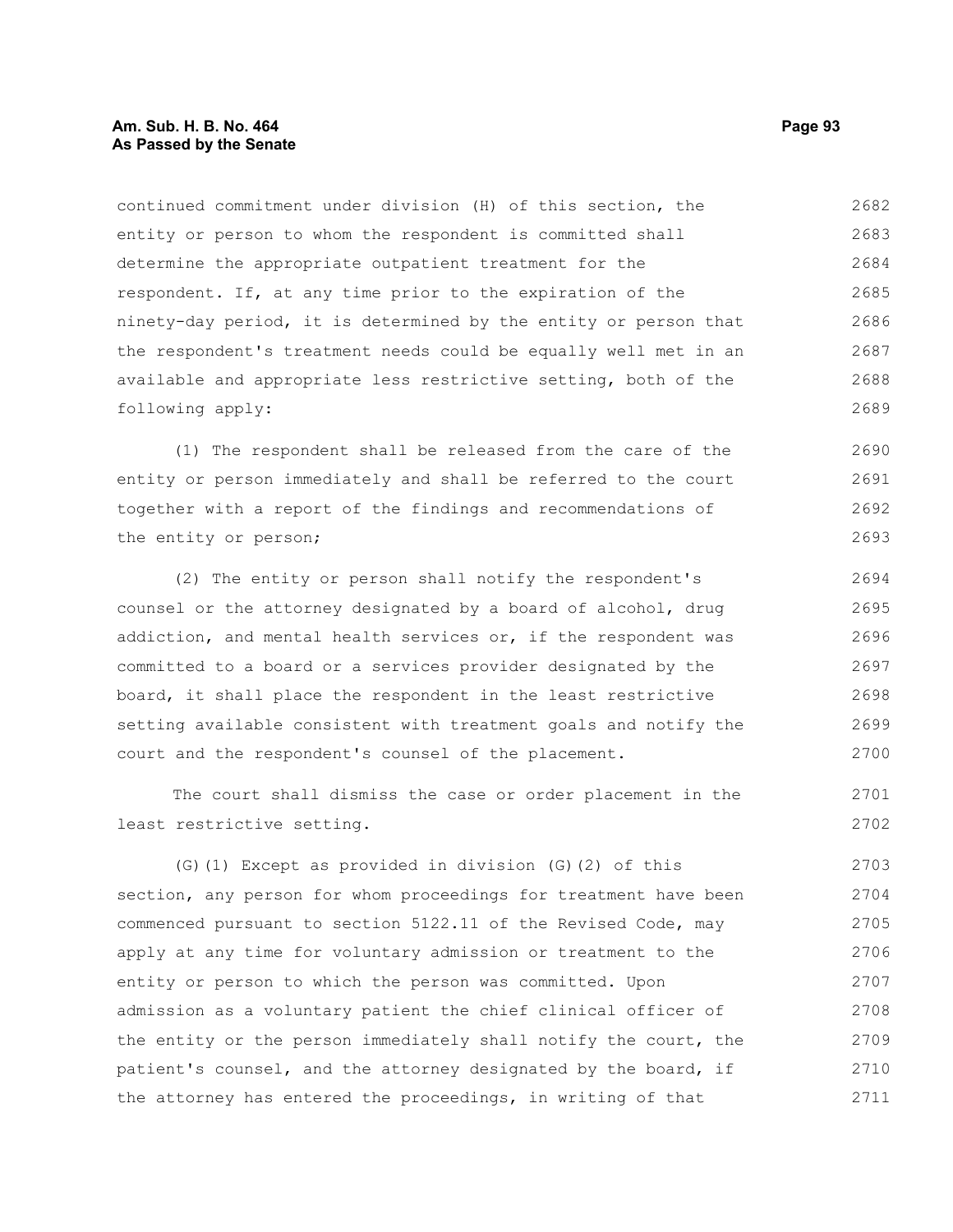continued commitment under division (H) of this section, the entity or person to whom the respondent is committed shall determine the appropriate outpatient treatment for the respondent. If, at any time prior to the expiration of the ninety-day period, it is determined by the entity or person that the respondent's treatment needs could be equally well met in an available and appropriate less restrictive setting, both of the following apply:

(1) The respondent shall be released from the care of the entity or person immediately and shall be referred to the court together with a report of the findings and recommendations of the entity or person;

(2) The entity or person shall notify the respondent's counsel or the attorney designated by a board of alcohol, drug addiction, and mental health services or, if the respondent was committed to a board or a services provider designated by the board, it shall place the respondent in the least restrictive setting available consistent with treatment goals and notify the court and the respondent's counsel of the placement.

The court shall dismiss the case or order placement in the least restrictive setting.

(G)(1) Except as provided in division (G)(2) of this section, any person for whom proceedings for treatment have been commenced pursuant to section 5122.11 of the Revised Code, may apply at any time for voluntary admission or treatment to the entity or person to which the person was committed. Upon admission as a voluntary patient the chief clinical officer of the entity or the person immediately shall notify the court, the patient's counsel, and the attorney designated by the board, if the attorney has entered the proceedings, in writing of that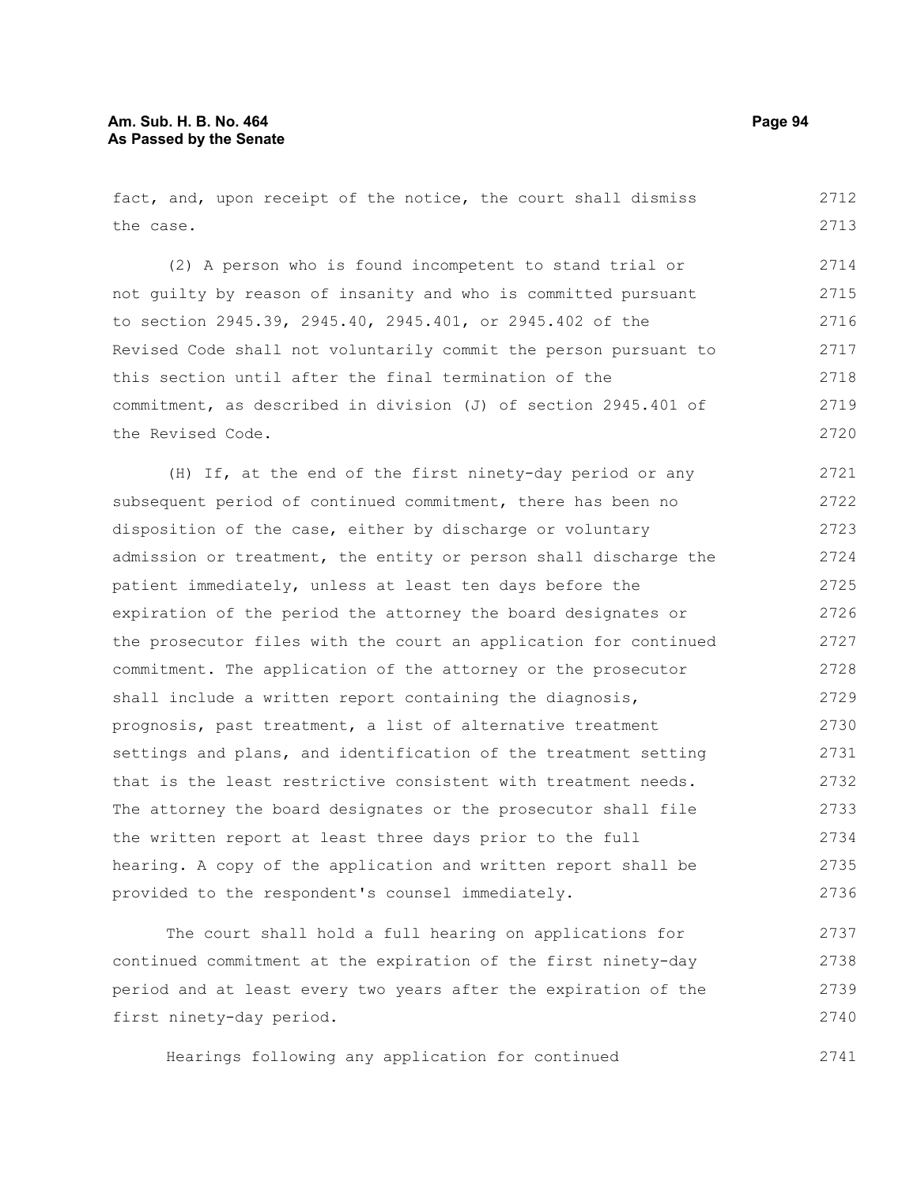fact, and, upon receipt of the notice, the court shall dismiss the case.

(2) A person who is found incompetent to stand trial or not guilty by reason of insanity and who is committed pursuant to section 2945.39, 2945.40, 2945.401, or 2945.402 of the Revised Code shall not voluntarily commit the person pursuant to this section until after the final termination of the commitment, as described in division (J) of section 2945.401 of the Revised Code.

(H) If, at the end of the first ninety-day period or any subsequent period of continued commitment, there has been no disposition of the case, either by discharge or voluntary admission or treatment, the entity or person shall discharge the patient immediately, unless at least ten days before the expiration of the period the attorney the board designates or the prosecutor files with the court an application for continued commitment. The application of the attorney or the prosecutor shall include a written report containing the diagnosis, prognosis, past treatment, a list of alternative treatment settings and plans, and identification of the treatment setting that is the least restrictive consistent with treatment needs. The attorney the board designates or the prosecutor shall file the written report at least three days prior to the full hearing. A copy of the application and written report shall be provided to the respondent's counsel immediately.

The court shall hold a full hearing on applications for continued commitment at the expiration of the first ninety-day period and at least every two years after the expiration of the first ninety-day period.

Hearings following any application for continued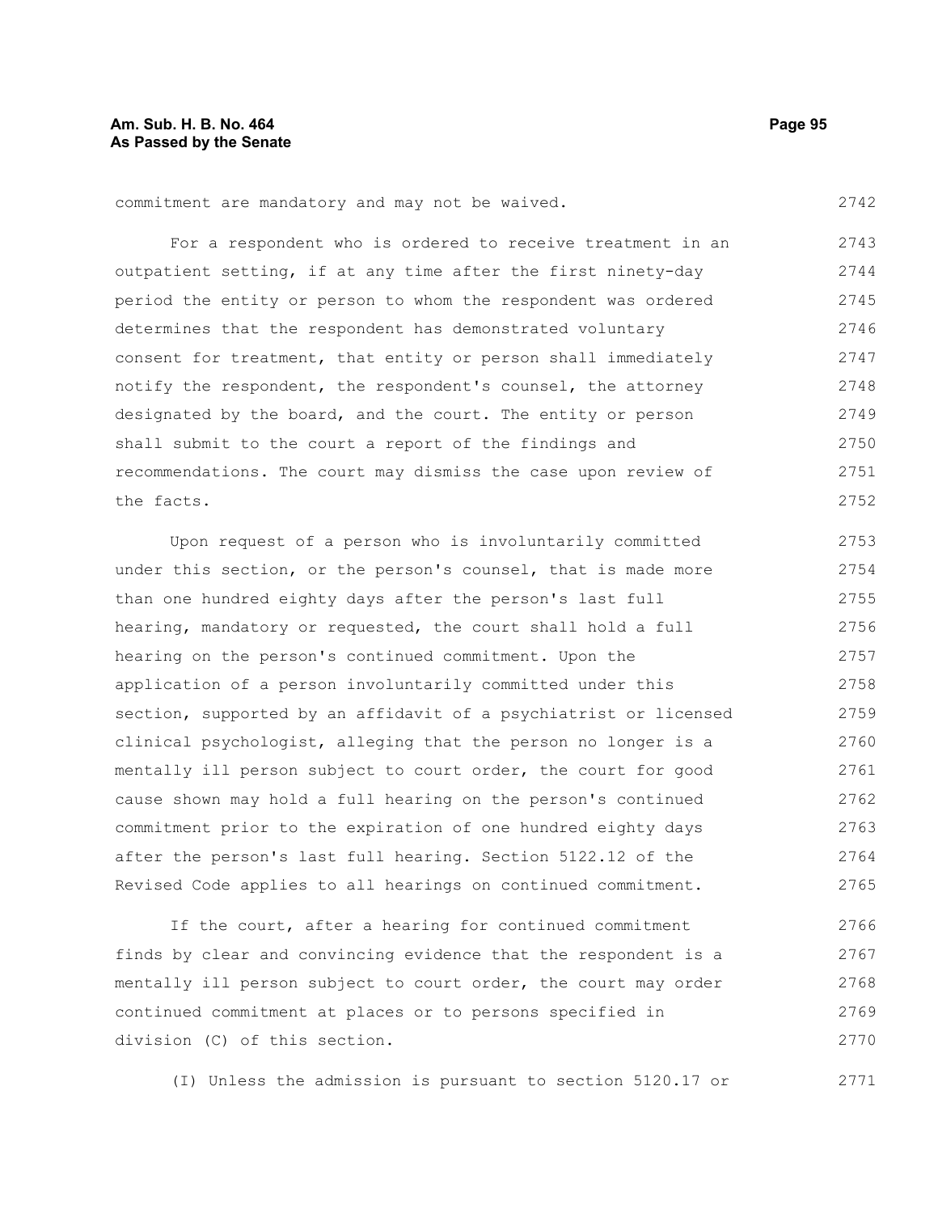commitment are mandatory and may not be waived.

For a respondent who is ordered to receive treatment in an outpatient setting, if at any time after the first ninety-day period the entity or person to whom the respondent was ordered determines that the respondent has demonstrated voluntary consent for treatment, that entity or person shall immediately notify the respondent, the respondent's counsel, the attorney designated by the board, and the court. The entity or person shall submit to the court a report of the findings and recommendations. The court may dismiss the case upon review of the facts.

Upon request of a person who is involuntarily committed under this section, or the person's counsel, that is made more than one hundred eighty days after the person's last full hearing, mandatory or requested, the court shall hold a full hearing on the person's continued commitment. Upon the application of a person involuntarily committed under this section, supported by an affidavit of a psychiatrist or licensed clinical psychologist, alleging that the person no longer is a mentally ill person subject to court order, the court for good cause shown may hold a full hearing on the person's continued commitment prior to the expiration of one hundred eighty days after the person's last full hearing. Section 5122.12 of the Revised Code applies to all hearings on continued commitment.

If the court, after a hearing for continued commitment finds by clear and convincing evidence that the respondent is a mentally ill person subject to court order, the court may order continued commitment at places or to persons specified in division (C) of this section.

(I) Unless the admission is pursuant to section 5120.17 or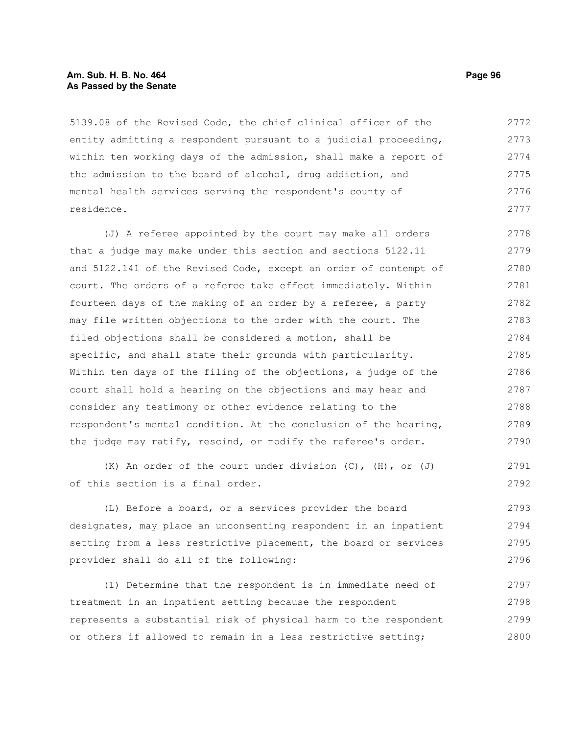5139.08 of the Revised Code, the chief clinical officer of the entity admitting a respondent pursuant to a judicial proceeding, within ten working days of the admission, shall make a report of the admission to the board of alcohol, drug addiction, and mental health services serving the respondent's county of residence.

(J) A referee appointed by the court may make all orders that a judge may make under this section and sections 5122.11 and 5122.141 of the Revised Code, except an order of contempt of court. The orders of a referee take effect immediately. Within fourteen days of the making of an order by a referee, a party may file written objections to the order with the court. The filed objections shall be considered a motion, shall be specific, and shall state their grounds with particularity. Within ten days of the filing of the objections, a judge of the court shall hold a hearing on the objections and may hear and consider any testimony or other evidence relating to the respondent's mental condition. At the conclusion of the hearing, the judge may ratify, rescind, or modify the referee's order.

(K) An order of the court under division (C), (H), or (J) of this section is a final order.

(L) Before a board, or a services provider the board designates, may place an unconsenting respondent in an inpatient setting from a less restrictive placement, the board or services provider shall do all of the following:

(1) Determine that the respondent is in immediate need of treatment in an inpatient setting because the respondent represents a substantial risk of physical harm to the respondent or others if allowed to remain in a less restrictive setting;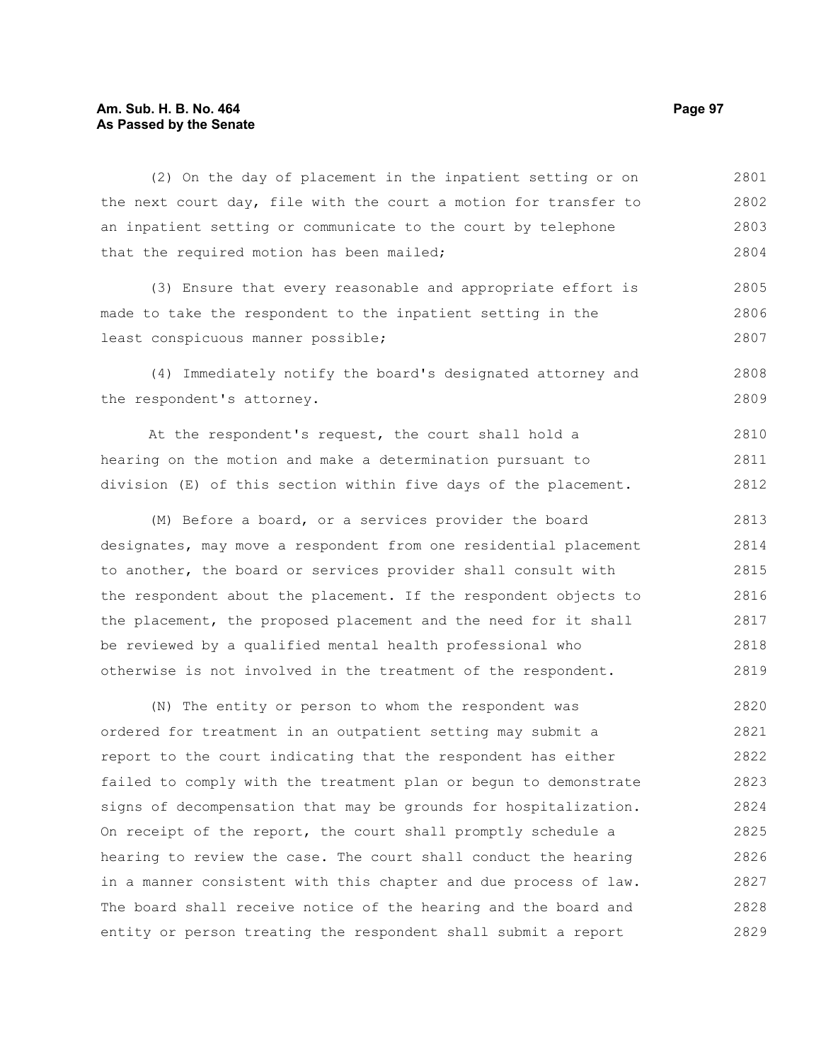(2) On the day of placement in the inpatient setting or on the next court day, file with the court a motion for transfer to an inpatient setting or communicate to the court by telephone that the required motion has been mailed;

(3) Ensure that every reasonable and appropriate effort is made to take the respondent to the inpatient setting in the least conspicuous manner possible;

(4) Immediately notify the board's designated attorney and the respondent's attorney.

At the respondent's request, the court shall hold a hearing on the motion and make a determination pursuant to division (E) of this section within five days of the placement.

(M) Before a board, or a services provider the board designates, may move a respondent from one residential placement to another, the board or services provider shall consult with the respondent about the placement. If the respondent objects to the placement, the proposed placement and the need for it shall be reviewed by a qualified mental health professional who otherwise is not involved in the treatment of the respondent.

(N) The entity or person to whom the respondent was ordered for treatment in an outpatient setting may submit a report to the court indicating that the respondent has either failed to comply with the treatment plan or begun to demonstrate signs of decompensation that may be grounds for hospitalization. On receipt of the report, the court shall promptly schedule a hearing to review the case. The court shall conduct the hearing in a manner consistent with this chapter and due process of law. The board shall receive notice of the hearing and the board and entity or person treating the respondent shall submit a report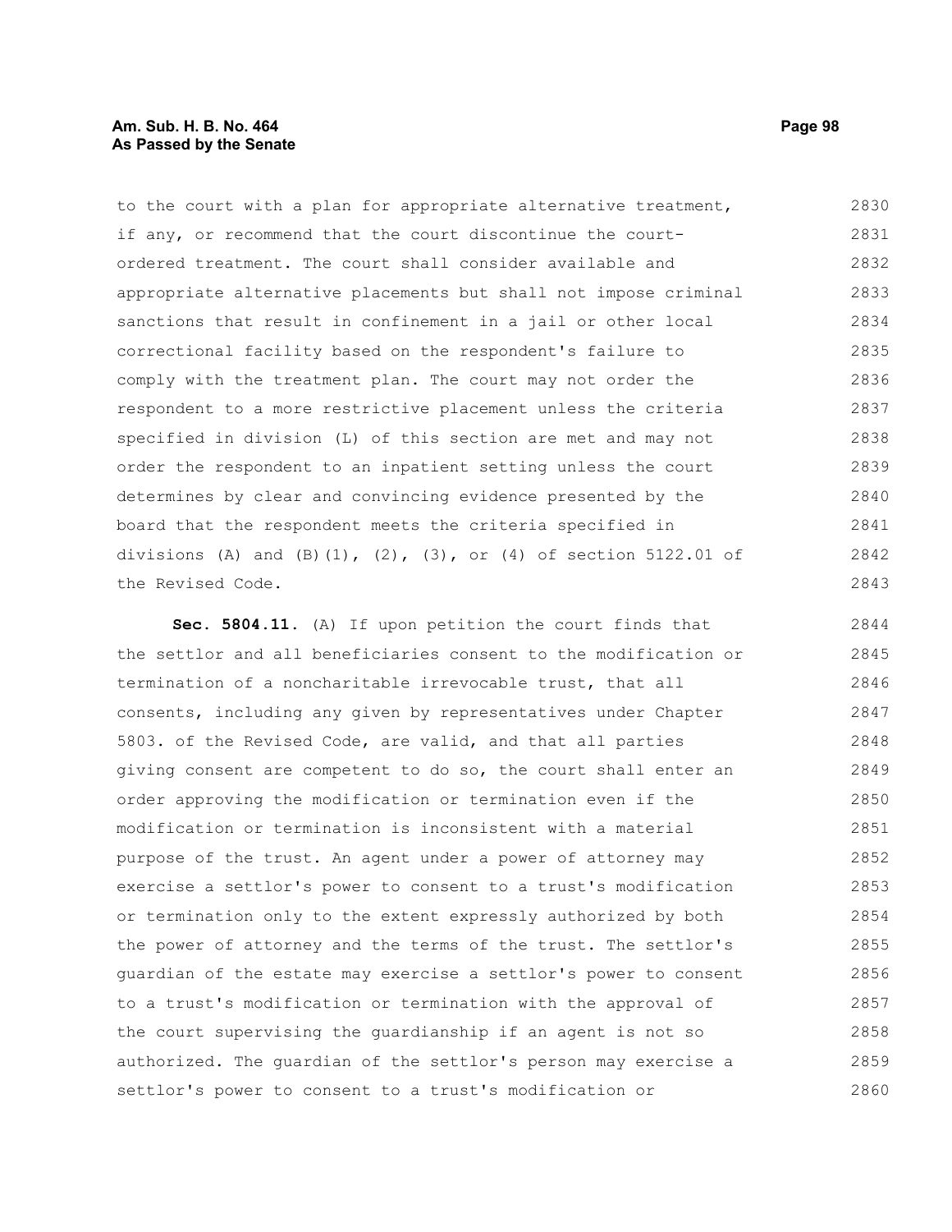to the court with a plan for appropriate alternative treatment, if any, or recommend that the court discontinue the court-ordered treatment. The court shall consider available and appropriate alternative placements but shall not impose criminal sanctions that result in confinement in a jail or other local correctional facility based on the respondent's failure to comply with the treatment plan. The court may not order the respondent to a more restrictive placement unless the criteria specified in division (L) of this section are met and may not order the respondent to an inpatient setting unless the court determines by clear and convincing evidence presented by the board that the respondent meets the criteria specified in divisions (A) and (B)(1), (2), (3), or (4) of section 5122.01 of the Revised Code.

**Sec. 5804.11.** (A) If upon petition the court finds that the settlor and all beneficiaries consent to the modification or termination of a noncharitable irrevocable trust, that all consents, including any given by representatives under Chapter 5803. of the Revised Code, are valid, and that all parties giving consent are competent to do so, the court shall enter an order approving the modification or termination even if the modification or termination is inconsistent with a material purpose of the trust. An agent under a power of attorney may exercise a settlor's power to consent to a trust's modification or termination only to the extent expressly authorized by both the power of attorney and the terms of the trust. The settlor's guardian of the estate may exercise a settlor's power to consent to a trust's modification or termination with the approval of the court supervising the guardianship if an agent is not so authorized. The guardian of the settlor's person may exercise a settlor's power to consent to a trust's modification or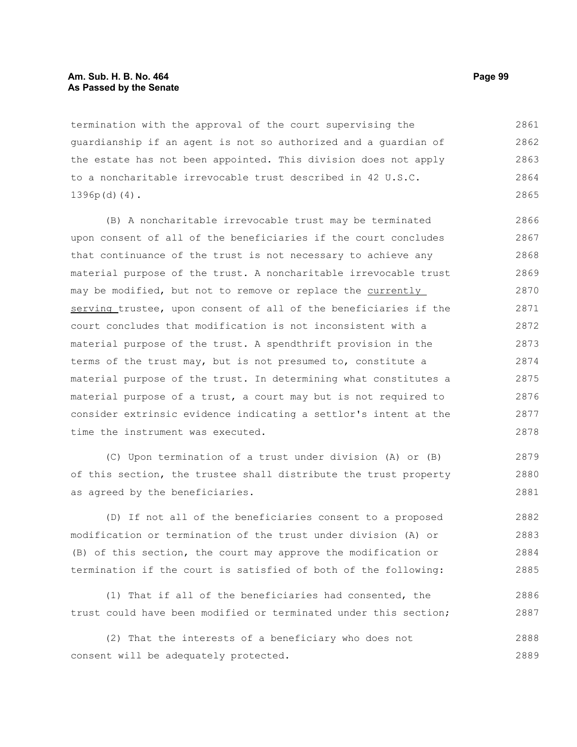termination with the approval of the court supervising the guardianship if an agent is not so authorized and a guardian of the estate has not been appointed. This division does not apply to a noncharitable irrevocable trust described in 42 U.S.C. 1396p(d)(4).

(B) A noncharitable irrevocable trust may be terminated upon consent of all of the beneficiaries if the court concludes that continuance of the trust is not necessary to achieve any material purpose of the trust. A noncharitable irrevocable trust may be modified, but not to remove or replace the <u>currently serving</u> trustee, upon consent of all of the beneficiaries if the court concludes that modification is not inconsistent with a material purpose of the trust. A spendthrift provision in the terms of the trust may, but is not presumed to, constitute a material purpose of the trust. In determining what constitutes a material purpose of a trust, a court may but is not required to consider extrinsic evidence indicating a settlor's intent at the time the instrument was executed.

(C) Upon termination of a trust under division (A) or (B) of this section, the trustee shall distribute the trust property as agreed by the beneficiaries.

(D) If not all of the beneficiaries consent to a proposed modification or termination of the trust under division (A) or (B) of this section, the court may approve the modification or termination if the court is satisfied of both of the following:

(1) That if all of the beneficiaries had consented, the trust could have been modified or terminated under this section;

(2) That the interests of a beneficiary who does not consent will be adequately protected.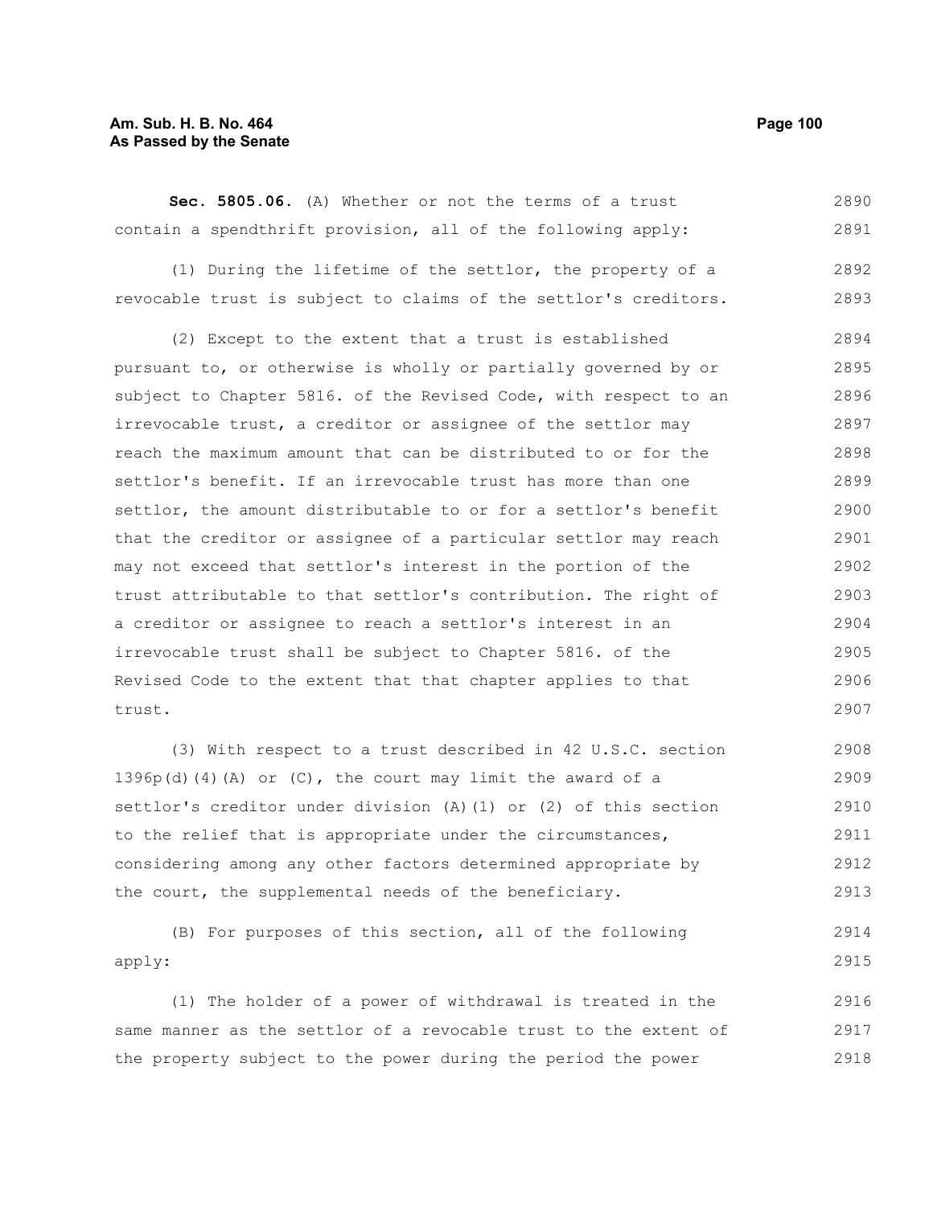**Sec. 5805.06.** (A) Whether or not the terms of a trust contain a spendthrift provision, all of the following apply:

(1) During the lifetime of the settlor, the property of a revocable trust is subject to claims of the settlor's creditors.

(2) Except to the extent that a trust is established pursuant to, or otherwise is wholly or partially governed by or subject to Chapter 5816. of the Revised Code, with respect to an irrevocable trust, a creditor or assignee of the settlor may reach the maximum amount that can be distributed to or for the settlor's benefit. If an irrevocable trust has more than one settlor, the amount distributable to or for a settlor's benefit that the creditor or assignee of a particular settlor may reach may not exceed that settlor's interest in the portion of the trust attributable to that settlor's contribution. The right of a creditor or assignee to reach a settlor's interest in an irrevocable trust shall be subject to Chapter 5816. of the Revised Code to the extent that that chapter applies to that trust.

(3) With respect to a trust described in 42 U.S.C. section 1396p(d)(4)(A) or (C), the court may limit the award of a settlor's creditor under division (A)(1) or (2) of this section to the relief that is appropriate under the circumstances, considering among any other factors determined appropriate by the court, the supplemental needs of the beneficiary.

(B) For purposes of this section, all of the following apply:

(1) The holder of a power of withdrawal is treated in the same manner as the settlor of a revocable trust to the extent of the property subject to the power during the period the power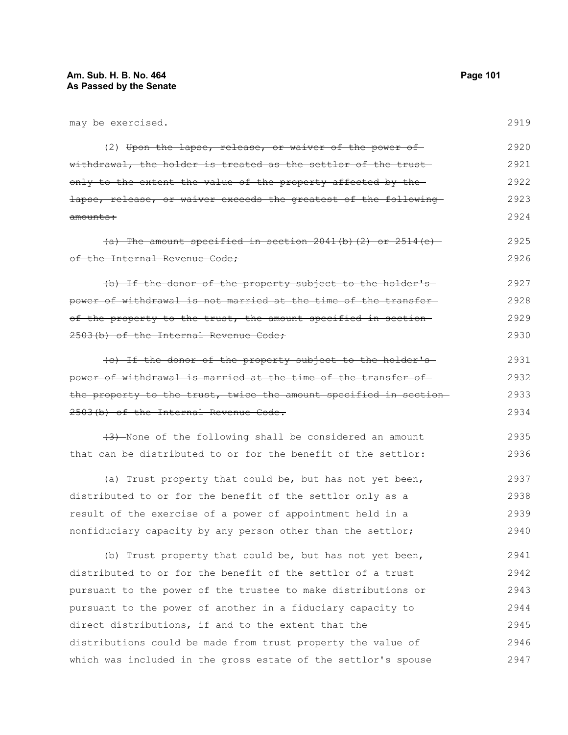may be exercised.

(2) ~~Upon the lapse, release, or waiver of the power of withdrawal, the holder is treated as the settlor of the trust only to the extent the value of the property affected by the lapse, release, or waiver exceeds the greatest of the following amounts:~~

~~(a) The amount specified in section 2041(b)(2) or 2514(e) of the Internal Revenue Code;~~

~~(b) If the donor of the property subject to the holder's power of withdrawal is not married at the time of the transfer of the property to the trust, the amount specified in section 2503(b) of the Internal Revenue Code;~~

~~(c) If the donor of the property subject to the holder's power of withdrawal is married at the time of the transfer of the property to the trust, twice the amount specified in section 2503(b) of the Internal Revenue Code.~~

~~(3)~~ None of the following shall be considered an amount that can be distributed to or for the benefit of the settlor:

(a) Trust property that could be, but has not yet been, distributed to or for the benefit of the settlor only as a result of the exercise of a power of appointment held in a nonfiduciary capacity by any person other than the settlor;

(b) Trust property that could be, but has not yet been, distributed to or for the benefit of the settlor of a trust pursuant to the power of the trustee to make distributions or pursuant to the power of another in a fiduciary capacity to direct distributions, if and to the extent that the distributions could be made from trust property the value of which was included in the gross estate of the settlor's spouse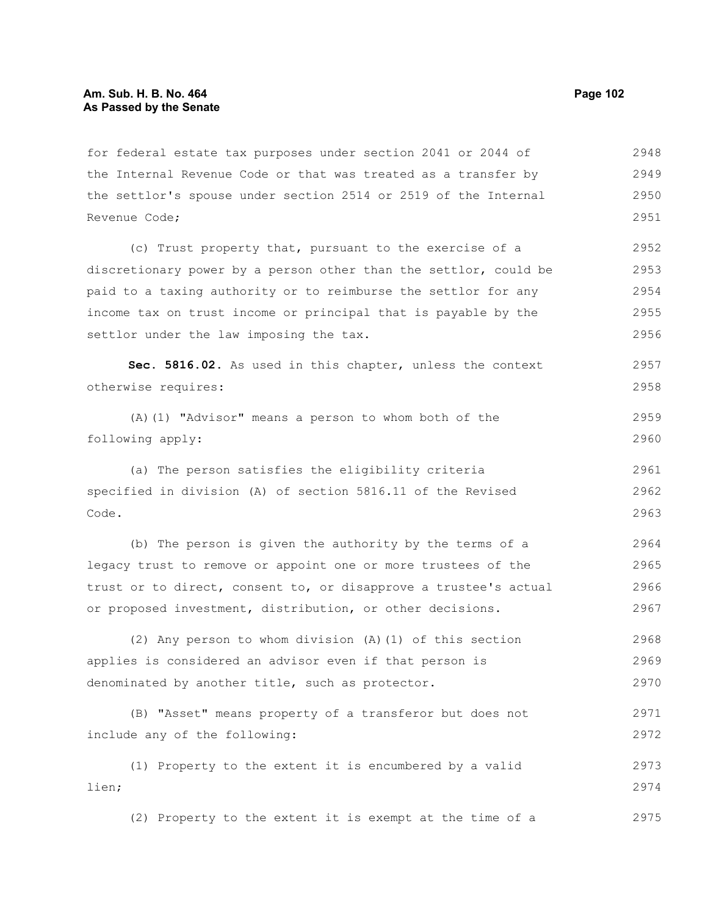for federal estate tax purposes under section 2041 or 2044 of the Internal Revenue Code or that was treated as a transfer by the settlor's spouse under section 2514 or 2519 of the Internal Revenue Code;

(c) Trust property that, pursuant to the exercise of a discretionary power by a person other than the settlor, could be paid to a taxing authority or to reimburse the settlor for any income tax on trust income or principal that is payable by the settlor under the law imposing the tax.

**Sec. 5816.02.** As used in this chapter, unless the context otherwise requires:

(A)(1) "Advisor" means a person to whom both of the following apply:

(a) The person satisfies the eligibility criteria specified in division (A) of section 5816.11 of the Revised Code.

(b) The person is given the authority by the terms of a legacy trust to remove or appoint one or more trustees of the trust or to direct, consent to, or disapprove a trustee's actual or proposed investment, distribution, or other decisions.

(2) Any person to whom division (A)(1) of this section applies is considered an advisor even if that person is denominated by another title, such as protector.

(B) "Asset" means property of a transferor but does not include any of the following:

(1) Property to the extent it is encumbered by a valid lien;

(2) Property to the extent it is exempt at the time of a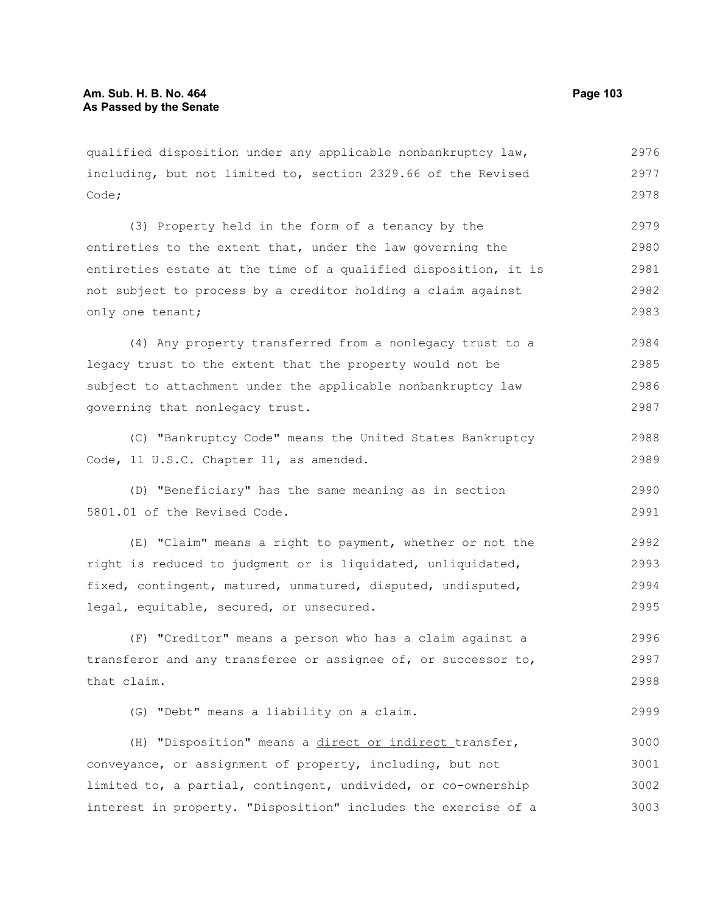qualified disposition under any applicable nonbankruptcy law, including, but not limited to, section 2329.66 of the Revised Code;

(3) Property held in the form of a tenancy by the entireties to the extent that, under the law governing the entireties estate at the time of a qualified disposition, it is not subject to process by a creditor holding a claim against only one tenant;

(4) Any property transferred from a nonlegacy trust to a legacy trust to the extent that the property would not be subject to attachment under the applicable nonbankruptcy law governing that nonlegacy trust.

(C) "Bankruptcy Code" means the United States Bankruptcy Code, 11 U.S.C. Chapter 11, as amended.

(D) "Beneficiary" has the same meaning as in section 5801.01 of the Revised Code.

(E) "Claim" means a right to payment, whether or not the right is reduced to judgment or is liquidated, unliquidated, fixed, contingent, matured, unmatured, disputed, undisputed, legal, equitable, secured, or unsecured.

(F) "Creditor" means a person who has a claim against a transferor and any transferee or assignee of, or successor to, that claim.

(G) "Debt" means a liability on a claim.

(H) "Disposition" means a direct or indirect transfer, conveyance, or assignment of property, including, but not limited to, a partial, contingent, undivided, or co-ownership interest in property. "Disposition" includes the exercise of a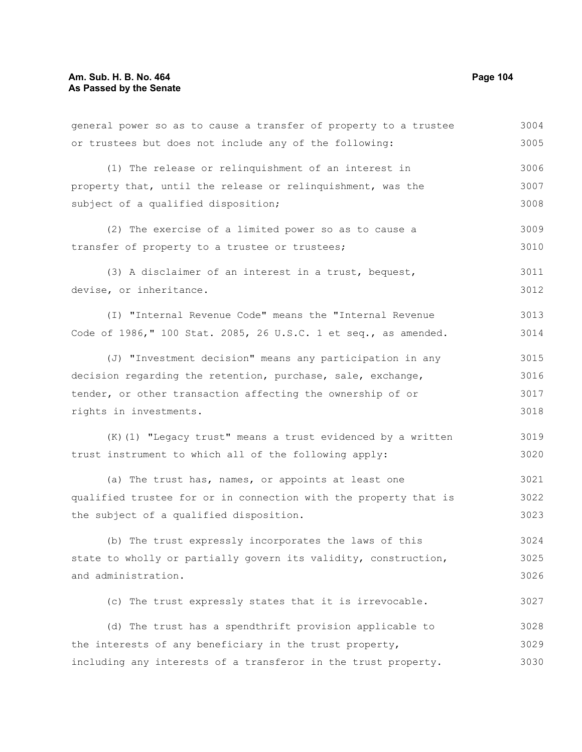general power so as to cause a transfer of property to a trustee or trustees but does not include any of the following:

(1) The release or relinquishment of an interest in property that, until the release or relinquishment, was the subject of a qualified disposition;

(2) The exercise of a limited power so as to cause a transfer of property to a trustee or trustees;

(3) A disclaimer of an interest in a trust, bequest, devise, or inheritance.

(I) "Internal Revenue Code" means the "Internal Revenue Code of 1986," 100 Stat. 2085, 26 U.S.C. 1 et seq., as amended.

(J) "Investment decision" means any participation in any decision regarding the retention, purchase, sale, exchange, tender, or other transaction affecting the ownership of or rights in investments.

(K)(1) "Legacy trust" means a trust evidenced by a written trust instrument to which all of the following apply:

(a) The trust has, names, or appoints at least one qualified trustee for or in connection with the property that is the subject of a qualified disposition.

(b) The trust expressly incorporates the laws of this state to wholly or partially govern its validity, construction, and administration.

(c) The trust expressly states that it is irrevocable.

(d) The trust has a spendthrift provision applicable to the interests of any beneficiary in the trust property, including any interests of a transferor in the trust property.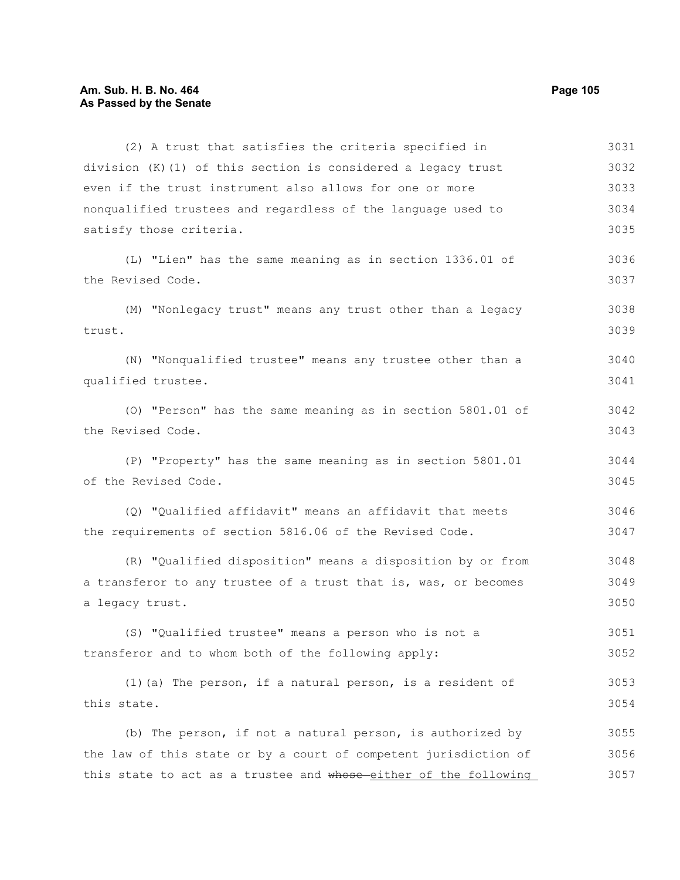(2) A trust that satisfies the criteria specified in division (K)(1) of this section is considered a legacy trust even if the trust instrument also allows for one or more nonqualified trustees and regardless of the language used to satisfy those criteria.

(L) "Lien" has the same meaning as in section 1336.01 of the Revised Code.

(M) "Nonlegacy trust" means any trust other than a legacy trust.

(N) "Nonqualified trustee" means any trustee other than a qualified trustee.

(O) "Person" has the same meaning as in section 5801.01 of the Revised Code.

(P) "Property" has the same meaning as in section 5801.01 of the Revised Code.

(Q) "Qualified affidavit" means an affidavit that meets the requirements of section 5816.06 of the Revised Code.

(R) "Qualified disposition" means a disposition by or from a transferor to any trustee of a trust that is, was, or becomes a legacy trust.

(S) "Qualified trustee" means a person who is not a transferor and to whom both of the following apply:

(1)(a) The person, if a natural person, is a resident of this state.

(b) The person, if not a natural person, is authorized by the law of this state or by a court of competent jurisdiction of this state to act as a trustee and ~~whose~~ either of the following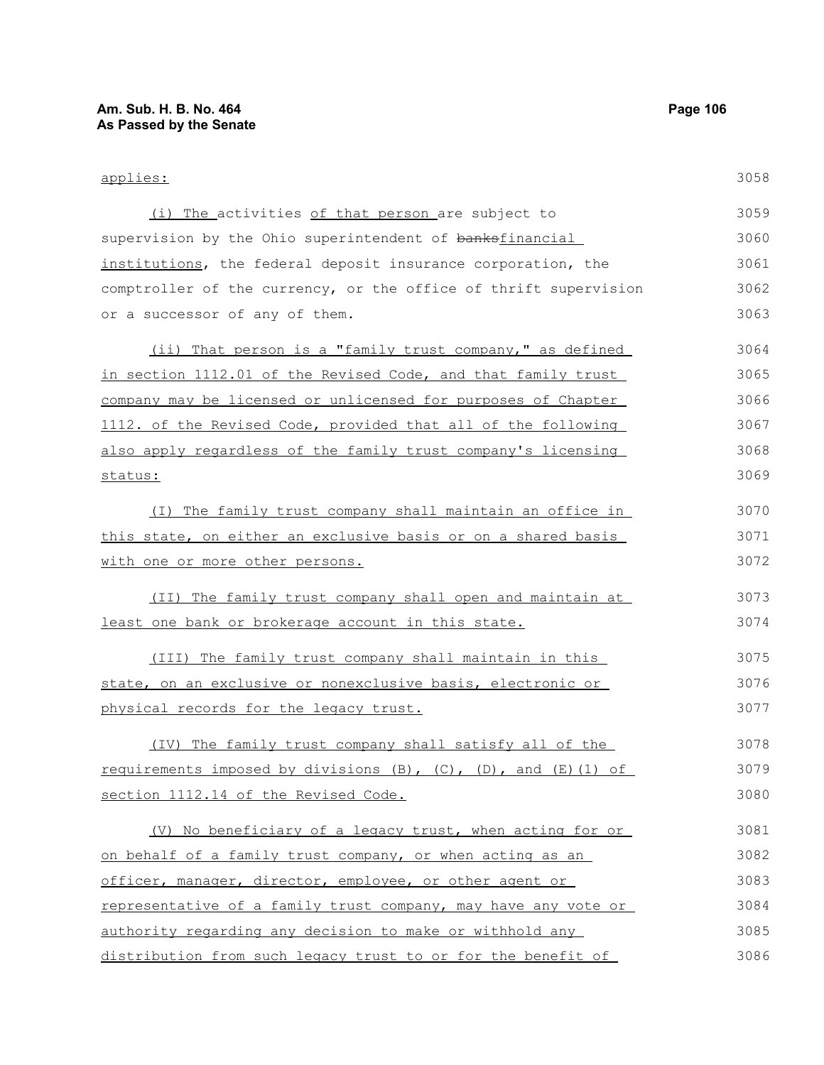applies:

(i) The activities of that person are subject to supervision by the Ohio superintendent of banksfinancial institutions, the federal deposit insurance corporation, the comptroller of the currency, or the office of thrift supervision or a successor of any of them.

(ii) That person is a "family trust company," as defined in section 1112.01 of the Revised Code, and that family trust company may be licensed or unlicensed for purposes of Chapter 1112. of the Revised Code, provided that all of the following also apply regardless of the family trust company's licensing status:

(I) The family trust company shall maintain an office in this state, on either an exclusive basis or on a shared basis with one or more other persons.

(II) The family trust company shall open and maintain at least one bank or brokerage account in this state.

(III) The family trust company shall maintain in this state, on an exclusive or nonexclusive basis, electronic or physical records for the legacy trust.

(IV) The family trust company shall satisfy all of the requirements imposed by divisions (B), (C), (D), and (E)(1) of section 1112.14 of the Revised Code.

(V) No beneficiary of a legacy trust, when acting for or on behalf of a family trust company, or when acting as an officer, manager, director, employee, or other agent or representative of a family trust company, may have any vote or authority regarding any decision to make or withhold any distribution from such legacy trust to or for the benefit of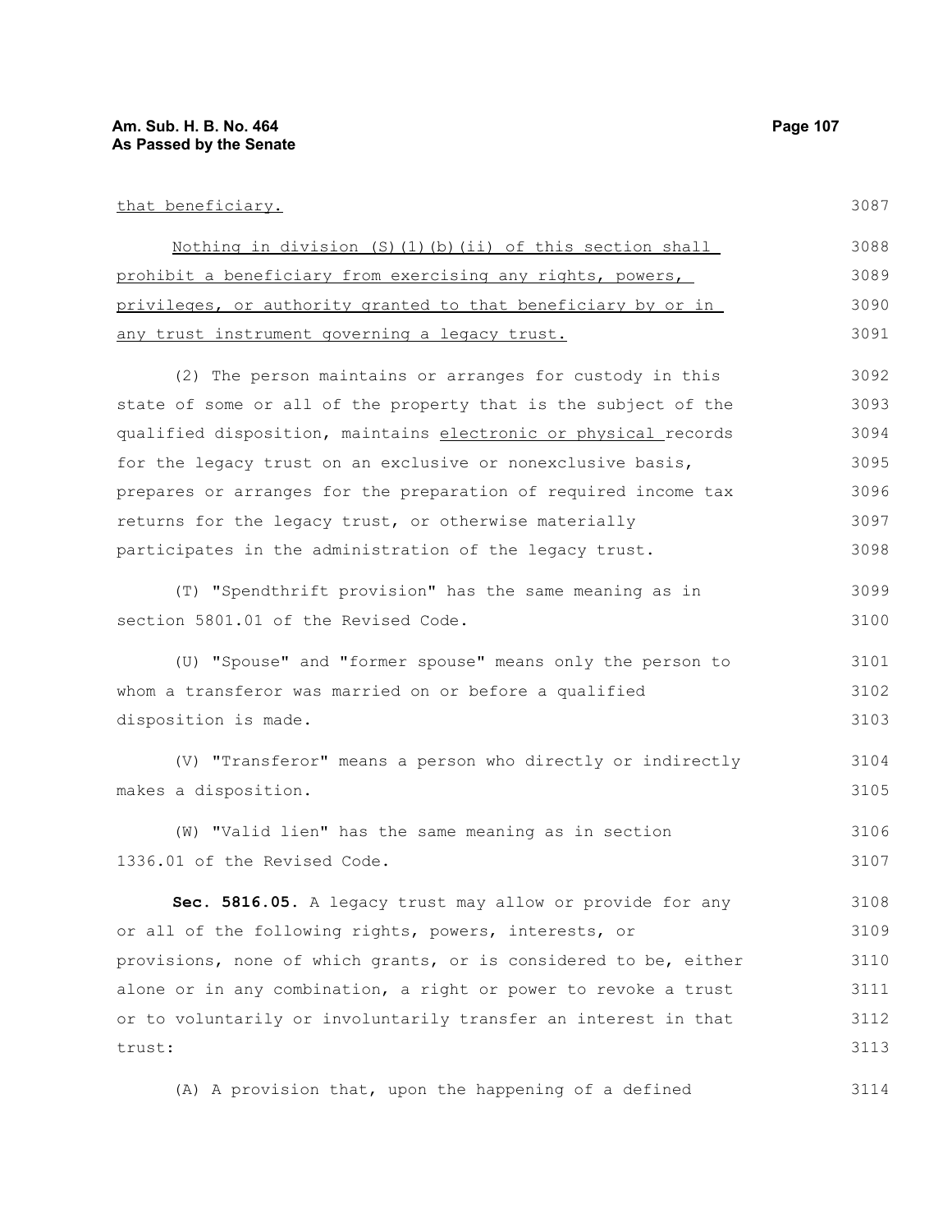that beneficiary.

Nothing in division (S)(1)(b)(ii) of this section shall prohibit a beneficiary from exercising any rights, powers, privileges, or authority granted to that beneficiary by or in any trust instrument governing a legacy trust.

(2) The person maintains or arranges for custody in this state of some or all of the property that is the subject of the qualified disposition, maintains electronic or physical records for the legacy trust on an exclusive or nonexclusive basis, prepares or arranges for the preparation of required income tax returns for the legacy trust, or otherwise materially participates in the administration of the legacy trust.

(T) "Spendthrift provision" has the same meaning as in section 5801.01 of the Revised Code.

(U) "Spouse" and "former spouse" means only the person to whom a transferor was married on or before a qualified disposition is made.

(V) "Transferor" means a person who directly or indirectly makes a disposition.

(W) "Valid lien" has the same meaning as in section 1336.01 of the Revised Code.

**Sec. 5816.05.** A legacy trust may allow or provide for any or all of the following rights, powers, interests, or provisions, none of which grants, or is considered to be, either alone or in any combination, a right or power to revoke a trust or to voluntarily or involuntarily transfer an interest in that trust:

(A) A provision that, upon the happening of a defined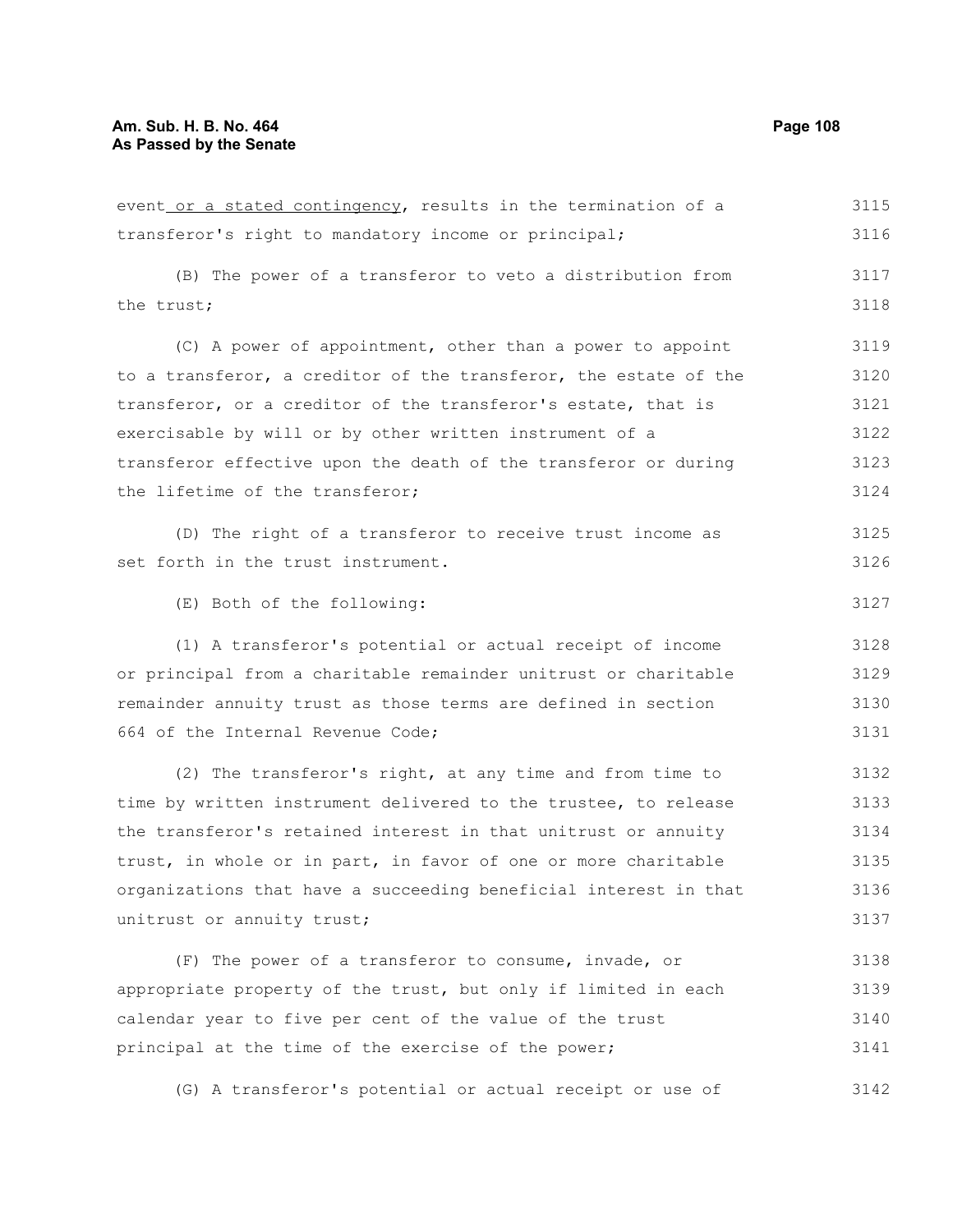event or a stated contingency, results in the termination of a transferor's right to mandatory income or principal;

(B) The power of a transferor to veto a distribution from the trust;

(C) A power of appointment, other than a power to appoint to a transferor, a creditor of the transferor, the estate of the transferor, or a creditor of the transferor's estate, that is exercisable by will or by other written instrument of a transferor effective upon the death of the transferor or during the lifetime of the transferor;

(D) The right of a transferor to receive trust income as set forth in the trust instrument.

(E) Both of the following:

(1) A transferor's potential or actual receipt of income or principal from a charitable remainder unitrust or charitable remainder annuity trust as those terms are defined in section 664 of the Internal Revenue Code;

(2) The transferor's right, at any time and from time to time by written instrument delivered to the trustee, to release the transferor's retained interest in that unitrust or annuity trust, in whole or in part, in favor of one or more charitable organizations that have a succeeding beneficial interest in that unitrust or annuity trust;

(F) The power of a transferor to consume, invade, or appropriate property of the trust, but only if limited in each calendar year to five per cent of the value of the trust principal at the time of the exercise of the power;

(G) A transferor's potential or actual receipt or use of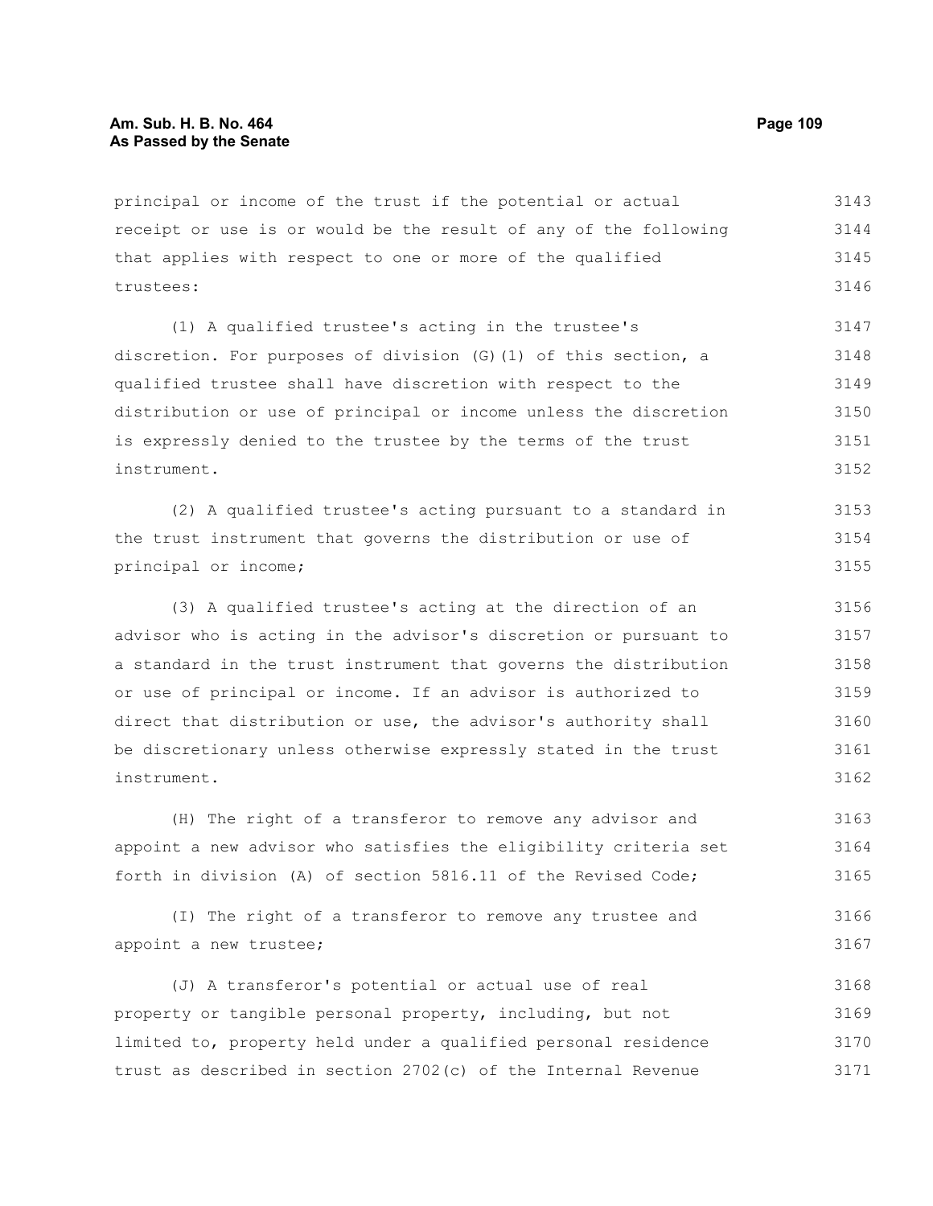principal or income of the trust if the potential or actual receipt or use is or would be the result of any of the following that applies with respect to one or more of the qualified trustees:

(1) A qualified trustee's acting in the trustee's discretion. For purposes of division (G)(1) of this section, a qualified trustee shall have discretion with respect to the distribution or use of principal or income unless the discretion is expressly denied to the trustee by the terms of the trust instrument.

(2) A qualified trustee's acting pursuant to a standard in the trust instrument that governs the distribution or use of principal or income;

(3) A qualified trustee's acting at the direction of an advisor who is acting in the advisor's discretion or pursuant to a standard in the trust instrument that governs the distribution or use of principal or income. If an advisor is authorized to direct that distribution or use, the advisor's authority shall be discretionary unless otherwise expressly stated in the trust instrument.

(H) The right of a transferor to remove any advisor and appoint a new advisor who satisfies the eligibility criteria set forth in division (A) of section 5816.11 of the Revised Code;

(I) The right of a transferor to remove any trustee and appoint a new trustee;

(J) A transferor's potential or actual use of real property or tangible personal property, including, but not limited to, property held under a qualified personal residence trust as described in section 2702(c) of the Internal Revenue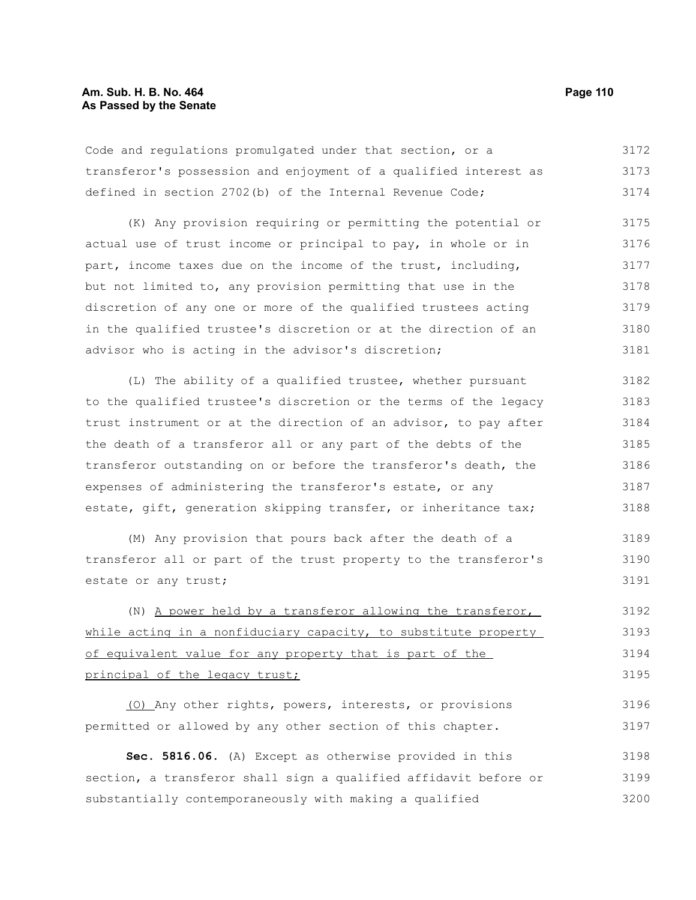Code and regulations promulgated under that section, or a transferor's possession and enjoyment of a qualified interest as defined in section 2702(b) of the Internal Revenue Code;

(K) Any provision requiring or permitting the potential or actual use of trust income or principal to pay, in whole or in part, income taxes due on the income of the trust, including, but not limited to, any provision permitting that use in the discretion of any one or more of the qualified trustees acting in the qualified trustee's discretion or at the direction of an advisor who is acting in the advisor's discretion;

(L) The ability of a qualified trustee, whether pursuant to the qualified trustee's discretion or the terms of the legacy trust instrument or at the direction of an advisor, to pay after the death of a transferor all or any part of the debts of the transferor outstanding on or before the transferor's death, the expenses of administering the transferor's estate, or any estate, gift, generation skipping transfer, or inheritance tax;

(M) Any provision that pours back after the death of a transferor all or part of the trust property to the transferor's estate or any trust;

(N) <u>A power held by a transferor allowing the transferor, while acting in a nonfiduciary capacity, to substitute property of equivalent value for any property that is part of the principal of the legacy trust;</u>

<u>(O)</u> Any other rights, powers, interests, or provisions permitted or allowed by any other section of this chapter.

**Sec. 5816.06.** (A) Except as otherwise provided in this section, a transferor shall sign a qualified affidavit before or substantially contemporaneously with making a qualified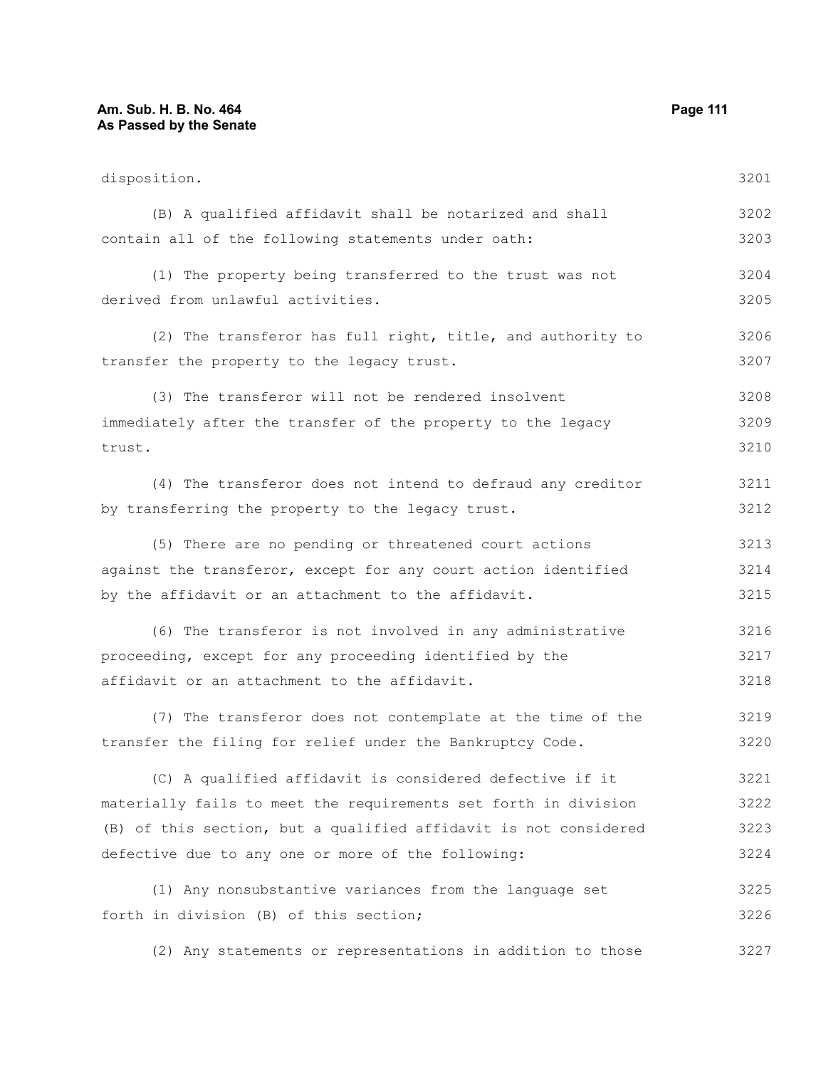disposition.

(B) A qualified affidavit shall be notarized and shall contain all of the following statements under oath:

(1) The property being transferred to the trust was not derived from unlawful activities.

(2) The transferor has full right, title, and authority to transfer the property to the legacy trust.

(3) The transferor will not be rendered insolvent immediately after the transfer of the property to the legacy trust.

(4) The transferor does not intend to defraud any creditor by transferring the property to the legacy trust.

(5) There are no pending or threatened court actions against the transferor, except for any court action identified by the affidavit or an attachment to the affidavit.

(6) The transferor is not involved in any administrative proceeding, except for any proceeding identified by the affidavit or an attachment to the affidavit.

(7) The transferor does not contemplate at the time of the transfer the filing for relief under the Bankruptcy Code.

(C) A qualified affidavit is considered defective if it materially fails to meet the requirements set forth in division (B) of this section, but a qualified affidavit is not considered defective due to any one or more of the following:

(1) Any nonsubstantive variances from the language set forth in division (B) of this section;

(2) Any statements or representations in addition to those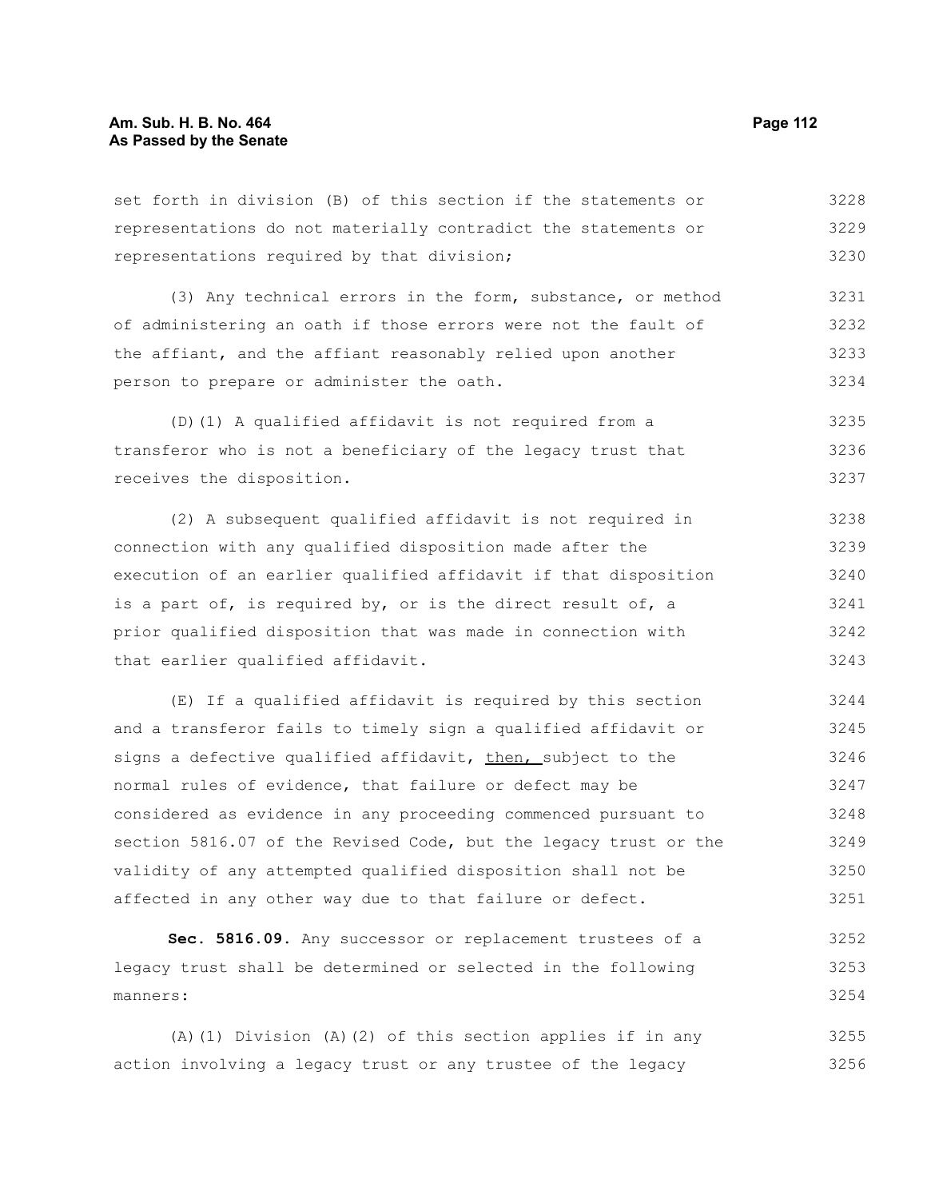set forth in division (B) of this section if the statements or representations do not materially contradict the statements or representations required by that division;

(3) Any technical errors in the form, substance, or method of administering an oath if those errors were not the fault of the affiant, and the affiant reasonably relied upon another person to prepare or administer the oath.

(D)(1) A qualified affidavit is not required from a transferor who is not a beneficiary of the legacy trust that receives the disposition.

(2) A subsequent qualified affidavit is not required in connection with any qualified disposition made after the execution of an earlier qualified affidavit if that disposition is a part of, is required by, or is the direct result of, a prior qualified disposition that was made in connection with that earlier qualified affidavit.

(E) If a qualified affidavit is required by this section and a transferor fails to timely sign a qualified affidavit or signs a defective qualified affidavit, then, subject to the normal rules of evidence, that failure or defect may be considered as evidence in any proceeding commenced pursuant to section 5816.07 of the Revised Code, but the legacy trust or the validity of any attempted qualified disposition shall not be affected in any other way due to that failure or defect.

**Sec. 5816.09.** Any successor or replacement trustees of a legacy trust shall be determined or selected in the following manners:

(A)(1) Division (A)(2) of this section applies if in any action involving a legacy trust or any trustee of the legacy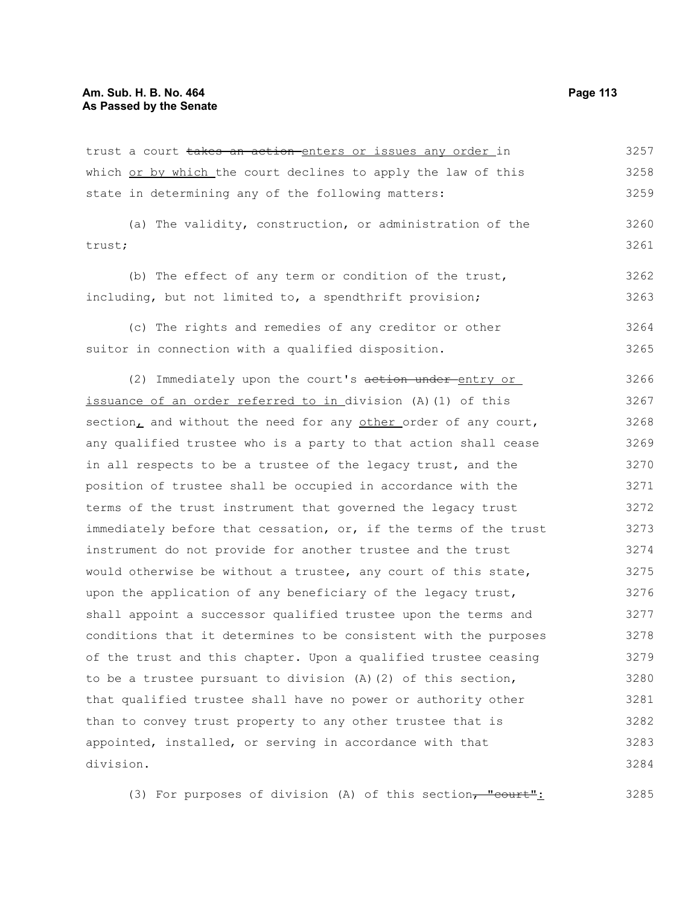trust a court ~~takes an action~~ enters or issues any order in which or by which the court declines to apply the law of this state in determining any of the following matters:

(a) The validity, construction, or administration of the trust;

(b) The effect of any term or condition of the trust, including, but not limited to, a spendthrift provision;

(c) The rights and remedies of any creditor or other suitor in connection with a qualified disposition.

(2) Immediately upon the court's ~~action under~~ entry or issuance of an order referred to in division (A)(1) of this section, and without the need for any other order of any court, any qualified trustee who is a party to that action shall cease in all respects to be a trustee of the legacy trust, and the position of trustee shall be occupied in accordance with the terms of the trust instrument that governed the legacy trust immediately before that cessation, or, if the terms of the trust instrument do not provide for another trustee and the trust would otherwise be without a trustee, any court of this state, upon the application of any beneficiary of the legacy trust, shall appoint a successor qualified trustee upon the terms and conditions that it determines to be consistent with the purposes of the trust and this chapter. Upon a qualified trustee ceasing to be a trustee pursuant to division (A)(2) of this section, that qualified trustee shall have no power or authority other than to convey trust property to any other trustee that is appointed, installed, or serving in accordance with that division.

(3) For purposes of division (A) of this section~~, "court"~~: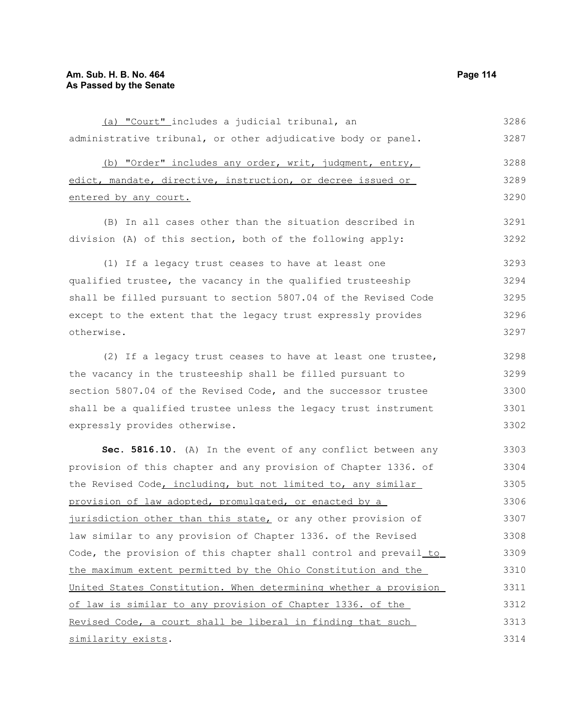(a) "Court" includes a judicial tribunal, an administrative tribunal, or other adjudicative body or panel.

(b) "Order" includes any order, writ, judgment, entry, edict, mandate, directive, instruction, or decree issued or entered by any court.

(B) In all cases other than the situation described in division (A) of this section, both of the following apply:

(1) If a legacy trust ceases to have at least one qualified trustee, the vacancy in the qualified trusteeship shall be filled pursuant to section 5807.04 of the Revised Code except to the extent that the legacy trust expressly provides otherwise.

(2) If a legacy trust ceases to have at least one trustee, the vacancy in the trusteeship shall be filled pursuant to section 5807.04 of the Revised Code, and the successor trustee shall be a qualified trustee unless the legacy trust instrument expressly provides otherwise.

**Sec. 5816.10.** (A) In the event of any conflict between any provision of this chapter and any provision of Chapter 1336. of the Revised Code, including, but not limited to, any similar provision of law adopted, promulgated, or enacted by a jurisdiction other than this state, or any other provision of law similar to any provision of Chapter 1336. of the Revised Code, the provision of this chapter shall control and prevail to the maximum extent permitted by the Ohio Constitution and the United States Constitution. When determining whether a provision of law is similar to any provision of Chapter 1336. of the Revised Code, a court shall be liberal in finding that such similarity exists.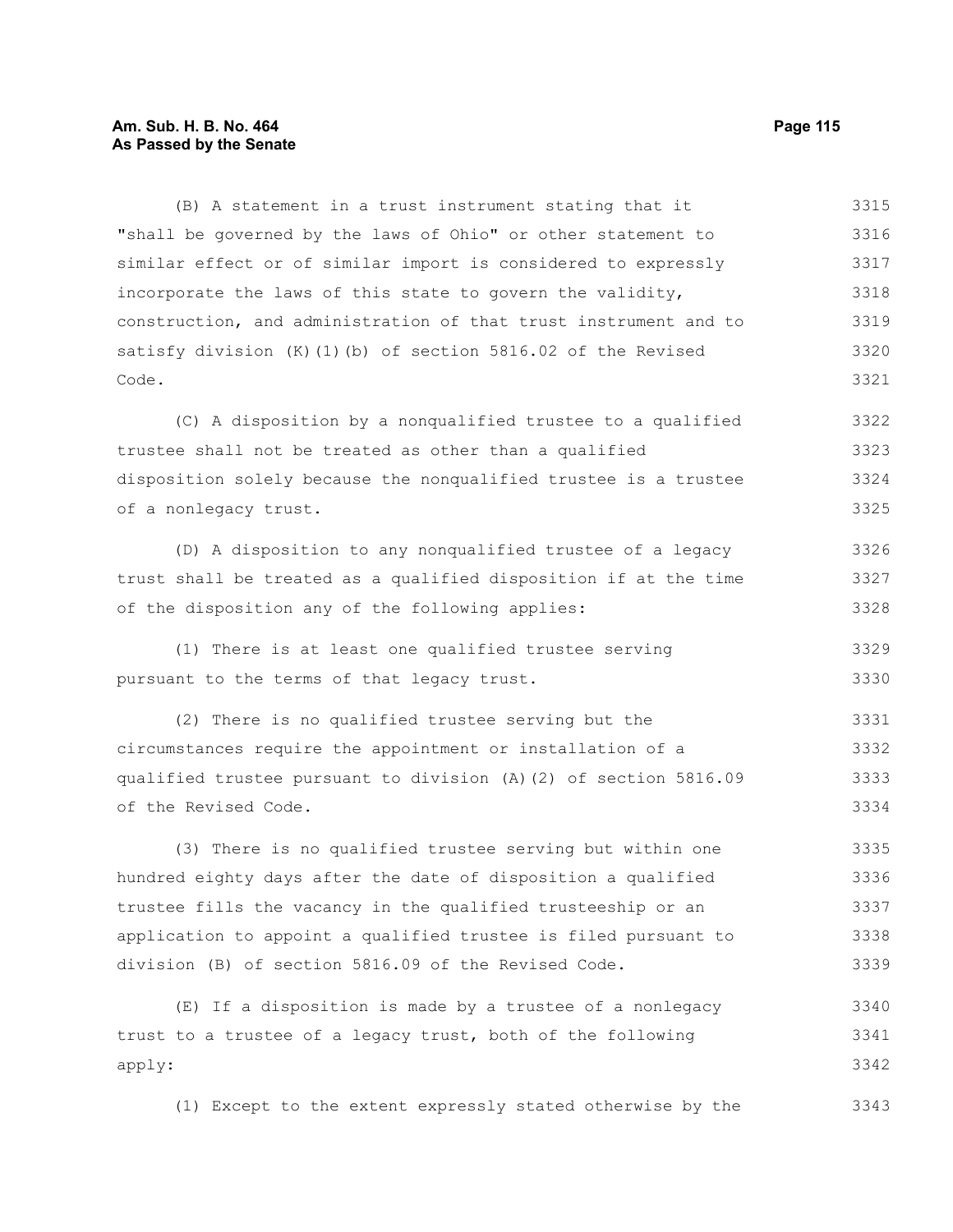(B) A statement in a trust instrument stating that it "shall be governed by the laws of Ohio" or other statement to similar effect or of similar import is considered to expressly incorporate the laws of this state to govern the validity, construction, and administration of that trust instrument and to satisfy division (K)(1)(b) of section 5816.02 of the Revised Code.

(C) A disposition by a nonqualified trustee to a qualified trustee shall not be treated as other than a qualified disposition solely because the nonqualified trustee is a trustee of a nonlegacy trust.

(D) A disposition to any nonqualified trustee of a legacy trust shall be treated as a qualified disposition if at the time of the disposition any of the following applies:

(1) There is at least one qualified trustee serving pursuant to the terms of that legacy trust.

(2) There is no qualified trustee serving but the circumstances require the appointment or installation of a qualified trustee pursuant to division (A)(2) of section 5816.09 of the Revised Code.

(3) There is no qualified trustee serving but within one hundred eighty days after the date of disposition a qualified trustee fills the vacancy in the qualified trusteeship or an application to appoint a qualified trustee is filed pursuant to division (B) of section 5816.09 of the Revised Code.

(E) If a disposition is made by a trustee of a nonlegacy trust to a trustee of a legacy trust, both of the following apply:

(1) Except to the extent expressly stated otherwise by the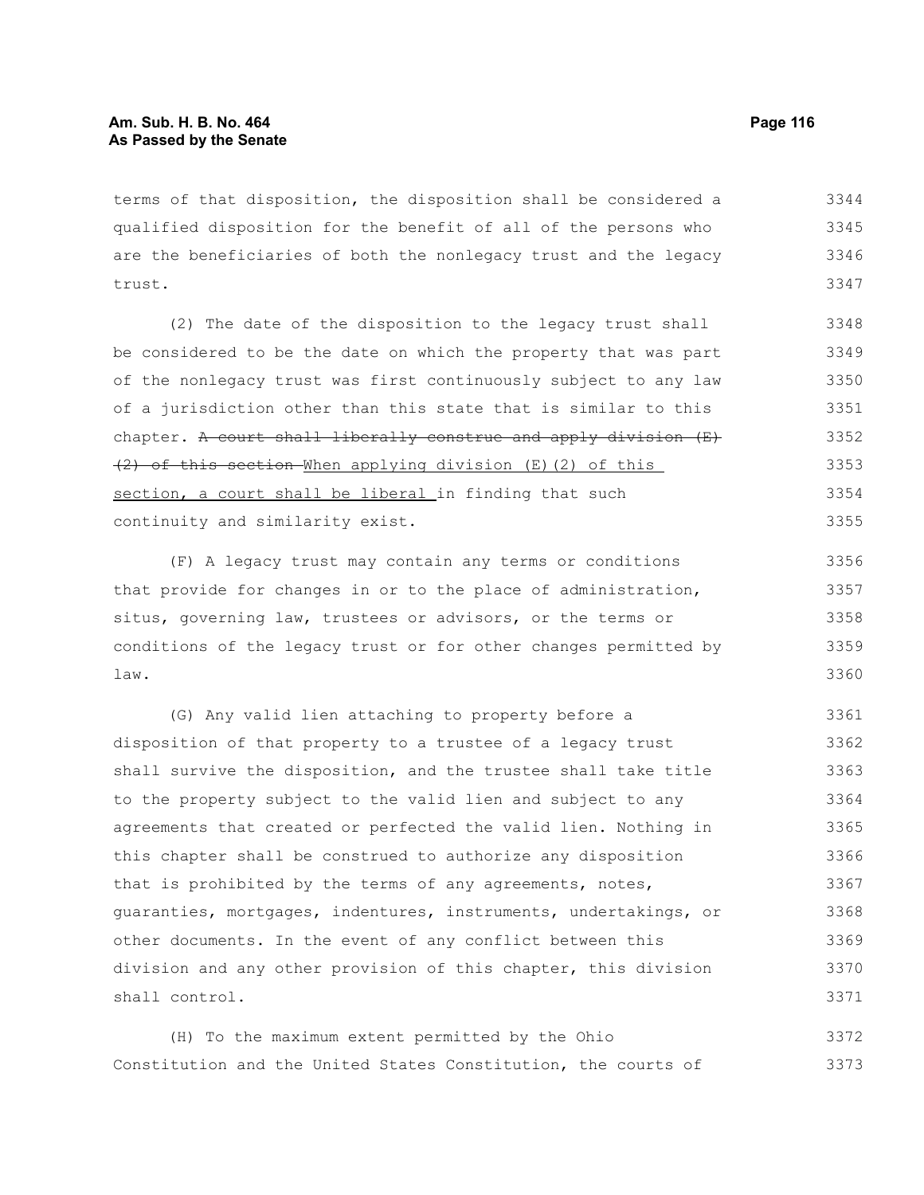terms of that disposition, the disposition shall be considered a qualified disposition for the benefit of all of the persons who are the beneficiaries of both the nonlegacy trust and the legacy trust.

(2) The date of the disposition to the legacy trust shall be considered to be the date on which the property that was part of the nonlegacy trust was first continuously subject to any law of a jurisdiction other than this state that is similar to this chapter. ~~A court shall liberally construe and apply division (E)(2) of this section~~ When applying division (E)(2) of this section, a court shall be liberal in finding that such continuity and similarity exist.

(F) A legacy trust may contain any terms or conditions that provide for changes in or to the place of administration, situs, governing law, trustees or advisors, or the terms or conditions of the legacy trust or for other changes permitted by law.

(G) Any valid lien attaching to property before a disposition of that property to a trustee of a legacy trust shall survive the disposition, and the trustee shall take title to the property subject to the valid lien and subject to any agreements that created or perfected the valid lien. Nothing in this chapter shall be construed to authorize any disposition that is prohibited by the terms of any agreements, notes, guaranties, mortgages, indentures, instruments, undertakings, or other documents. In the event of any conflict between this division and any other provision of this chapter, this division shall control.

(H) To the maximum extent permitted by the Ohio Constitution and the United States Constitution, the courts of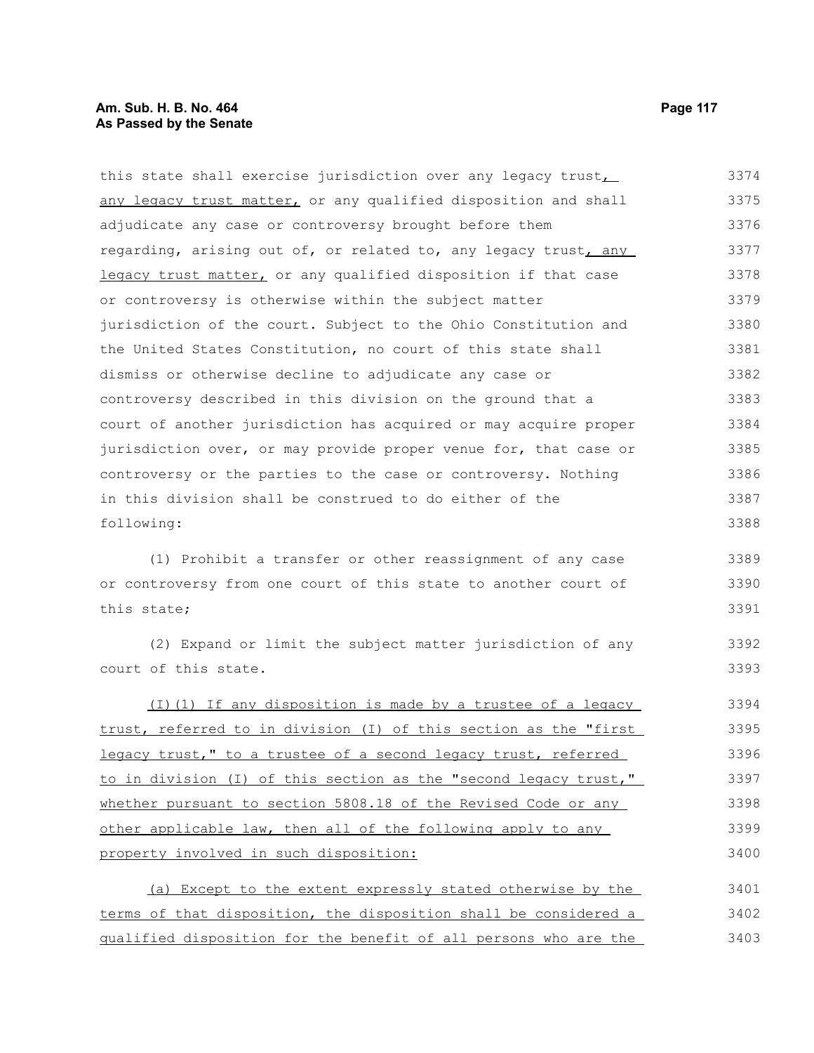this state shall exercise jurisdiction over any legacy trust, any legacy trust matter, or any qualified disposition and shall adjudicate any case or controversy brought before them regarding, arising out of, or related to, any legacy trust, any legacy trust matter, or any qualified disposition if that case or controversy is otherwise within the subject matter jurisdiction of the court. Subject to the Ohio Constitution and the United States Constitution, no court of this state shall dismiss or otherwise decline to adjudicate any case or controversy described in this division on the ground that a court of another jurisdiction has acquired or may acquire proper jurisdiction over, or may provide proper venue for, that case or controversy or the parties to the case or controversy. Nothing in this division shall be construed to do either of the following:

(1) Prohibit a transfer or other reassignment of any case or controversy from one court of this state to another court of this state;

(2) Expand or limit the subject matter jurisdiction of any court of this state.

(I)(1) If any disposition is made by a trustee of a legacy trust, referred to in division (I) of this section as the "first legacy trust," to a trustee of a second legacy trust, referred to in division (I) of this section as the "second legacy trust," whether pursuant to section 5808.18 of the Revised Code or any other applicable law, then all of the following apply to any property involved in such disposition:

(a) Except to the extent expressly stated otherwise by the terms of that disposition, the disposition shall be considered a qualified disposition for the benefit of all persons who are the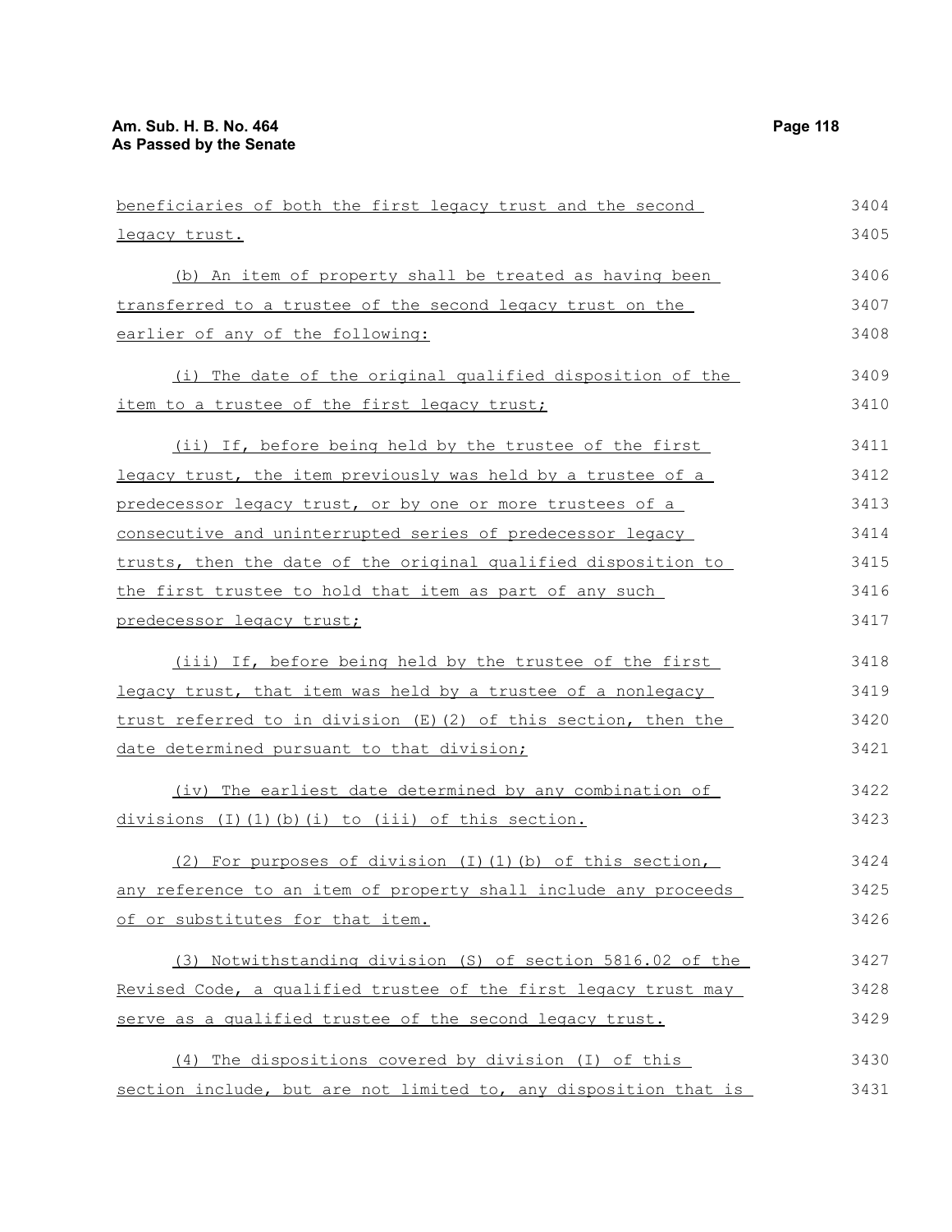beneficiaries of both the first legacy trust and the second legacy trust.

(b) An item of property shall be treated as having been transferred to a trustee of the second legacy trust on the earlier of any of the following:

(i) The date of the original qualified disposition of the item to a trustee of the first legacy trust;

(ii) If, before being held by the trustee of the first legacy trust, the item previously was held by a trustee of a predecessor legacy trust, or by one or more trustees of a consecutive and uninterrupted series of predecessor legacy trusts, then the date of the original qualified disposition to the first trustee to hold that item as part of any such predecessor legacy trust;

(iii) If, before being held by the trustee of the first legacy trust, that item was held by a trustee of a nonlegacy trust referred to in division (E)(2) of this section, then the date determined pursuant to that division;

(iv) The earliest date determined by any combination of divisions (I)(1)(b)(i) to (iii) of this section.

(2) For purposes of division (I)(1)(b) of this section, any reference to an item of property shall include any proceeds of or substitutes for that item.

(3) Notwithstanding division (S) of section 5816.02 of the Revised Code, a qualified trustee of the first legacy trust may serve as a qualified trustee of the second legacy trust.

(4) The dispositions covered by division (I) of this section include, but are not limited to, any disposition that is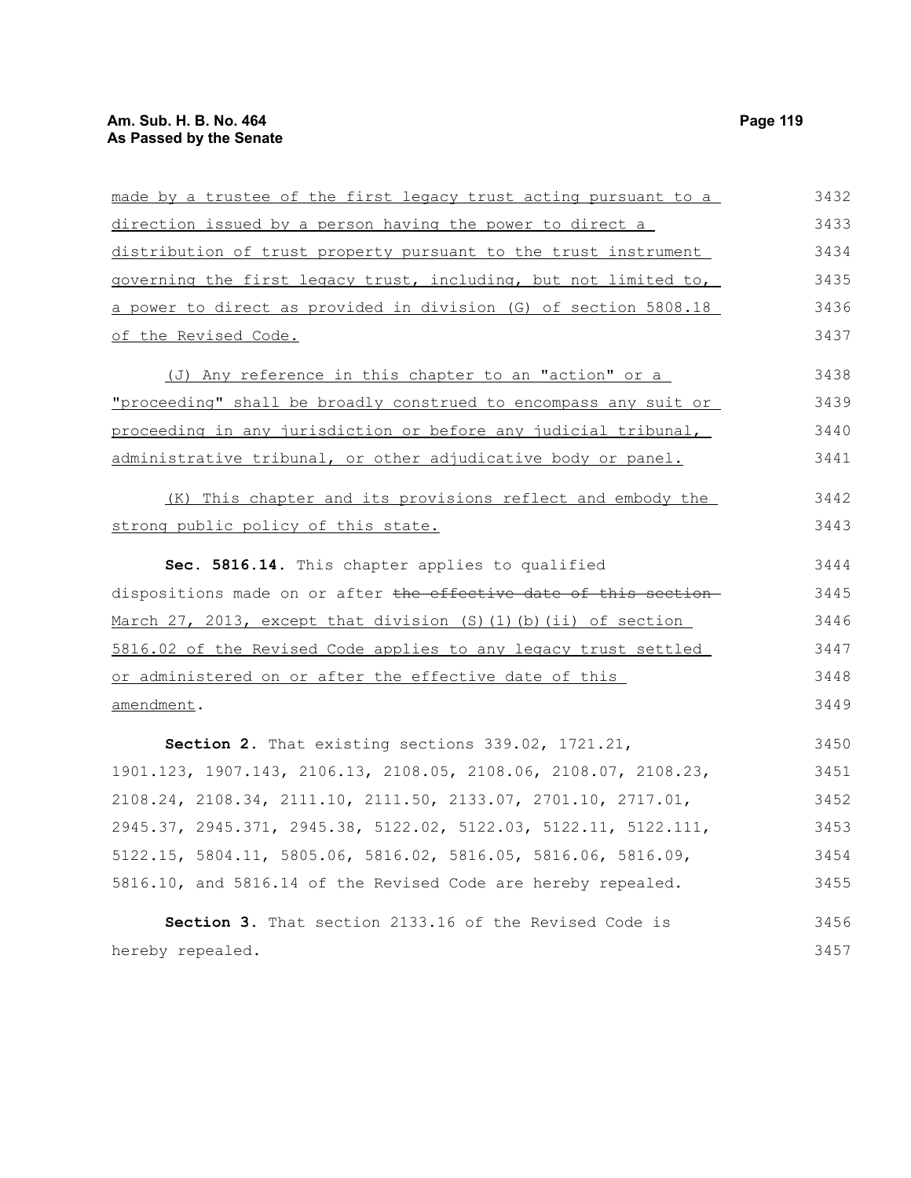made by a trustee of the first legacy trust acting pursuant to a direction issued by a person having the power to direct a distribution of trust property pursuant to the trust instrument governing the first legacy trust, including, but not limited to, a power to direct as provided in division (G) of section 5808.18 of the Revised Code.

(J) Any reference in this chapter to an "action" or a "proceeding" shall be broadly construed to encompass any suit or proceeding in any jurisdiction or before any judicial tribunal, administrative tribunal, or other adjudicative body or panel.

(K) This chapter and its provisions reflect and embody the strong public policy of this state.

**Sec. 5816.14.** This chapter applies to qualified dispositions made on or after ~~the effective date of this section~~ March 27, 2013, except that division (S)(1)(b)(ii) of section 5816.02 of the Revised Code applies to any legacy trust settled or administered on or after the effective date of this amendment.

**Section 2.** That existing sections 339.02, 1721.21, 1901.123, 1907.143, 2106.13, 2108.05, 2108.06, 2108.07, 2108.23, 2108.24, 2108.34, 2111.10, 2111.50, 2133.07, 2701.10, 2717.01, 2945.37, 2945.371, 2945.38, 5122.02, 5122.03, 5122.11, 5122.111, 5122.15, 5804.11, 5805.06, 5816.02, 5816.05, 5816.06, 5816.09, 5816.10, and 5816.14 of the Revised Code are hereby repealed.

**Section 3.** That section 2133.16 of the Revised Code is hereby repealed.